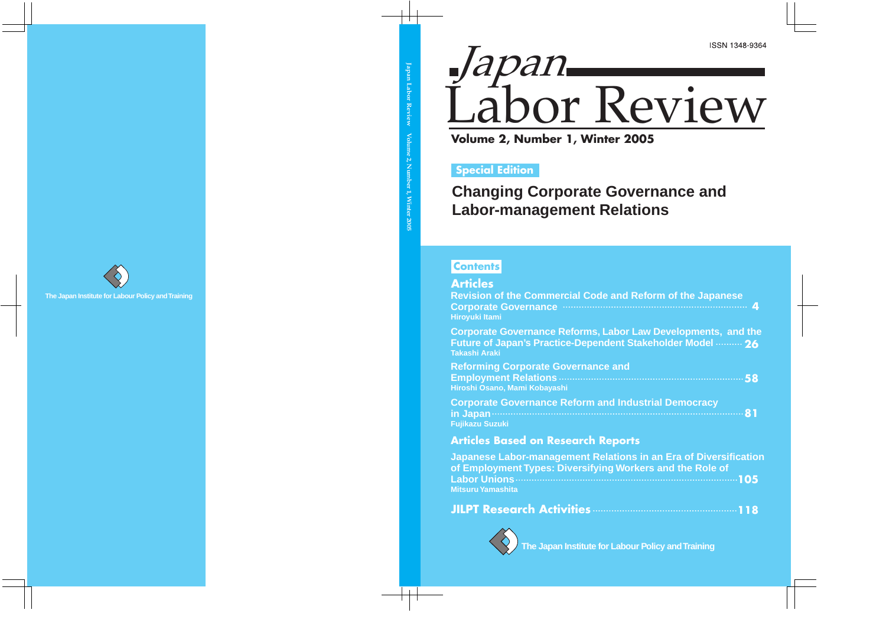ISSN 1348-9364

# Japan Labor Review

**Volume 2, Number 1, Winter 2005**

**Special Edition**

## Changing Corporate Governance and Labor-management Relations

### Contents

#### Articles

**Revision of the Commercial Code and Reform of the Japanese Corporate Governance** ........ 4
Hiroyuki Itami

**Corporate Governance Reforms, Labor Law Developments, and the Future of Japan's Practice-Dependent Stakeholder Model** ........ 26
Takashi Araki

**Reforming Corporate Governance and Employment Relations** ........ 58
Hiroshi Osano, Mami Kobayashi

**Corporate Governance Reform and Industrial Democracy in Japan** ........ 81
Fujikazu Suzuki

#### Articles Based on Research Reports

**Japanese Labor-management Relations in an Era of Diversification of Employment Types: Diversifying Workers and the Role of Labor Unions** ........ 105
Mitsuru Yamashita

#### JILPT Research Activities ........ 118

The Japan Institute for Labour Policy and Training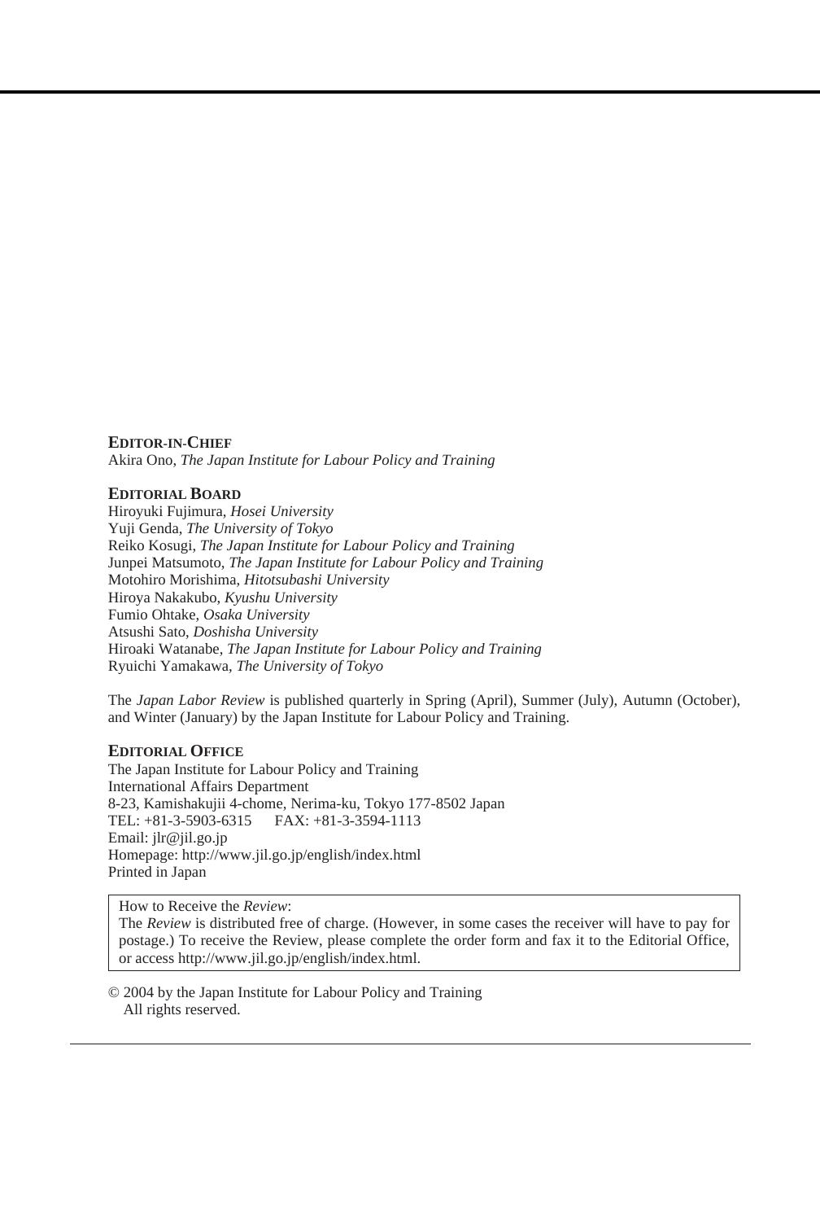**EDITOR-IN-CHIEF**
Akira Ono, *The Japan Institute for Labour Policy and Training*

**EDITORIAL BOARD**
Hiroyuki Fujimura, *Hosei University*
Yuji Genda, *The University of Tokyo*
Reiko Kosugi, *The Japan Institute for Labour Policy and Training*
Junpei Matsumoto, *The Japan Institute for Labour Policy and Training*
Motohiro Morishima, *Hitotsubashi University*
Hiroya Nakakubo, *Kyushu University*
Fumio Ohtake, *Osaka University*
Atsushi Sato, *Doshisha University*
Hiroaki Watanabe, *The Japan Institute for Labour Policy and Training*
Ryuichi Yamakawa, *The University of Tokyo*

The *Japan Labor Review* is published quarterly in Spring (April), Summer (July), Autumn (October), and Winter (January) by the Japan Institute for Labour Policy and Training.

**EDITORIAL OFFICE**
The Japan Institute for Labour Policy and Training
International Affairs Department
8-23, Kamishakujii 4-chome, Nerima-ku, Tokyo 177-8502 Japan
TEL: +81-3-5903-6315 FAX: +81-3-3594-1113
Email: jlr@jil.go.jp
Homepage: http://www.jil.go.jp/english/index.html
Printed in Japan

How to Receive the *Review*:
The *Review* is distributed free of charge. (However, in some cases the receiver will have to pay for postage.) To receive the Review, please complete the order form and fax it to the Editorial Office, or access http://www.jil.go.jp/english/index.html.

© 2004 by the Japan Institute for Labour Policy and Training
All rights reserved.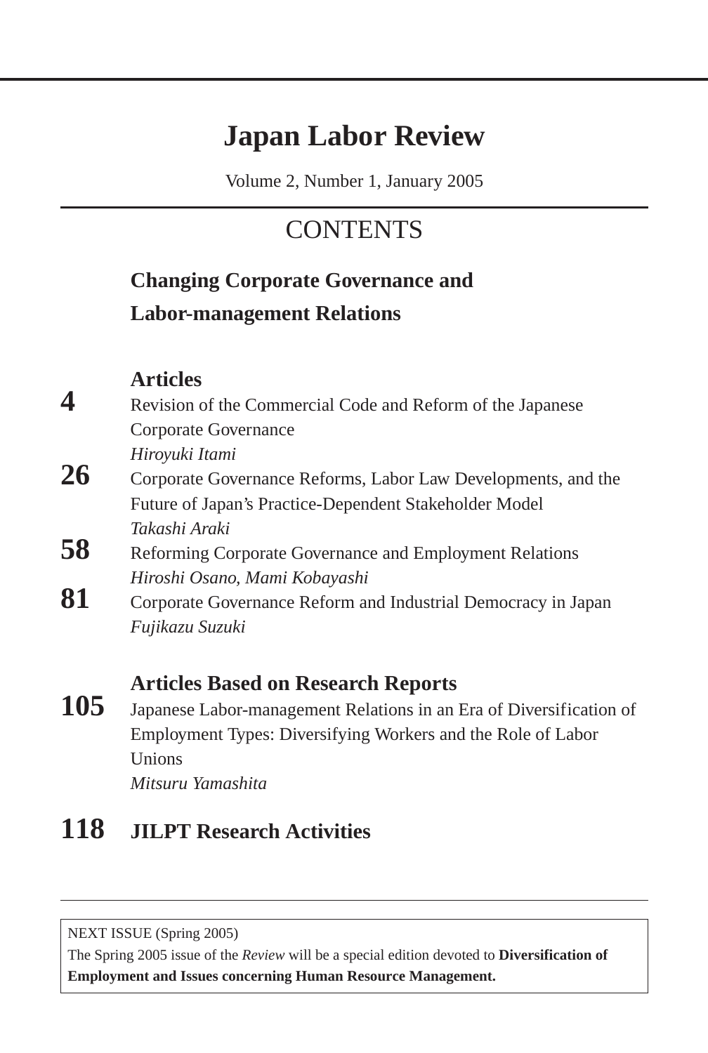# Japan Labor Review

Volume 2, Number 1, January 2005

## CONTENTS

**Changing Corporate Governance and Labor-management Relations**

### Articles

**4** Revision of the Commercial Code and Reform of the Japanese Corporate Governance
*Hiroyuki Itami*

**26** Corporate Governance Reforms, Labor Law Developments, and the Future of Japan's Practice-Dependent Stakeholder Model
*Takashi Araki*

**58** Reforming Corporate Governance and Employment Relations
*Hiroshi Osano, Mami Kobayashi*

**81** Corporate Governance Reform and Industrial Democracy in Japan
*Fujikazu Suzuki*

### Articles Based on Research Reports

**105** Japanese Labor-management Relations in an Era of Diversification of Employment Types: Diversifying Workers and the Role of Labor Unions
*Mitsuru Yamashita*

**118** **JILPT Research Activities**

---

NEXT ISSUE (Spring 2005)
The Spring 2005 issue of the *Review* will be a special edition devoted to **Diversification of Employment and Issues concerning Human Resource Management.**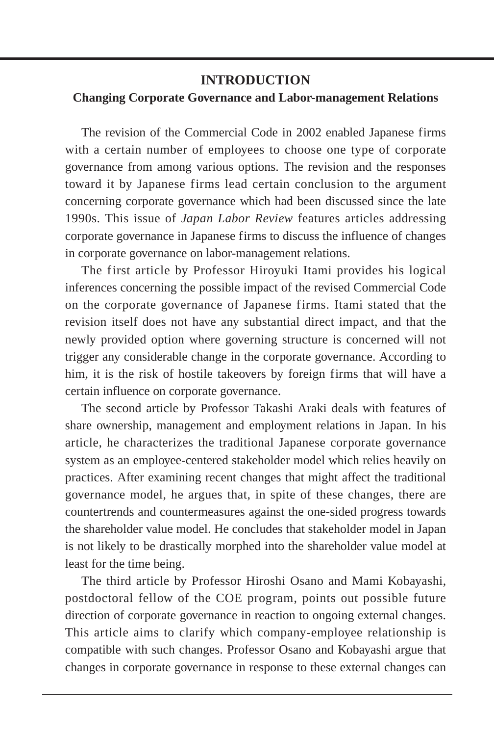# INTRODUCTION

## Changing Corporate Governance and Labor-management Relations

The revision of the Commercial Code in 2002 enabled Japanese firms with a certain number of employees to choose one type of corporate governance from among various options. The revision and the responses toward it by Japanese firms lead certain conclusion to the argument concerning corporate governance which had been discussed since the late 1990s. This issue of *Japan Labor Review* features articles addressing corporate governance in Japanese firms to discuss the influence of changes in corporate governance on labor-management relations.

The first article by Professor Hiroyuki Itami provides his logical inferences concerning the possible impact of the revised Commercial Code on the corporate governance of Japanese firms. Itami stated that the revision itself does not have any substantial direct impact, and that the newly provided option where governing structure is concerned will not trigger any considerable change in the corporate governance. According to him, it is the risk of hostile takeovers by foreign firms that will have a certain influence on corporate governance.

The second article by Professor Takashi Araki deals with features of share ownership, management and employment relations in Japan. In his article, he characterizes the traditional Japanese corporate governance system as an employee-centered stakeholder model which relies heavily on practices. After examining recent changes that might affect the traditional governance model, he argues that, in spite of these changes, there are countertrends and countermeasures against the one-sided progress towards the shareholder value model. He concludes that stakeholder model in Japan is not likely to be drastically morphed into the shareholder value model at least for the time being.

The third article by Professor Hiroshi Osano and Mami Kobayashi, postdoctoral fellow of the COE program, points out possible future direction of corporate governance in reaction to ongoing external changes. This article aims to clarify which company-employee relationship is compatible with such changes. Professor Osano and Kobayashi argue that changes in corporate governance in response to these external changes can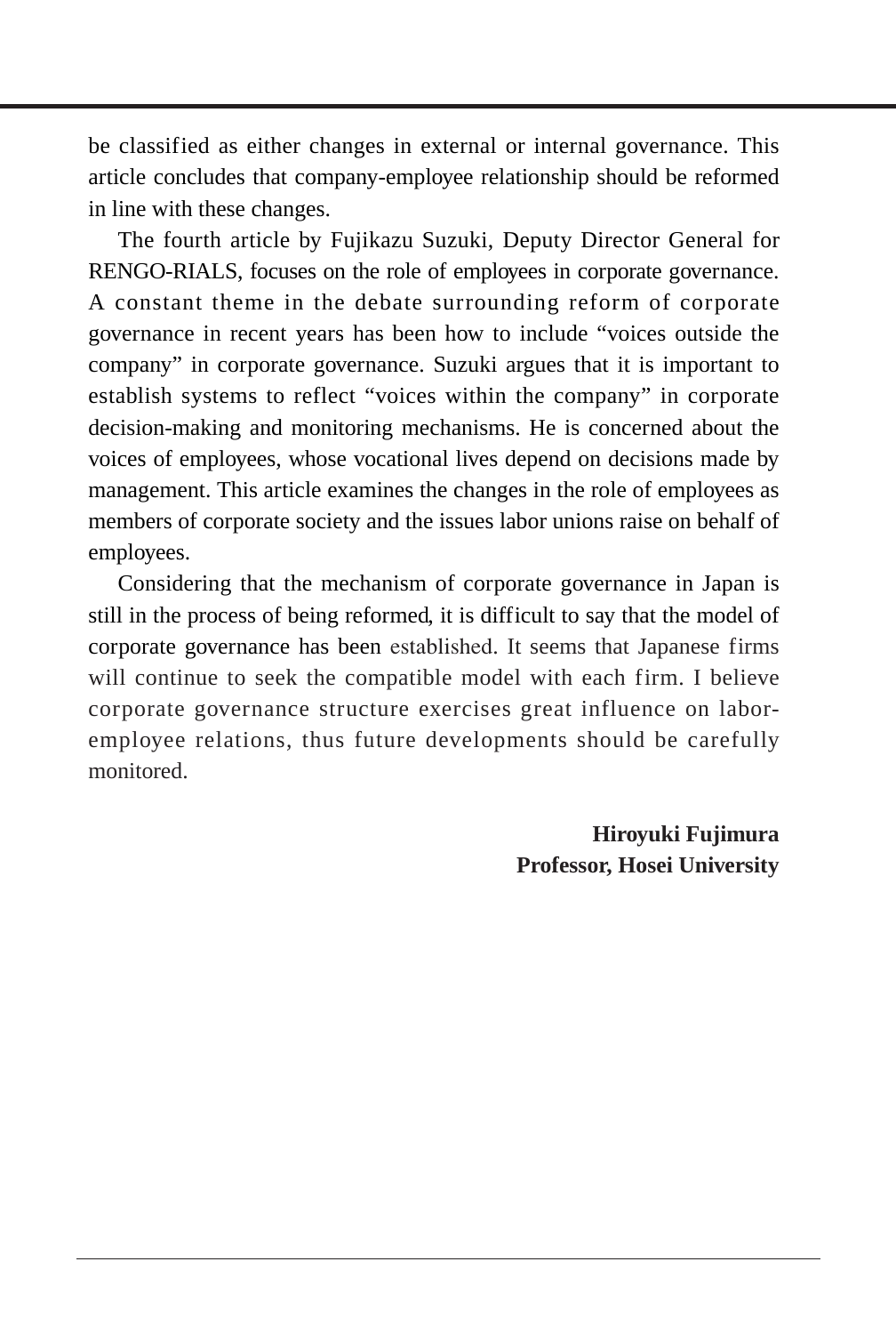be classified as either changes in external or internal governance. This article concludes that company-employee relationship should be reformed in line with these changes.

The fourth article by Fujikazu Suzuki, Deputy Director General for RENGO-RIALS, focuses on the role of employees in corporate governance. A constant theme in the debate surrounding reform of corporate governance in recent years has been how to include “voices outside the company” in corporate governance. Suzuki argues that it is important to establish systems to reflect “voices within the company” in corporate decision-making and monitoring mechanisms. He is concerned about the voices of employees, whose vocational lives depend on decisions made by management. This article examines the changes in the role of employees as members of corporate society and the issues labor unions raise on behalf of employees.

Considering that the mechanism of corporate governance in Japan is still in the process of being reformed, it is difficult to say that the model of corporate governance has been established. It seems that Japanese firms will continue to seek the compatible model with each firm. I believe corporate governance structure exercises great influence on labor-employee relations, thus future developments should be carefully monitored.

**Hiroyuki Fujimura**
**Professor, Hosei University**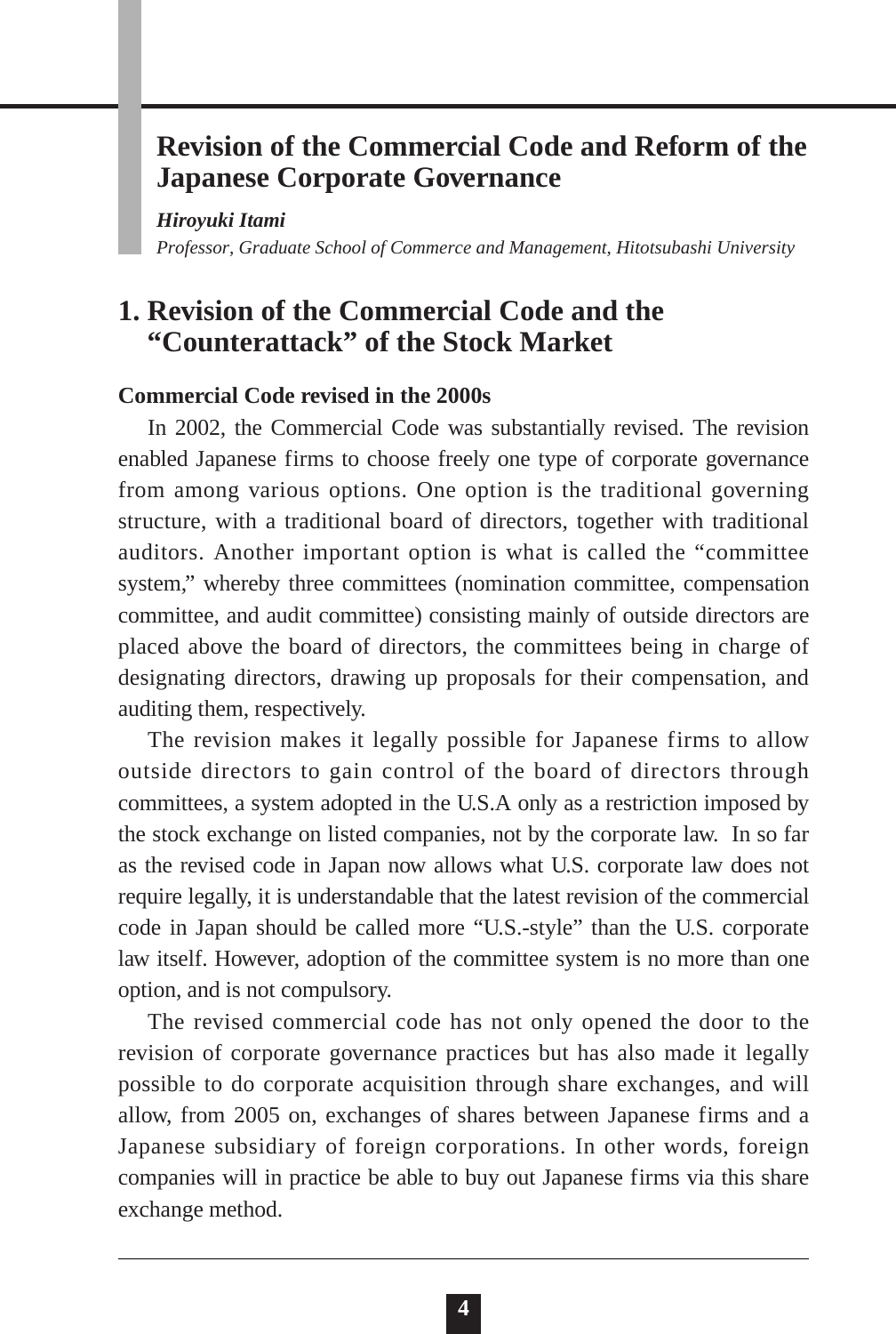# Revision of the Commercial Code and Reform of the Japanese Corporate Governance

***Hiroyuki Itami***

*Professor, Graduate School of Commerce and Management, Hitotsubashi University*

## 1. Revision of the Commercial Code and the "Counterattack" of the Stock Market

**Commercial Code revised in the 2000s**

In 2002, the Commercial Code was substantially revised. The revision enabled Japanese firms to choose freely one type of corporate governance from among various options. One option is the traditional governing structure, with a traditional board of directors, together with traditional auditors. Another important option is what is called the "committee system," whereby three committees (nomination committee, compensation committee, and audit committee) consisting mainly of outside directors are placed above the board of directors, the committees being in charge of designating directors, drawing up proposals for their compensation, and auditing them, respectively.

The revision makes it legally possible for Japanese firms to allow outside directors to gain control of the board of directors through committees, a system adopted in the U.S.A only as a restriction imposed by the stock exchange on listed companies, not by the corporate law. In so far as the revised code in Japan now allows what U.S. corporate law does not require legally, it is understandable that the latest revision of the commercial code in Japan should be called more "U.S.-style" than the U.S. corporate law itself. However, adoption of the committee system is no more than one option, and is not compulsory.

The revised commercial code has not only opened the door to the revision of corporate governance practices but has also made it legally possible to do corporate acquisition through share exchanges, and will allow, from 2005 on, exchanges of shares between Japanese firms and a Japanese subsidiary of foreign corporations. In other words, foreign companies will in practice be able to buy out Japanese firms via this share exchange method.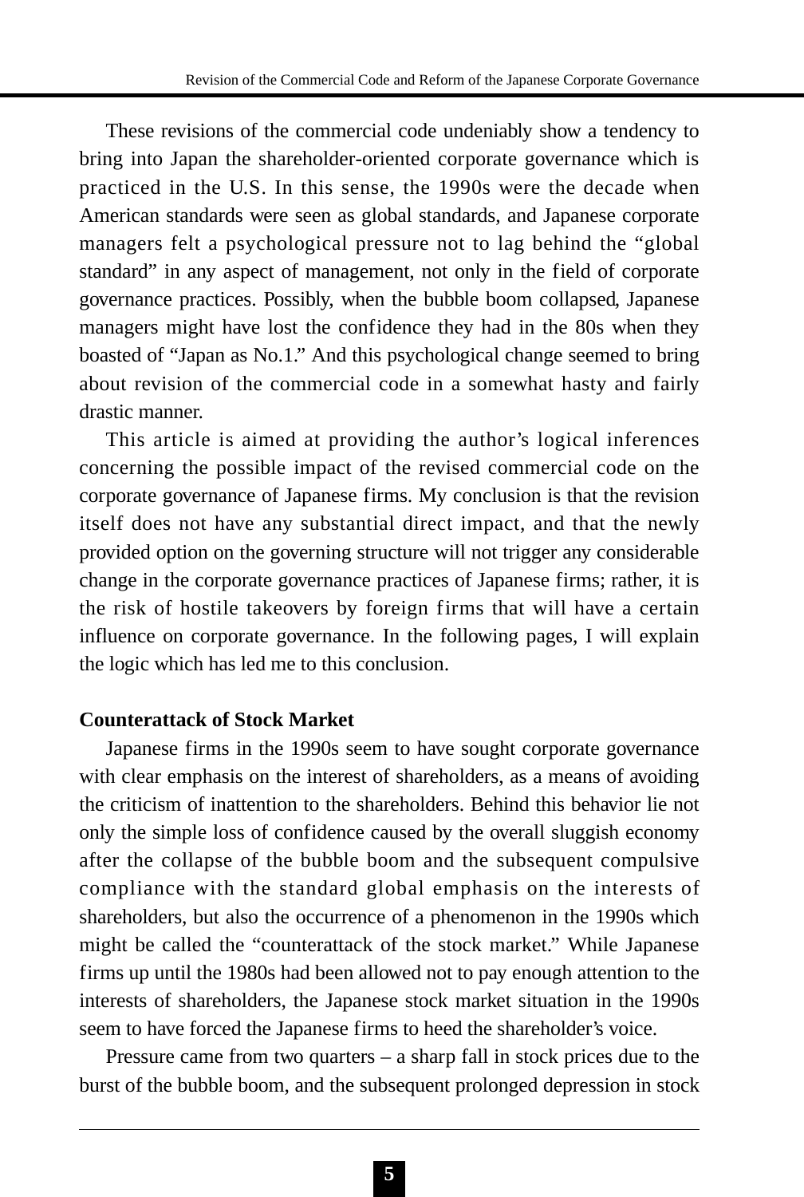These revisions of the commercial code undeniably show a tendency to bring into Japan the shareholder-oriented corporate governance which is practiced in the U.S. In this sense, the 1990s were the decade when American standards were seen as global standards, and Japanese corporate managers felt a psychological pressure not to lag behind the “global standard” in any aspect of management, not only in the field of corporate governance practices. Possibly, when the bubble boom collapsed, Japanese managers might have lost the confidence they had in the 80s when they boasted of “Japan as No.1.” And this psychological change seemed to bring about revision of the commercial code in a somewhat hasty and fairly drastic manner.

This article is aimed at providing the author’s logical inferences concerning the possible impact of the revised commercial code on the corporate governance of Japanese firms. My conclusion is that the revision itself does not have any substantial direct impact, and that the newly provided option on the governing structure will not trigger any considerable change in the corporate governance practices of Japanese firms; rather, it is the risk of hostile takeovers by foreign firms that will have a certain influence on corporate governance. In the following pages, I will explain the logic which has led me to this conclusion.

**Counterattack of Stock Market**

Japanese firms in the 1990s seem to have sought corporate governance with clear emphasis on the interest of shareholders, as a means of avoiding the criticism of inattention to the shareholders. Behind this behavior lie not only the simple loss of confidence caused by the overall sluggish economy after the collapse of the bubble boom and the subsequent compulsive compliance with the standard global emphasis on the interests of shareholders, but also the occurrence of a phenomenon in the 1990s which might be called the “counterattack of the stock market.” While Japanese firms up until the 1980s had been allowed not to pay enough attention to the interests of shareholders, the Japanese stock market situation in the 1990s seem to have forced the Japanese firms to heed the shareholder’s voice.

Pressure came from two quarters – a sharp fall in stock prices due to the burst of the bubble boom, and the subsequent prolonged depression in stock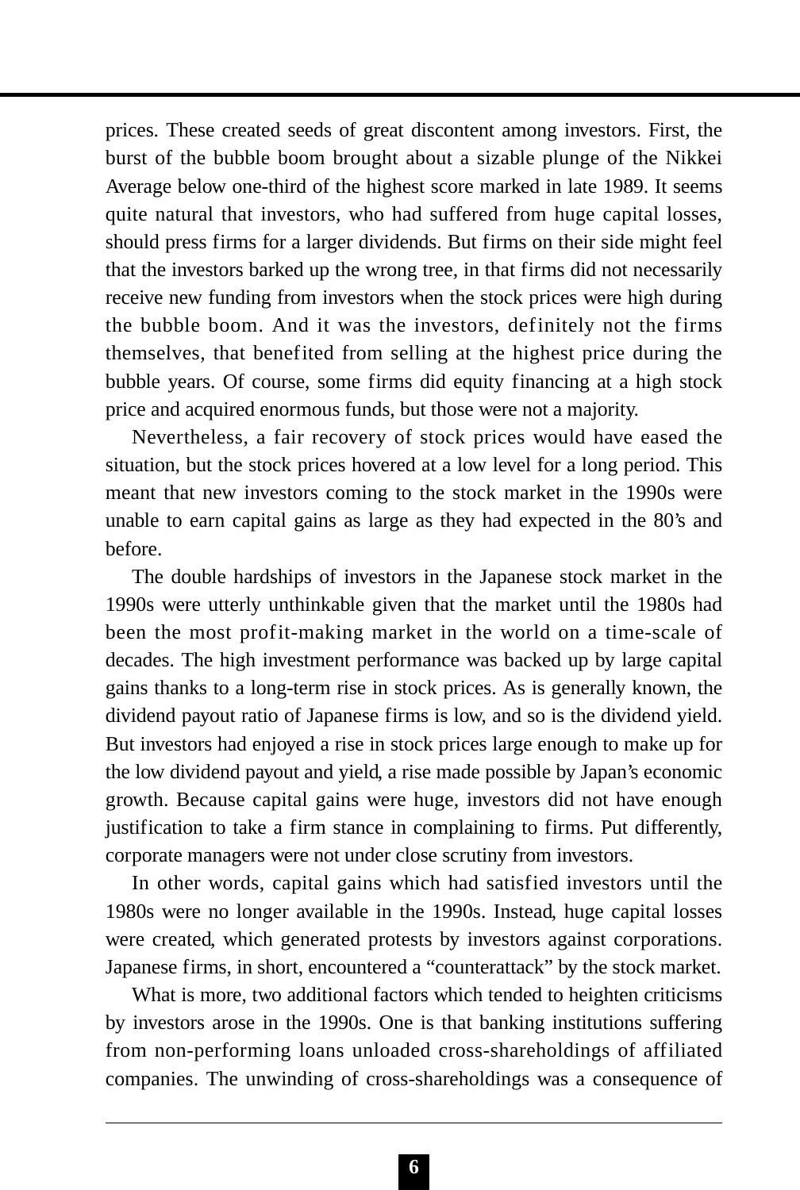prices. These created seeds of great discontent among investors. First, the burst of the bubble boom brought about a sizable plunge of the Nikkei Average below one-third of the highest score marked in late 1989. It seems quite natural that investors, who had suffered from huge capital losses, should press firms for a larger dividends. But firms on their side might feel that the investors barked up the wrong tree, in that firms did not necessarily receive new funding from investors when the stock prices were high during the bubble boom. And it was the investors, definitely not the firms themselves, that benefited from selling at the highest price during the bubble years. Of course, some firms did equity financing at a high stock price and acquired enormous funds, but those were not a majority.

Nevertheless, a fair recovery of stock prices would have eased the situation, but the stock prices hovered at a low level for a long period. This meant that new investors coming to the stock market in the 1990s were unable to earn capital gains as large as they had expected in the 80's and before.

The double hardships of investors in the Japanese stock market in the 1990s were utterly unthinkable given that the market until the 1980s had been the most profit-making market in the world on a time-scale of decades. The high investment performance was backed up by large capital gains thanks to a long-term rise in stock prices. As is generally known, the dividend payout ratio of Japanese firms is low, and so is the dividend yield. But investors had enjoyed a rise in stock prices large enough to make up for the low dividend payout and yield, a rise made possible by Japan's economic growth. Because capital gains were huge, investors did not have enough justification to take a firm stance in complaining to firms. Put differently, corporate managers were not under close scrutiny from investors.

In other words, capital gains which had satisfied investors until the 1980s were no longer available in the 1990s. Instead, huge capital losses were created, which generated protests by investors against corporations. Japanese firms, in short, encountered a "counterattack" by the stock market.

What is more, two additional factors which tended to heighten criticisms by investors arose in the 1990s. One is that banking institutions suffering from non-performing loans unloaded cross-shareholdings of affiliated companies. The unwinding of cross-shareholdings was a consequence of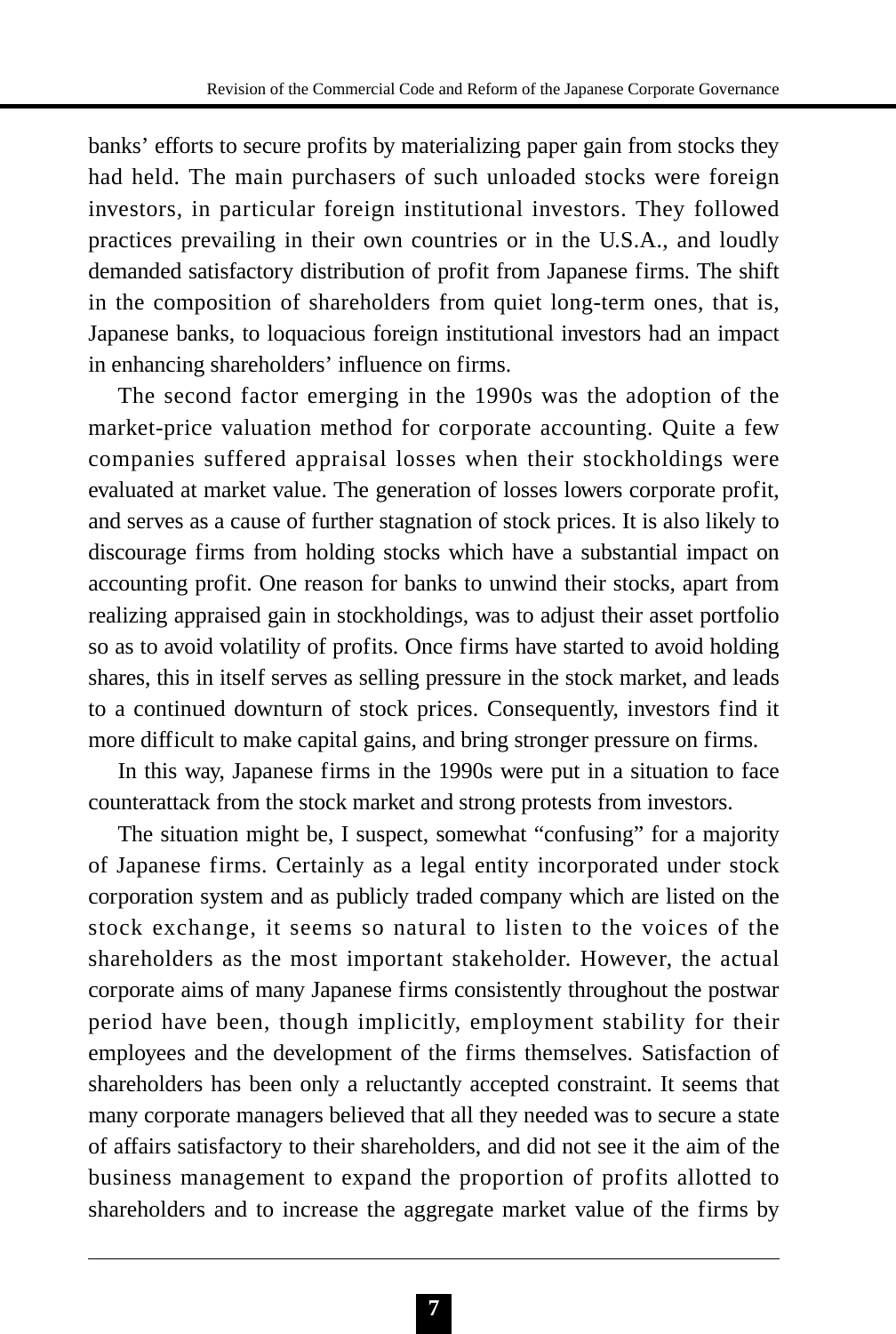banks' efforts to secure profits by materializing paper gain from stocks they had held. The main purchasers of such unloaded stocks were foreign investors, in particular foreign institutional investors. They followed practices prevailing in their own countries or in the U.S.A., and loudly demanded satisfactory distribution of profit from Japanese firms. The shift in the composition of shareholders from quiet long-term ones, that is, Japanese banks, to loquacious foreign institutional investors had an impact in enhancing shareholders' influence on firms.

The second factor emerging in the 1990s was the adoption of the market-price valuation method for corporate accounting. Quite a few companies suffered appraisal losses when their stockholdings were evaluated at market value. The generation of losses lowers corporate profit, and serves as a cause of further stagnation of stock prices. It is also likely to discourage firms from holding stocks which have a substantial impact on accounting profit. One reason for banks to unwind their stocks, apart from realizing appraised gain in stockholdings, was to adjust their asset portfolio so as to avoid volatility of profits. Once firms have started to avoid holding shares, this in itself serves as selling pressure in the stock market, and leads to a continued downturn of stock prices. Consequently, investors find it more difficult to make capital gains, and bring stronger pressure on firms.

In this way, Japanese firms in the 1990s were put in a situation to face counterattack from the stock market and strong protests from investors.

The situation might be, I suspect, somewhat "confusing" for a majority of Japanese firms. Certainly as a legal entity incorporated under stock corporation system and as publicly traded company which are listed on the stock exchange, it seems so natural to listen to the voices of the shareholders as the most important stakeholder. However, the actual corporate aims of many Japanese firms consistently throughout the postwar period have been, though implicitly, employment stability for their employees and the development of the firms themselves. Satisfaction of shareholders has been only a reluctantly accepted constraint. It seems that many corporate managers believed that all they needed was to secure a state of affairs satisfactory to their shareholders, and did not see it the aim of the business management to expand the proportion of profits allotted to shareholders and to increase the aggregate market value of the firms by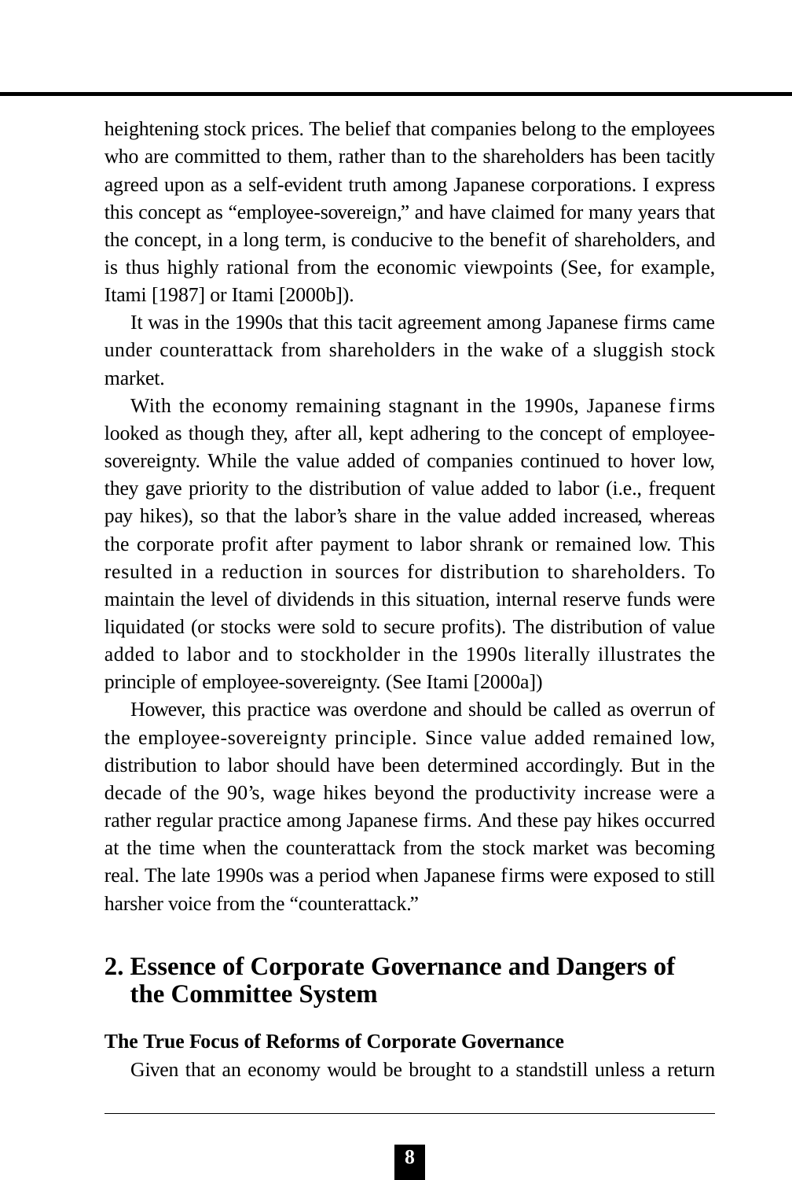heightening stock prices. The belief that companies belong to the employees who are committed to them, rather than to the shareholders has been tacitly agreed upon as a self-evident truth among Japanese corporations. I express this concept as “employee-sovereign,” and have claimed for many years that the concept, in a long term, is conducive to the benefit of shareholders, and is thus highly rational from the economic viewpoints (See, for example, Itami [1987] or Itami [2000b]).

It was in the 1990s that this tacit agreement among Japanese firms came under counterattack from shareholders in the wake of a sluggish stock market.

With the economy remaining stagnant in the 1990s, Japanese firms looked as though they, after all, kept adhering to the concept of employee-sovereignty. While the value added of companies continued to hover low, they gave priority to the distribution of value added to labor (i.e., frequent pay hikes), so that the labor’s share in the value added increased, whereas the corporate profit after payment to labor shrank or remained low. This resulted in a reduction in sources for distribution to shareholders. To maintain the level of dividends in this situation, internal reserve funds were liquidated (or stocks were sold to secure profits). The distribution of value added to labor and to stockholder in the 1990s literally illustrates the principle of employee-sovereignty. (See Itami [2000a])

However, this practice was overdone and should be called as overrun of the employee-sovereignty principle. Since value added remained low, distribution to labor should have been determined accordingly. But in the decade of the 90’s, wage hikes beyond the productivity increase were a rather regular practice among Japanese firms. And these pay hikes occurred at the time when the counterattack from the stock market was becoming real. The late 1990s was a period when Japanese firms were exposed to still harsher voice from the “counterattack.”

## 2. Essence of Corporate Governance and Dangers of the Committee System

### The True Focus of Reforms of Corporate Governance

Given that an economy would be brought to a standstill unless a return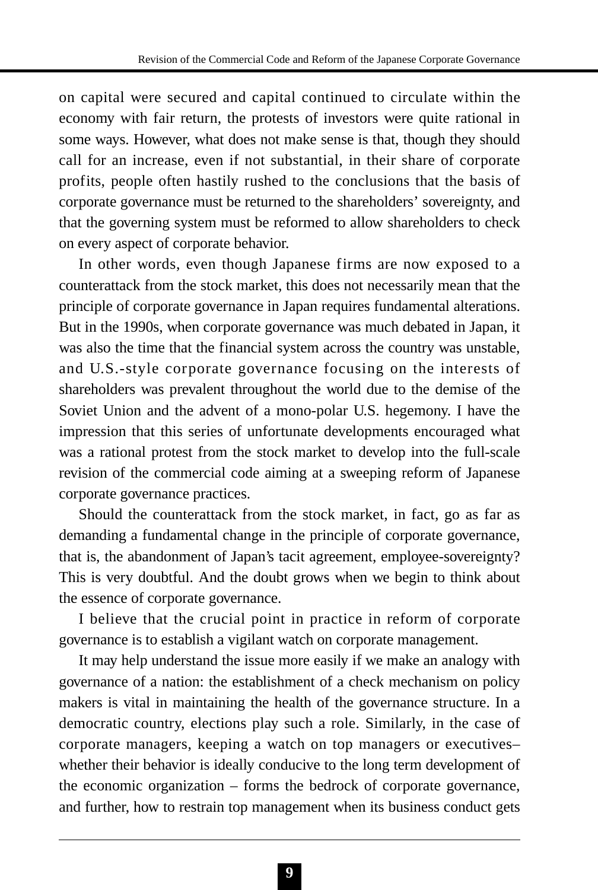on capital were secured and capital continued to circulate within the economy with fair return, the protests of investors were quite rational in some ways. However, what does not make sense is that, though they should call for an increase, even if not substantial, in their share of corporate profits, people often hastily rushed to the conclusions that the basis of corporate governance must be returned to the shareholders' sovereignty, and that the governing system must be reformed to allow shareholders to check on every aspect of corporate behavior.

In other words, even though Japanese firms are now exposed to a counterattack from the stock market, this does not necessarily mean that the principle of corporate governance in Japan requires fundamental alterations. But in the 1990s, when corporate governance was much debated in Japan, it was also the time that the financial system across the country was unstable, and U.S.-style corporate governance focusing on the interests of shareholders was prevalent throughout the world due to the demise of the Soviet Union and the advent of a mono-polar U.S. hegemony. I have the impression that this series of unfortunate developments encouraged what was a rational protest from the stock market to develop into the full-scale revision of the commercial code aiming at a sweeping reform of Japanese corporate governance practices.

Should the counterattack from the stock market, in fact, go as far as demanding a fundamental change in the principle of corporate governance, that is, the abandonment of Japan's tacit agreement, employee-sovereignty? This is very doubtful. And the doubt grows when we begin to think about the essence of corporate governance.

I believe that the crucial point in practice in reform of corporate governance is to establish a vigilant watch on corporate management.

It may help understand the issue more easily if we make an analogy with governance of a nation: the establishment of a check mechanism on policy makers is vital in maintaining the health of the governance structure. In a democratic country, elections play such a role. Similarly, in the case of corporate managers, keeping a watch on top managers or executives– whether their behavior is ideally conducive to the long term development of the economic organization – forms the bedrock of corporate governance, and further, how to restrain top management when its business conduct gets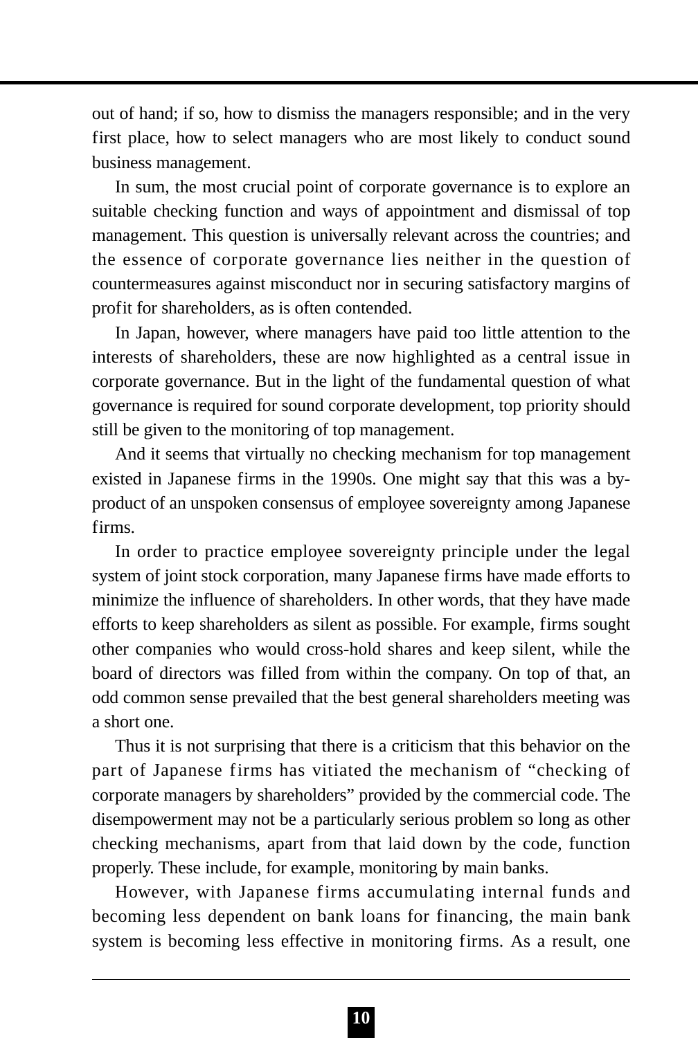out of hand; if so, how to dismiss the managers responsible; and in the very first place, how to select managers who are most likely to conduct sound business management.

In sum, the most crucial point of corporate governance is to explore an suitable checking function and ways of appointment and dismissal of top management. This question is universally relevant across the countries; and the essence of corporate governance lies neither in the question of countermeasures against misconduct nor in securing satisfactory margins of profit for shareholders, as is often contended.

In Japan, however, where managers have paid too little attention to the interests of shareholders, these are now highlighted as a central issue in corporate governance. But in the light of the fundamental question of what governance is required for sound corporate development, top priority should still be given to the monitoring of top management.

And it seems that virtually no checking mechanism for top management existed in Japanese firms in the 1990s. One might say that this was a by-product of an unspoken consensus of employee sovereignty among Japanese firms.

In order to practice employee sovereignty principle under the legal system of joint stock corporation, many Japanese firms have made efforts to minimize the influence of shareholders. In other words, that they have made efforts to keep shareholders as silent as possible. For example, firms sought other companies who would cross-hold shares and keep silent, while the board of directors was filled from within the company. On top of that, an odd common sense prevailed that the best general shareholders meeting was a short one.

Thus it is not surprising that there is a criticism that this behavior on the part of Japanese firms has vitiated the mechanism of "checking of corporate managers by shareholders" provided by the commercial code. The disempowerment may not be a particularly serious problem so long as other checking mechanisms, apart from that laid down by the code, function properly. These include, for example, monitoring by main banks.

However, with Japanese firms accumulating internal funds and becoming less dependent on bank loans for financing, the main bank system is becoming less effective in monitoring firms. As a result, one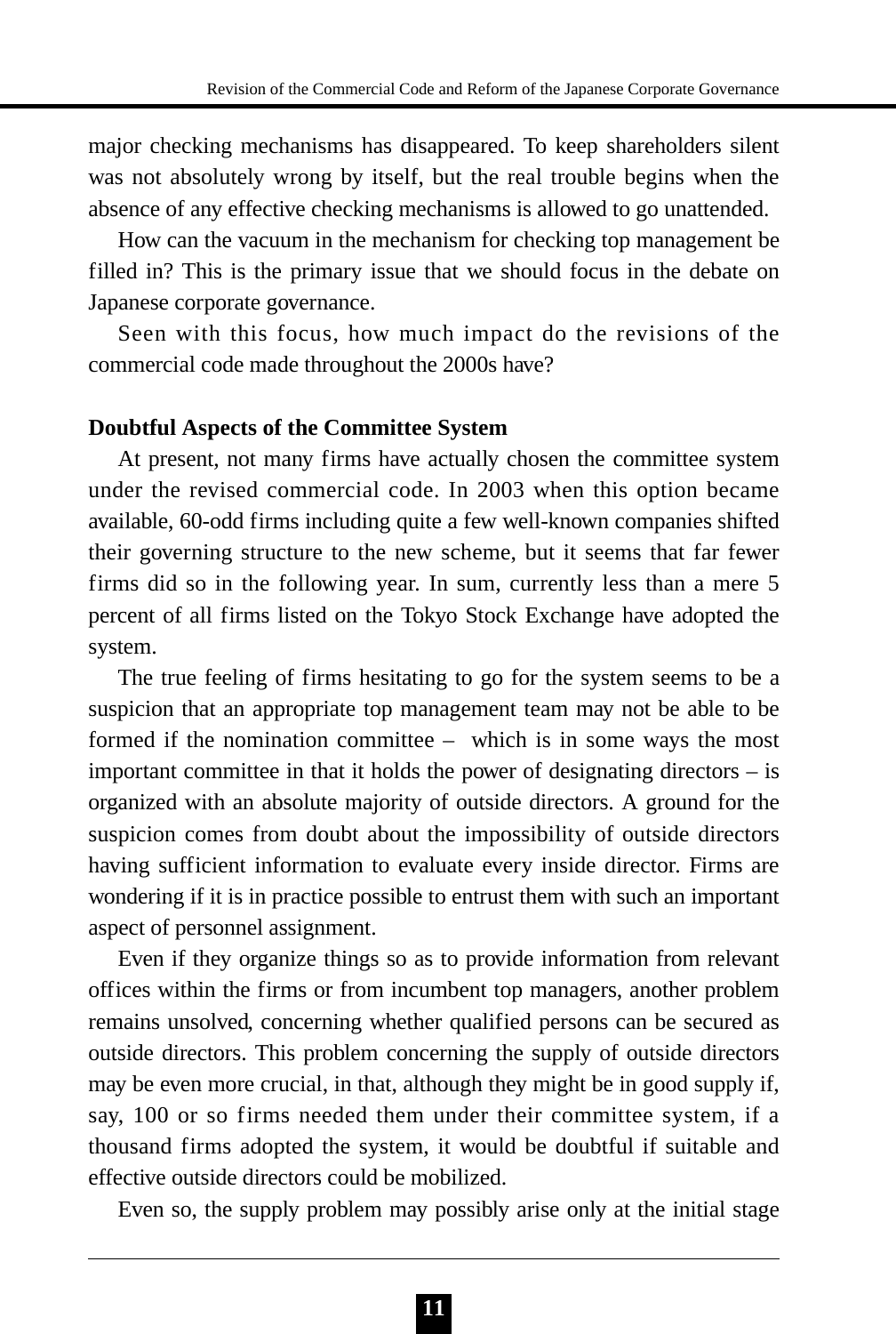major checking mechanisms has disappeared. To keep shareholders silent was not absolutely wrong by itself, but the real trouble begins when the absence of any effective checking mechanisms is allowed to go unattended.

How can the vacuum in the mechanism for checking top management be filled in? This is the primary issue that we should focus in the debate on Japanese corporate governance.

Seen with this focus, how much impact do the revisions of the commercial code made throughout the 2000s have?

**Doubtful Aspects of the Committee System**

At present, not many firms have actually chosen the committee system under the revised commercial code. In 2003 when this option became available, 60-odd firms including quite a few well-known companies shifted their governing structure to the new scheme, but it seems that far fewer firms did so in the following year. In sum, currently less than a mere 5 percent of all firms listed on the Tokyo Stock Exchange have adopted the system.

The true feeling of firms hesitating to go for the system seems to be a suspicion that an appropriate top management team may not be able to be formed if the nomination committee – which is in some ways the most important committee in that it holds the power of designating directors – is organized with an absolute majority of outside directors. A ground for the suspicion comes from doubt about the impossibility of outside directors having sufficient information to evaluate every inside director. Firms are wondering if it is in practice possible to entrust them with such an important aspect of personnel assignment.

Even if they organize things so as to provide information from relevant offices within the firms or from incumbent top managers, another problem remains unsolved, concerning whether qualified persons can be secured as outside directors. This problem concerning the supply of outside directors may be even more crucial, in that, although they might be in good supply if, say, 100 or so firms needed them under their committee system, if a thousand firms adopted the system, it would be doubtful if suitable and effective outside directors could be mobilized.

Even so, the supply problem may possibly arise only at the initial stage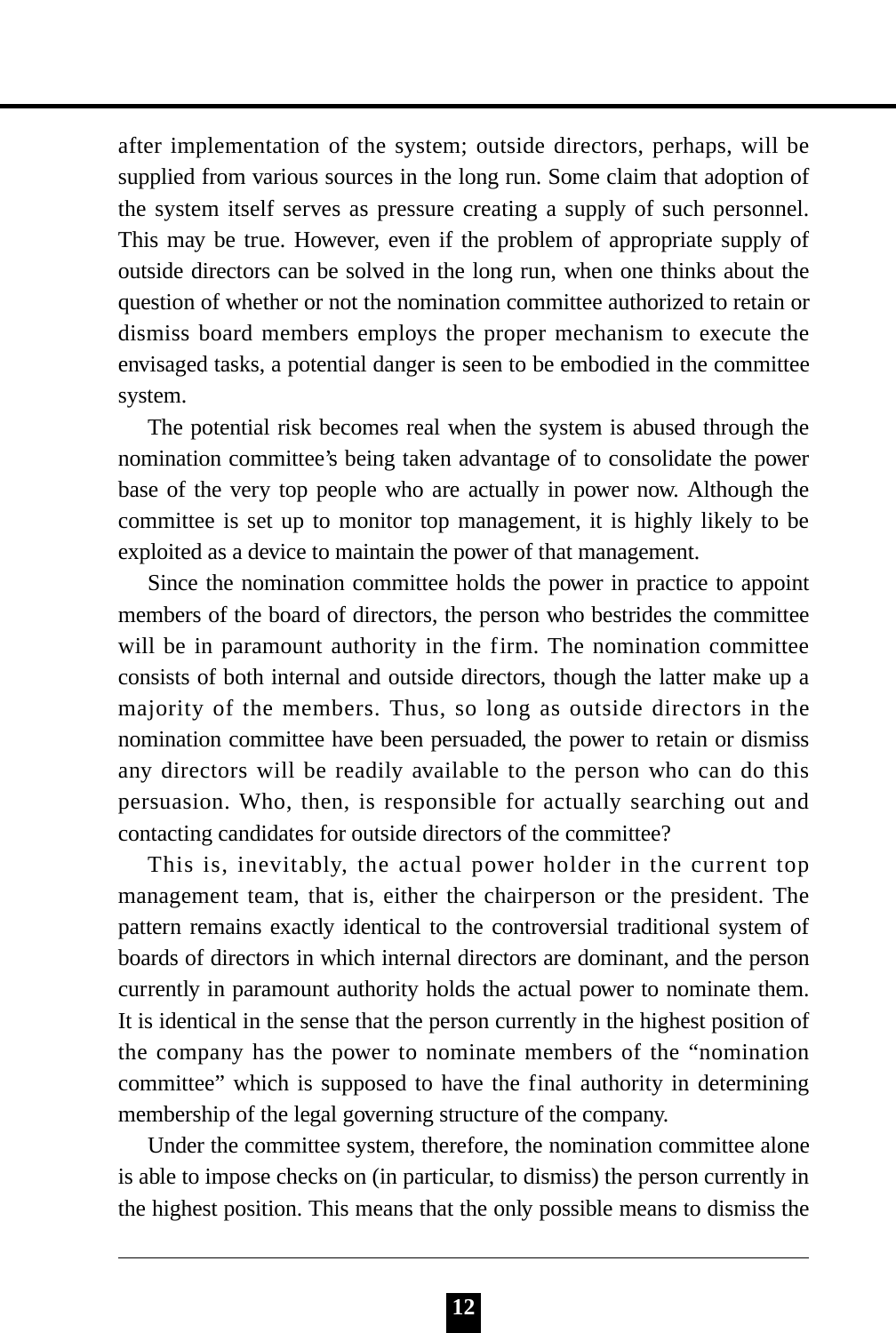after implementation of the system; outside directors, perhaps, will be supplied from various sources in the long run. Some claim that adoption of the system itself serves as pressure creating a supply of such personnel. This may be true. However, even if the problem of appropriate supply of outside directors can be solved in the long run, when one thinks about the question of whether or not the nomination committee authorized to retain or dismiss board members employs the proper mechanism to execute the envisaged tasks, a potential danger is seen to be embodied in the committee system.

The potential risk becomes real when the system is abused through the nomination committee's being taken advantage of to consolidate the power base of the very top people who are actually in power now. Although the committee is set up to monitor top management, it is highly likely to be exploited as a device to maintain the power of that management.

Since the nomination committee holds the power in practice to appoint members of the board of directors, the person who bestrides the committee will be in paramount authority in the firm. The nomination committee consists of both internal and outside directors, though the latter make up a majority of the members. Thus, so long as outside directors in the nomination committee have been persuaded, the power to retain or dismiss any directors will be readily available to the person who can do this persuasion. Who, then, is responsible for actually searching out and contacting candidates for outside directors of the committee?

This is, inevitably, the actual power holder in the current top management team, that is, either the chairperson or the president. The pattern remains exactly identical to the controversial traditional system of boards of directors in which internal directors are dominant, and the person currently in paramount authority holds the actual power to nominate them. It is identical in the sense that the person currently in the highest position of the company has the power to nominate members of the "nomination committee" which is supposed to have the final authority in determining membership of the legal governing structure of the company.

Under the committee system, therefore, the nomination committee alone is able to impose checks on (in particular, to dismiss) the person currently in the highest position. This means that the only possible means to dismiss the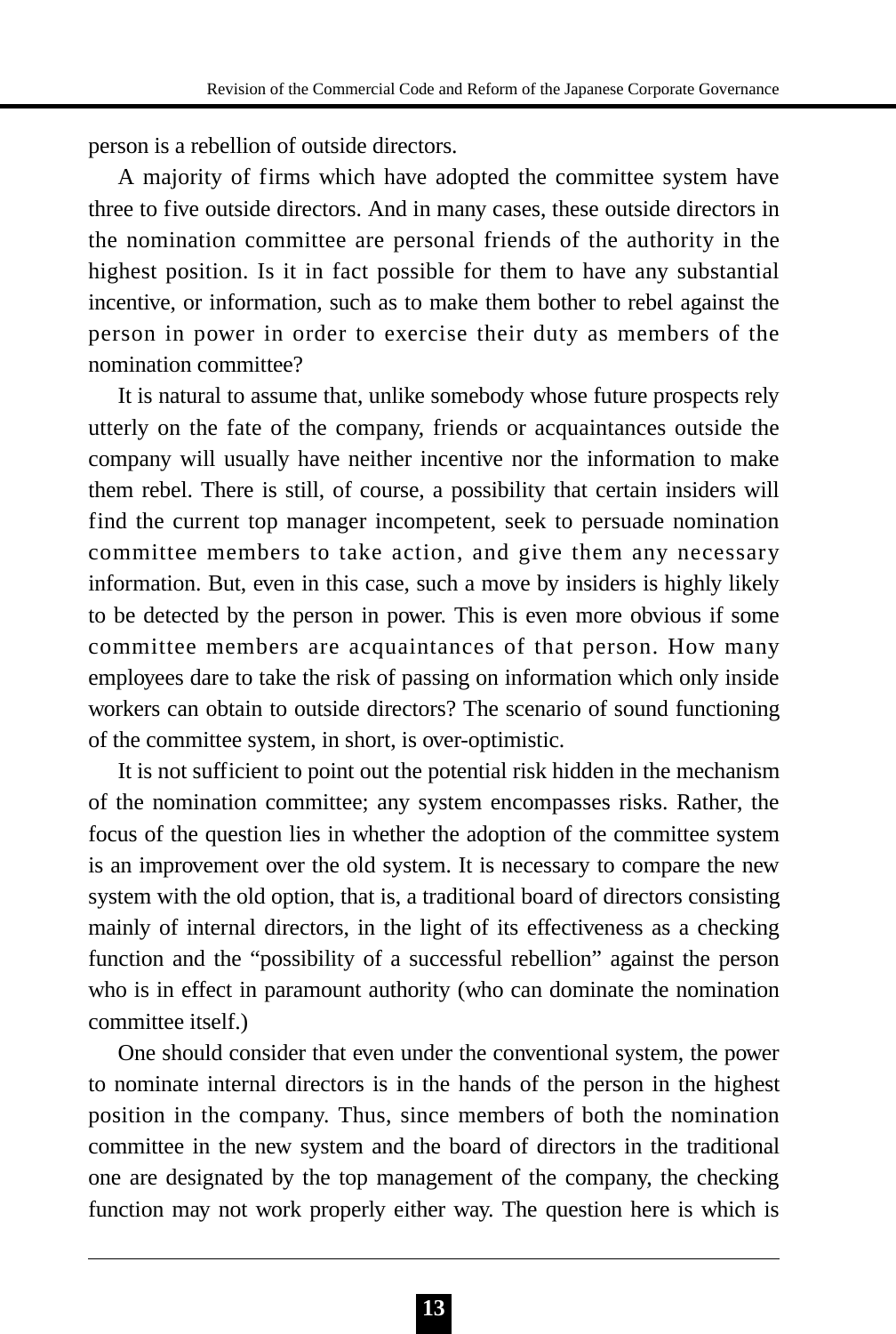person is a rebellion of outside directors.

A majority of firms which have adopted the committee system have three to five outside directors. And in many cases, these outside directors in the nomination committee are personal friends of the authority in the highest position. Is it in fact possible for them to have any substantial incentive, or information, such as to make them bother to rebel against the person in power in order to exercise their duty as members of the nomination committee?

It is natural to assume that, unlike somebody whose future prospects rely utterly on the fate of the company, friends or acquaintances outside the company will usually have neither incentive nor the information to make them rebel. There is still, of course, a possibility that certain insiders will find the current top manager incompetent, seek to persuade nomination committee members to take action, and give them any necessary information. But, even in this case, such a move by insiders is highly likely to be detected by the person in power. This is even more obvious if some committee members are acquaintances of that person. How many employees dare to take the risk of passing on information which only inside workers can obtain to outside directors? The scenario of sound functioning of the committee system, in short, is over-optimistic.

It is not sufficient to point out the potential risk hidden in the mechanism of the nomination committee; any system encompasses risks. Rather, the focus of the question lies in whether the adoption of the committee system is an improvement over the old system. It is necessary to compare the new system with the old option, that is, a traditional board of directors consisting mainly of internal directors, in the light of its effectiveness as a checking function and the "possibility of a successful rebellion" against the person who is in effect in paramount authority (who can dominate the nomination committee itself.)

One should consider that even under the conventional system, the power to nominate internal directors is in the hands of the person in the highest position in the company. Thus, since members of both the nomination committee in the new system and the board of directors in the traditional one are designated by the top management of the company, the checking function may not work properly either way. The question here is which is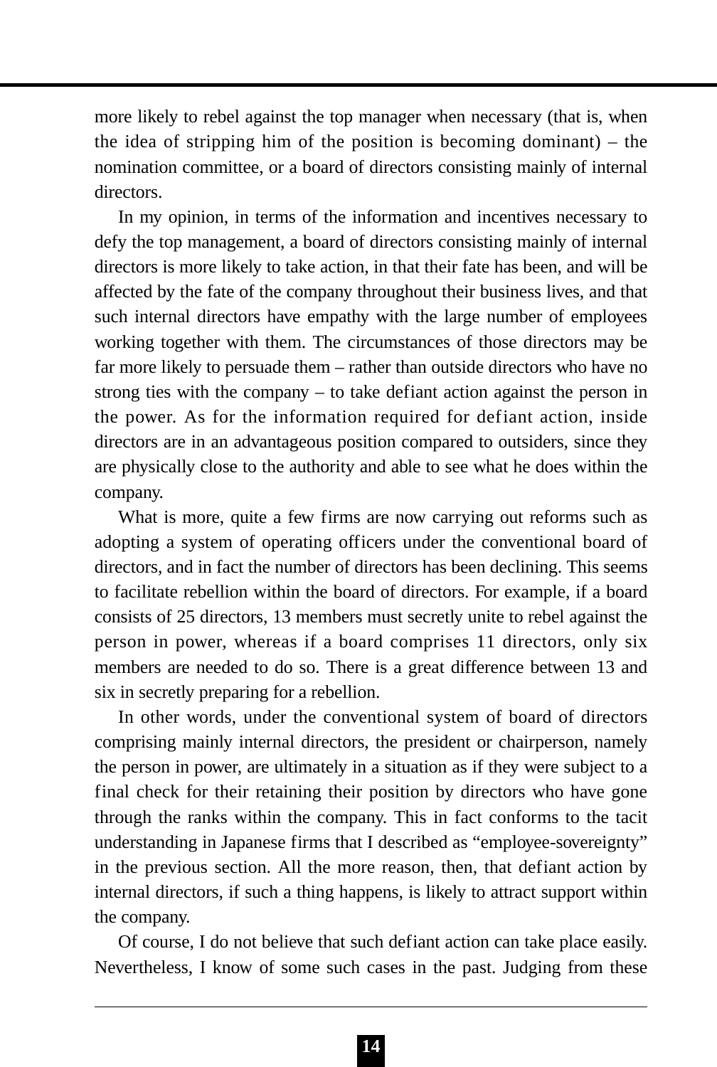more likely to rebel against the top manager when necessary (that is, when the idea of stripping him of the position is becoming dominant) – the nomination committee, or a board of directors consisting mainly of internal directors.

In my opinion, in terms of the information and incentives necessary to defy the top management, a board of directors consisting mainly of internal directors is more likely to take action, in that their fate has been, and will be affected by the fate of the company throughout their business lives, and that such internal directors have empathy with the large number of employees working together with them. The circumstances of those directors may be far more likely to persuade them – rather than outside directors who have no strong ties with the company – to take defiant action against the person in the power. As for the information required for defiant action, inside directors are in an advantageous position compared to outsiders, since they are physically close to the authority and able to see what he does within the company.

What is more, quite a few firms are now carrying out reforms such as adopting a system of operating officers under the conventional board of directors, and in fact the number of directors has been declining. This seems to facilitate rebellion within the board of directors. For example, if a board consists of 25 directors, 13 members must secretly unite to rebel against the person in power, whereas if a board comprises 11 directors, only six members are needed to do so. There is a great difference between 13 and six in secretly preparing for a rebellion.

In other words, under the conventional system of board of directors comprising mainly internal directors, the president or chairperson, namely the person in power, are ultimately in a situation as if they were subject to a final check for their retaining their position by directors who have gone through the ranks within the company. This in fact conforms to the tacit understanding in Japanese firms that I described as "employee-sovereignty" in the previous section. All the more reason, then, that defiant action by internal directors, if such a thing happens, is likely to attract support within the company.

Of course, I do not believe that such defiant action can take place easily. Nevertheless, I know of some such cases in the past. Judging from these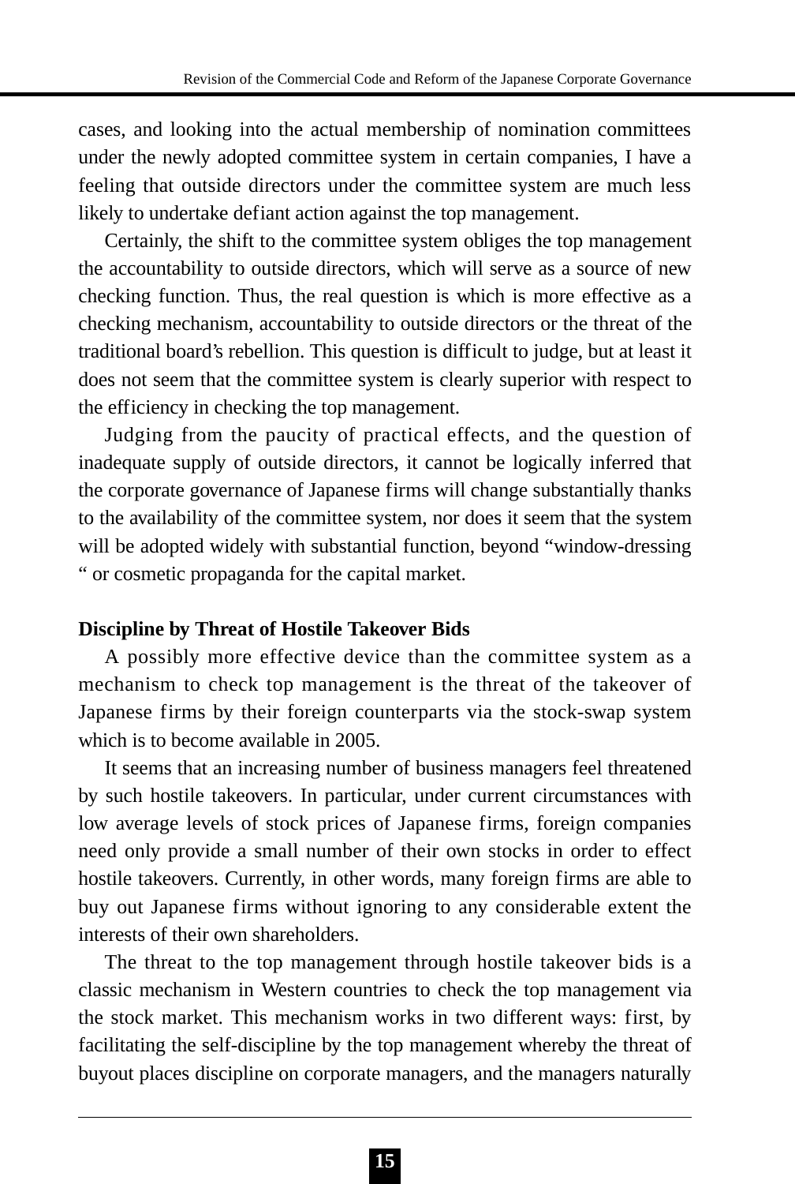cases, and looking into the actual membership of nomination committees under the newly adopted committee system in certain companies, I have a feeling that outside directors under the committee system are much less likely to undertake defiant action against the top management.

Certainly, the shift to the committee system obliges the top management the accountability to outside directors, which will serve as a source of new checking function. Thus, the real question is which is more effective as a checking mechanism, accountability to outside directors or the threat of the traditional board's rebellion. This question is difficult to judge, but at least it does not seem that the committee system is clearly superior with respect to the efficiency in checking the top management.

Judging from the paucity of practical effects, and the question of inadequate supply of outside directors, it cannot be logically inferred that the corporate governance of Japanese firms will change substantially thanks to the availability of the committee system, nor does it seem that the system will be adopted widely with substantial function, beyond "window-dressing " or cosmetic propaganda for the capital market.

**Discipline by Threat of Hostile Takeover Bids**

A possibly more effective device than the committee system as a mechanism to check top management is the threat of the takeover of Japanese firms by their foreign counterparts via the stock-swap system which is to become available in 2005.

It seems that an increasing number of business managers feel threatened by such hostile takeovers. In particular, under current circumstances with low average levels of stock prices of Japanese firms, foreign companies need only provide a small number of their own stocks in order to effect hostile takeovers. Currently, in other words, many foreign firms are able to buy out Japanese firms without ignoring to any considerable extent the interests of their own shareholders.

The threat to the top management through hostile takeover bids is a classic mechanism in Western countries to check the top management via the stock market. This mechanism works in two different ways: first, by facilitating the self-discipline by the top management whereby the threat of buyout places discipline on corporate managers, and the managers naturally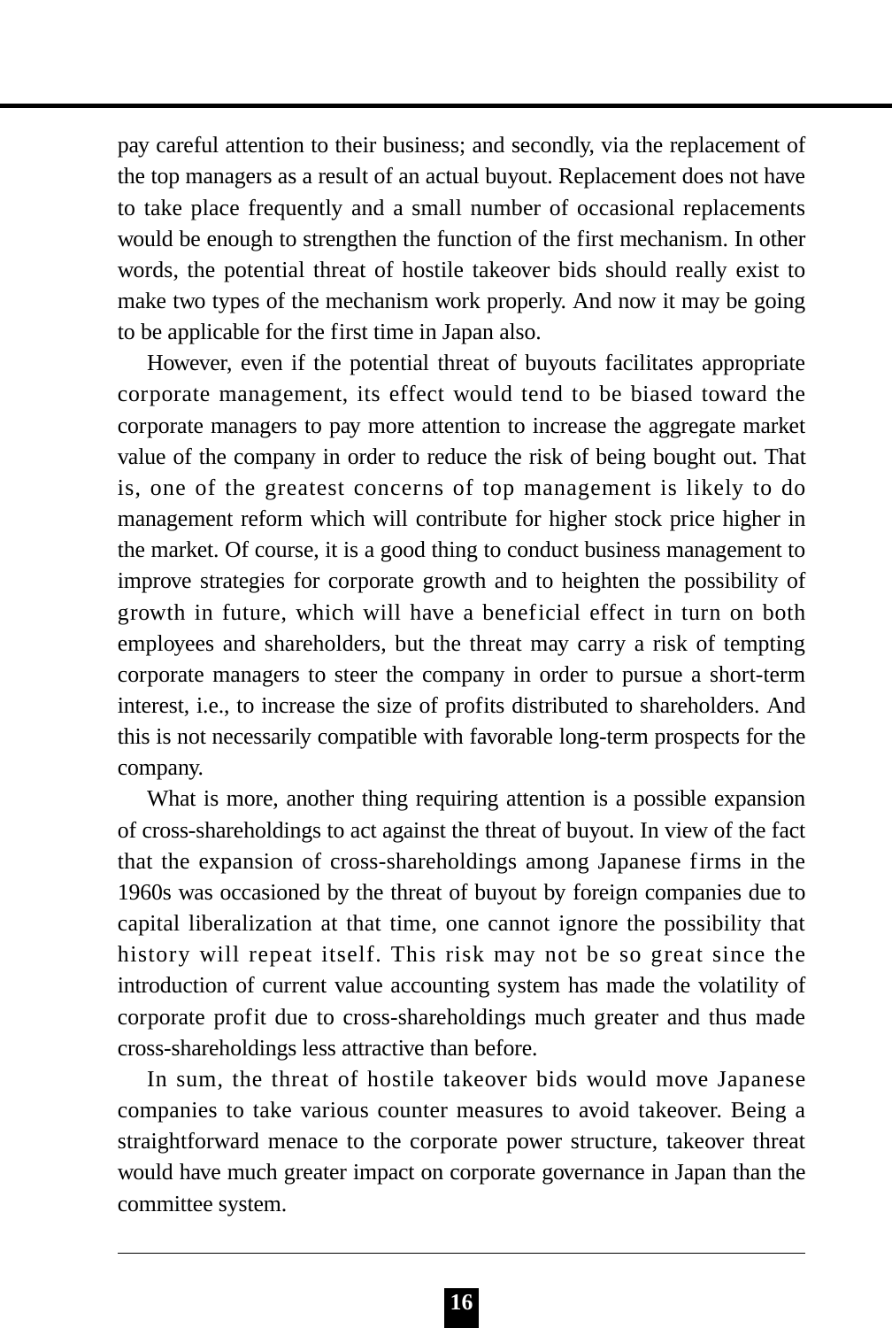pay careful attention to their business; and secondly, via the replacement of the top managers as a result of an actual buyout. Replacement does not have to take place frequently and a small number of occasional replacements would be enough to strengthen the function of the first mechanism. In other words, the potential threat of hostile takeover bids should really exist to make two types of the mechanism work properly. And now it may be going to be applicable for the first time in Japan also.

However, even if the potential threat of buyouts facilitates appropriate corporate management, its effect would tend to be biased toward the corporate managers to pay more attention to increase the aggregate market value of the company in order to reduce the risk of being bought out. That is, one of the greatest concerns of top management is likely to do management reform which will contribute for higher stock price higher in the market. Of course, it is a good thing to conduct business management to improve strategies for corporate growth and to heighten the possibility of growth in future, which will have a beneficial effect in turn on both employees and shareholders, but the threat may carry a risk of tempting corporate managers to steer the company in order to pursue a short-term interest, i.e., to increase the size of profits distributed to shareholders. And this is not necessarily compatible with favorable long-term prospects for the company.

What is more, another thing requiring attention is a possible expansion of cross-shareholdings to act against the threat of buyout. In view of the fact that the expansion of cross-shareholdings among Japanese firms in the 1960s was occasioned by the threat of buyout by foreign companies due to capital liberalization at that time, one cannot ignore the possibility that history will repeat itself. This risk may not be so great since the introduction of current value accounting system has made the volatility of corporate profit due to cross-shareholdings much greater and thus made cross-shareholdings less attractive than before.

In sum, the threat of hostile takeover bids would move Japanese companies to take various counter measures to avoid takeover. Being a straightforward menace to the corporate power structure, takeover threat would have much greater impact on corporate governance in Japan than the committee system.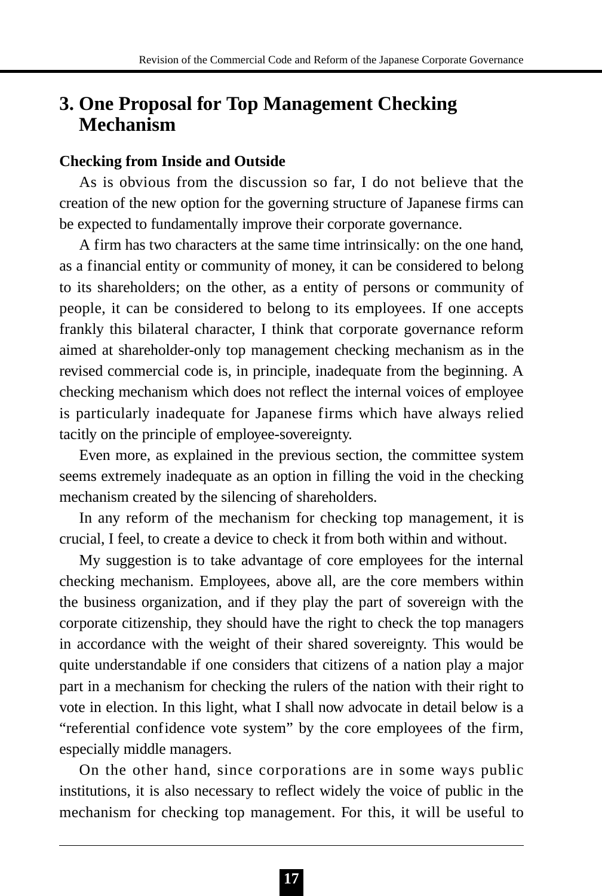## 3. One Proposal for Top Management Checking Mechanism

**Checking from Inside and Outside**

As is obvious from the discussion so far, I do not believe that the creation of the new option for the governing structure of Japanese firms can be expected to fundamentally improve their corporate governance.

A firm has two characters at the same time intrinsically: on the one hand, as a financial entity or community of money, it can be considered to belong to its shareholders; on the other, as a entity of persons or community of people, it can be considered to belong to its employees. If one accepts frankly this bilateral character, I think that corporate governance reform aimed at shareholder-only top management checking mechanism as in the revised commercial code is, in principle, inadequate from the beginning. A checking mechanism which does not reflect the internal voices of employee is particularly inadequate for Japanese firms which have always relied tacitly on the principle of employee-sovereignty.

Even more, as explained in the previous section, the committee system seems extremely inadequate as an option in filling the void in the checking mechanism created by the silencing of shareholders.

In any reform of the mechanism for checking top management, it is crucial, I feel, to create a device to check it from both within and without.

My suggestion is to take advantage of core employees for the internal checking mechanism. Employees, above all, are the core members within the business organization, and if they play the part of sovereign with the corporate citizenship, they should have the right to check the top managers in accordance with the weight of their shared sovereignty. This would be quite understandable if one considers that citizens of a nation play a major part in a mechanism for checking the rulers of the nation with their right to vote in election. In this light, what I shall now advocate in detail below is a "referential confidence vote system" by the core employees of the firm, especially middle managers.

On the other hand, since corporations are in some ways public institutions, it is also necessary to reflect widely the voice of public in the mechanism for checking top management. For this, it will be useful to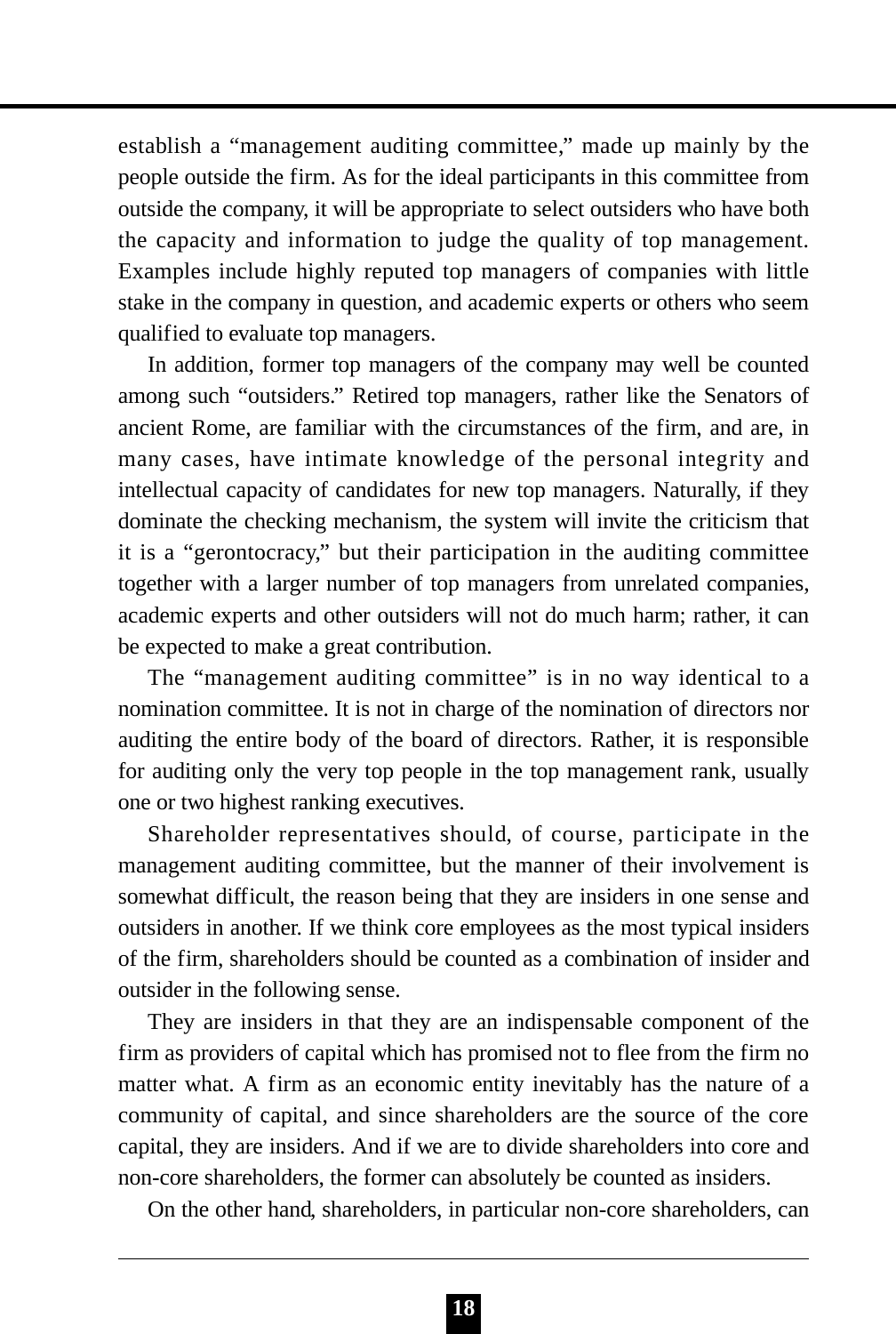establish a "management auditing committee," made up mainly by the people outside the firm. As for the ideal participants in this committee from outside the company, it will be appropriate to select outsiders who have both the capacity and information to judge the quality of top management. Examples include highly reputed top managers of companies with little stake in the company in question, and academic experts or others who seem qualified to evaluate top managers.

In addition, former top managers of the company may well be counted among such "outsiders." Retired top managers, rather like the Senators of ancient Rome, are familiar with the circumstances of the firm, and are, in many cases, have intimate knowledge of the personal integrity and intellectual capacity of candidates for new top managers. Naturally, if they dominate the checking mechanism, the system will invite the criticism that it is a "gerontocracy," but their participation in the auditing committee together with a larger number of top managers from unrelated companies, academic experts and other outsiders will not do much harm; rather, it can be expected to make a great contribution.

The "management auditing committee" is in no way identical to a nomination committee. It is not in charge of the nomination of directors nor auditing the entire body of the board of directors. Rather, it is responsible for auditing only the very top people in the top management rank, usually one or two highest ranking executives.

Shareholder representatives should, of course, participate in the management auditing committee, but the manner of their involvement is somewhat difficult, the reason being that they are insiders in one sense and outsiders in another. If we think core employees as the most typical insiders of the firm, shareholders should be counted as a combination of insider and outsider in the following sense.

They are insiders in that they are an indispensable component of the firm as providers of capital which has promised not to flee from the firm no matter what. A firm as an economic entity inevitably has the nature of a community of capital, and since shareholders are the source of the core capital, they are insiders. And if we are to divide shareholders into core and non-core shareholders, the former can absolutely be counted as insiders.

On the other hand, shareholders, in particular non-core shareholders, can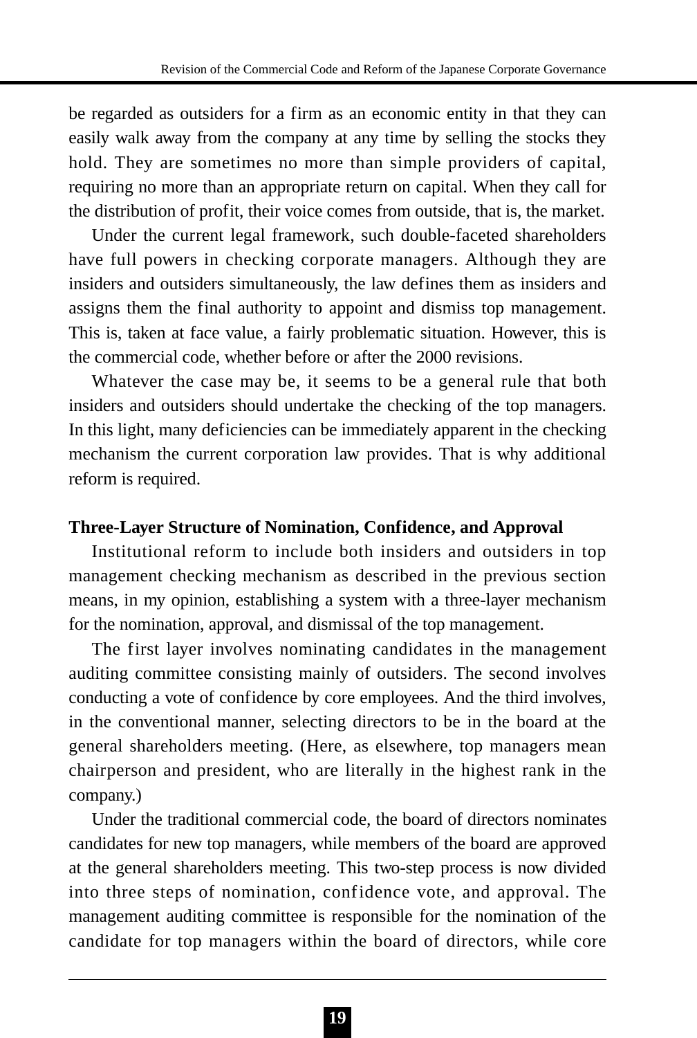be regarded as outsiders for a firm as an economic entity in that they can easily walk away from the company at any time by selling the stocks they hold. They are sometimes no more than simple providers of capital, requiring no more than an appropriate return on capital. When they call for the distribution of profit, their voice comes from outside, that is, the market.

Under the current legal framework, such double-faceted shareholders have full powers in checking corporate managers. Although they are insiders and outsiders simultaneously, the law defines them as insiders and assigns them the final authority to appoint and dismiss top management. This is, taken at face value, a fairly problematic situation. However, this is the commercial code, whether before or after the 2000 revisions.

Whatever the case may be, it seems to be a general rule that both insiders and outsiders should undertake the checking of the top managers. In this light, many deficiencies can be immediately apparent in the checking mechanism the current corporation law provides. That is why additional reform is required.

### Three-Layer Structure of Nomination, Confidence, and Approval

Institutional reform to include both insiders and outsiders in top management checking mechanism as described in the previous section means, in my opinion, establishing a system with a three-layer mechanism for the nomination, approval, and dismissal of the top management.

The first layer involves nominating candidates in the management auditing committee consisting mainly of outsiders. The second involves conducting a vote of confidence by core employees. And the third involves, in the conventional manner, selecting directors to be in the board at the general shareholders meeting. (Here, as elsewhere, top managers mean chairperson and president, who are literally in the highest rank in the company.)

Under the traditional commercial code, the board of directors nominates candidates for new top managers, while members of the board are approved at the general shareholders meeting. This two-step process is now divided into three steps of nomination, confidence vote, and approval. The management auditing committee is responsible for the nomination of the candidate for top managers within the board of directors, while core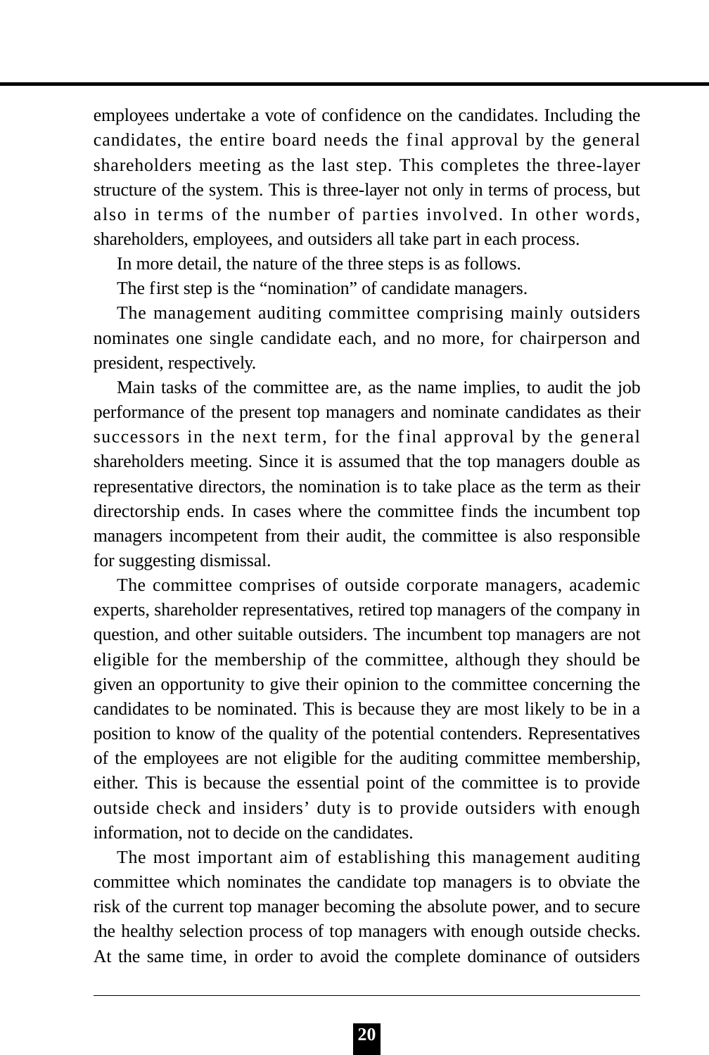employees undertake a vote of confidence on the candidates. Including the candidates, the entire board needs the final approval by the general shareholders meeting as the last step. This completes the three-layer structure of the system. This is three-layer not only in terms of process, but also in terms of the number of parties involved. In other words, shareholders, employees, and outsiders all take part in each process.

In more detail, the nature of the three steps is as follows.

The first step is the "nomination" of candidate managers.

The management auditing committee comprising mainly outsiders nominates one single candidate each, and no more, for chairperson and president, respectively.

Main tasks of the committee are, as the name implies, to audit the job performance of the present top managers and nominate candidates as their successors in the next term, for the final approval by the general shareholders meeting. Since it is assumed that the top managers double as representative directors, the nomination is to take place as the term as their directorship ends. In cases where the committee finds the incumbent top managers incompetent from their audit, the committee is also responsible for suggesting dismissal.

The committee comprises of outside corporate managers, academic experts, shareholder representatives, retired top managers of the company in question, and other suitable outsiders. The incumbent top managers are not eligible for the membership of the committee, although they should be given an opportunity to give their opinion to the committee concerning the candidates to be nominated. This is because they are most likely to be in a position to know of the quality of the potential contenders. Representatives of the employees are not eligible for the auditing committee membership, either. This is because the essential point of the committee is to provide outside check and insiders' duty is to provide outsiders with enough information, not to decide on the candidates.

The most important aim of establishing this management auditing committee which nominates the candidate top managers is to obviate the risk of the current top manager becoming the absolute power, and to secure the healthy selection process of top managers with enough outside checks. At the same time, in order to avoid the complete dominance of outsiders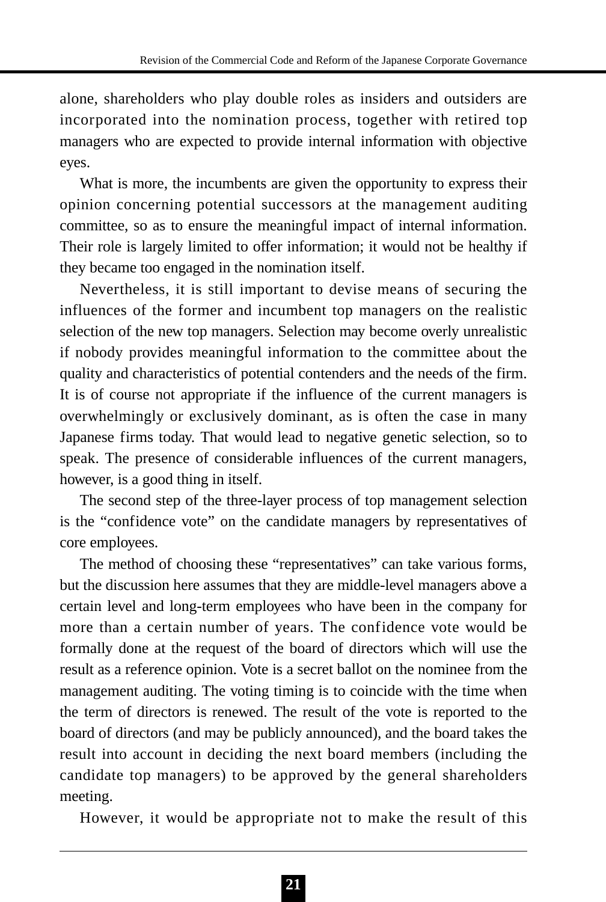alone, shareholders who play double roles as insiders and outsiders are incorporated into the nomination process, together with retired top managers who are expected to provide internal information with objective eyes.

What is more, the incumbents are given the opportunity to express their opinion concerning potential successors at the management auditing committee, so as to ensure the meaningful impact of internal information. Their role is largely limited to offer information; it would not be healthy if they became too engaged in the nomination itself.

Nevertheless, it is still important to devise means of securing the influences of the former and incumbent top managers on the realistic selection of the new top managers. Selection may become overly unrealistic if nobody provides meaningful information to the committee about the quality and characteristics of potential contenders and the needs of the firm. It is of course not appropriate if the influence of the current managers is overwhelmingly or exclusively dominant, as is often the case in many Japanese firms today. That would lead to negative genetic selection, so to speak. The presence of considerable influences of the current managers, however, is a good thing in itself.

The second step of the three-layer process of top management selection is the "confidence vote" on the candidate managers by representatives of core employees.

The method of choosing these "representatives" can take various forms, but the discussion here assumes that they are middle-level managers above a certain level and long-term employees who have been in the company for more than a certain number of years. The confidence vote would be formally done at the request of the board of directors which will use the result as a reference opinion. Vote is a secret ballot on the nominee from the management auditing. The voting timing is to coincide with the time when the term of directors is renewed. The result of the vote is reported to the board of directors (and may be publicly announced), and the board takes the result into account in deciding the next board members (including the candidate top managers) to be approved by the general shareholders meeting.

However, it would be appropriate not to make the result of this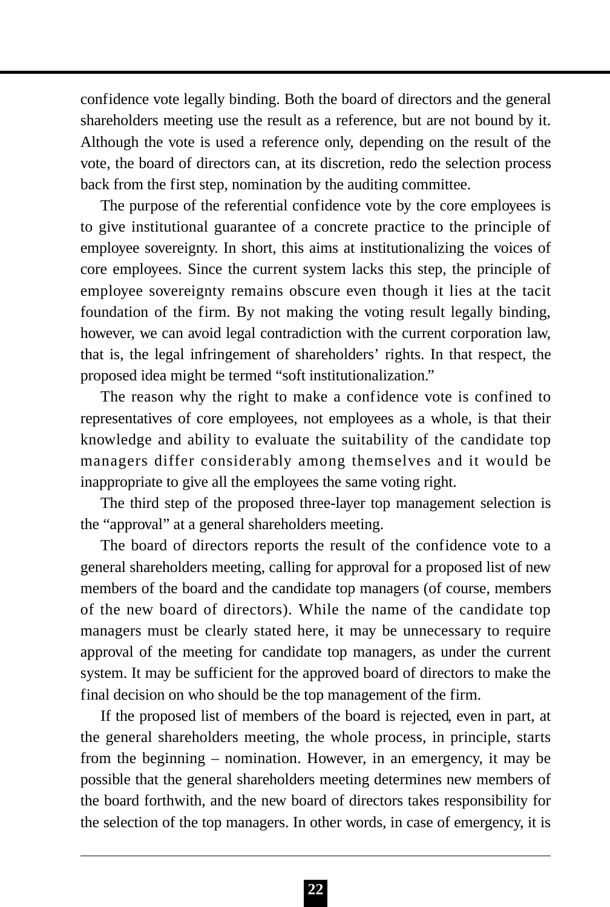confidence vote legally binding. Both the board of directors and the general shareholders meeting use the result as a reference, but are not bound by it. Although the vote is used a reference only, depending on the result of the vote, the board of directors can, at its discretion, redo the selection process back from the first step, nomination by the auditing committee.

The purpose of the referential confidence vote by the core employees is to give institutional guarantee of a concrete practice to the principle of employee sovereignty. In short, this aims at institutionalizing the voices of core employees. Since the current system lacks this step, the principle of employee sovereignty remains obscure even though it lies at the tacit foundation of the firm. By not making the voting result legally binding, however, we can avoid legal contradiction with the current corporation law, that is, the legal infringement of shareholders' rights. In that respect, the proposed idea might be termed "soft institutionalization."

The reason why the right to make a confidence vote is confined to representatives of core employees, not employees as a whole, is that their knowledge and ability to evaluate the suitability of the candidate top managers differ considerably among themselves and it would be inappropriate to give all the employees the same voting right.

The third step of the proposed three-layer top management selection is the "approval" at a general shareholders meeting.

The board of directors reports the result of the confidence vote to a general shareholders meeting, calling for approval for a proposed list of new members of the board and the candidate top managers (of course, members of the new board of directors). While the name of the candidate top managers must be clearly stated here, it may be unnecessary to require approval of the meeting for candidate top managers, as under the current system. It may be sufficient for the approved board of directors to make the final decision on who should be the top management of the firm.

If the proposed list of members of the board is rejected, even in part, at the general shareholders meeting, the whole process, in principle, starts from the beginning – nomination. However, in an emergency, it may be possible that the general shareholders meeting determines new members of the board forthwith, and the new board of directors takes responsibility for the selection of the top managers. In other words, in case of emergency, it is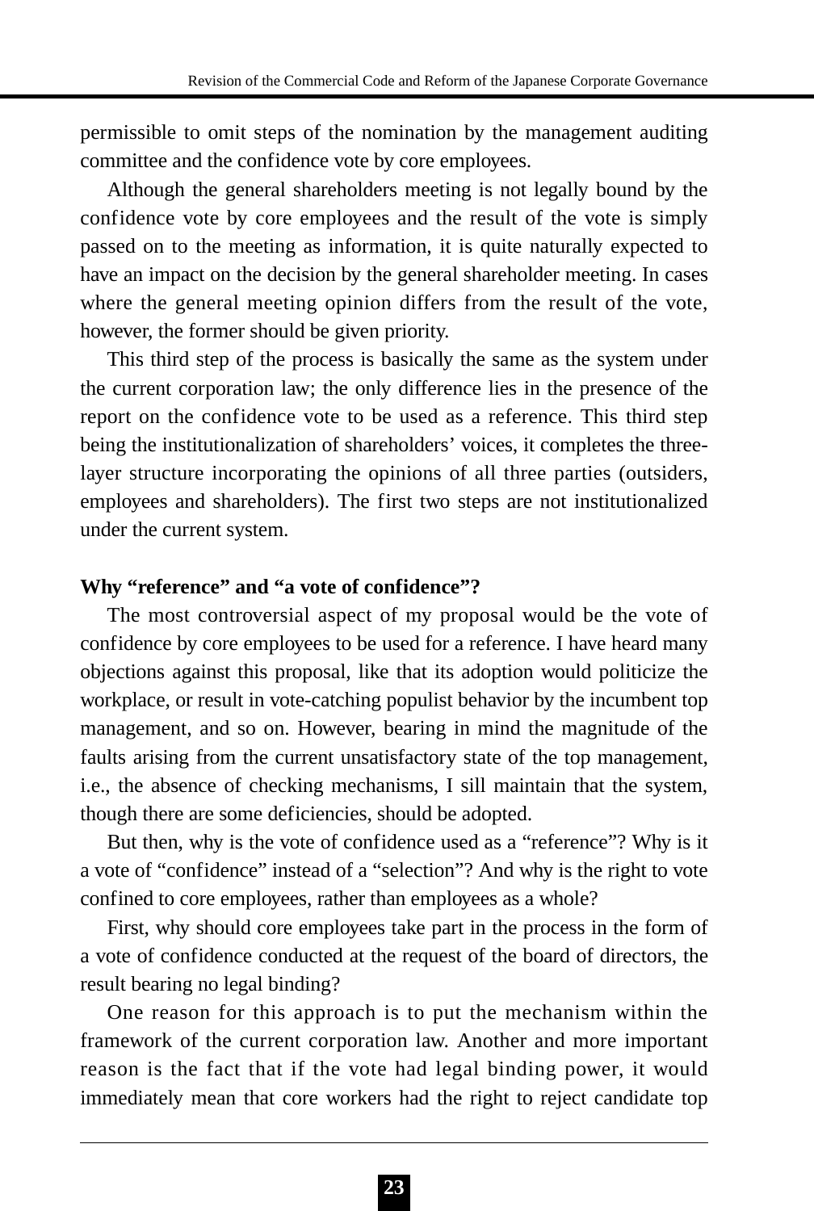permissible to omit steps of the nomination by the management auditing committee and the confidence vote by core employees.

Although the general shareholders meeting is not legally bound by the confidence vote by core employees and the result of the vote is simply passed on to the meeting as information, it is quite naturally expected to have an impact on the decision by the general shareholder meeting. In cases where the general meeting opinion differs from the result of the vote, however, the former should be given priority.

This third step of the process is basically the same as the system under the current corporation law; the only difference lies in the presence of the report on the confidence vote to be used as a reference. This third step being the institutionalization of shareholders' voices, it completes the three-layer structure incorporating the opinions of all three parties (outsiders, employees and shareholders). The first two steps are not institutionalized under the current system.

**Why "reference" and "a vote of confidence"?**

The most controversial aspect of my proposal would be the vote of confidence by core employees to be used for a reference. I have heard many objections against this proposal, like that its adoption would politicize the workplace, or result in vote-catching populist behavior by the incumbent top management, and so on. However, bearing in mind the magnitude of the faults arising from the current unsatisfactory state of the top management, i.e., the absence of checking mechanisms, I sill maintain that the system, though there are some deficiencies, should be adopted.

But then, why is the vote of confidence used as a "reference"? Why is it a vote of "confidence" instead of a "selection"? And why is the right to vote confined to core employees, rather than employees as a whole?

First, why should core employees take part in the process in the form of a vote of confidence conducted at the request of the board of directors, the result bearing no legal binding?

One reason for this approach is to put the mechanism within the framework of the current corporation law. Another and more important reason is the fact that if the vote had legal binding power, it would immediately mean that core workers had the right to reject candidate top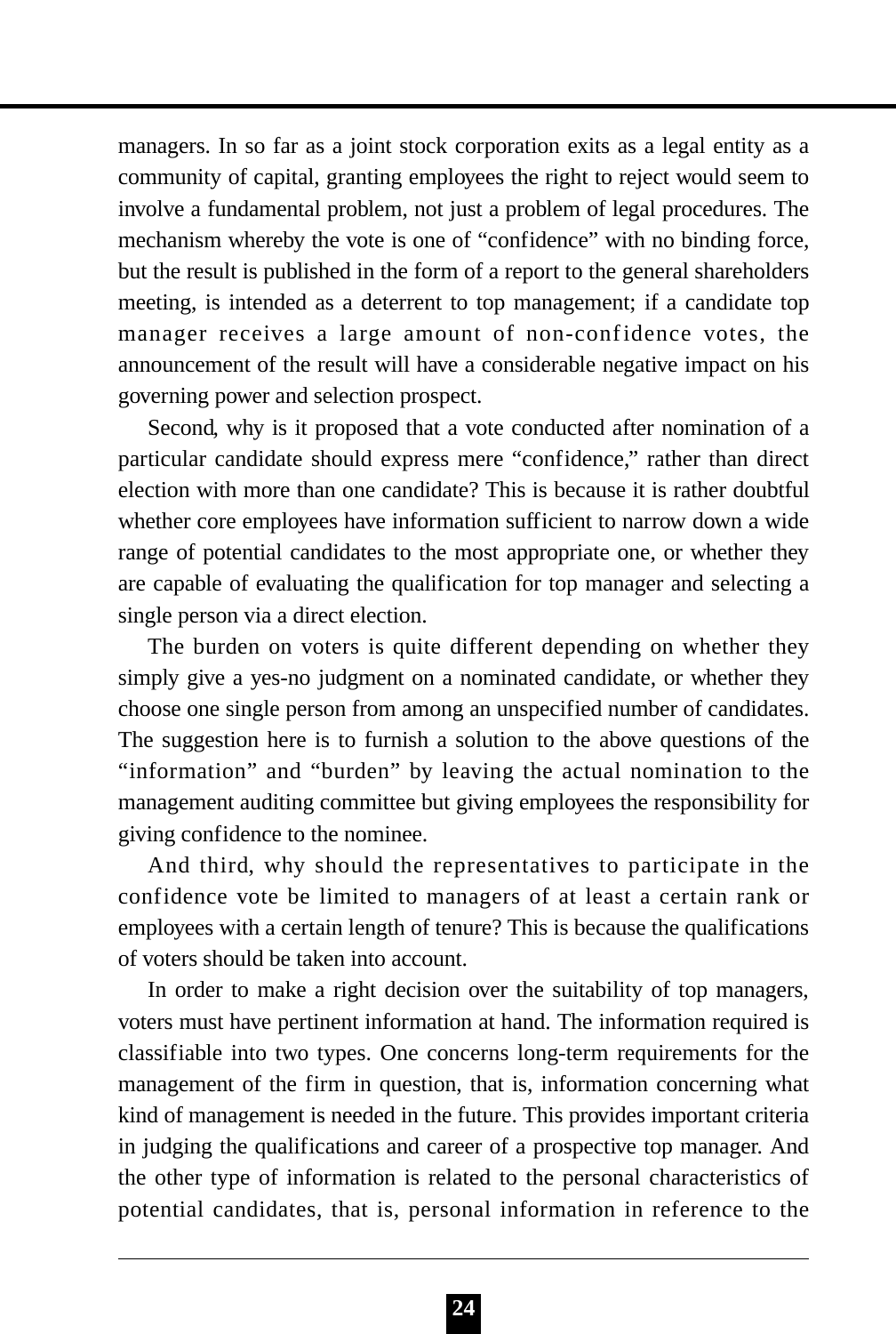managers. In so far as a joint stock corporation exits as a legal entity as a community of capital, granting employees the right to reject would seem to involve a fundamental problem, not just a problem of legal procedures. The mechanism whereby the vote is one of "confidence" with no binding force, but the result is published in the form of a report to the general shareholders meeting, is intended as a deterrent to top management; if a candidate top manager receives a large amount of non-confidence votes, the announcement of the result will have a considerable negative impact on his governing power and selection prospect.

Second, why is it proposed that a vote conducted after nomination of a particular candidate should express mere "confidence," rather than direct election with more than one candidate? This is because it is rather doubtful whether core employees have information sufficient to narrow down a wide range of potential candidates to the most appropriate one, or whether they are capable of evaluating the qualification for top manager and selecting a single person via a direct election.

The burden on voters is quite different depending on whether they simply give a yes-no judgment on a nominated candidate, or whether they choose one single person from among an unspecified number of candidates. The suggestion here is to furnish a solution to the above questions of the "information" and "burden" by leaving the actual nomination to the management auditing committee but giving employees the responsibility for giving confidence to the nominee.

And third, why should the representatives to participate in the confidence vote be limited to managers of at least a certain rank or employees with a certain length of tenure? This is because the qualifications of voters should be taken into account.

In order to make a right decision over the suitability of top managers, voters must have pertinent information at hand. The information required is classifiable into two types. One concerns long-term requirements for the management of the firm in question, that is, information concerning what kind of management is needed in the future. This provides important criteria in judging the qualifications and career of a prospective top manager. And the other type of information is related to the personal characteristics of potential candidates, that is, personal information in reference to the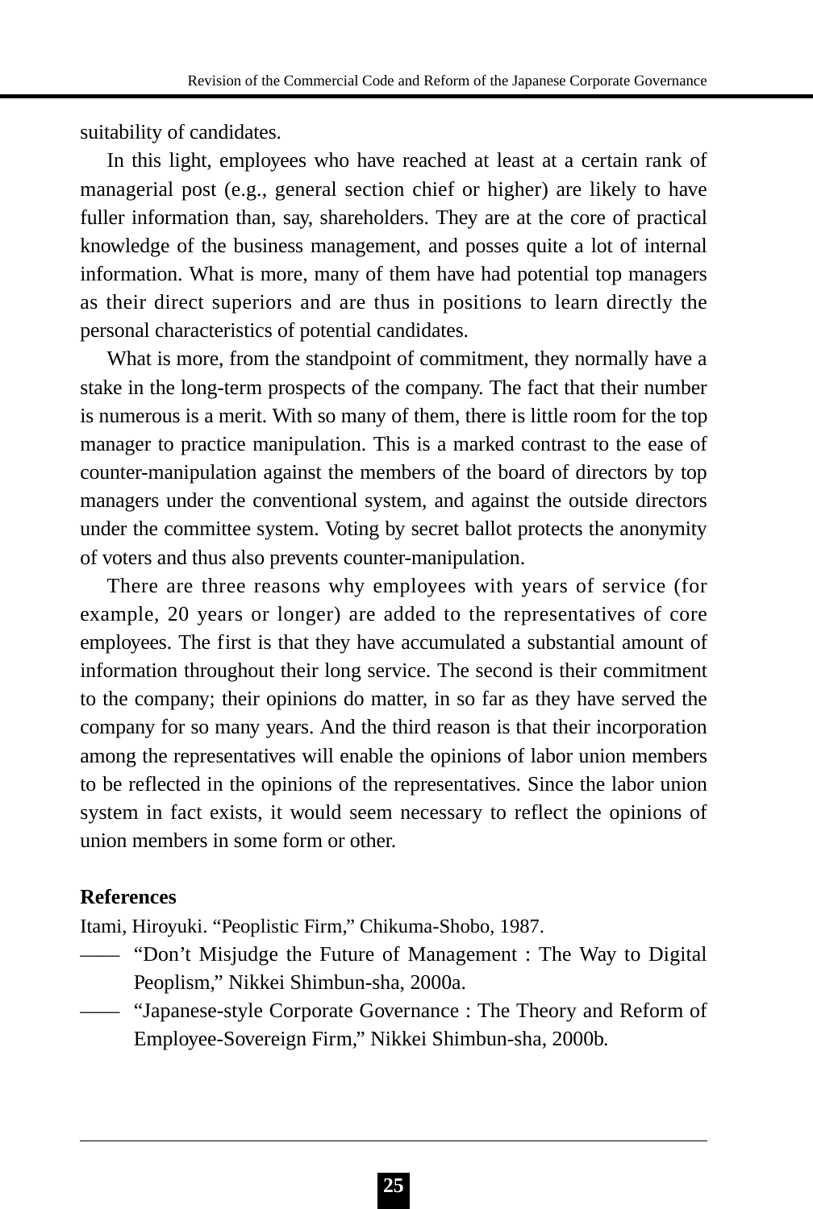suitability of candidates.

In this light, employees who have reached at least at a certain rank of managerial post (e.g., general section chief or higher) are likely to have fuller information than, say, shareholders. They are at the core of practical knowledge of the business management, and posses quite a lot of internal information. What is more, many of them have had potential top managers as their direct superiors and are thus in positions to learn directly the personal characteristics of potential candidates.

What is more, from the standpoint of commitment, they normally have a stake in the long-term prospects of the company. The fact that their number is numerous is a merit. With so many of them, there is little room for the top manager to practice manipulation. This is a marked contrast to the ease of counter-manipulation against the members of the board of directors by top managers under the conventional system, and against the outside directors under the committee system. Voting by secret ballot protects the anonymity of voters and thus also prevents counter-manipulation.

There are three reasons why employees with years of service (for example, 20 years or longer) are added to the representatives of core employees. The first is that they have accumulated a substantial amount of information throughout their long service. The second is their commitment to the company; their opinions do matter, in so far as they have served the company for so many years. And the third reason is that their incorporation among the representatives will enable the opinions of labor union members to be reflected in the opinions of the representatives. Since the labor union system in fact exists, it would seem necessary to reflect the opinions of union members in some form or other.

**References**

Itami, Hiroyuki. “Peoplistic Firm,” Chikuma-Shobo, 1987.

—— “Don’t Misjudge the Future of Management : The Way to Digital Peoplism,” Nikkei Shimbun-sha, 2000a.

—— “Japanese-style Corporate Governance : The Theory and Reform of Employee-Sovereign Firm,” Nikkei Shimbun-sha, 2000b.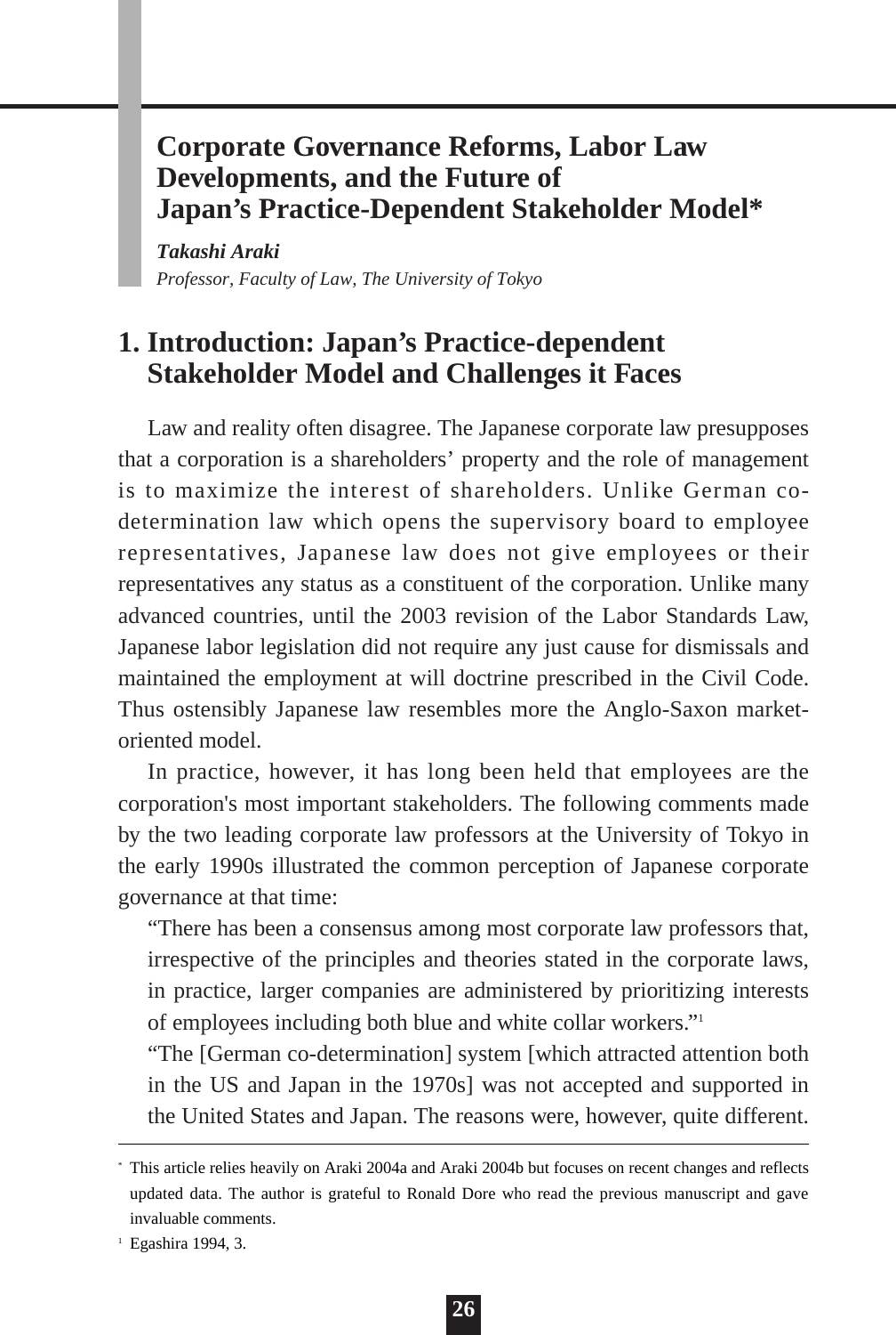# Corporate Governance Reforms, Labor Law Developments, and the Future of Japan's Practice-Dependent Stakeholder Model*

***Takashi Araki***
*Professor, Faculty of Law, The University of Tokyo*

## 1. Introduction: Japan's Practice-dependent Stakeholder Model and Challenges it Faces

Law and reality often disagree. The Japanese corporate law presupposes that a corporation is a shareholders' property and the role of management is to maximize the interest of shareholders. Unlike German co-determination law which opens the supervisory board to employee representatives, Japanese law does not give employees or their representatives any status as a constituent of the corporation. Unlike many advanced countries, until the 2003 revision of the Labor Standards Law, Japanese labor legislation did not require any just cause for dismissals and maintained the employment at will doctrine prescribed in the Civil Code. Thus ostensibly Japanese law resembles more the Anglo-Saxon market-oriented model.

In practice, however, it has long been held that employees are the corporation's most important stakeholders. The following comments made by the two leading corporate law professors at the University of Tokyo in the early 1990s illustrated the common perception of Japanese corporate governance at that time:

> "There has been a consensus among most corporate law professors that, irrespective of the principles and theories stated in the corporate laws, in practice, larger companies are administered by prioritizing interests of employees including both blue and white collar workers."[1]
>
> "The [German co-determination] system [which attracted attention both in the US and Japan in the 1970s] was not accepted and supported in the United States and Japan. The reasons were, however, quite different.

---

\* This article relies heavily on Araki 2004a and Araki 2004b but focuses on recent changes and reflects updated data. The author is grateful to Ronald Dore who read the previous manuscript and gave invaluable comments.

[1] Egashira 1994, 3.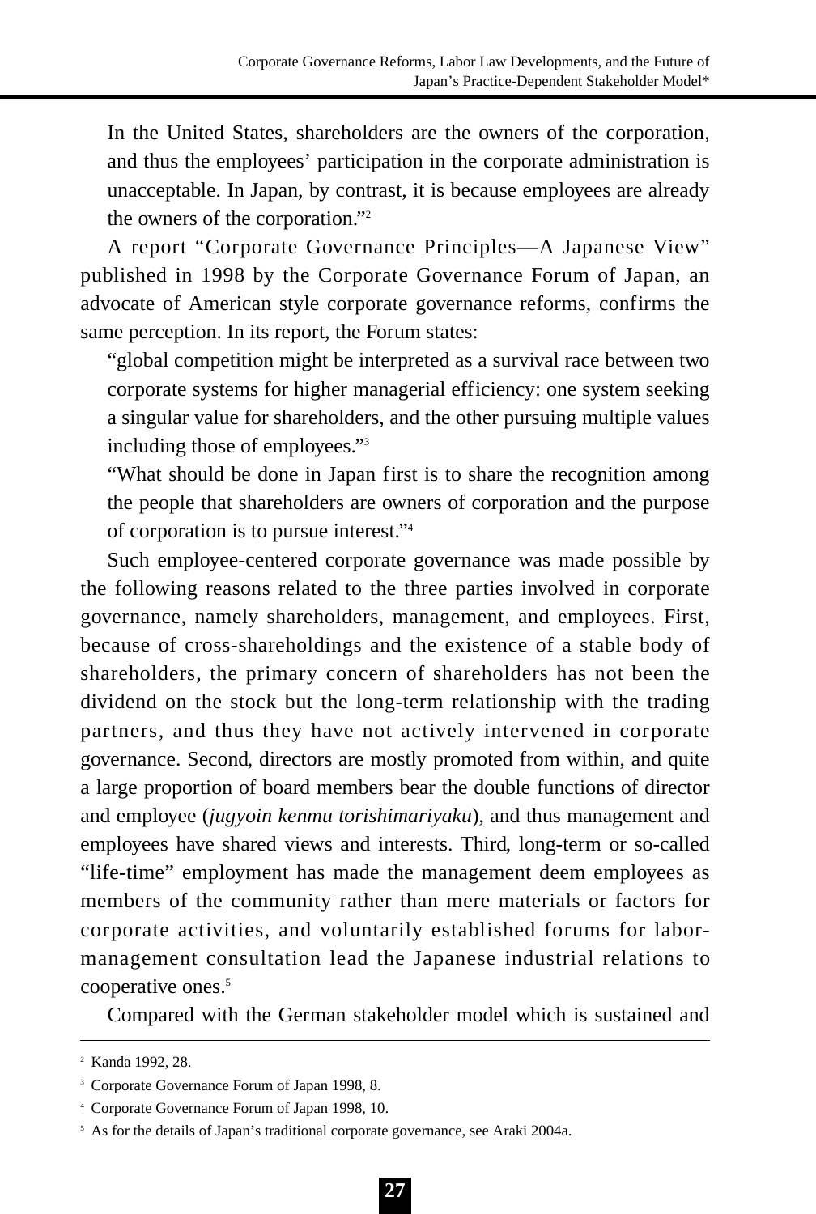In the United States, shareholders are the owners of the corporation, and thus the employees' participation in the corporate administration is unacceptable. In Japan, by contrast, it is because employees are already the owners of the corporation."[2]

A report "Corporate Governance Principles—A Japanese View" published in 1998 by the Corporate Governance Forum of Japan, an advocate of American style corporate governance reforms, confirms the same perception. In its report, the Forum states:

"global competition might be interpreted as a survival race between two corporate systems for higher managerial efficiency: one system seeking a singular value for shareholders, and the other pursuing multiple values including those of employees."[3]

"What should be done in Japan first is to share the recognition among the people that shareholders are owners of corporation and the purpose of corporation is to pursue interest."[4]

Such employee-centered corporate governance was made possible by the following reasons related to the three parties involved in corporate governance, namely shareholders, management, and employees. First, because of cross-shareholdings and the existence of a stable body of shareholders, the primary concern of shareholders has not been the dividend on the stock but the long-term relationship with the trading partners, and thus they have not actively intervened in corporate governance. Second, directors are mostly promoted from within, and quite a large proportion of board members bear the double functions of director and employee (*jugyoin kenmu torishimariyaku*), and thus management and employees have shared views and interests. Third, long-term or so-called "life-time" employment has made the management deem employees as members of the community rather than mere materials or factors for corporate activities, and voluntarily established forums for labor-management consultation lead the Japanese industrial relations to cooperative ones.[5]

Compared with the German stakeholder model which is sustained and

---

[2] Kanda 1992, 28.

[3] Corporate Governance Forum of Japan 1998, 8.

[4] Corporate Governance Forum of Japan 1998, 10.

[5] As for the details of Japan's traditional corporate governance, see Araki 2004a.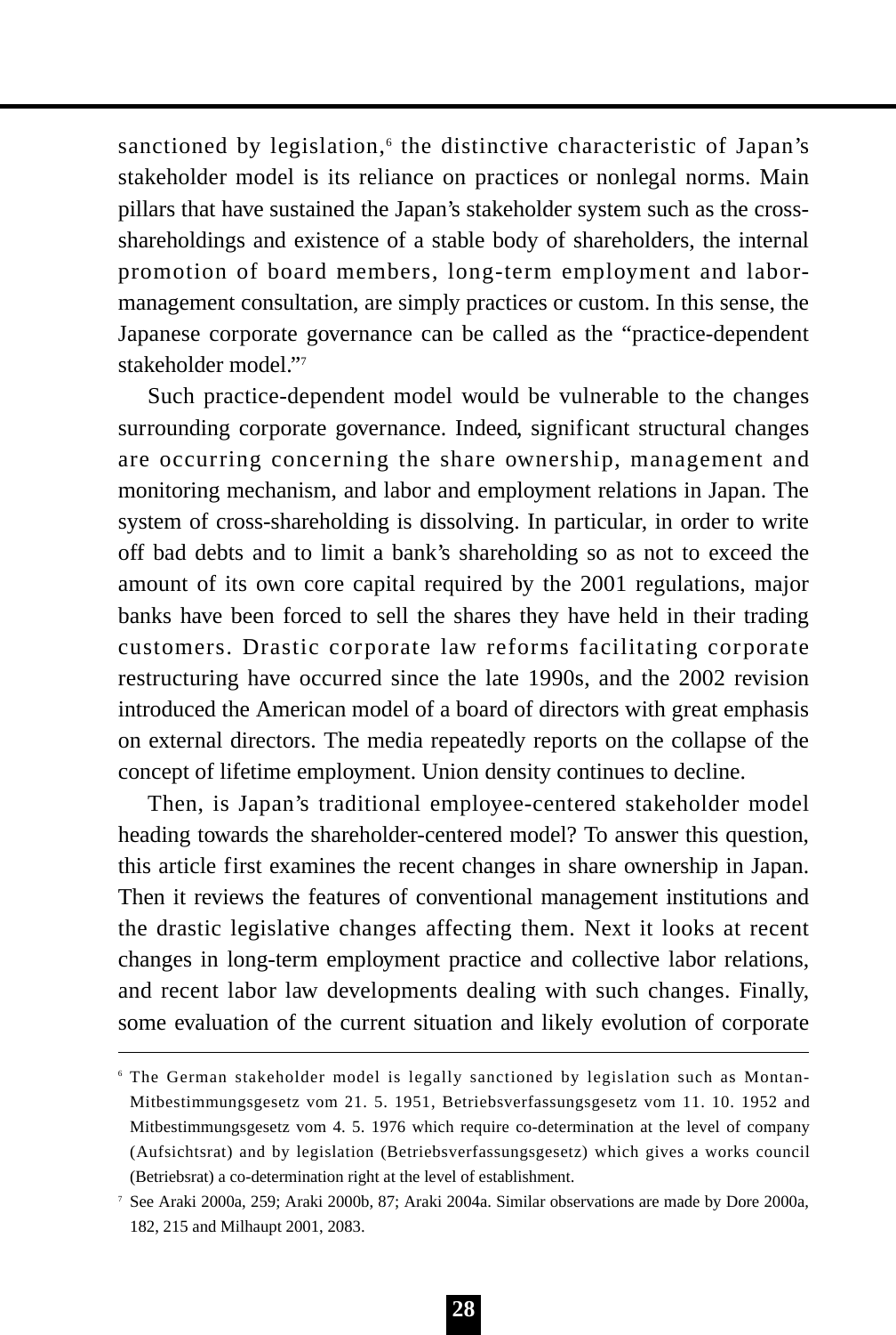sanctioned by legislation,[6] the distinctive characteristic of Japan's stakeholder model is its reliance on practices or nonlegal norms. Main pillars that have sustained the Japan's stakeholder system such as the cross-shareholdings and existence of a stable body of shareholders, the internal promotion of board members, long-term employment and labor-management consultation, are simply practices or custom. In this sense, the Japanese corporate governance can be called as the "practice-dependent stakeholder model."[7]

Such practice-dependent model would be vulnerable to the changes surrounding corporate governance. Indeed, significant structural changes are occurring concerning the share ownership, management and monitoring mechanism, and labor and employment relations in Japan. The system of cross-shareholding is dissolving. In particular, in order to write off bad debts and to limit a bank's shareholding so as not to exceed the amount of its own core capital required by the 2001 regulations, major banks have been forced to sell the shares they have held in their trading customers. Drastic corporate law reforms facilitating corporate restructuring have occurred since the late 1990s, and the 2002 revision introduced the American model of a board of directors with great emphasis on external directors. The media repeatedly reports on the collapse of the concept of lifetime employment. Union density continues to decline.

Then, is Japan's traditional employee-centered stakeholder model heading towards the shareholder-centered model? To answer this question, this article first examines the recent changes in share ownership in Japan. Then it reviews the features of conventional management institutions and the drastic legislative changes affecting them. Next it looks at recent changes in long-term employment practice and collective labor relations, and recent labor law developments dealing with such changes. Finally, some evaluation of the current situation and likely evolution of corporate

---

[6] The German stakeholder model is legally sanctioned by legislation such as Montan-Mitbestimmungsgesetz vom 21. 5. 1951, Betriebsverfassungsgesetz vom 11. 10. 1952 and Mitbestimmungsgesetz vom 4. 5. 1976 which require co-determination at the level of company (Aufsichtsrat) and by legislation (Betriebsverfassungsgesetz) which gives a works council (Betriebsrat) a co-determination right at the level of establishment.

[7] See Araki 2000a, 259; Araki 2000b, 87; Araki 2004a. Similar observations are made by Dore 2000a, 182, 215 and Milhaupt 2001, 2083.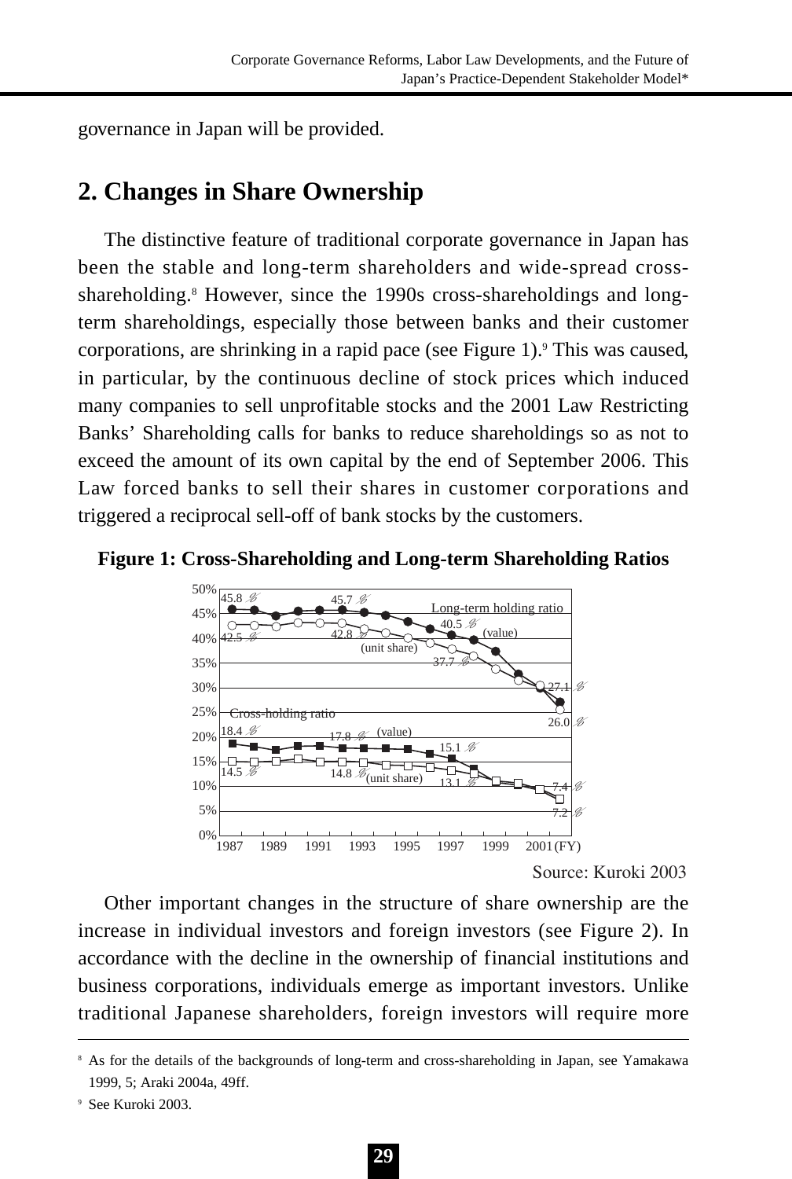governance in Japan will be provided.

## 2. Changes in Share Ownership

The distinctive feature of traditional corporate governance in Japan has been the stable and long-term shareholders and wide-spread cross-shareholding.[8] However, since the 1990s cross-shareholdings and long-term shareholdings, especially those between banks and their customer corporations, are shrinking in a rapid pace (see Figure 1).[9] This was caused, in particular, by the continuous decline of stock prices which induced many companies to sell unprofitable stocks and the 2001 Law Restricting Banks' Shareholding calls for banks to reduce shareholdings so as not to exceed the amount of its own capital by the end of September 2006. This Law forced banks to sell their shares in customer corporations and triggered a reciprocal sell-off of bank stocks by the customers.

**Figure 1: Cross-Shareholding and Long-term Shareholding Ratios**

Source: Kuroki 2003

Other important changes in the structure of share ownership are the increase in individual investors and foreign investors (see Figure 2). In accordance with the decline in the ownership of financial institutions and business corporations, individuals emerge as important investors. Unlike traditional Japanese shareholders, foreign investors will require more

---

[8] As for the details of the backgrounds of long-term and cross-shareholding in Japan, see Yamakawa 1999, 5; Araki 2004a, 49ff.

[9] See Kuroki 2003.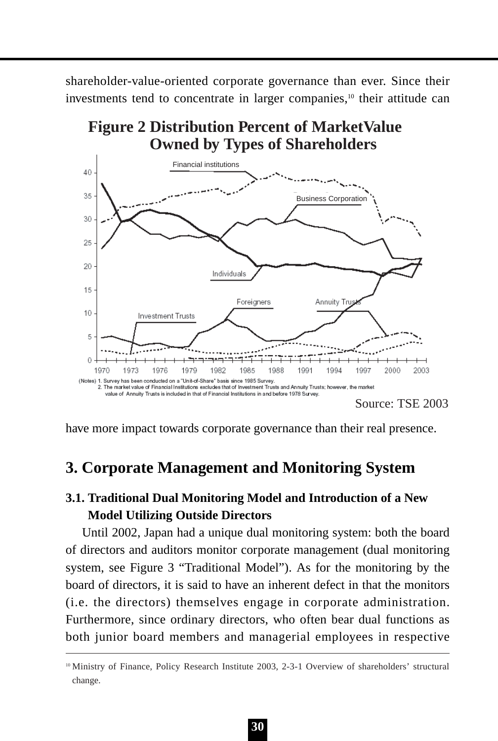shareholder-value-oriented corporate governance than ever. Since their investments tend to concentrate in larger companies,[10] their attitude can

**Figure 2 Distribution Percent of MarketValue Owned by Types of Shareholders**

(Notes) 1. Survey has been conducted on a "Unit-of-Share" basis since 1985 Survey.
2. The market value of Financial Institutions excludes that of Investment Trusts and Annuity Trusts; however, the market value of Annuity Trusts is included in that of Financial Institutions in and before 1978 Survey.

Source: TSE 2003

have more impact towards corporate governance than their real presence.

## 3. Corporate Management and Monitoring System

### 3.1. Traditional Dual Monitoring Model and Introduction of a New Model Utilizing Outside Directors

Until 2002, Japan had a unique dual monitoring system: both the board of directors and auditors monitor corporate management (dual monitoring system, see Figure 3 "Traditional Model"). As for the monitoring by the board of directors, it is said to have an inherent defect in that the monitors (i.e. the directors) themselves engage in corporate administration. Furthermore, since ordinary directors, who often bear dual functions as both junior board members and managerial employees in respective

---

[10] Ministry of Finance, Policy Research Institute 2003, 2-3-1 Overview of shareholders' structural change.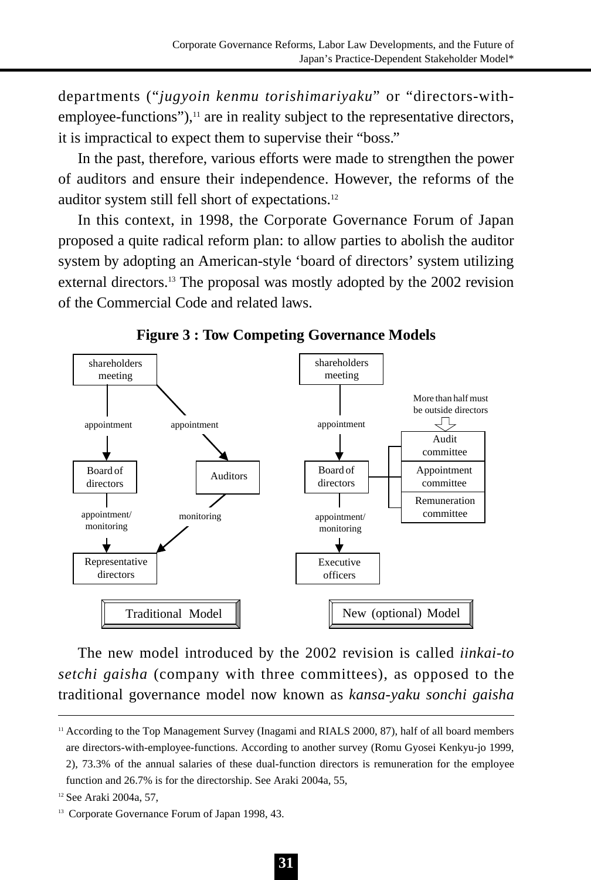departments (“*jugyoin kenmu torishimariyaku*” or “directors-with-employee-functions”),[11] are in reality subject to the representative directors, it is impractical to expect them to supervise their “boss.”

In the past, therefore, various efforts were made to strengthen the power of auditors and ensure their independence. However, the reforms of the auditor system still fell short of expectations.[12]

In this context, in 1998, the Corporate Governance Forum of Japan proposed a quite radical reform plan: to allow parties to abolish the auditor system by adopting an American-style ‘board of directors’ system utilizing external directors.[13] The proposal was mostly adopted by the 2002 revision of the Commercial Code and related laws.

**Figure 3 : Tow Competing Governance Models**

Traditional Model:
- shareholders meeting → (appointment) → Board of directors
- shareholders meeting → (appointment) → Auditors
- Board of directors → (appointment/monitoring) → Representative directors
- Auditors → (monitoring) → Representative directors

New (optional) Model:
- shareholders meeting → (appointment) → Board of directors
- Board of directors — Audit committee, Appointment committee, Remuneration committee (More than half must be outside directors)
- Board of directors → (appointment/monitoring) → Executive officers

The new model introduced by the 2002 revision is called *iinkai-to setchi gaisha* (company with three committees), as opposed to the traditional governance model now known as *kansa-yaku sonchi gaisha*

---

[11] According to the Top Management Survey (Inagami and RIALS 2000, 87), half of all board members are directors-with-employee-functions. According to another survey (Romu Gyosei Kenkyu-jo 1999, 2), 73.3% of the annual salaries of these dual-function directors is remuneration for the employee function and 26.7% is for the directorship. See Araki 2004a, 55,

[12] See Araki 2004a, 57,

[13] Corporate Governance Forum of Japan 1998, 43.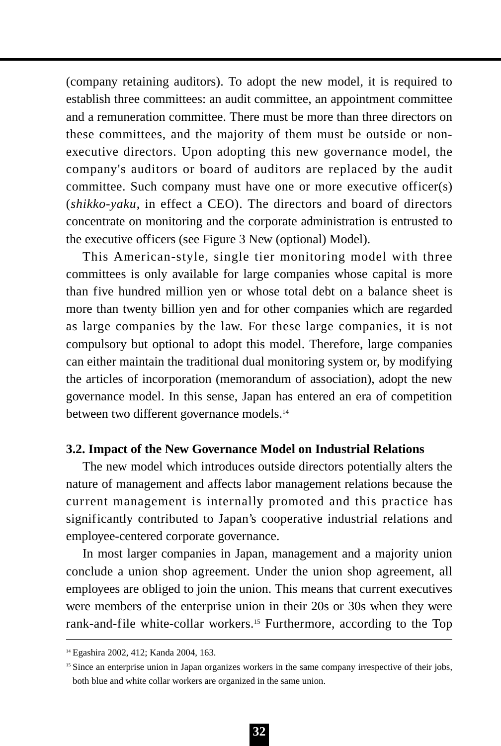(company retaining auditors). To adopt the new model, it is required to establish three committees: an audit committee, an appointment committee and a remuneration committee. There must be more than three directors on these committees, and the majority of them must be outside or non-executive directors. Upon adopting this new governance model, the company's auditors or board of auditors are replaced by the audit committee. Such company must have one or more executive officer(s) (*shikko-yaku*, in effect a CEO). The directors and board of directors concentrate on monitoring and the corporate administration is entrusted to the executive officers (see Figure 3 New (optional) Model).

This American-style, single tier monitoring model with three committees is only available for large companies whose capital is more than five hundred million yen or whose total debt on a balance sheet is more than twenty billion yen and for other companies which are regarded as large companies by the law. For these large companies, it is not compulsory but optional to adopt this model. Therefore, large companies can either maintain the traditional dual monitoring system or, by modifying the articles of incorporation (memorandum of association), adopt the new governance model. In this sense, Japan has entered an era of competition between two different governance models.[14]

### 3.2. Impact of the New Governance Model on Industrial Relations

The new model which introduces outside directors potentially alters the nature of management and affects labor management relations because the current management is internally promoted and this practice has significantly contributed to Japan's cooperative industrial relations and employee-centered corporate governance.

In most larger companies in Japan, management and a majority union conclude a union shop agreement. Under the union shop agreement, all employees are obliged to join the union. This means that current executives were members of the enterprise union in their 20s or 30s when they were rank-and-file white-collar workers.[15] Furthermore, according to the Top

---

[14] Egashira 2002, 412; Kanda 2004, 163.

[15] Since an enterprise union in Japan organizes workers in the same company irrespective of their jobs, both blue and white collar workers are organized in the same union.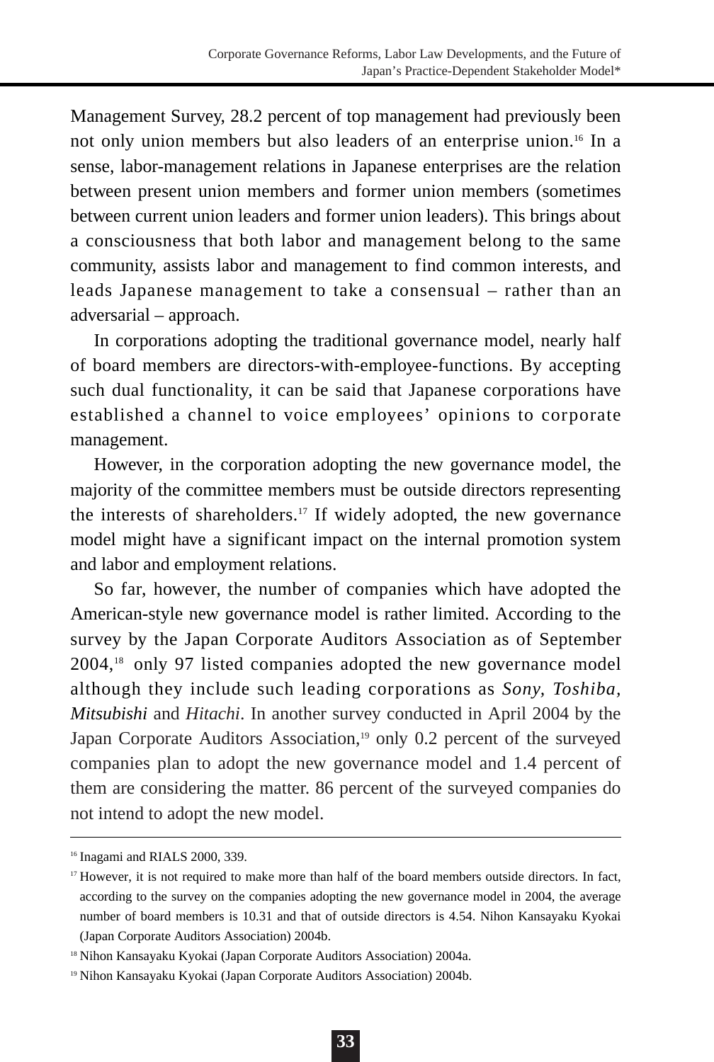Management Survey, 28.2 percent of top management had previously been not only union members but also leaders of an enterprise union.[16] In a sense, labor-management relations in Japanese enterprises are the relation between present union members and former union members (sometimes between current union leaders and former union leaders). This brings about a consciousness that both labor and management belong to the same community, assists labor and management to find common interests, and leads Japanese management to take a consensual – rather than an adversarial – approach.

In corporations adopting the traditional governance model, nearly half of board members are directors-with-employee-functions. By accepting such dual functionality, it can be said that Japanese corporations have established a channel to voice employees' opinions to corporate management.

However, in the corporation adopting the new governance model, the majority of the committee members must be outside directors representing the interests of shareholders.[17] If widely adopted, the new governance model might have a significant impact on the internal promotion system and labor and employment relations.

So far, however, the number of companies which have adopted the American-style new governance model is rather limited. According to the survey by the Japan Corporate Auditors Association as of September 2004,[18] only 97 listed companies adopted the new governance model although they include such leading corporations as *Sony, Toshiba, Mitsubishi* and *Hitachi*. In another survey conducted in April 2004 by the Japan Corporate Auditors Association,[19] only 0.2 percent of the surveyed companies plan to adopt the new governance model and 1.4 percent of them are considering the matter. 86 percent of the surveyed companies do not intend to adopt the new model.

---

[16] Inagami and RIALS 2000, 339.

[17] However, it is not required to make more than half of the board members outside directors. In fact, according to the survey on the companies adopting the new governance model in 2004, the average number of board members is 10.31 and that of outside directors is 4.54. Nihon Kansayaku Kyokai (Japan Corporate Auditors Association) 2004b.

[18] Nihon Kansayaku Kyokai (Japan Corporate Auditors Association) 2004a.

[19] Nihon Kansayaku Kyokai (Japan Corporate Auditors Association) 2004b.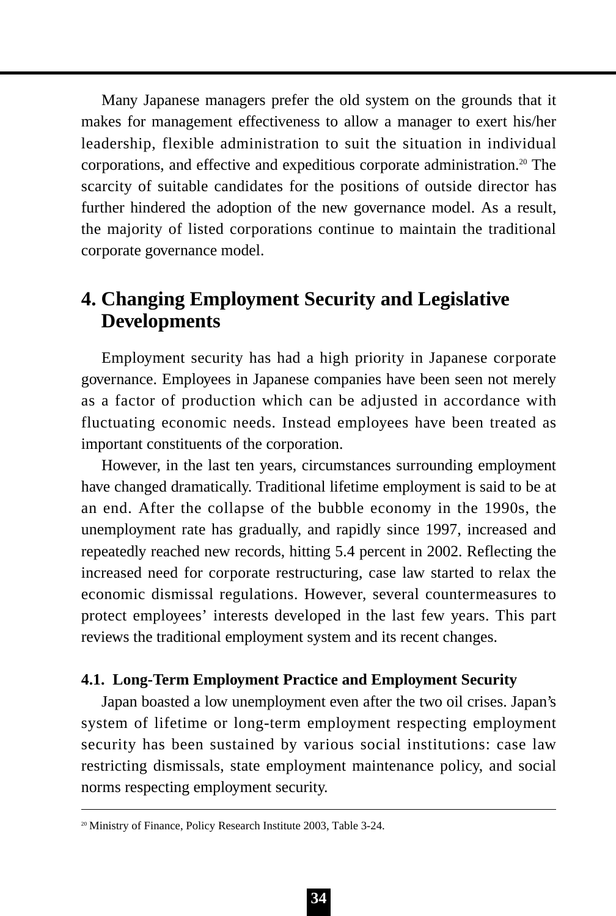Many Japanese managers prefer the old system on the grounds that it makes for management effectiveness to allow a manager to exert his/her leadership, flexible administration to suit the situation in individual corporations, and effective and expeditious corporate administration.[20] The scarcity of suitable candidates for the positions of outside director has further hindered the adoption of the new governance model. As a result, the majority of listed corporations continue to maintain the traditional corporate governance model.

## 4. Changing Employment Security and Legislative Developments

Employment security has had a high priority in Japanese corporate governance. Employees in Japanese companies have been seen not merely as a factor of production which can be adjusted in accordance with fluctuating economic needs. Instead employees have been treated as important constituents of the corporation.

However, in the last ten years, circumstances surrounding employment have changed dramatically. Traditional lifetime employment is said to be at an end. After the collapse of the bubble economy in the 1990s, the unemployment rate has gradually, and rapidly since 1997, increased and repeatedly reached new records, hitting 5.4 percent in 2002. Reflecting the increased need for corporate restructuring, case law started to relax the economic dismissal regulations. However, several countermeasures to protect employees' interests developed in the last few years. This part reviews the traditional employment system and its recent changes.

### 4.1. Long-Term Employment Practice and Employment Security

Japan boasted a low unemployment even after the two oil crises. Japan's system of lifetime or long-term employment respecting employment security has been sustained by various social institutions: case law restricting dismissals, state employment maintenance policy, and social norms respecting employment security.

---

[20] Ministry of Finance, Policy Research Institute 2003, Table 3-24.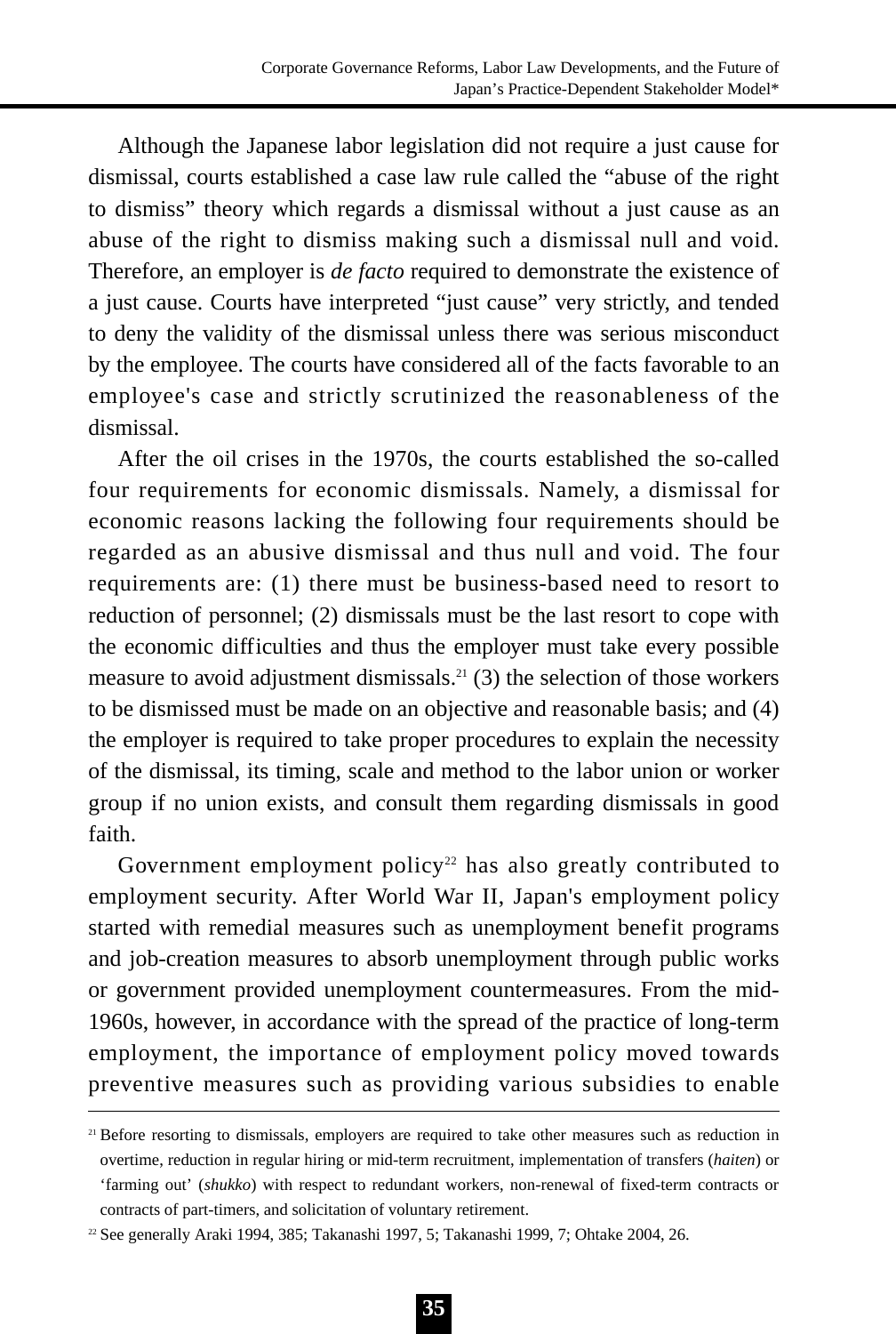Although the Japanese labor legislation did not require a just cause for dismissal, courts established a case law rule called the "abuse of the right to dismiss" theory which regards a dismissal without a just cause as an abuse of the right to dismiss making such a dismissal null and void. Therefore, an employer is *de facto* required to demonstrate the existence of a just cause. Courts have interpreted "just cause" very strictly, and tended to deny the validity of the dismissal unless there was serious misconduct by the employee. The courts have considered all of the facts favorable to an employee's case and strictly scrutinized the reasonableness of the dismissal.

After the oil crises in the 1970s, the courts established the so-called four requirements for economic dismissals. Namely, a dismissal for economic reasons lacking the following four requirements should be regarded as an abusive dismissal and thus null and void. The four requirements are: (1) there must be business-based need to resort to reduction of personnel; (2) dismissals must be the last resort to cope with the economic difficulties and thus the employer must take every possible measure to avoid adjustment dismissals.[21] (3) the selection of those workers to be dismissed must be made on an objective and reasonable basis; and (4) the employer is required to take proper procedures to explain the necessity of the dismissal, its timing, scale and method to the labor union or worker group if no union exists, and consult them regarding dismissals in good faith.

Government employment policy[22] has also greatly contributed to employment security. After World War II, Japan's employment policy started with remedial measures such as unemployment benefit programs and job-creation measures to absorb unemployment through public works or government provided unemployment countermeasures. From the mid-1960s, however, in accordance with the spread of the practice of long-term employment, the importance of employment policy moved towards preventive measures such as providing various subsidies to enable

---

[21] Before resorting to dismissals, employers are required to take other measures such as reduction in overtime, reduction in regular hiring or mid-term recruitment, implementation of transfers (*haiten*) or 'farming out' (*shukko*) with respect to redundant workers, non-renewal of fixed-term contracts or contracts of part-timers, and solicitation of voluntary retirement.

[22] See generally Araki 1994, 385; Takanashi 1997, 5; Takanashi 1999, 7; Ohtake 2004, 26.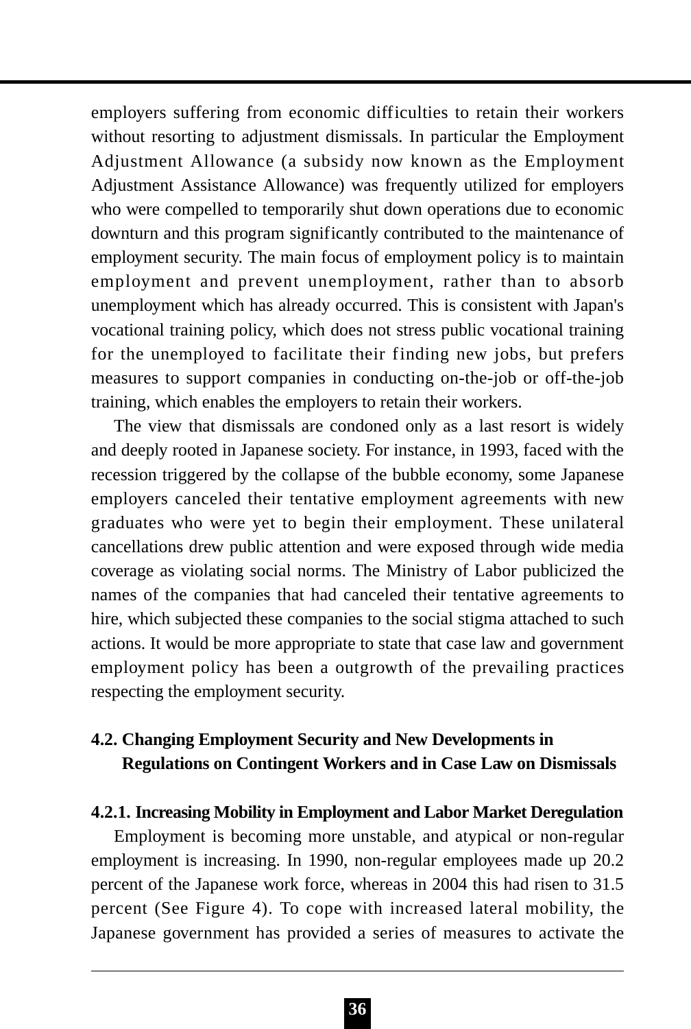employers suffering from economic difficulties to retain their workers without resorting to adjustment dismissals. In particular the Employment Adjustment Allowance (a subsidy now known as the Employment Adjustment Assistance Allowance) was frequently utilized for employers who were compelled to temporarily shut down operations due to economic downturn and this program significantly contributed to the maintenance of employment security. The main focus of employment policy is to maintain employment and prevent unemployment, rather than to absorb unemployment which has already occurred. This is consistent with Japan's vocational training policy, which does not stress public vocational training for the unemployed to facilitate their finding new jobs, but prefers measures to support companies in conducting on-the-job or off-the-job training, which enables the employers to retain their workers.

The view that dismissals are condoned only as a last resort is widely and deeply rooted in Japanese society. For instance, in 1993, faced with the recession triggered by the collapse of the bubble economy, some Japanese employers canceled their tentative employment agreements with new graduates who were yet to begin their employment. These unilateral cancellations drew public attention and were exposed through wide media coverage as violating social norms. The Ministry of Labor publicized the names of the companies that had canceled their tentative agreements to hire, which subjected these companies to the social stigma attached to such actions. It would be more appropriate to state that case law and government employment policy has been a outgrowth of the prevailing practices respecting the employment security.

## 4.2. Changing Employment Security and New Developments in Regulations on Contingent Workers and in Case Law on Dismissals

### 4.2.1. Increasing Mobility in Employment and Labor Market Deregulation

Employment is becoming more unstable, and atypical or non-regular employment is increasing. In 1990, non-regular employees made up 20.2 percent of the Japanese work force, whereas in 2004 this had risen to 31.5 percent (See Figure 4). To cope with increased lateral mobility, the Japanese government has provided a series of measures to activate the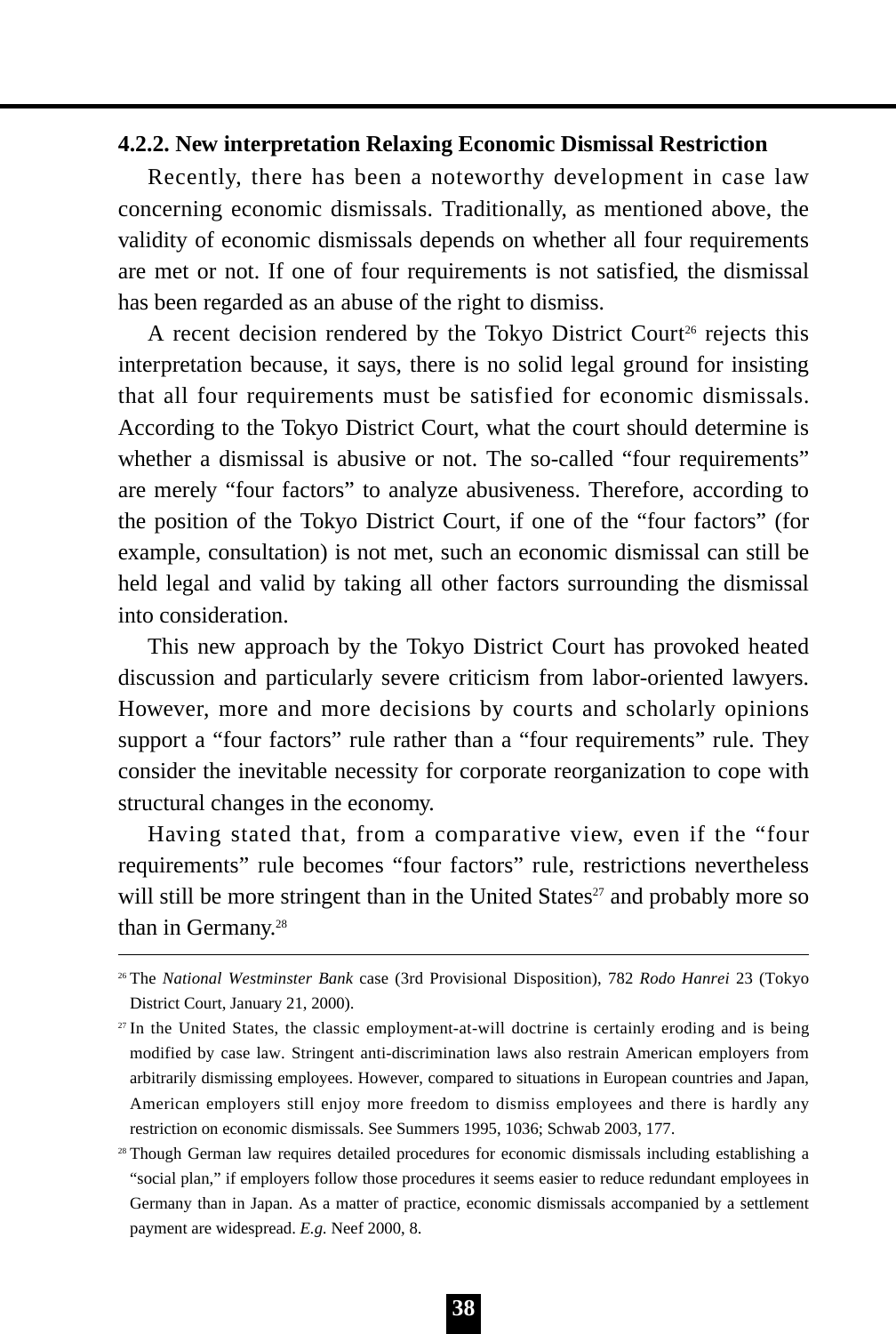### 4.2.2. New interpretation Relaxing Economic Dismissal Restriction

Recently, there has been a noteworthy development in case law concerning economic dismissals. Traditionally, as mentioned above, the validity of economic dismissals depends on whether all four requirements are met or not. If one of four requirements is not satisfied, the dismissal has been regarded as an abuse of the right to dismiss.

A recent decision rendered by the Tokyo District Court[26] rejects this interpretation because, it says, there is no solid legal ground for insisting that all four requirements must be satisfied for economic dismissals. According to the Tokyo District Court, what the court should determine is whether a dismissal is abusive or not. The so-called "four requirements" are merely "four factors" to analyze abusiveness. Therefore, according to the position of the Tokyo District Court, if one of the "four factors" (for example, consultation) is not met, such an economic dismissal can still be held legal and valid by taking all other factors surrounding the dismissal into consideration.

This new approach by the Tokyo District Court has provoked heated discussion and particularly severe criticism from labor-oriented lawyers. However, more and more decisions by courts and scholarly opinions support a "four factors" rule rather than a "four requirements" rule. They consider the inevitable necessity for corporate reorganization to cope with structural changes in the economy.

Having stated that, from a comparative view, even if the "four requirements" rule becomes "four factors" rule, restrictions nevertheless will still be more stringent than in the United States[27] and probably more so than in Germany.[28]

---

[26] The *National Westminster Bank* case (3rd Provisional Disposition), 782 *Rodo Hanrei* 23 (Tokyo District Court, January 21, 2000).

[27] In the United States, the classic employment-at-will doctrine is certainly eroding and is being modified by case law. Stringent anti-discrimination laws also restrain American employers from arbitrarily dismissing employees. However, compared to situations in European countries and Japan, American employers still enjoy more freedom to dismiss employees and there is hardly any restriction on economic dismissals. See Summers 1995, 1036; Schwab 2003, 177.

[28] Though German law requires detailed procedures for economic dismissals including establishing a "social plan," if employers follow those procedures it seems easier to reduce redundant employees in Germany than in Japan. As a matter of practice, economic dismissals accompanied by a settlement payment are widespread. *E.g.* Neef 2000, 8.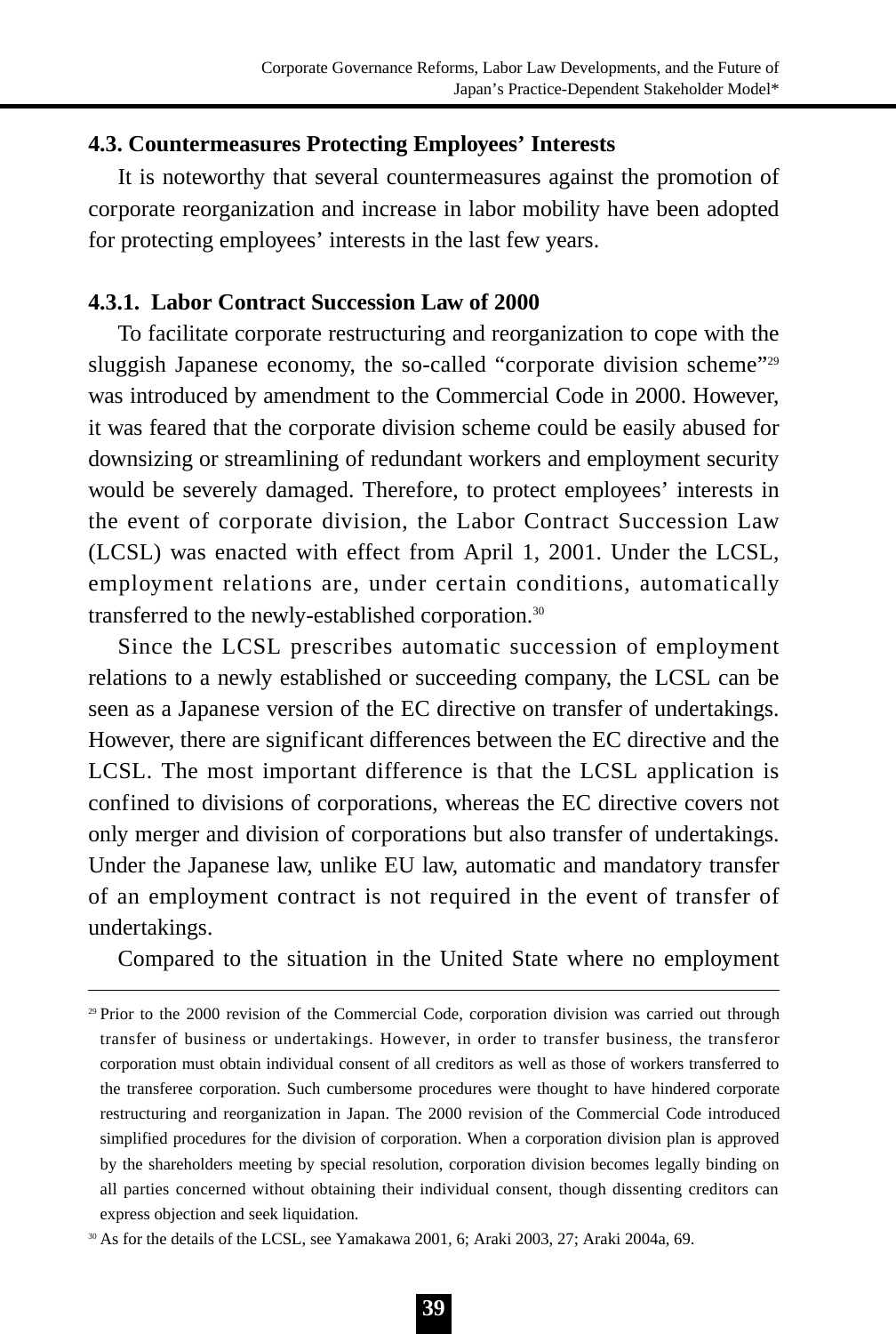### 4.3. Countermeasures Protecting Employees' Interests

It is noteworthy that several countermeasures against the promotion of corporate reorganization and increase in labor mobility have been adopted for protecting employees' interests in the last few years.

#### 4.3.1. Labor Contract Succession Law of 2000

To facilitate corporate restructuring and reorganization to cope with the sluggish Japanese economy, the so-called "corporate division scheme"[29] was introduced by amendment to the Commercial Code in 2000. However, it was feared that the corporate division scheme could be easily abused for downsizing or streamlining of redundant workers and employment security would be severely damaged. Therefore, to protect employees' interests in the event of corporate division, the Labor Contract Succession Law (LCSL) was enacted with effect from April 1, 2001. Under the LCSL, employment relations are, under certain conditions, automatically transferred to the newly-established corporation.[30]

Since the LCSL prescribes automatic succession of employment relations to a newly established or succeeding company, the LCSL can be seen as a Japanese version of the EC directive on transfer of undertakings. However, there are significant differences between the EC directive and the LCSL. The most important difference is that the LCSL application is confined to divisions of corporations, whereas the EC directive covers not only merger and division of corporations but also transfer of undertakings. Under the Japanese law, unlike EU law, automatic and mandatory transfer of an employment contract is not required in the event of transfer of undertakings.

Compared to the situation in the United State where no employment

---

[29] Prior to the 2000 revision of the Commercial Code, corporation division was carried out through transfer of business or undertakings. However, in order to transfer business, the transferor corporation must obtain individual consent of all creditors as well as those of workers transferred to the transferee corporation. Such cumbersome procedures were thought to have hindered corporate restructuring and reorganization in Japan. The 2000 revision of the Commercial Code introduced simplified procedures for the division of corporation. When a corporation division plan is approved by the shareholders meeting by special resolution, corporation division becomes legally binding on all parties concerned without obtaining their individual consent, though dissenting creditors can express objection and seek liquidation.

[30] As for the details of the LCSL, see Yamakawa 2001, 6; Araki 2003, 27; Araki 2004a, 69.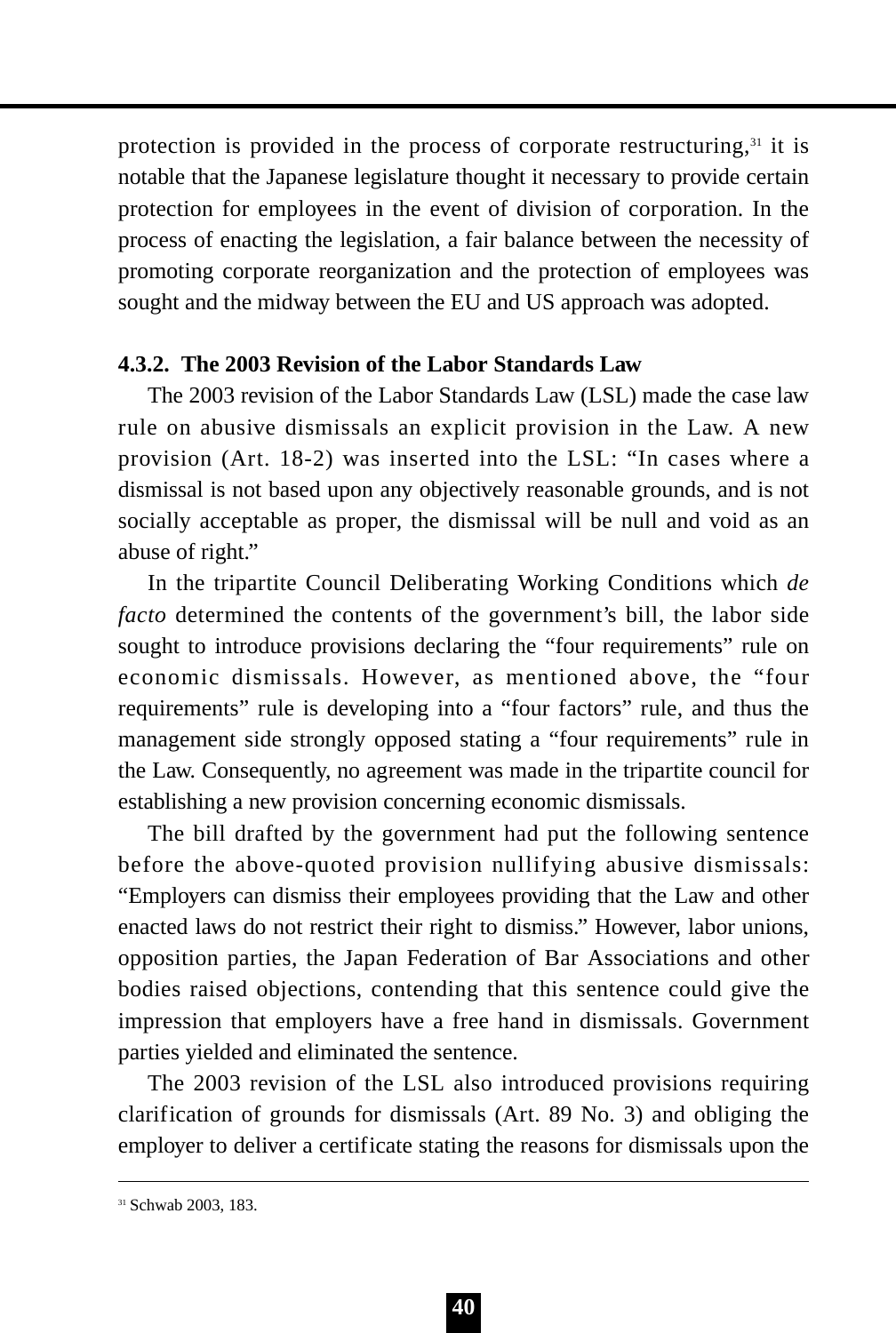protection is provided in the process of corporate restructuring,[31] it is notable that the Japanese legislature thought it necessary to provide certain protection for employees in the event of division of corporation. In the process of enacting the legislation, a fair balance between the necessity of promoting corporate reorganization and the protection of employees was sought and the midway between the EU and US approach was adopted.

#### 4.3.2. The 2003 Revision of the Labor Standards Law

The 2003 revision of the Labor Standards Law (LSL) made the case law rule on abusive dismissals an explicit provision in the Law. A new provision (Art. 18-2) was inserted into the LSL: "In cases where a dismissal is not based upon any objectively reasonable grounds, and is not socially acceptable as proper, the dismissal will be null and void as an abuse of right."

In the tripartite Council Deliberating Working Conditions which *de facto* determined the contents of the government's bill, the labor side sought to introduce provisions declaring the "four requirements" rule on economic dismissals. However, as mentioned above, the "four requirements" rule is developing into a "four factors" rule, and thus the management side strongly opposed stating a "four requirements" rule in the Law. Consequently, no agreement was made in the tripartite council for establishing a new provision concerning economic dismissals.

The bill drafted by the government had put the following sentence before the above-quoted provision nullifying abusive dismissals: "Employers can dismiss their employees providing that the Law and other enacted laws do not restrict their right to dismiss." However, labor unions, opposition parties, the Japan Federation of Bar Associations and other bodies raised objections, contending that this sentence could give the impression that employers have a free hand in dismissals. Government parties yielded and eliminated the sentence.

The 2003 revision of the LSL also introduced provisions requiring clarification of grounds for dismissals (Art. 89 No. 3) and obliging the employer to deliver a certificate stating the reasons for dismissals upon the

---

[31] Schwab 2003, 183.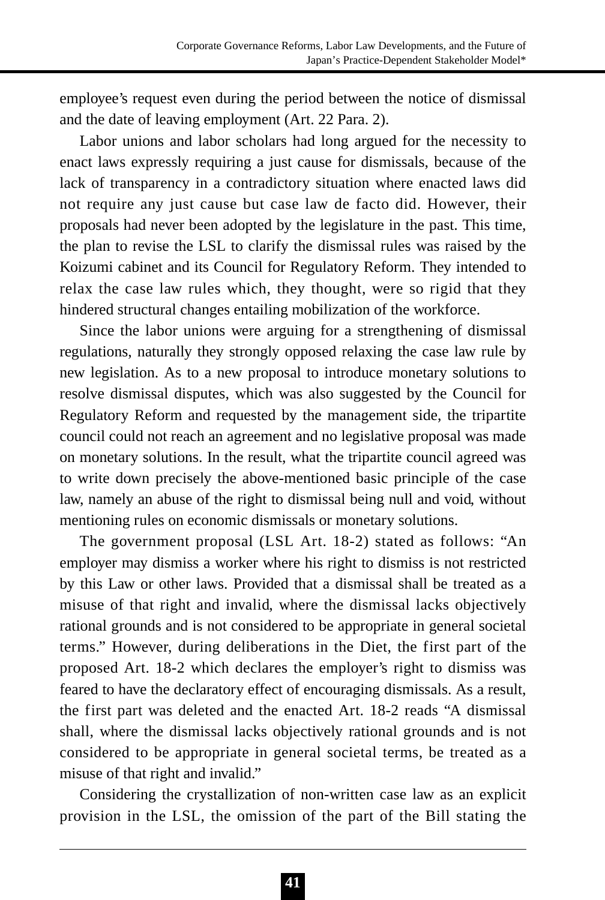employee's request even during the period between the notice of dismissal and the date of leaving employment (Art. 22 Para. 2).

Labor unions and labor scholars had long argued for the necessity to enact laws expressly requiring a just cause for dismissals, because of the lack of transparency in a contradictory situation where enacted laws did not require any just cause but case law de facto did. However, their proposals had never been adopted by the legislature in the past. This time, the plan to revise the LSL to clarify the dismissal rules was raised by the Koizumi cabinet and its Council for Regulatory Reform. They intended to relax the case law rules which, they thought, were so rigid that they hindered structural changes entailing mobilization of the workforce.

Since the labor unions were arguing for a strengthening of dismissal regulations, naturally they strongly opposed relaxing the case law rule by new legislation. As to a new proposal to introduce monetary solutions to resolve dismissal disputes, which was also suggested by the Council for Regulatory Reform and requested by the management side, the tripartite council could not reach an agreement and no legislative proposal was made on monetary solutions. In the result, what the tripartite council agreed was to write down precisely the above-mentioned basic principle of the case law, namely an abuse of the right to dismissal being null and void, without mentioning rules on economic dismissals or monetary solutions.

The government proposal (LSL Art. 18-2) stated as follows: "An employer may dismiss a worker where his right to dismiss is not restricted by this Law or other laws. Provided that a dismissal shall be treated as a misuse of that right and invalid, where the dismissal lacks objectively rational grounds and is not considered to be appropriate in general societal terms." However, during deliberations in the Diet, the first part of the proposed Art. 18-2 which declares the employer's right to dismiss was feared to have the declaratory effect of encouraging dismissals. As a result, the first part was deleted and the enacted Art. 18-2 reads "A dismissal shall, where the dismissal lacks objectively rational grounds and is not considered to be appropriate in general societal terms, be treated as a misuse of that right and invalid."

Considering the crystallization of non-written case law as an explicit provision in the LSL, the omission of the part of the Bill stating the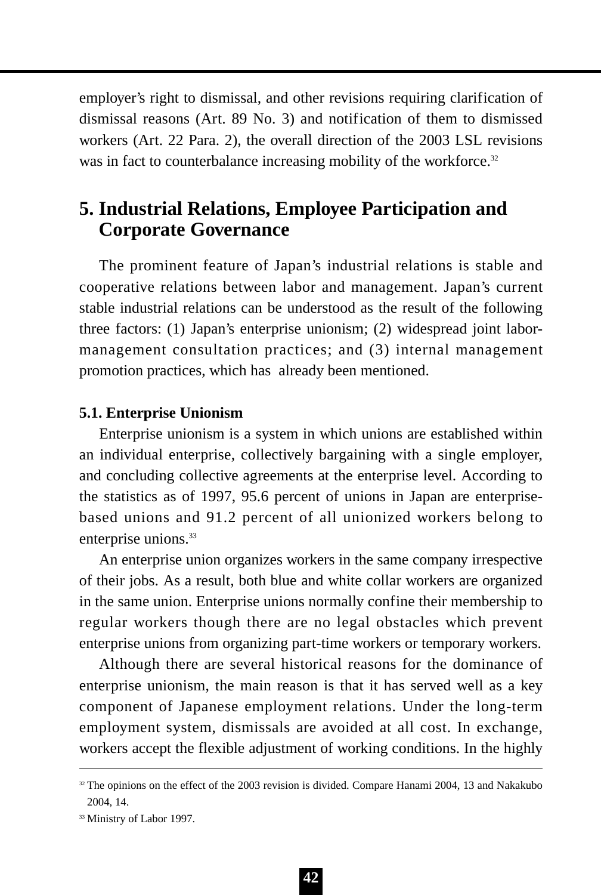employer's right to dismissal, and other revisions requiring clarification of dismissal reasons (Art. 89 No. 3) and notification of them to dismissed workers (Art. 22 Para. 2), the overall direction of the 2003 LSL revisions was in fact to counterbalance increasing mobility of the workforce.[32]

## 5. Industrial Relations, Employee Participation and Corporate Governance

The prominent feature of Japan's industrial relations is stable and cooperative relations between labor and management. Japan's current stable industrial relations can be understood as the result of the following three factors: (1) Japan's enterprise unionism; (2) widespread joint labor-management consultation practices; and (3) internal management promotion practices, which has already been mentioned.

### 5.1. Enterprise Unionism

Enterprise unionism is a system in which unions are established within an individual enterprise, collectively bargaining with a single employer, and concluding collective agreements at the enterprise level. According to the statistics as of 1997, 95.6 percent of unions in Japan are enterprise-based unions and 91.2 percent of all unionized workers belong to enterprise unions.[33]

An enterprise union organizes workers in the same company irrespective of their jobs. As a result, both blue and white collar workers are organized in the same union. Enterprise unions normally confine their membership to regular workers though there are no legal obstacles which prevent enterprise unions from organizing part-time workers or temporary workers.

Although there are several historical reasons for the dominance of enterprise unionism, the main reason is that it has served well as a key component of Japanese employment relations. Under the long-term employment system, dismissals are avoided at all cost. In exchange, workers accept the flexible adjustment of working conditions. In the highly

---

[32] The opinions on the effect of the 2003 revision is divided. Compare Hanami 2004, 13 and Nakakubo 2004, 14.

[33] Ministry of Labor 1997.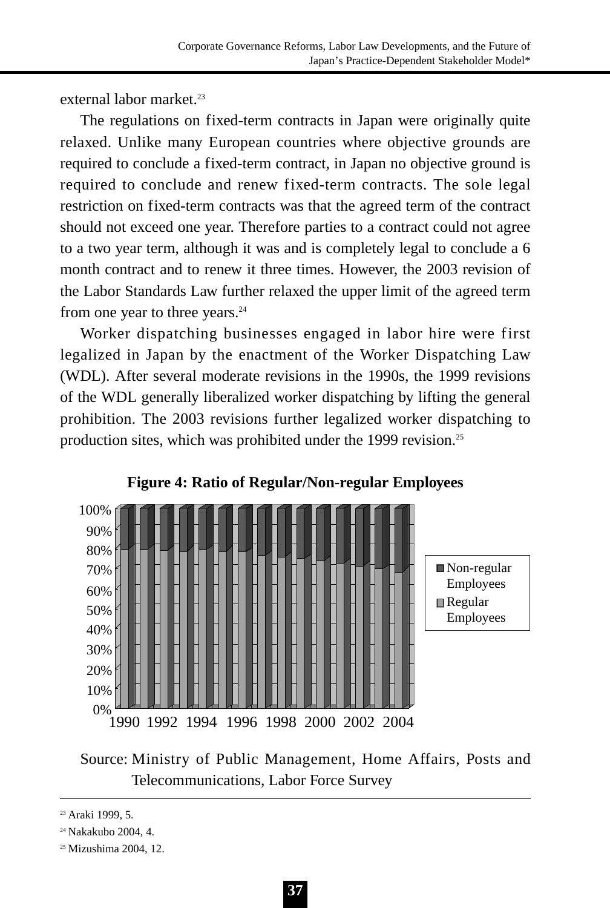external labor market.[23]

The regulations on fixed-term contracts in Japan were originally quite relaxed. Unlike many European countries where objective grounds are required to conclude a fixed-term contract, in Japan no objective ground is required to conclude and renew fixed-term contracts. The sole legal restriction on fixed-term contracts was that the agreed term of the contract should not exceed one year. Therefore parties to a contract could not agree to a two year term, although it was and is completely legal to conclude a 6 month contract and to renew it three times. However, the 2003 revision of the Labor Standards Law further relaxed the upper limit of the agreed term from one year to three years.[24]

Worker dispatching businesses engaged in labor hire were first legalized in Japan by the enactment of the Worker Dispatching Law (WDL). After several moderate revisions in the 1990s, the 1999 revisions of the WDL generally liberalized worker dispatching by lifting the general prohibition. The 2003 revisions further legalized worker dispatching to production sites, which was prohibited under the 1999 revision.[25]

**Figure 4: Ratio of Regular/Non-regular Employees**

Source: Ministry of Public Management, Home Affairs, Posts and Telecommunications, Labor Force Survey

---

[23] Araki 1999, 5.

[24] Nakakubo 2004, 4.

[25] Mizushima 2004, 12.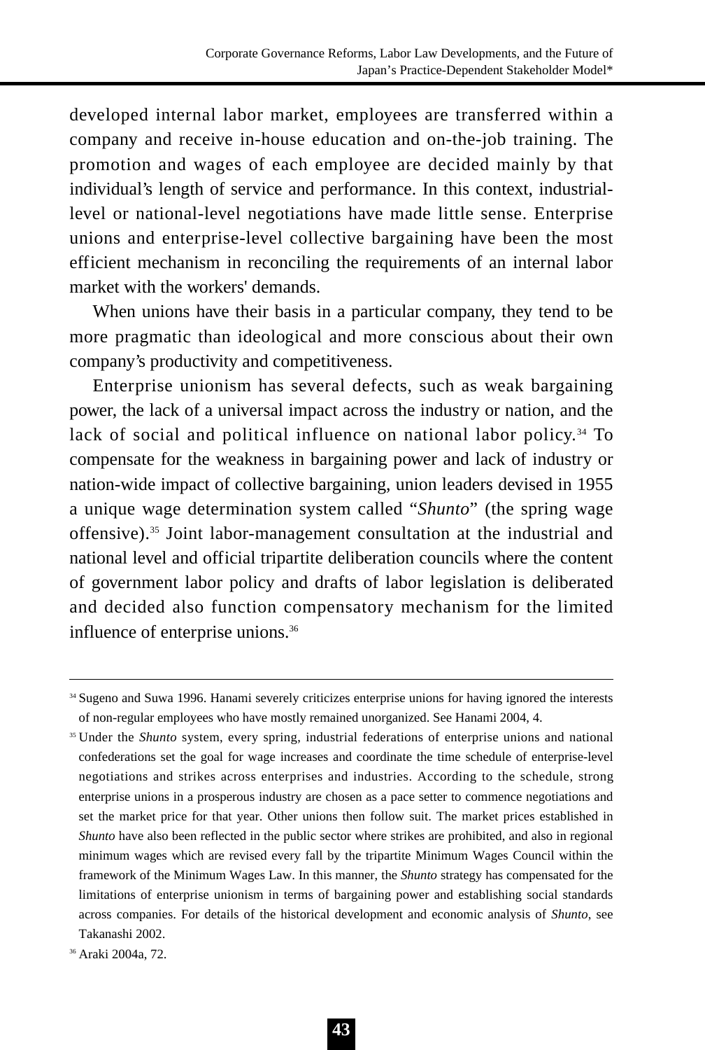developed internal labor market, employees are transferred within a company and receive in-house education and on-the-job training. The promotion and wages of each employee are decided mainly by that individual's length of service and performance. In this context, industrial-level or national-level negotiations have made little sense. Enterprise unions and enterprise-level collective bargaining have been the most efficient mechanism in reconciling the requirements of an internal labor market with the workers' demands.

When unions have their basis in a particular company, they tend to be more pragmatic than ideological and more conscious about their own company's productivity and competitiveness.

Enterprise unionism has several defects, such as weak bargaining power, the lack of a universal impact across the industry or nation, and the lack of social and political influence on national labor policy.[34] To compensate for the weakness in bargaining power and lack of industry or nation-wide impact of collective bargaining, union leaders devised in 1955 a unique wage determination system called "*Shunto*" (the spring wage offensive).[35] Joint labor-management consultation at the industrial and national level and official tripartite deliberation councils where the content of government labor policy and drafts of labor legislation is deliberated and decided also function compensatory mechanism for the limited influence of enterprise unions.[36]

---

[34] Sugeno and Suwa 1996. Hanami severely criticizes enterprise unions for having ignored the interests of non-regular employees who have mostly remained unorganized. See Hanami 2004, 4.

[35] Under the *Shunto* system, every spring, industrial federations of enterprise unions and national confederations set the goal for wage increases and coordinate the time schedule of enterprise-level negotiations and strikes across enterprises and industries. According to the schedule, strong enterprise unions in a prosperous industry are chosen as a pace setter to commence negotiations and set the market price for that year. Other unions then follow suit. The market prices established in *Shunto* have also been reflected in the public sector where strikes are prohibited, and also in regional minimum wages which are revised every fall by the tripartite Minimum Wages Council within the framework of the Minimum Wages Law. In this manner, the *Shunto* strategy has compensated for the limitations of enterprise unionism in terms of bargaining power and establishing social standards across companies. For details of the historical development and economic analysis of *Shunto*, see Takanashi 2002.

[36] Araki 2004a, 72.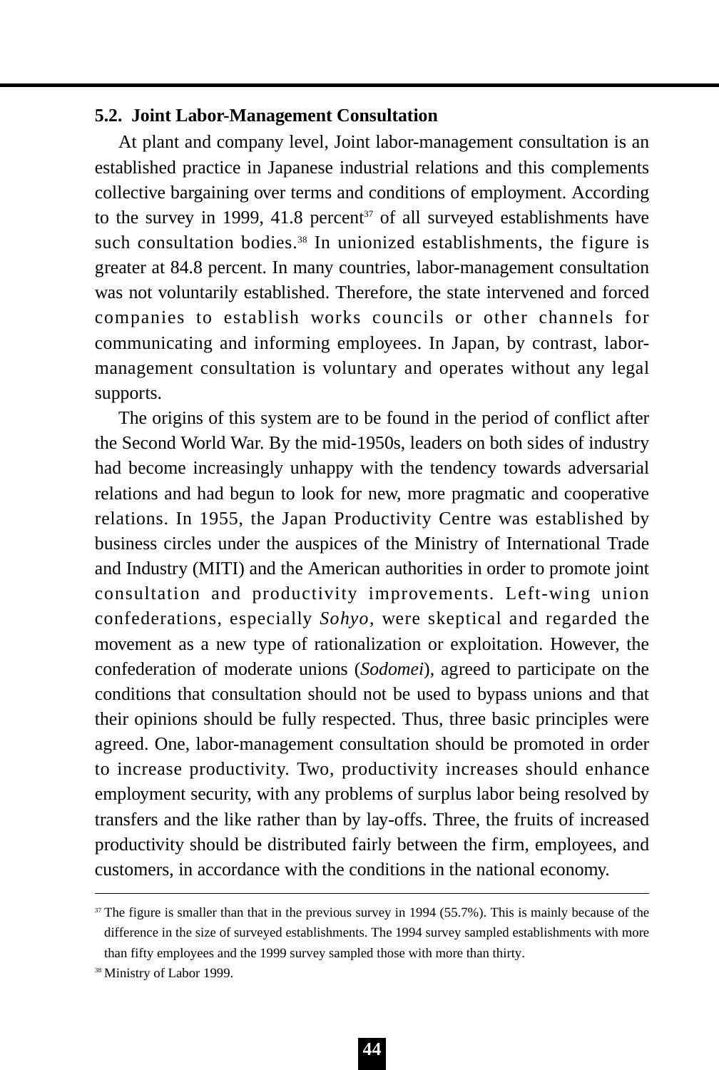### 5.2. Joint Labor-Management Consultation

At plant and company level, Joint labor-management consultation is an established practice in Japanese industrial relations and this complements collective bargaining over terms and conditions of employment. According to the survey in 1999, 41.8 percent[37] of all surveyed establishments have such consultation bodies.[38] In unionized establishments, the figure is greater at 84.8 percent. In many countries, labor-management consultation was not voluntarily established. Therefore, the state intervened and forced companies to establish works councils or other channels for communicating and informing employees. In Japan, by contrast, labor-management consultation is voluntary and operates without any legal supports.

The origins of this system are to be found in the period of conflict after the Second World War. By the mid-1950s, leaders on both sides of industry had become increasingly unhappy with the tendency towards adversarial relations and had begun to look for new, more pragmatic and cooperative relations. In 1955, the Japan Productivity Centre was established by business circles under the auspices of the Ministry of International Trade and Industry (MITI) and the American authorities in order to promote joint consultation and productivity improvements. Left-wing union confederations, especially *Sohyo*, were skeptical and regarded the movement as a new type of rationalization or exploitation. However, the confederation of moderate unions (*Sodomei*), agreed to participate on the conditions that consultation should not be used to bypass unions and that their opinions should be fully respected. Thus, three basic principles were agreed. One, labor-management consultation should be promoted in order to increase productivity. Two, productivity increases should enhance employment security, with any problems of surplus labor being resolved by transfers and the like rather than by lay-offs. Three, the fruits of increased productivity should be distributed fairly between the firm, employees, and customers, in accordance with the conditions in the national economy.

---

[37] The figure is smaller than that in the previous survey in 1994 (55.7%). This is mainly because of the difference in the size of surveyed establishments. The 1994 survey sampled establishments with more than fifty employees and the 1999 survey sampled those with more than thirty.

[38] Ministry of Labor 1999.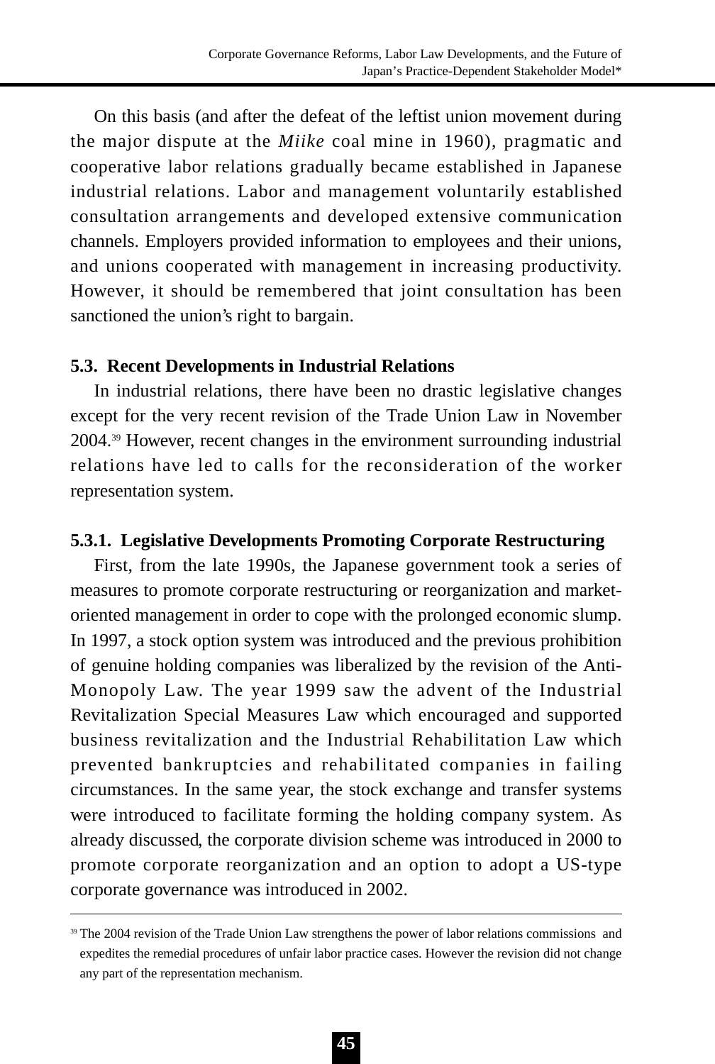On this basis (and after the defeat of the leftist union movement during the major dispute at the *Miike* coal mine in 1960), pragmatic and cooperative labor relations gradually became established in Japanese industrial relations. Labor and management voluntarily established consultation arrangements and developed extensive communication channels. Employers provided information to employees and their unions, and unions cooperated with management in increasing productivity. However, it should be remembered that joint consultation has been sanctioned the union's right to bargain.

### 5.3. Recent Developments in Industrial Relations

In industrial relations, there have been no drastic legislative changes except for the very recent revision of the Trade Union Law in November 2004.[39] However, recent changes in the environment surrounding industrial relations have led to calls for the reconsideration of the worker representation system.

#### 5.3.1. Legislative Developments Promoting Corporate Restructuring

First, from the late 1990s, the Japanese government took a series of measures to promote corporate restructuring or reorganization and market-oriented management in order to cope with the prolonged economic slump. In 1997, a stock option system was introduced and the previous prohibition of genuine holding companies was liberalized by the revision of the Anti-Monopoly Law. The year 1999 saw the advent of the Industrial Revitalization Special Measures Law which encouraged and supported business revitalization and the Industrial Rehabilitation Law which prevented bankruptcies and rehabilitated companies in failing circumstances. In the same year, the stock exchange and transfer systems were introduced to facilitate forming the holding company system. As already discussed, the corporate division scheme was introduced in 2000 to promote corporate reorganization and an option to adopt a US-type corporate governance was introduced in 2002.

---

[39] The 2004 revision of the Trade Union Law strengthens the power of labor relations commissions and expedites the remedial procedures of unfair labor practice cases. However the revision did not change any part of the representation mechanism.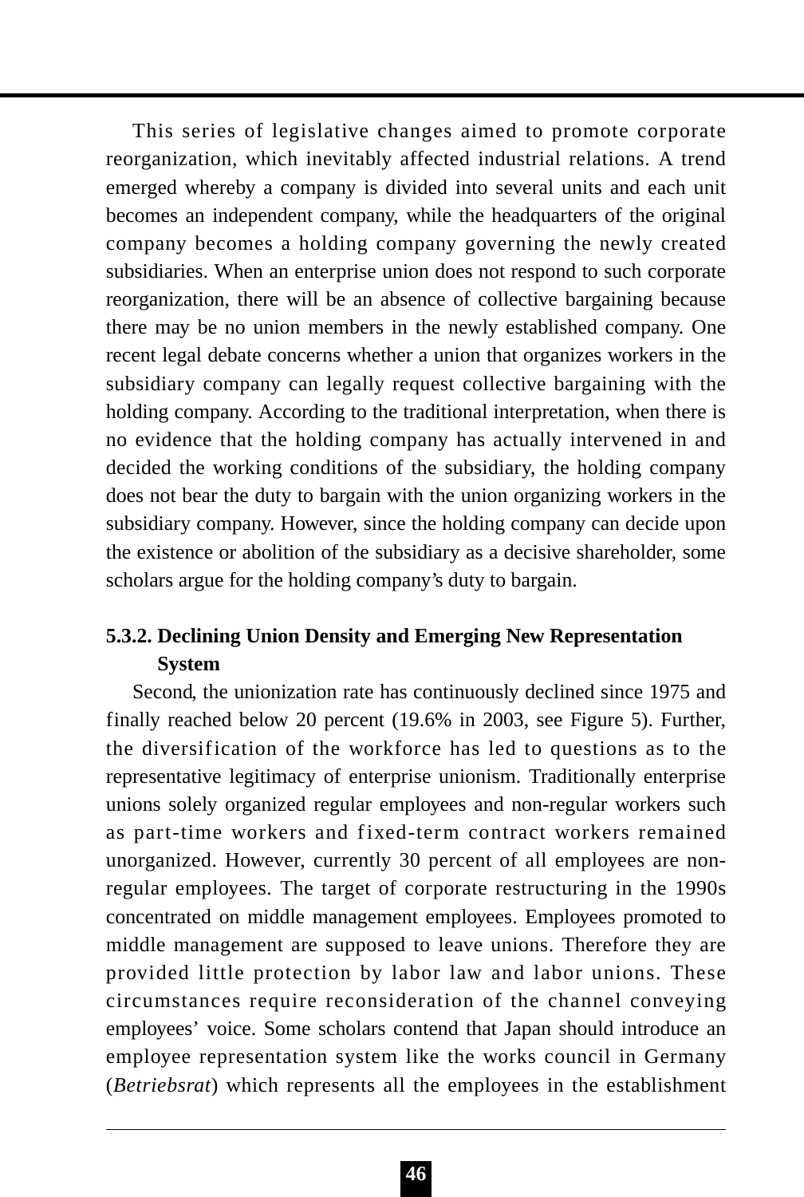This series of legislative changes aimed to promote corporate reorganization, which inevitably affected industrial relations. A trend emerged whereby a company is divided into several units and each unit becomes an independent company, while the headquarters of the original company becomes a holding company governing the newly created subsidiaries. When an enterprise union does not respond to such corporate reorganization, there will be an absence of collective bargaining because there may be no union members in the newly established company. One recent legal debate concerns whether a union that organizes workers in the subsidiary company can legally request collective bargaining with the holding company. According to the traditional interpretation, when there is no evidence that the holding company has actually intervened in and decided the working conditions of the subsidiary, the holding company does not bear the duty to bargain with the union organizing workers in the subsidiary company. However, since the holding company can decide upon the existence or abolition of the subsidiary as a decisive shareholder, some scholars argue for the holding company's duty to bargain.

### 5.3.2. Declining Union Density and Emerging New Representation System

Second, the unionization rate has continuously declined since 1975 and finally reached below 20 percent (19.6% in 2003, see Figure 5). Further, the diversification of the workforce has led to questions as to the representative legitimacy of enterprise unionism. Traditionally enterprise unions solely organized regular employees and non-regular workers such as part-time workers and fixed-term contract workers remained unorganized. However, currently 30 percent of all employees are non-regular employees. The target of corporate restructuring in the 1990s concentrated on middle management employees. Employees promoted to middle management are supposed to leave unions. Therefore they are provided little protection by labor law and labor unions. These circumstances require reconsideration of the channel conveying employees' voice. Some scholars contend that Japan should introduce an employee representation system like the works council in Germany (*Betriebsrat*) which represents all the employees in the establishment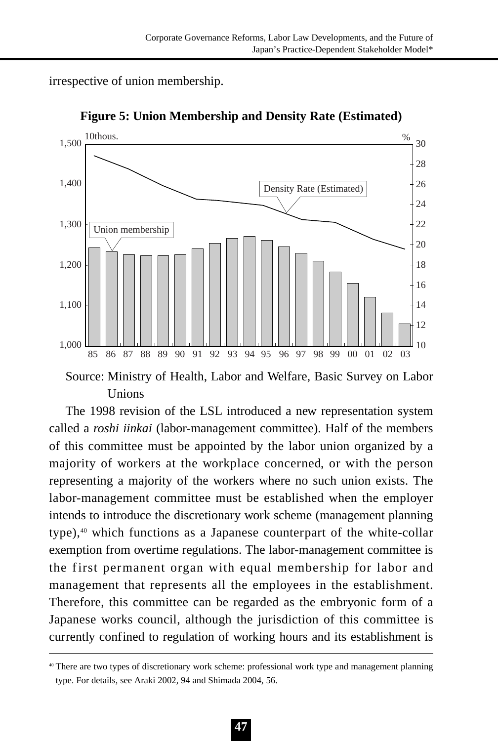irrespective of union membership.

**Figure 5: Union Membership and Density Rate (Estimated)**

Source: Ministry of Health, Labor and Welfare, Basic Survey on Labor Unions

The 1998 revision of the LSL introduced a new representation system called a *roshi iinkai* (labor-management committee). Half of the members of this committee must be appointed by the labor union organized by a majority of workers at the workplace concerned, or with the person representing a majority of the workers where no such union exists. The labor-management committee must be established when the employer intends to introduce the discretionary work scheme (management planning type),[40] which functions as a Japanese counterpart of the white-collar exemption from overtime regulations. The labor-management committee is the first permanent organ with equal membership for labor and management that represents all the employees in the establishment. Therefore, this committee can be regarded as the embryonic form of a Japanese works council, although the jurisdiction of this committee is currently confined to regulation of working hours and its establishment is

---

[40] There are two types of discretionary work scheme: professional work type and management planning type. For details, see Araki 2002, 94 and Shimada 2004, 56.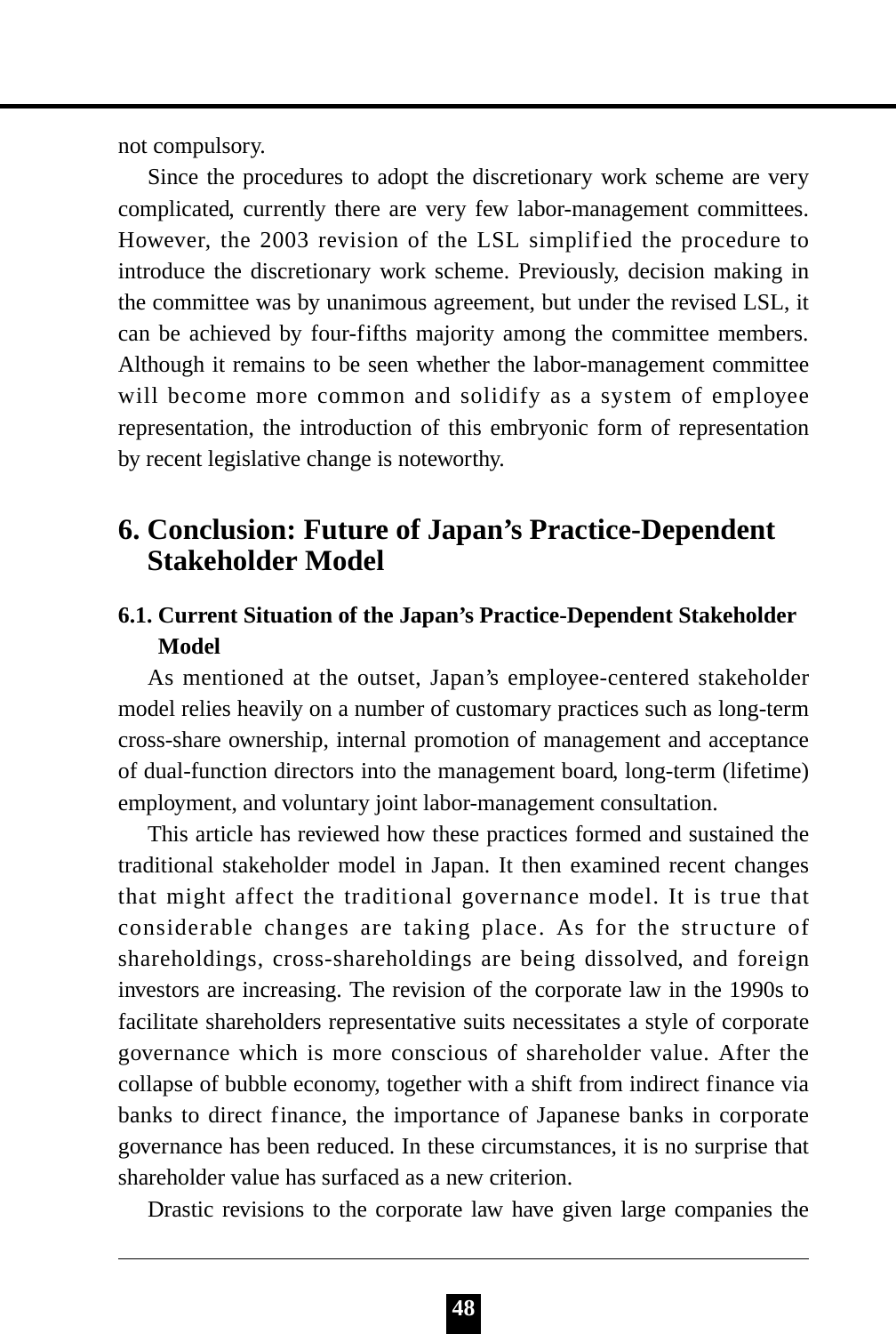not compulsory.

Since the procedures to adopt the discretionary work scheme are very complicated, currently there are very few labor-management committees. However, the 2003 revision of the LSL simplified the procedure to introduce the discretionary work scheme. Previously, decision making in the committee was by unanimous agreement, but under the revised LSL, it can be achieved by four-fifths majority among the committee members. Although it remains to be seen whether the labor-management committee will become more common and solidify as a system of employee representation, the introduction of this embryonic form of representation by recent legislative change is noteworthy.

## 6. Conclusion: Future of Japan's Practice-Dependent Stakeholder Model

### 6.1. Current Situation of the Japan's Practice-Dependent Stakeholder Model

As mentioned at the outset, Japan's employee-centered stakeholder model relies heavily on a number of customary practices such as long-term cross-share ownership, internal promotion of management and acceptance of dual-function directors into the management board, long-term (lifetime) employment, and voluntary joint labor-management consultation.

This article has reviewed how these practices formed and sustained the traditional stakeholder model in Japan. It then examined recent changes that might affect the traditional governance model. It is true that considerable changes are taking place. As for the structure of shareholdings, cross-shareholdings are being dissolved, and foreign investors are increasing. The revision of the corporate law in the 1990s to facilitate shareholders representative suits necessitates a style of corporate governance which is more conscious of shareholder value. After the collapse of bubble economy, together with a shift from indirect finance via banks to direct finance, the importance of Japanese banks in corporate governance has been reduced. In these circumstances, it is no surprise that shareholder value has surfaced as a new criterion.

Drastic revisions to the corporate law have given large companies the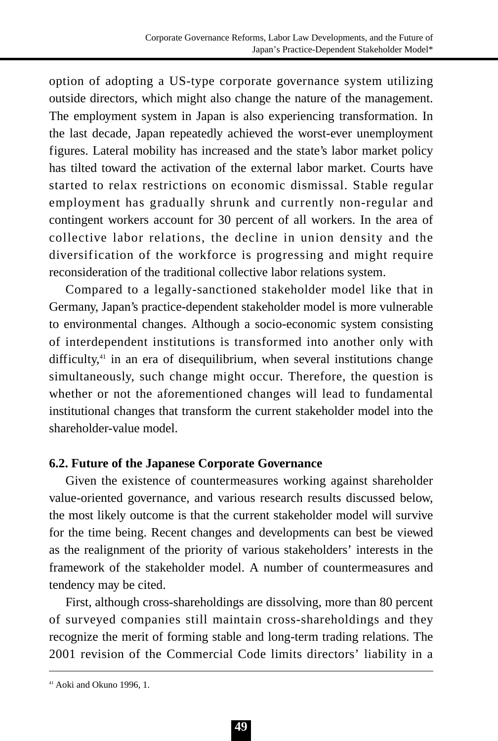option of adopting a US-type corporate governance system utilizing outside directors, which might also change the nature of the management. The employment system in Japan is also experiencing transformation. In the last decade, Japan repeatedly achieved the worst-ever unemployment figures. Lateral mobility has increased and the state's labor market policy has tilted toward the activation of the external labor market. Courts have started to relax restrictions on economic dismissal. Stable regular employment has gradually shrunk and currently non-regular and contingent workers account for 30 percent of all workers. In the area of collective labor relations, the decline in union density and the diversification of the workforce is progressing and might require reconsideration of the traditional collective labor relations system.

Compared to a legally-sanctioned stakeholder model like that in Germany, Japan's practice-dependent stakeholder model is more vulnerable to environmental changes. Although a socio-economic system consisting of interdependent institutions is transformed into another only with difficulty,[41] in an era of disequilibrium, when several institutions change simultaneously, such change might occur. Therefore, the question is whether or not the aforementioned changes will lead to fundamental institutional changes that transform the current stakeholder model into the shareholder-value model.

### 6.2. Future of the Japanese Corporate Governance

Given the existence of countermeasures working against shareholder value-oriented governance, and various research results discussed below, the most likely outcome is that the current stakeholder model will survive for the time being. Recent changes and developments can best be viewed as the realignment of the priority of various stakeholders' interests in the framework of the stakeholder model. A number of countermeasures and tendency may be cited.

First, although cross-shareholdings are dissolving, more than 80 percent of surveyed companies still maintain cross-shareholdings and they recognize the merit of forming stable and long-term trading relations. The 2001 revision of the Commercial Code limits directors' liability in a

---

[41] Aoki and Okuno 1996, 1.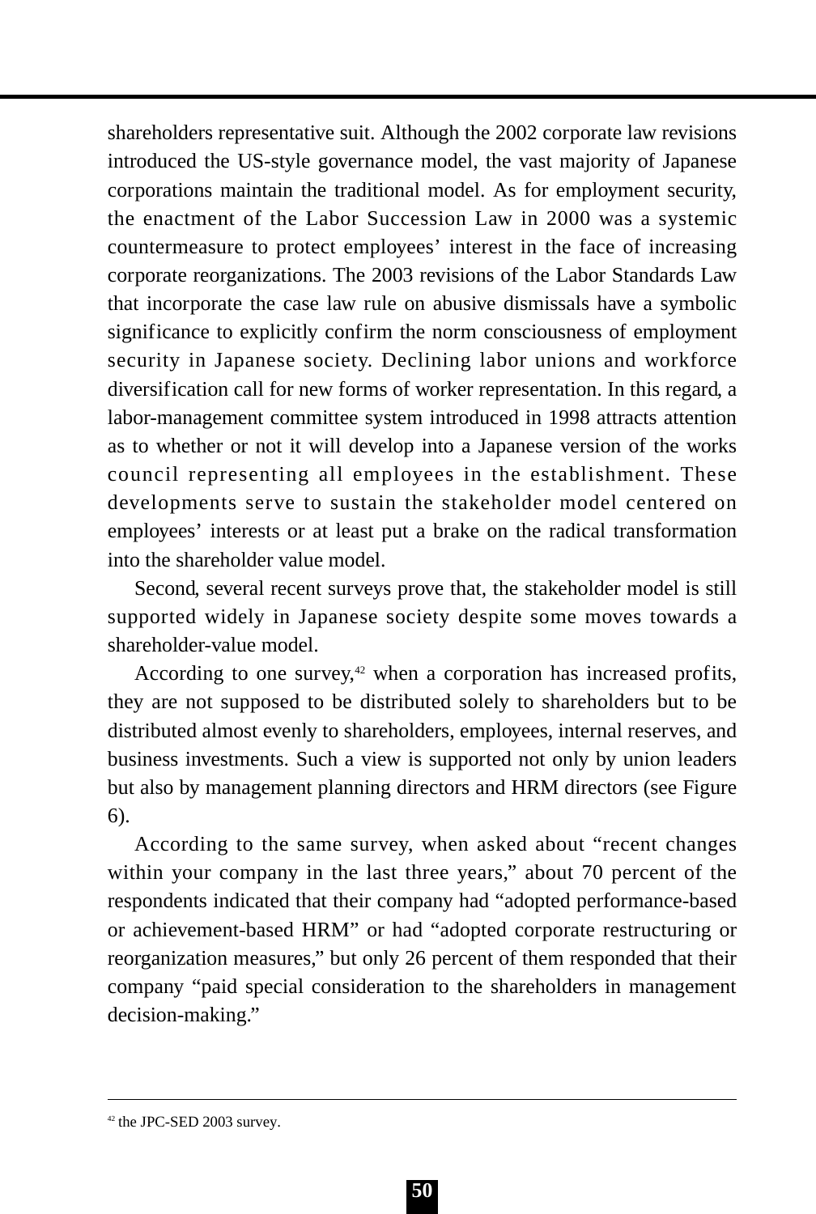shareholders representative suit. Although the 2002 corporate law revisions introduced the US-style governance model, the vast majority of Japanese corporations maintain the traditional model. As for employment security, the enactment of the Labor Succession Law in 2000 was a systemic countermeasure to protect employees' interest in the face of increasing corporate reorganizations. The 2003 revisions of the Labor Standards Law that incorporate the case law rule on abusive dismissals have a symbolic significance to explicitly confirm the norm consciousness of employment security in Japanese society. Declining labor unions and workforce diversification call for new forms of worker representation. In this regard, a labor-management committee system introduced in 1998 attracts attention as to whether or not it will develop into a Japanese version of the works council representing all employees in the establishment. These developments serve to sustain the stakeholder model centered on employees' interests or at least put a brake on the radical transformation into the shareholder value model.

Second, several recent surveys prove that, the stakeholder model is still supported widely in Japanese society despite some moves towards a shareholder-value model.

According to one survey,[42] when a corporation has increased profits, they are not supposed to be distributed solely to shareholders but to be distributed almost evenly to shareholders, employees, internal reserves, and business investments. Such a view is supported not only by union leaders but also by management planning directors and HRM directors (see Figure 6).

According to the same survey, when asked about "recent changes within your company in the last three years," about 70 percent of the respondents indicated that their company had "adopted performance-based or achievement-based HRM" or had "adopted corporate restructuring or reorganization measures," but only 26 percent of them responded that their company "paid special consideration to the shareholders in management decision-making."

---

[42] the JPC-SED 2003 survey.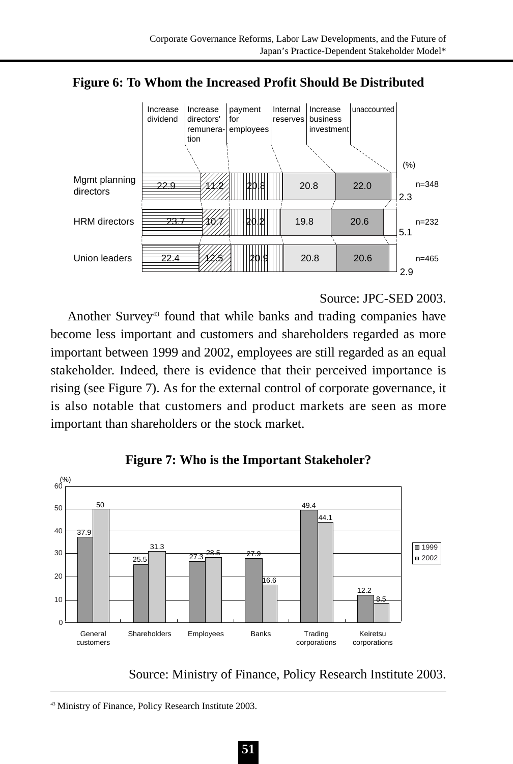**Figure 6: To Whom the Increased Profit Should Be Distributed**

| (%) | Increase dividend | Increase directors' remuneration | payment for employees | Internal reserves | Increase business investment | unaccounted | n |
|---|---|---|---|---|---|---|---|
| Mgmt planning directors | 22.9 | 11.2 | 20.8 | 20.8 | 22.0 | 2.3 | n=348 |
| HRM directors | 23.7 | 10.7 | 20.2 | 19.8 | 20.6 | 5.1 | n=232 |
| Union leaders | 22.4 | 12.5 | 20.9 | 20.8 | 20.6 | 2.9 | n=465 |

Source: JPC-SED 2003.

Another Survey[43] found that while banks and trading companies have become less important and customers and shareholders regarded as more important between 1999 and 2002, employees are still regarded as an equal stakeholder. Indeed, there is evidence that their perceived importance is rising (see Figure 7). As for the external control of corporate governance, it is also notable that customers and product markets are seen as more important than shareholders or the stock market.

**Figure 7: Who is the Important Stakeholer?**

| (%) | 1999 | 2002 |
|---|---|---|
| General customers | 37.9 | 50 |
| Shareholders | 25.5 | 31.3 |
| Employees | 27.3 | 28.5 |
| Banks | 27.9 | 16.6 |
| Trading corporations | 49.4 | 44.1 |
| Keiretsu corporations | 12.2 | 8.5 |

Source: Ministry of Finance, Policy Research Institute 2003.

[43] Ministry of Finance, Policy Research Institute 2003.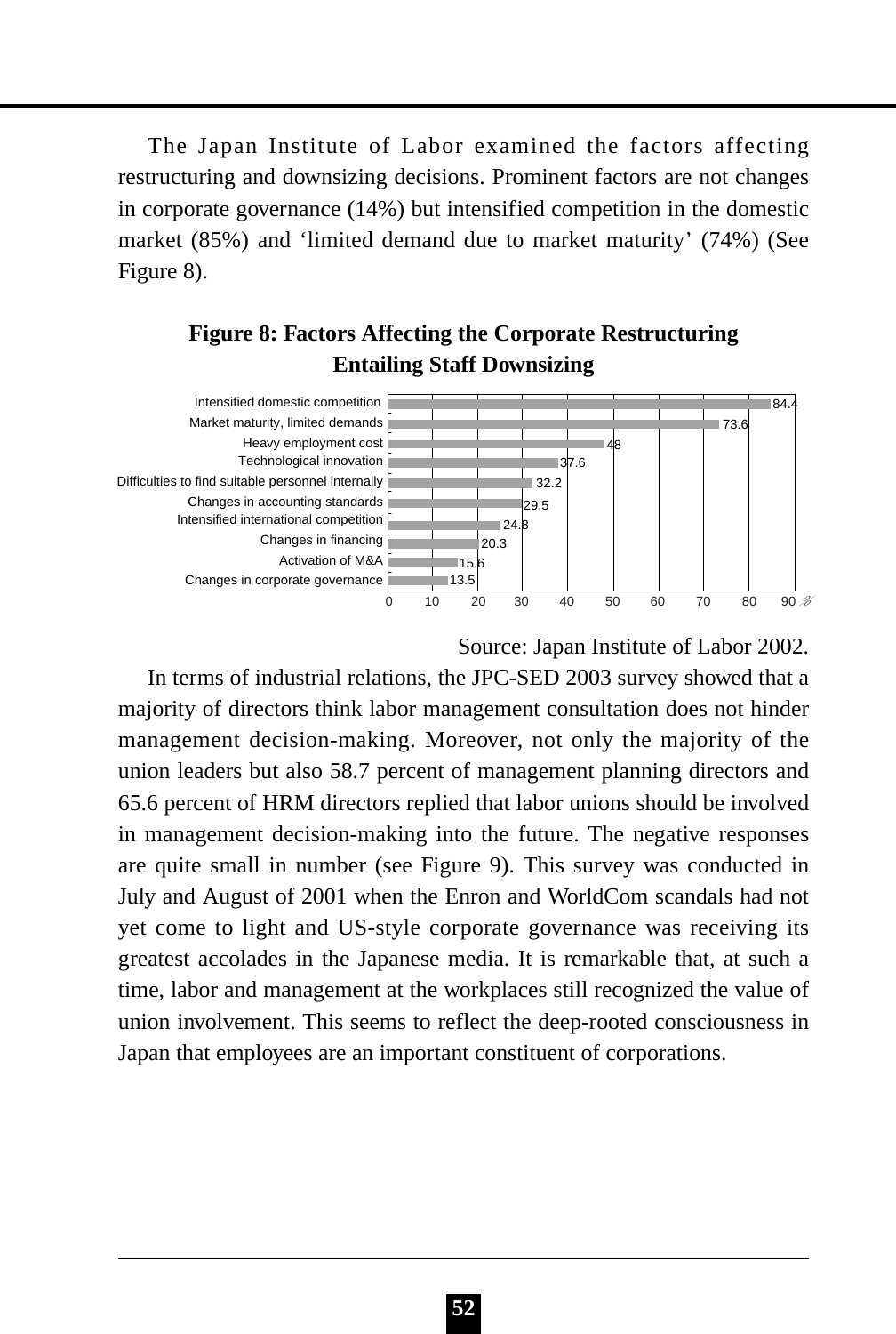The Japan Institute of Labor examined the factors affecting restructuring and downsizing decisions. Prominent factors are not changes in corporate governance (14%) but intensified competition in the domestic market (85%) and 'limited demand due to market maturity' (74%) (See Figure 8).

**Figure 8: Factors Affecting the Corporate Restructuring Entailing Staff Downsizing**

| Factor | % |
|---|---|
| Intensified domestic competition | 84.4 |
| Market maturity, limited demands | 73.6 |
| Heavy employment cost | 48 |
| Technological innovation | 37.6 |
| Difficulties to find suitable personnel internally | 32.2 |
| Changes in accounting standards | 29.5 |
| Intensified international competition | 24.8 |
| Changes in financing | 20.3 |
| Activation of M&A | 15.6 |
| Changes in corporate governance | 13.5 |

Source: Japan Institute of Labor 2002.

In terms of industrial relations, the JPC-SED 2003 survey showed that a majority of directors think labor management consultation does not hinder management decision-making. Moreover, not only the majority of the union leaders but also 58.7 percent of management planning directors and 65.6 percent of HRM directors replied that labor unions should be involved in management decision-making into the future. The negative responses are quite small in number (see Figure 9). This survey was conducted in July and August of 2001 when the Enron and WorldCom scandals had not yet come to light and US-style corporate governance was receiving its greatest accolades in the Japanese media. It is remarkable that, at such a time, labor and management at the workplaces still recognized the value of union involvement. This seems to reflect the deep-rooted consciousness in Japan that employees are an important constituent of corporations.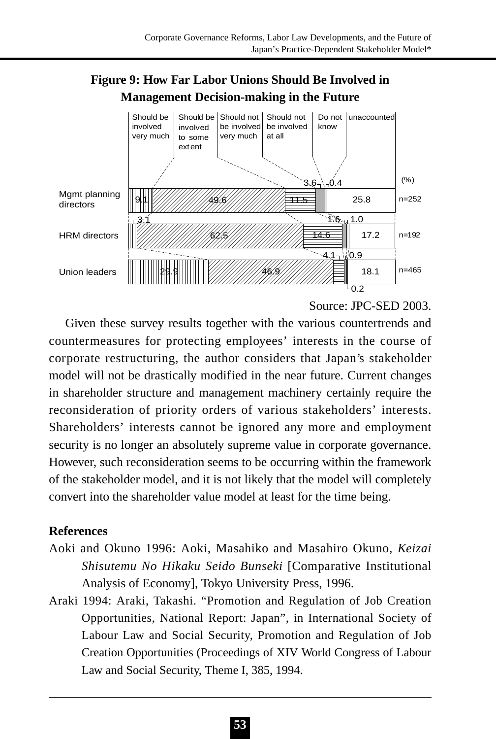**Figure 9: How Far Labor Unions Should Be Involved in Management Decision-making in the Future**

(%)

| | Should be involved very much | Should be involved to some extent | Should not be involved very much | Should not be involved at all | Do not know | unaccounted | |
|---|---|---|---|---|---|---|---|
| Mgmt planning directors | 9.1 | 49.6 | 11.5 | 3.6 | 0.4 | 25.8 | n=252 |
| HRM directors | 3.1 | 62.5 | 14.6 | 1.6 | 1.0 | 17.2 | n=192 |
| Union leaders | 29.9 | 46.9 | 4.1 | 0.9 | 0.2 | 18.1 | n=465 |

Source: JPC-SED 2003.

Given these survey results together with the various countertrends and countermeasures for protecting employees' interests in the course of corporate restructuring, the author considers that Japan's stakeholder model will not be drastically modified in the near future. Current changes in shareholder structure and management machinery certainly require the reconsideration of priority orders of various stakeholders' interests. Shareholders' interests cannot be ignored any more and employment security is no longer an absolutely supreme value in corporate governance. However, such reconsideration seems to be occurring within the framework of the stakeholder model, and it is not likely that the model will completely convert into the shareholder value model at least for the time being.

## References

Aoki and Okuno 1996: Aoki, Masahiko and Masahiro Okuno, *Keizai Shisutemu No Hikaku Seido Bunseki* [Comparative Institutional Analysis of Economy], Tokyo University Press, 1996.

Araki 1994: Araki, Takashi. "Promotion and Regulation of Job Creation Opportunities, National Report: Japan", in International Society of Labour Law and Social Security, Promotion and Regulation of Job Creation Opportunities (Proceedings of XIV World Congress of Labour Law and Social Security, Theme I, 385, 1994.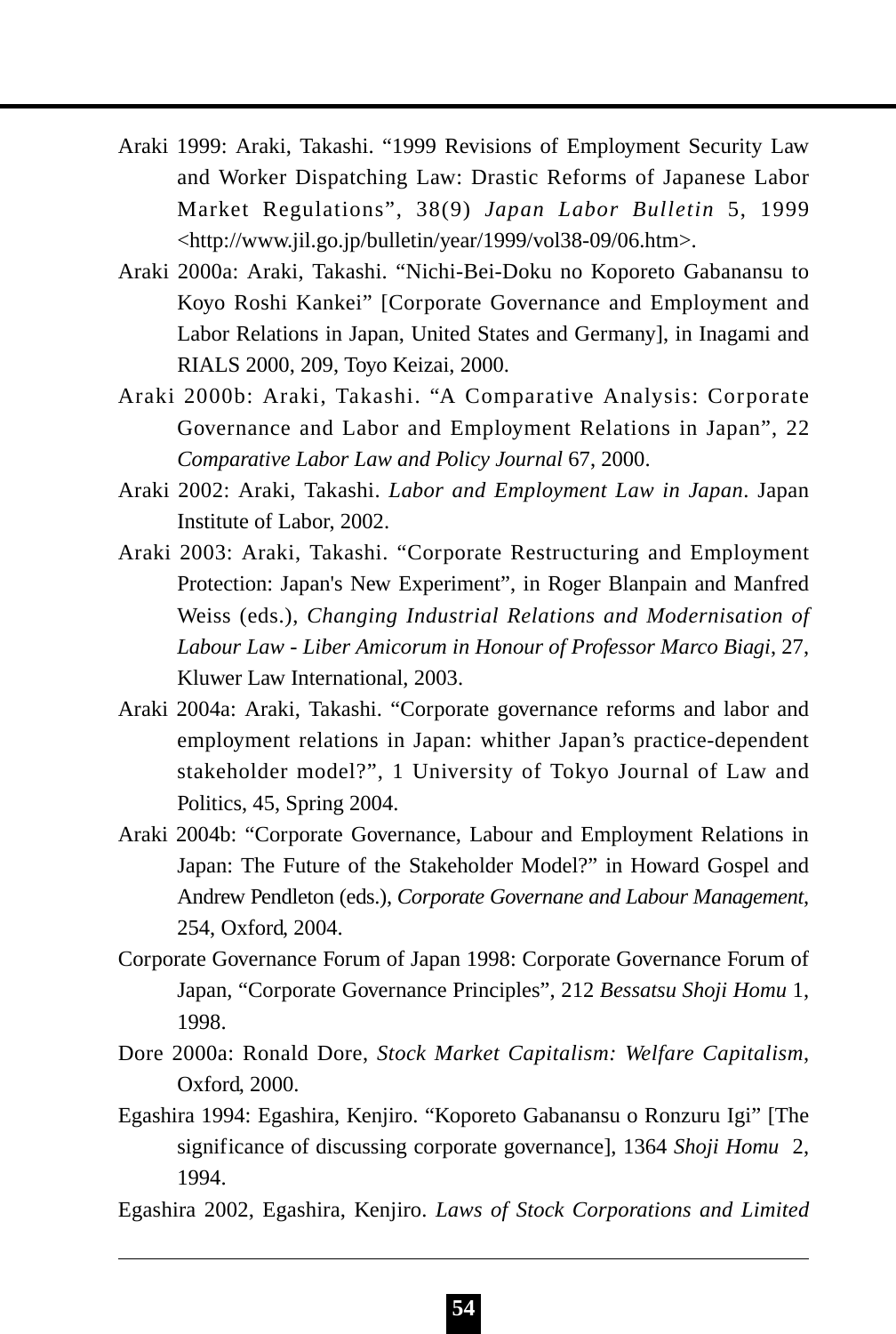Araki 1999: Araki, Takashi. "1999 Revisions of Employment Security Law and Worker Dispatching Law: Drastic Reforms of Japanese Labor Market Regulations", 38(9) *Japan Labor Bulletin* 5, 1999 <http://www.jil.go.jp/bulletin/year/1999/vol38-09/06.htm>.

Araki 2000a: Araki, Takashi. "Nichi-Bei-Doku no Koporeto Gabanansu to Koyo Roshi Kankei" [Corporate Governance and Employment and Labor Relations in Japan, United States and Germany], in Inagami and RIALS 2000, 209, Toyo Keizai, 2000.

Araki 2000b: Araki, Takashi. "A Comparative Analysis: Corporate Governance and Labor and Employment Relations in Japan", 22 *Comparative Labor Law and Policy Journal* 67, 2000.

Araki 2002: Araki, Takashi. *Labor and Employment Law in Japan*. Japan Institute of Labor, 2002.

Araki 2003: Araki, Takashi. "Corporate Restructuring and Employment Protection: Japan's New Experiment", in Roger Blanpain and Manfred Weiss (eds.), *Changing Industrial Relations and Modernisation of Labour Law - Liber Amicorum in Honour of Professor Marco Biagi*, 27, Kluwer Law International, 2003.

Araki 2004a: Araki, Takashi. "Corporate governance reforms and labor and employment relations in Japan: whither Japan's practice-dependent stakeholder model?", 1 University of Tokyo Journal of Law and Politics, 45, Spring 2004.

Araki 2004b: "Corporate Governance, Labour and Employment Relations in Japan: The Future of the Stakeholder Model?" in Howard Gospel and Andrew Pendleton (eds.), *Corporate Governane and Labour Management*, 254, Oxford, 2004.

Corporate Governance Forum of Japan 1998: Corporate Governance Forum of Japan, "Corporate Governance Principles", 212 *Bessatsu Shoji Homu* 1, 1998.

Dore 2000a: Ronald Dore, *Stock Market Capitalism: Welfare Capitalism*, Oxford, 2000.

Egashira 1994: Egashira, Kenjiro. "Koporeto Gabanansu o Ronzuru Igi" [The significance of discussing corporate governance], 1364 *Shoji Homu* 2, 1994.

Egashira 2002, Egashira, Kenjiro. *Laws of Stock Corporations and Limited*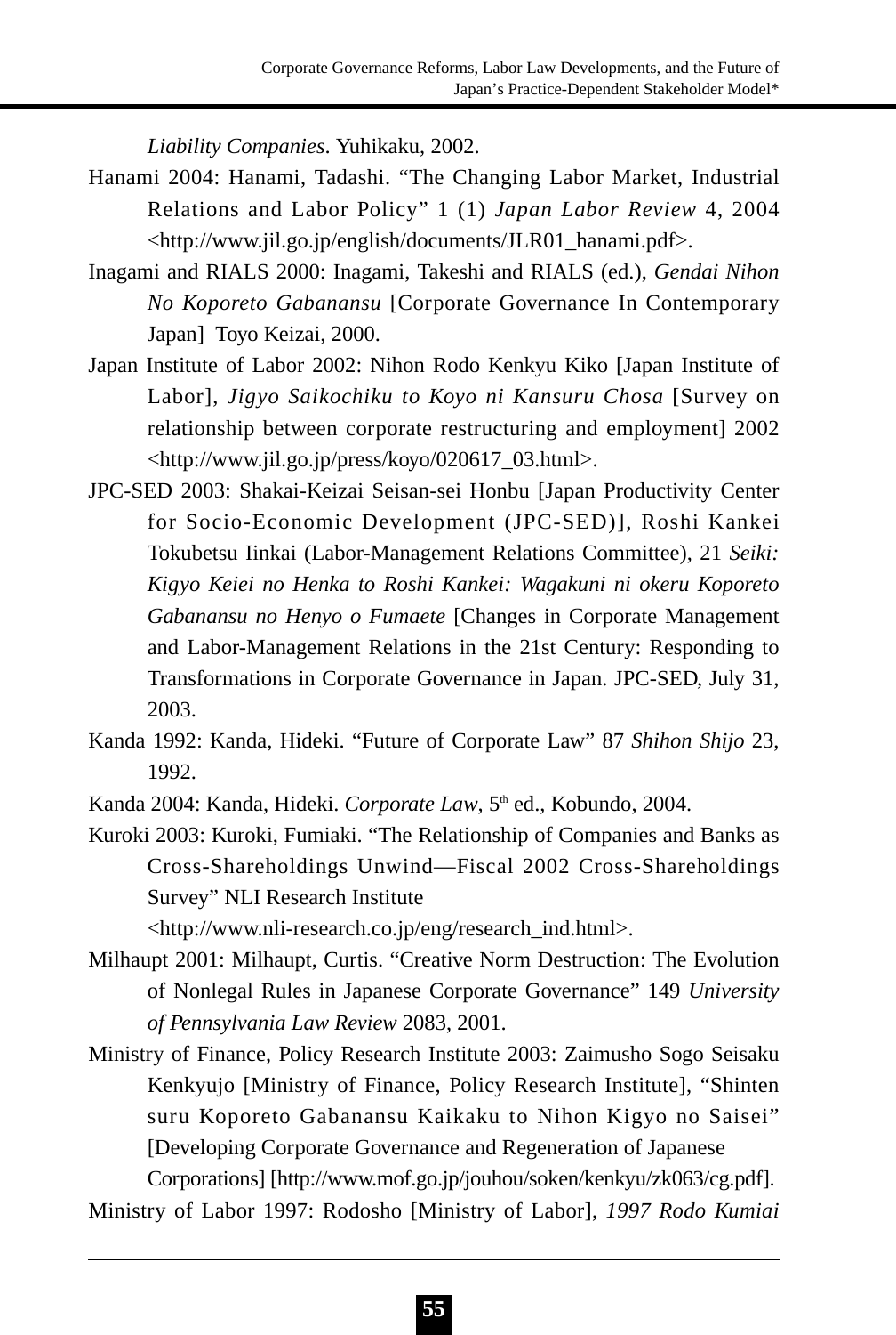*Liability Companies*. Yuhikaku, 2002.

Hanami 2004: Hanami, Tadashi. "The Changing Labor Market, Industrial Relations and Labor Policy" 1 (1) *Japan Labor Review* 4, 2004 <http://www.jil.go.jp/english/documents/JLR01_hanami.pdf>.

Inagami and RIALS 2000: Inagami, Takeshi and RIALS (ed.), *Gendai Nihon No Koporeto Gabanansu* [Corporate Governance In Contemporary Japan] Toyo Keizai, 2000.

Japan Institute of Labor 2002: Nihon Rodo Kenkyu Kiko [Japan Institute of Labor], *Jigyo Saikochiku to Koyo ni Kansuru Chosa* [Survey on relationship between corporate restructuring and employment] 2002 <http://www.jil.go.jp/press/koyo/020617_03.html>.

JPC-SED 2003: Shakai-Keizai Seisan-sei Honbu [Japan Productivity Center for Socio-Economic Development (JPC-SED)], Roshi Kankei Tokubetsu Iinkai (Labor-Management Relations Committee), 21 *Seiki: Kigyo Keiei no Henka to Roshi Kankei: Wagakuni ni okeru Koporeto Gabanansu no Henyo o Fumaete* [Changes in Corporate Management and Labor-Management Relations in the 21st Century: Responding to Transformations in Corporate Governance in Japan. JPC-SED, July 31, 2003.

Kanda 1992: Kanda, Hideki. "Future of Corporate Law" 87 *Shihon Shijo* 23, 1992.

Kanda 2004: Kanda, Hideki. *Corporate Law*, 5th ed., Kobundo, 2004.

Kuroki 2003: Kuroki, Fumiaki. "The Relationship of Companies and Banks as Cross-Shareholdings Unwind—Fiscal 2002 Cross-Shareholdings Survey" NLI Research Institute <http://www.nli-research.co.jp/eng/research_ind.html>.

Milhaupt 2001: Milhaupt, Curtis. "Creative Norm Destruction: The Evolution of Nonlegal Rules in Japanese Corporate Governance" 149 *University of Pennsylvania Law Review* 2083, 2001.

Ministry of Finance, Policy Research Institute 2003: Zaimusho Sogo Seisaku Kenkyujo [Ministry of Finance, Policy Research Institute], "Shinten suru Koporeto Gabanansu Kaikaku to Nihon Kigyo no Saisei" [Developing Corporate Governance and Regeneration of Japanese Corporations] [http://www.mof.go.jp/jouhou/soken/kenkyu/zk063/cg.pdf].

Ministry of Labor 1997: Rodosho [Ministry of Labor], *1997 Rodo Kumiai*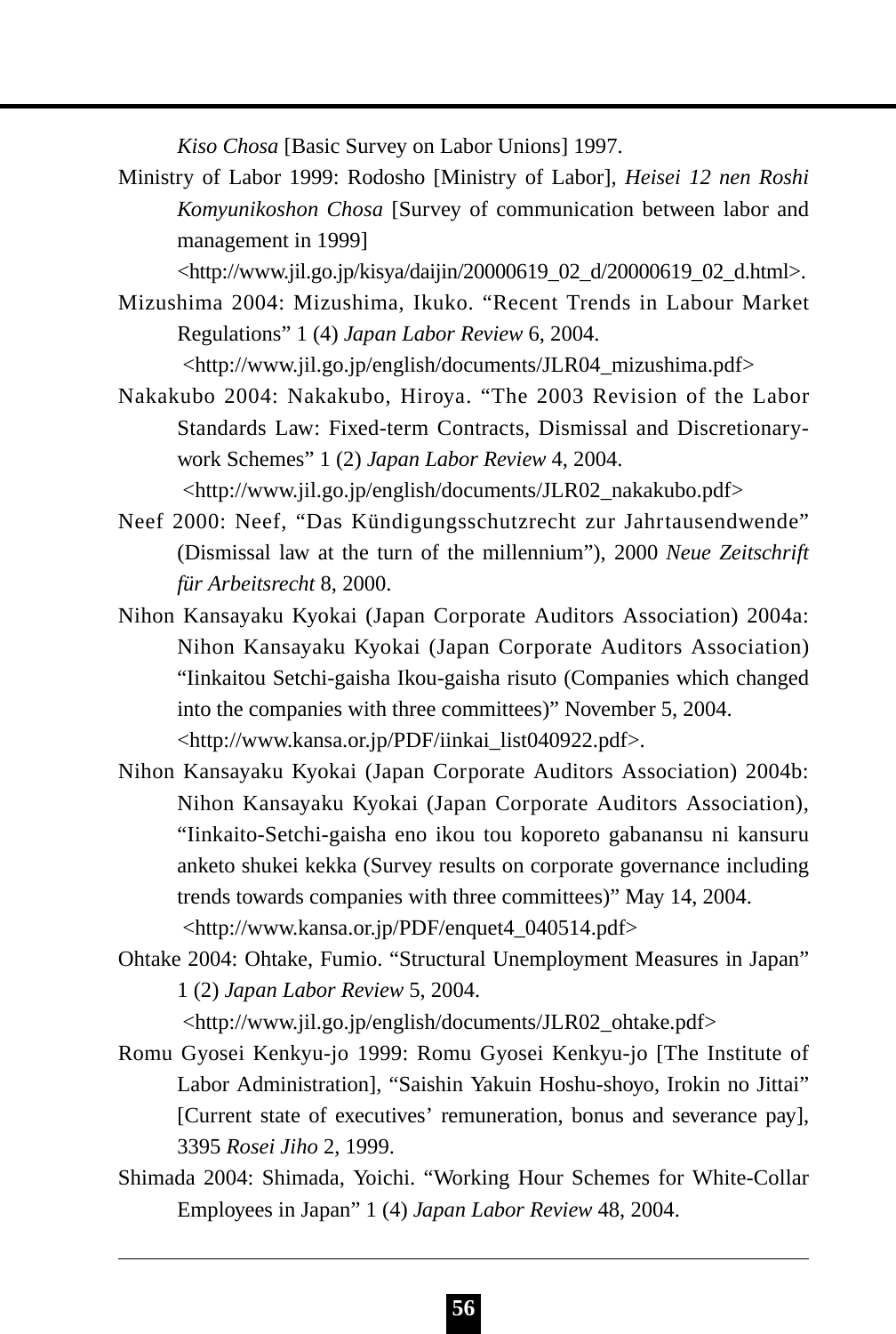*Kiso Chosa* [Basic Survey on Labor Unions] 1997.

Ministry of Labor 1999: Rodosho [Ministry of Labor], *Heisei 12 nen Roshi Komyunikoshon Chosa* [Survey of communication between labor and management in 1999] <http://www.jil.go.jp/kisya/daijin/20000619_02_d/20000619_02_d.html>.

Mizushima 2004: Mizushima, Ikuko. "Recent Trends in Labour Market Regulations" 1 (4) *Japan Labor Review* 6, 2004. <http://www.jil.go.jp/english/documents/JLR04_mizushima.pdf>

Nakakubo 2004: Nakakubo, Hiroya. "The 2003 Revision of the Labor Standards Law: Fixed-term Contracts, Dismissal and Discretionary-work Schemes" 1 (2) *Japan Labor Review* 4, 2004. <http://www.jil.go.jp/english/documents/JLR02_nakakubo.pdf>

Neef 2000: Neef, "Das Kündigungsschutzrecht zur Jahrtausendwende" (Dismissal law at the turn of the millennium"), 2000 *Neue Zeitschrift für Arbeitsrecht* 8, 2000.

Nihon Kansayaku Kyokai (Japan Corporate Auditors Association) 2004a: Nihon Kansayaku Kyokai (Japan Corporate Auditors Association) "Iinkaitou Setchi-gaisha Ikou-gaisha risuto (Companies which changed into the companies with three committees)" November 5, 2004. <http://www.kansa.or.jp/PDF/iinkai_list040922.pdf>.

Nihon Kansayaku Kyokai (Japan Corporate Auditors Association) 2004b: Nihon Kansayaku Kyokai (Japan Corporate Auditors Association), "Iinkaito-Setchi-gaisha eno ikou tou koporeto gabanansu ni kansuru anketo shukei kekka (Survey results on corporate governance including trends towards companies with three committees)" May 14, 2004. <http://www.kansa.or.jp/PDF/enquet4_040514.pdf>

Ohtake 2004: Ohtake, Fumio. "Structural Unemployment Measures in Japan" 1 (2) *Japan Labor Review* 5, 2004. <http://www.jil.go.jp/english/documents/JLR02_ohtake.pdf>

Romu Gyosei Kenkyu-jo 1999: Romu Gyosei Kenkyu-jo [The Institute of Labor Administration], "Saishin Yakuin Hoshu-shoyo, Irokin no Jittai" [Current state of executives' remuneration, bonus and severance pay], 3395 *Rosei Jiho* 2, 1999.

Shimada 2004: Shimada, Yoichi. "Working Hour Schemes for White-Collar Employees in Japan" 1 (4) *Japan Labor Review* 48, 2004.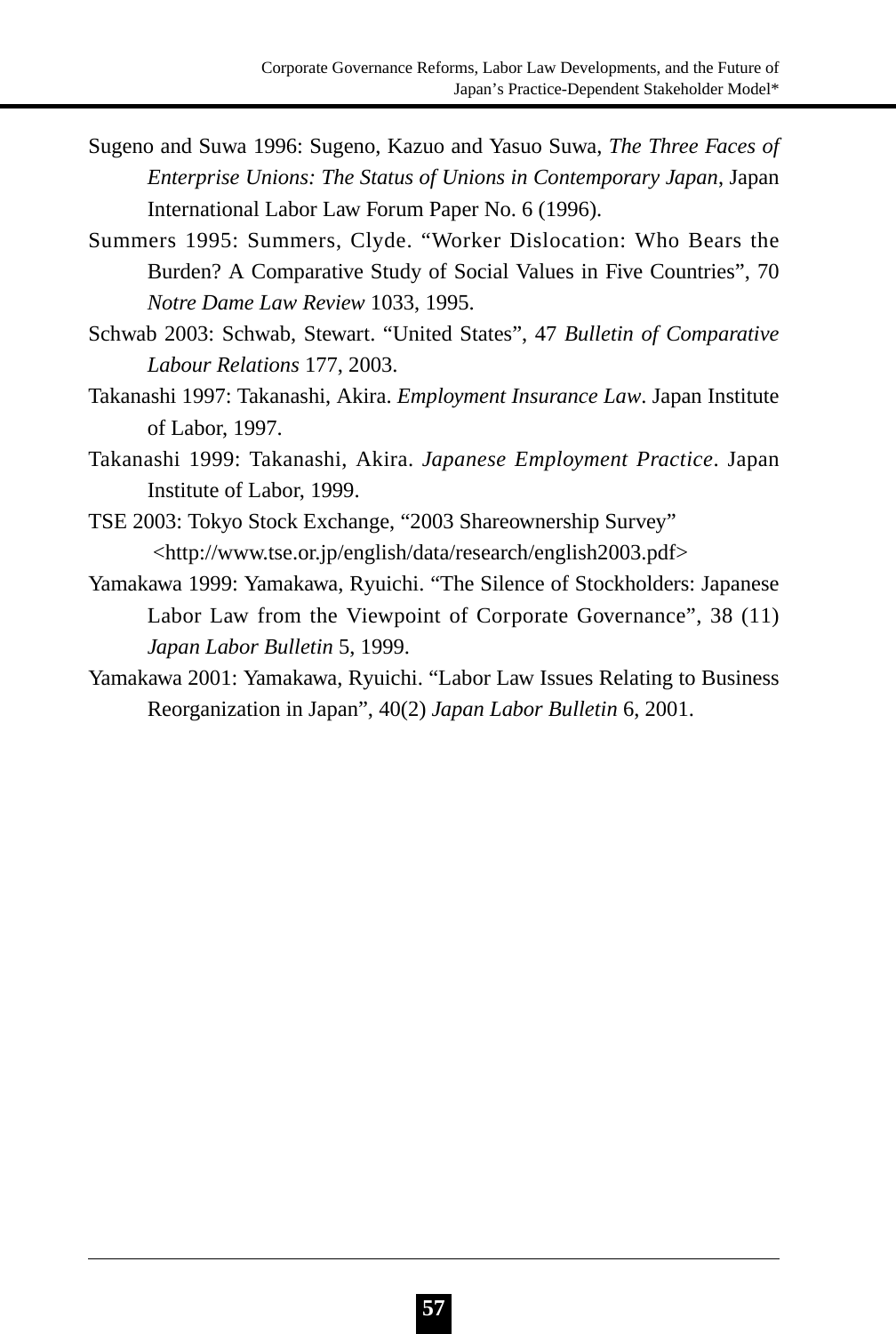Sugeno and Suwa 1996: Sugeno, Kazuo and Yasuo Suwa, *The Three Faces of Enterprise Unions: The Status of Unions in Contemporary Japan*, Japan International Labor Law Forum Paper No. 6 (1996).

Summers 1995: Summers, Clyde. "Worker Dislocation: Who Bears the Burden? A Comparative Study of Social Values in Five Countries", 70 *Notre Dame Law Review* 1033, 1995.

Schwab 2003: Schwab, Stewart. "United States", 47 *Bulletin of Comparative Labour Relations* 177, 2003.

Takanashi 1997: Takanashi, Akira. *Employment Insurance Law*. Japan Institute of Labor, 1997.

Takanashi 1999: Takanashi, Akira. *Japanese Employment Practice*. Japan Institute of Labor, 1999.

TSE 2003: Tokyo Stock Exchange, "2003 Shareownership Survey" <http://www.tse.or.jp/english/data/research/english2003.pdf>

Yamakawa 1999: Yamakawa, Ryuichi. "The Silence of Stockholders: Japanese Labor Law from the Viewpoint of Corporate Governance", 38 (11) *Japan Labor Bulletin* 5, 1999.

Yamakawa 2001: Yamakawa, Ryuichi. "Labor Law Issues Relating to Business Reorganization in Japan", 40(2) *Japan Labor Bulletin* 6, 2001.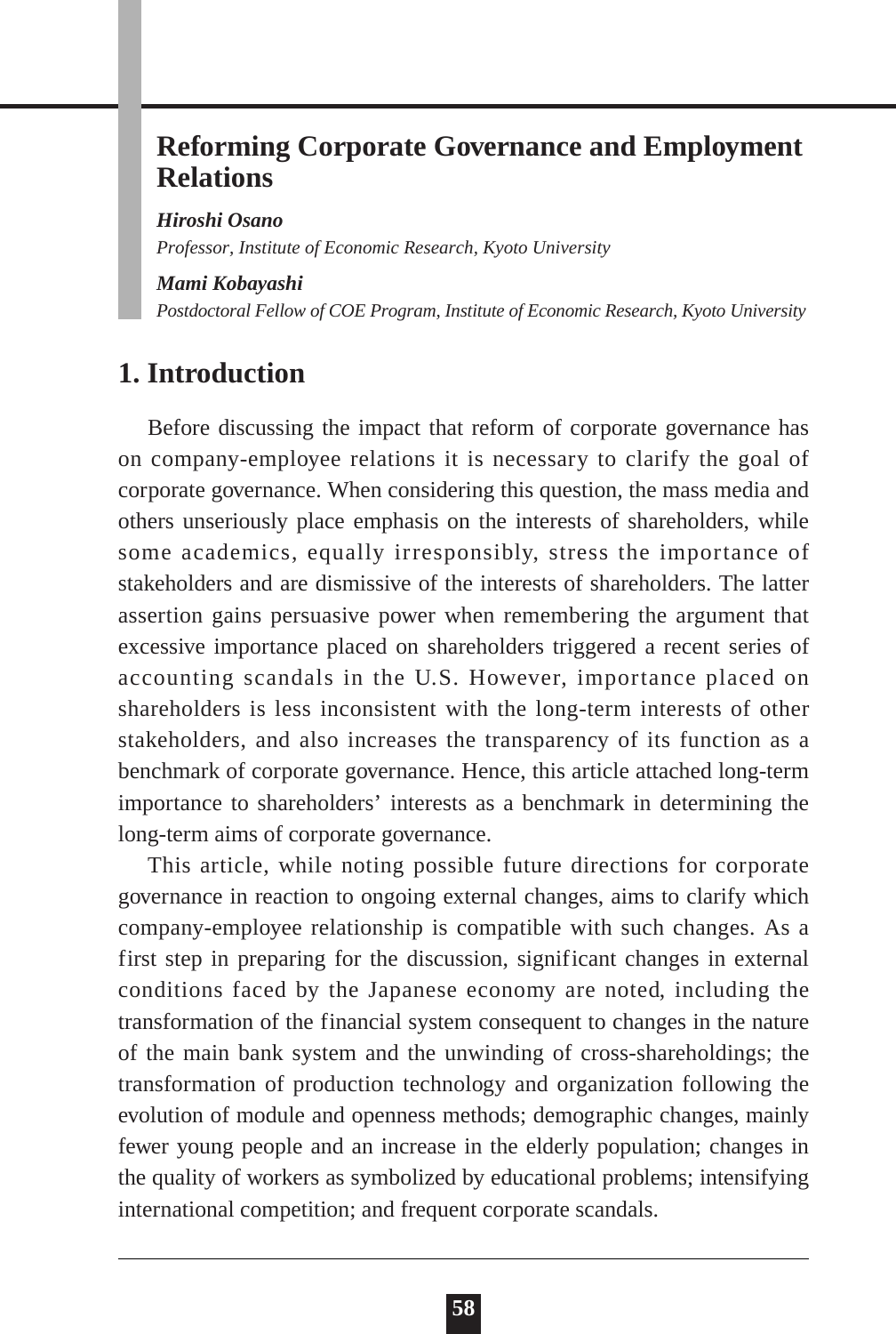# Reforming Corporate Governance and Employment Relations

***Hiroshi Osano***
*Professor, Institute of Economic Research, Kyoto University*

***Mami Kobayashi***
*Postdoctoral Fellow of COE Program, Institute of Economic Research, Kyoto University*

## 1. Introduction

Before discussing the impact that reform of corporate governance has on company-employee relations it is necessary to clarify the goal of corporate governance. When considering this question, the mass media and others unseriously place emphasis on the interests of shareholders, while some academics, equally irresponsibly, stress the importance of stakeholders and are dismissive of the interests of shareholders. The latter assertion gains persuasive power when remembering the argument that excessive importance placed on shareholders triggered a recent series of accounting scandals in the U.S. However, importance placed on shareholders is less inconsistent with the long-term interests of other stakeholders, and also increases the transparency of its function as a benchmark of corporate governance. Hence, this article attached long-term importance to shareholders' interests as a benchmark in determining the long-term aims of corporate governance.

This article, while noting possible future directions for corporate governance in reaction to ongoing external changes, aims to clarify which company-employee relationship is compatible with such changes. As a first step in preparing for the discussion, significant changes in external conditions faced by the Japanese economy are noted, including the transformation of the financial system consequent to changes in the nature of the main bank system and the unwinding of cross-shareholdings; the transformation of production technology and organization following the evolution of module and openness methods; demographic changes, mainly fewer young people and an increase in the elderly population; changes in the quality of workers as symbolized by educational problems; intensifying international competition; and frequent corporate scandals.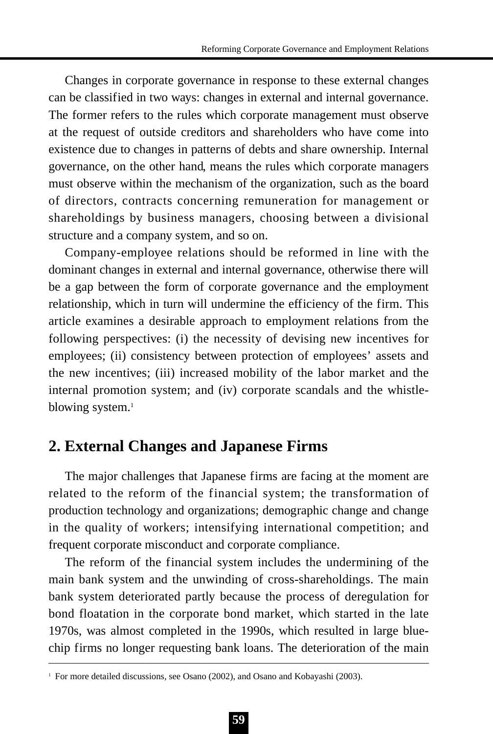Changes in corporate governance in response to these external changes can be classified in two ways: changes in external and internal governance. The former refers to the rules which corporate management must observe at the request of outside creditors and shareholders who have come into existence due to changes in patterns of debts and share ownership. Internal governance, on the other hand, means the rules which corporate managers must observe within the mechanism of the organization, such as the board of directors, contracts concerning remuneration for management or shareholdings by business managers, choosing between a divisional structure and a company system, and so on.

Company-employee relations should be reformed in line with the dominant changes in external and internal governance, otherwise there will be a gap between the form of corporate governance and the employment relationship, which in turn will undermine the efficiency of the firm. This article examines a desirable approach to employment relations from the following perspectives: (i) the necessity of devising new incentives for employees; (ii) consistency between protection of employees' assets and the new incentives; (iii) increased mobility of the labor market and the internal promotion system; and (iv) corporate scandals and the whistle-blowing system.[1]

## 2. External Changes and Japanese Firms

The major challenges that Japanese firms are facing at the moment are related to the reform of the financial system; the transformation of production technology and organizations; demographic change and change in the quality of workers; intensifying international competition; and frequent corporate misconduct and corporate compliance.

The reform of the financial system includes the undermining of the main bank system and the unwinding of cross-shareholdings. The main bank system deteriorated partly because the process of deregulation for bond floatation in the corporate bond market, which started in the late 1970s, was almost completed in the 1990s, which resulted in large blue-chip firms no longer requesting bank loans. The deterioration of the main

---

[1] For more detailed discussions, see Osano (2002), and Osano and Kobayashi (2003).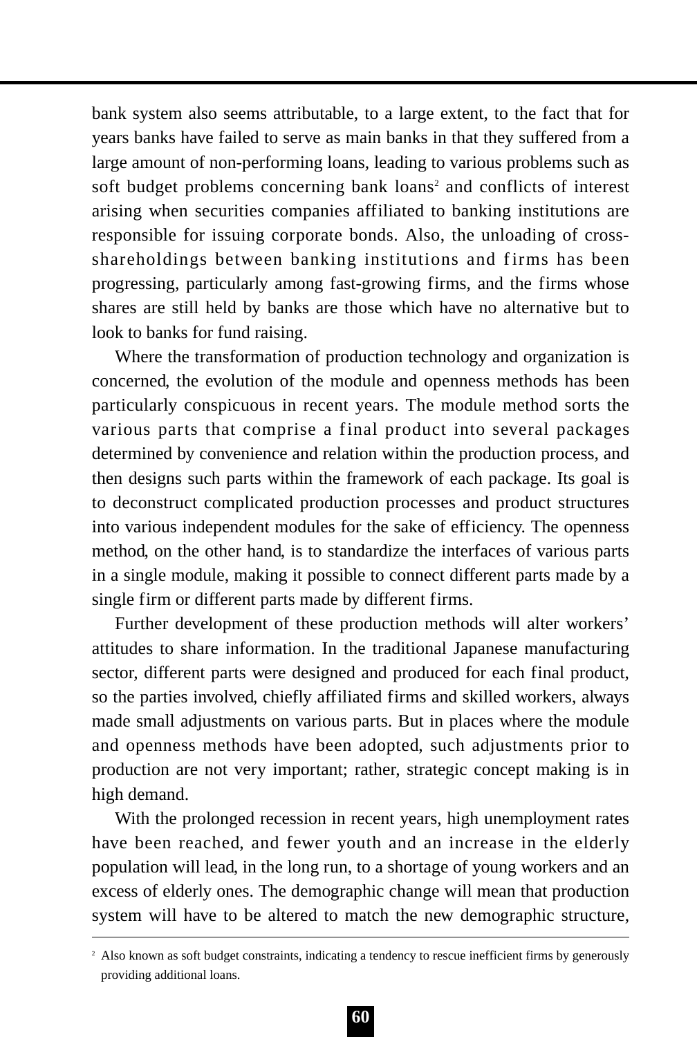bank system also seems attributable, to a large extent, to the fact that for years banks have failed to serve as main banks in that they suffered from a large amount of non-performing loans, leading to various problems such as soft budget problems concerning bank loans[2] and conflicts of interest arising when securities companies affiliated to banking institutions are responsible for issuing corporate bonds. Also, the unloading of cross-shareholdings between banking institutions and firms has been progressing, particularly among fast-growing firms, and the firms whose shares are still held by banks are those which have no alternative but to look to banks for fund raising.

Where the transformation of production technology and organization is concerned, the evolution of the module and openness methods has been particularly conspicuous in recent years. The module method sorts the various parts that comprise a final product into several packages determined by convenience and relation within the production process, and then designs such parts within the framework of each package. Its goal is to deconstruct complicated production processes and product structures into various independent modules for the sake of efficiency. The openness method, on the other hand, is to standardize the interfaces of various parts in a single module, making it possible to connect different parts made by a single firm or different parts made by different firms.

Further development of these production methods will alter workers' attitudes to share information. In the traditional Japanese manufacturing sector, different parts were designed and produced for each final product, so the parties involved, chiefly affiliated firms and skilled workers, always made small adjustments on various parts. But in places where the module and openness methods have been adopted, such adjustments prior to production are not very important; rather, strategic concept making is in high demand.

With the prolonged recession in recent years, high unemployment rates have been reached, and fewer youth and an increase in the elderly population will lead, in the long run, to a shortage of young workers and an excess of elderly ones. The demographic change will mean that production system will have to be altered to match the new demographic structure,

---

[2] Also known as soft budget constraints, indicating a tendency to rescue inefficient firms by generously providing additional loans.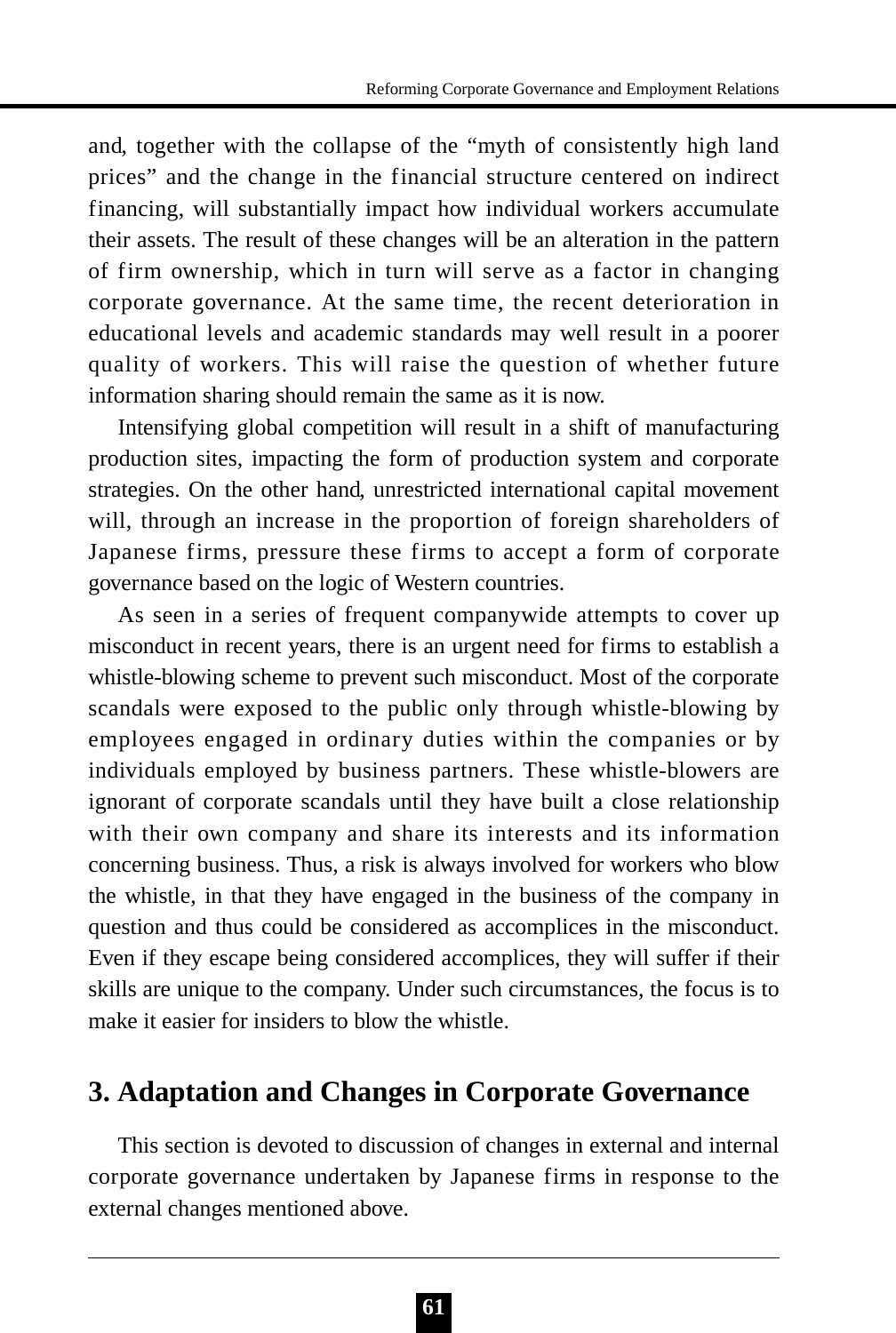and, together with the collapse of the "myth of consistently high land prices" and the change in the financial structure centered on indirect financing, will substantially impact how individual workers accumulate their assets. The result of these changes will be an alteration in the pattern of firm ownership, which in turn will serve as a factor in changing corporate governance. At the same time, the recent deterioration in educational levels and academic standards may well result in a poorer quality of workers. This will raise the question of whether future information sharing should remain the same as it is now.

Intensifying global competition will result in a shift of manufacturing production sites, impacting the form of production system and corporate strategies. On the other hand, unrestricted international capital movement will, through an increase in the proportion of foreign shareholders of Japanese firms, pressure these firms to accept a form of corporate governance based on the logic of Western countries.

As seen in a series of frequent companywide attempts to cover up misconduct in recent years, there is an urgent need for firms to establish a whistle-blowing scheme to prevent such misconduct. Most of the corporate scandals were exposed to the public only through whistle-blowing by employees engaged in ordinary duties within the companies or by individuals employed by business partners. These whistle-blowers are ignorant of corporate scandals until they have built a close relationship with their own company and share its interests and its information concerning business. Thus, a risk is always involved for workers who blow the whistle, in that they have engaged in the business of the company in question and thus could be considered as accomplices in the misconduct. Even if they escape being considered accomplices, they will suffer if their skills are unique to the company. Under such circumstances, the focus is to make it easier for insiders to blow the whistle.

## 3. Adaptation and Changes in Corporate Governance

This section is devoted to discussion of changes in external and internal corporate governance undertaken by Japanese firms in response to the external changes mentioned above.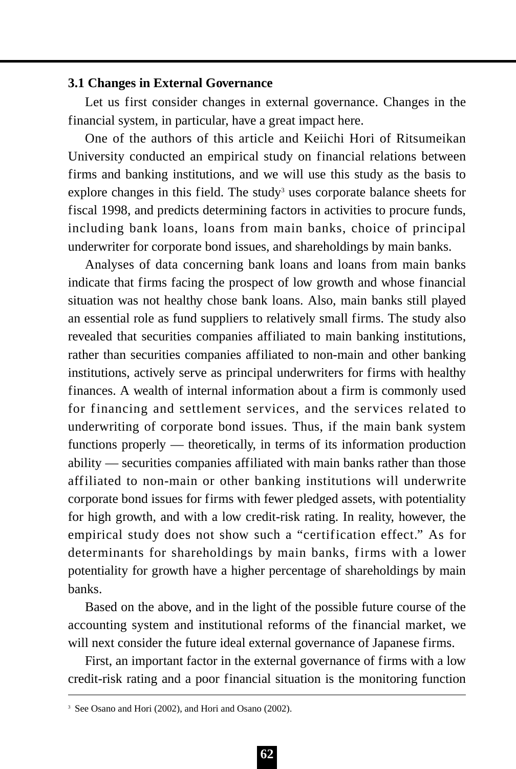### 3.1 Changes in External Governance

Let us first consider changes in external governance. Changes in the financial system, in particular, have a great impact here.

One of the authors of this article and Keiichi Hori of Ritsumeikan University conducted an empirical study on financial relations between firms and banking institutions, and we will use this study as the basis to explore changes in this field. The study[3] uses corporate balance sheets for fiscal 1998, and predicts determining factors in activities to procure funds, including bank loans, loans from main banks, choice of principal underwriter for corporate bond issues, and shareholdings by main banks.

Analyses of data concerning bank loans and loans from main banks indicate that firms facing the prospect of low growth and whose financial situation was not healthy chose bank loans. Also, main banks still played an essential role as fund suppliers to relatively small firms. The study also revealed that securities companies affiliated to main banking institutions, rather than securities companies affiliated to non-main and other banking institutions, actively serve as principal underwriters for firms with healthy finances. A wealth of internal information about a firm is commonly used for financing and settlement services, and the services related to underwriting of corporate bond issues. Thus, if the main bank system functions properly — theoretically, in terms of its information production ability — securities companies affiliated with main banks rather than those affiliated to non-main or other banking institutions will underwrite corporate bond issues for firms with fewer pledged assets, with potentiality for high growth, and with a low credit-risk rating. In reality, however, the empirical study does not show such a "certification effect." As for determinants for shareholdings by main banks, firms with a lower potentiality for growth have a higher percentage of shareholdings by main banks.

Based on the above, and in the light of the possible future course of the accounting system and institutional reforms of the financial market, we will next consider the future ideal external governance of Japanese firms.

First, an important factor in the external governance of firms with a low credit-risk rating and a poor financial situation is the monitoring function

---

[3] See Osano and Hori (2002), and Hori and Osano (2002).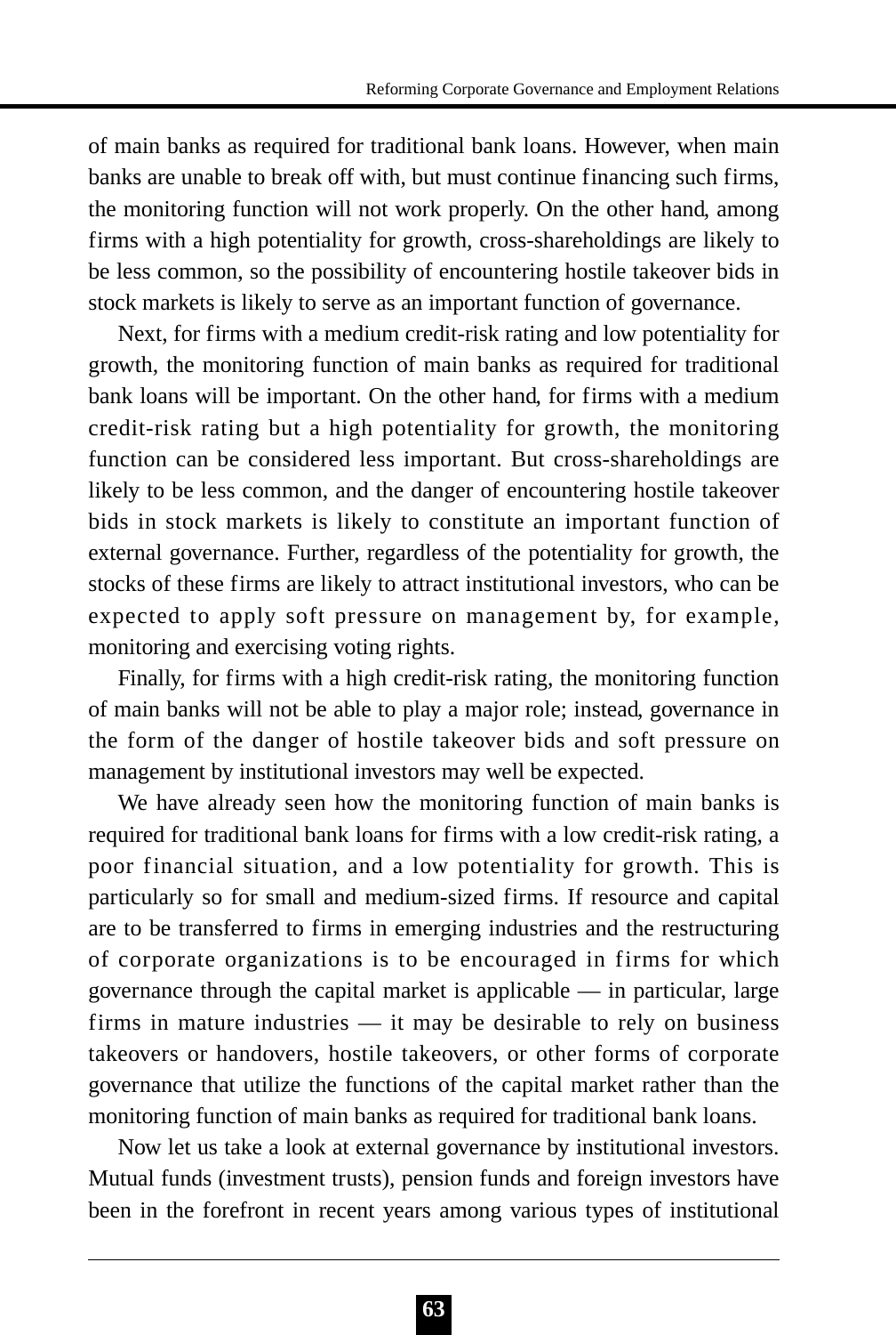of main banks as required for traditional bank loans. However, when main banks are unable to break off with, but must continue financing such firms, the monitoring function will not work properly. On the other hand, among firms with a high potentiality for growth, cross-shareholdings are likely to be less common, so the possibility of encountering hostile takeover bids in stock markets is likely to serve as an important function of governance.

Next, for firms with a medium credit-risk rating and low potentiality for growth, the monitoring function of main banks as required for traditional bank loans will be important. On the other hand, for firms with a medium credit-risk rating but a high potentiality for growth, the monitoring function can be considered less important. But cross-shareholdings are likely to be less common, and the danger of encountering hostile takeover bids in stock markets is likely to constitute an important function of external governance. Further, regardless of the potentiality for growth, the stocks of these firms are likely to attract institutional investors, who can be expected to apply soft pressure on management by, for example, monitoring and exercising voting rights.

Finally, for firms with a high credit-risk rating, the monitoring function of main banks will not be able to play a major role; instead, governance in the form of the danger of hostile takeover bids and soft pressure on management by institutional investors may well be expected.

We have already seen how the monitoring function of main banks is required for traditional bank loans for firms with a low credit-risk rating, a poor financial situation, and a low potentiality for growth. This is particularly so for small and medium-sized firms. If resource and capital are to be transferred to firms in emerging industries and the restructuring of corporate organizations is to be encouraged in firms for which governance through the capital market is applicable — in particular, large firms in mature industries — it may be desirable to rely on business takeovers or handovers, hostile takeovers, or other forms of corporate governance that utilize the functions of the capital market rather than the monitoring function of main banks as required for traditional bank loans.

Now let us take a look at external governance by institutional investors. Mutual funds (investment trusts), pension funds and foreign investors have been in the forefront in recent years among various types of institutional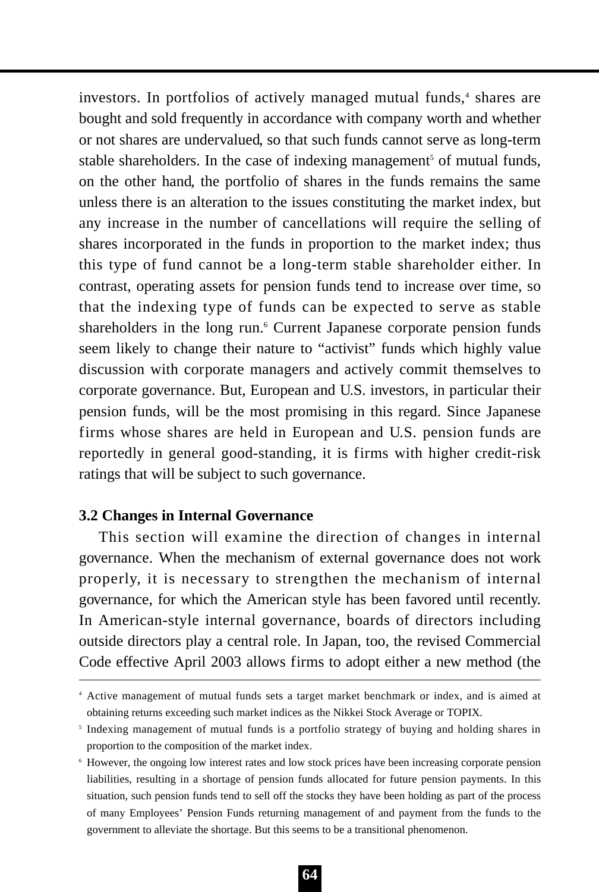investors. In portfolios of actively managed mutual funds,[4] shares are bought and sold frequently in accordance with company worth and whether or not shares are undervalued, so that such funds cannot serve as long-term stable shareholders. In the case of indexing management[5] of mutual funds, on the other hand, the portfolio of shares in the funds remains the same unless there is an alteration to the issues constituting the market index, but any increase in the number of cancellations will require the selling of shares incorporated in the funds in proportion to the market index; thus this type of fund cannot be a long-term stable shareholder either. In contrast, operating assets for pension funds tend to increase over time, so that the indexing type of funds can be expected to serve as stable shareholders in the long run.[6] Current Japanese corporate pension funds seem likely to change their nature to "activist" funds which highly value discussion with corporate managers and actively commit themselves to corporate governance. But, European and U.S. investors, in particular their pension funds, will be the most promising in this regard. Since Japanese firms whose shares are held in European and U.S. pension funds are reportedly in general good-standing, it is firms with higher credit-risk ratings that will be subject to such governance.

### 3.2 Changes in Internal Governance

This section will examine the direction of changes in internal governance. When the mechanism of external governance does not work properly, it is necessary to strengthen the mechanism of internal governance, for which the American style has been favored until recently. In American-style internal governance, boards of directors including outside directors play a central role. In Japan, too, the revised Commercial Code effective April 2003 allows firms to adopt either a new method (the

---

[4] Active management of mutual funds sets a target market benchmark or index, and is aimed at obtaining returns exceeding such market indices as the Nikkei Stock Average or TOPIX.

[5] Indexing management of mutual funds is a portfolio strategy of buying and holding shares in proportion to the composition of the market index.

[6] However, the ongoing low interest rates and low stock prices have been increasing corporate pension liabilities, resulting in a shortage of pension funds allocated for future pension payments. In this situation, such pension funds tend to sell off the stocks they have been holding as part of the process of many Employees' Pension Funds returning management of and payment from the funds to the government to alleviate the shortage. But this seems to be a transitional phenomenon.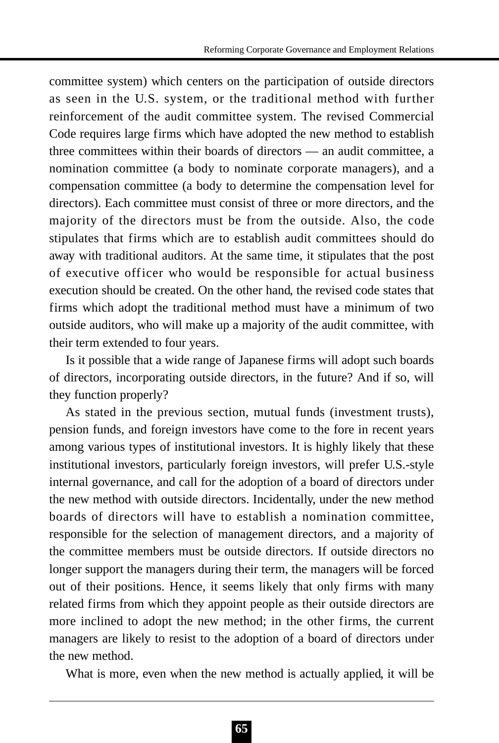committee system) which centers on the participation of outside directors as seen in the U.S. system, or the traditional method with further reinforcement of the audit committee system. The revised Commercial Code requires large firms which have adopted the new method to establish three committees within their boards of directors — an audit committee, a nomination committee (a body to nominate corporate managers), and a compensation committee (a body to determine the compensation level for directors). Each committee must consist of three or more directors, and the majority of the directors must be from the outside. Also, the code stipulates that firms which are to establish audit committees should do away with traditional auditors. At the same time, it stipulates that the post of executive officer who would be responsible for actual business execution should be created. On the other hand, the revised code states that firms which adopt the traditional method must have a minimum of two outside auditors, who will make up a majority of the audit committee, with their term extended to four years.

Is it possible that a wide range of Japanese firms will adopt such boards of directors, incorporating outside directors, in the future? And if so, will they function properly?

As stated in the previous section, mutual funds (investment trusts), pension funds, and foreign investors have come to the fore in recent years among various types of institutional investors. It is highly likely that these institutional investors, particularly foreign investors, will prefer U.S.-style internal governance, and call for the adoption of a board of directors under the new method with outside directors. Incidentally, under the new method boards of directors will have to establish a nomination committee, responsible for the selection of management directors, and a majority of the committee members must be outside directors. If outside directors no longer support the managers during their term, the managers will be forced out of their positions. Hence, it seems likely that only firms with many related firms from which they appoint people as their outside directors are more inclined to adopt the new method; in the other firms, the current managers are likely to resist to the adoption of a board of directors under the new method.

What is more, even when the new method is actually applied, it will be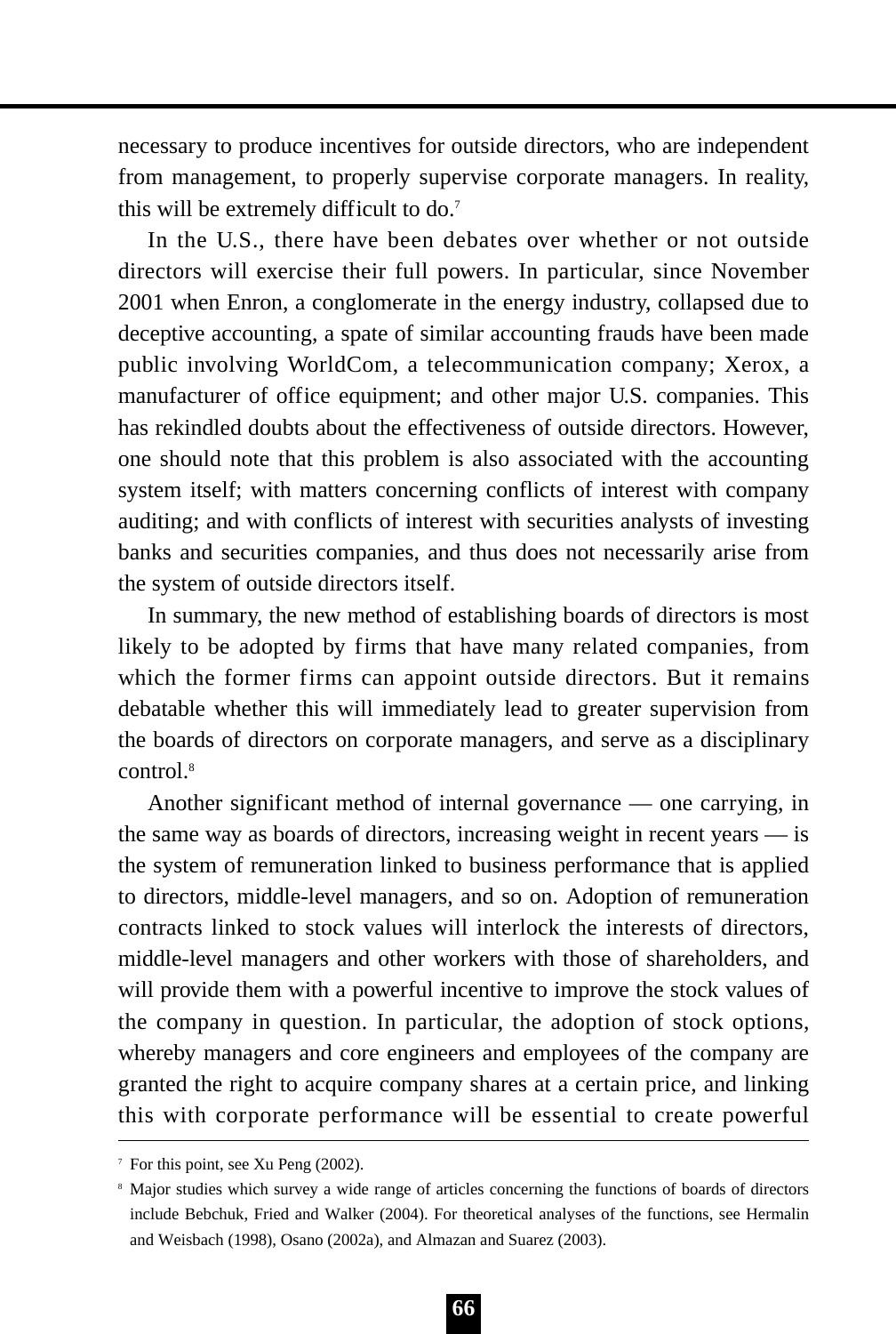necessary to produce incentives for outside directors, who are independent from management, to properly supervise corporate managers. In reality, this will be extremely difficult to do.[7]

In the U.S., there have been debates over whether or not outside directors will exercise their full powers. In particular, since November 2001 when Enron, a conglomerate in the energy industry, collapsed due to deceptive accounting, a spate of similar accounting frauds have been made public involving WorldCom, a telecommunication company; Xerox, a manufacturer of office equipment; and other major U.S. companies. This has rekindled doubts about the effectiveness of outside directors. However, one should note that this problem is also associated with the accounting system itself; with matters concerning conflicts of interest with company auditing; and with conflicts of interest with securities analysts of investing banks and securities companies, and thus does not necessarily arise from the system of outside directors itself.

In summary, the new method of establishing boards of directors is most likely to be adopted by firms that have many related companies, from which the former firms can appoint outside directors. But it remains debatable whether this will immediately lead to greater supervision from the boards of directors on corporate managers, and serve as a disciplinary control.[8]

Another significant method of internal governance — one carrying, in the same way as boards of directors, increasing weight in recent years — is the system of remuneration linked to business performance that is applied to directors, middle-level managers, and so on. Adoption of remuneration contracts linked to stock values will interlock the interests of directors, middle-level managers and other workers with those of shareholders, and will provide them with a powerful incentive to improve the stock values of the company in question. In particular, the adoption of stock options, whereby managers and core engineers and employees of the company are granted the right to acquire company shares at a certain price, and linking this with corporate performance will be essential to create powerful

---

[7] For this point, see Xu Peng (2002).

[8] Major studies which survey a wide range of articles concerning the functions of boards of directors include Bebchuk, Fried and Walker (2004). For theoretical analyses of the functions, see Hermalin and Weisbach (1998), Osano (2002a), and Almazan and Suarez (2003).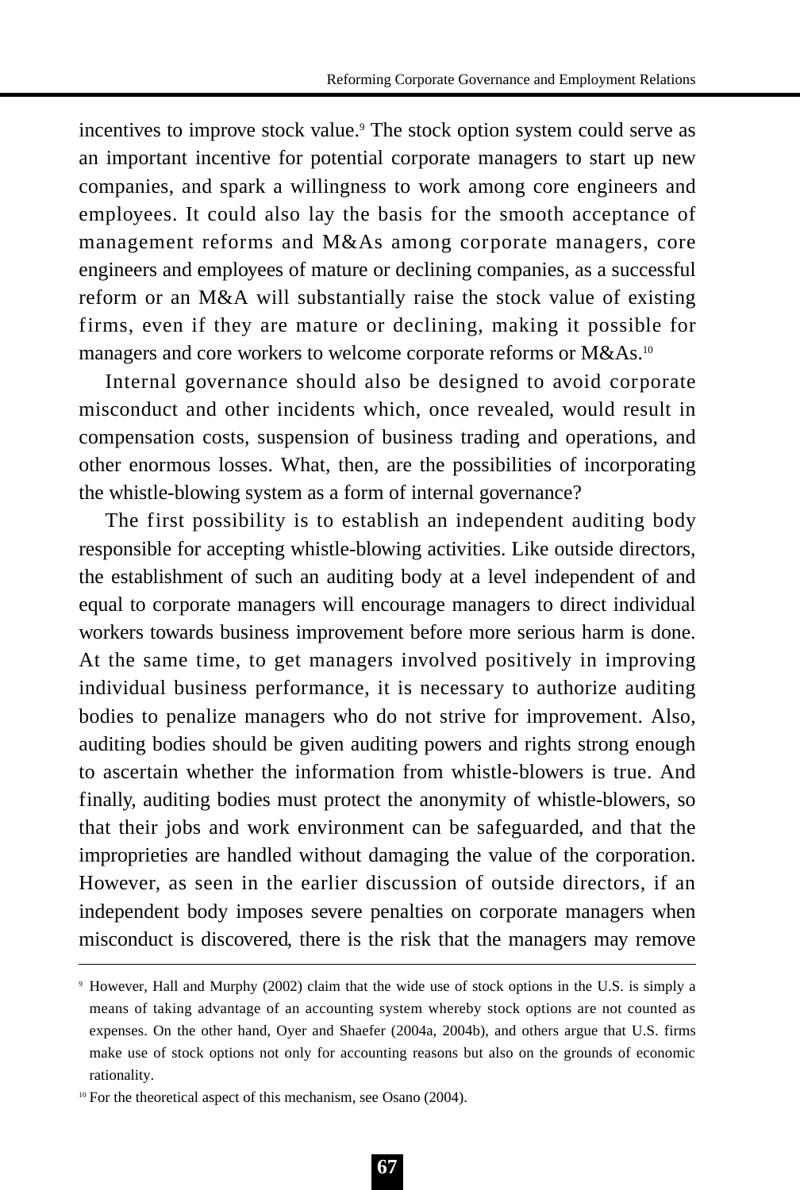incentives to improve stock value.[9] The stock option system could serve as an important incentive for potential corporate managers to start up new companies, and spark a willingness to work among core engineers and employees. It could also lay the basis for the smooth acceptance of management reforms and M&As among corporate managers, core engineers and employees of mature or declining companies, as a successful reform or an M&A will substantially raise the stock value of existing firms, even if they are mature or declining, making it possible for managers and core workers to welcome corporate reforms or M&As.[10]

Internal governance should also be designed to avoid corporate misconduct and other incidents which, once revealed, would result in compensation costs, suspension of business trading and operations, and other enormous losses. What, then, are the possibilities of incorporating the whistle-blowing system as a form of internal governance?

The first possibility is to establish an independent auditing body responsible for accepting whistle-blowing activities. Like outside directors, the establishment of such an auditing body at a level independent of and equal to corporate managers will encourage managers to direct individual workers towards business improvement before more serious harm is done. At the same time, to get managers involved positively in improving individual business performance, it is necessary to authorize auditing bodies to penalize managers who do not strive for improvement. Also, auditing bodies should be given auditing powers and rights strong enough to ascertain whether the information from whistle-blowers is true. And finally, auditing bodies must protect the anonymity of whistle-blowers, so that their jobs and work environment can be safeguarded, and that the improprieties are handled without damaging the value of the corporation. However, as seen in the earlier discussion of outside directors, if an independent body imposes severe penalties on corporate managers when misconduct is discovered, there is the risk that the managers may remove

---

[9] However, Hall and Murphy (2002) claim that the wide use of stock options in the U.S. is simply a means of taking advantage of an accounting system whereby stock options are not counted as expenses. On the other hand, Oyer and Shaefer (2004a, 2004b), and others argue that U.S. firms make use of stock options not only for accounting reasons but also on the grounds of economic rationality.

[10] For the theoretical aspect of this mechanism, see Osano (2004).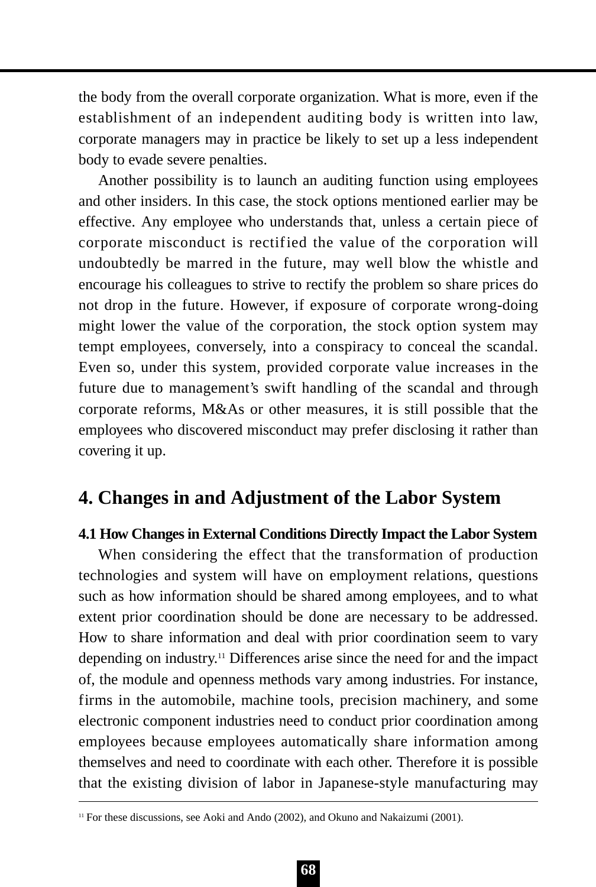the body from the overall corporate organization. What is more, even if the establishment of an independent auditing body is written into law, corporate managers may in practice be likely to set up a less independent body to evade severe penalties.

Another possibility is to launch an auditing function using employees and other insiders. In this case, the stock options mentioned earlier may be effective. Any employee who understands that, unless a certain piece of corporate misconduct is rectified the value of the corporation will undoubtedly be marred in the future, may well blow the whistle and encourage his colleagues to strive to rectify the problem so share prices do not drop in the future. However, if exposure of corporate wrong-doing might lower the value of the corporation, the stock option system may tempt employees, conversely, into a conspiracy to conceal the scandal. Even so, under this system, provided corporate value increases in the future due to management's swift handling of the scandal and through corporate reforms, M&As or other measures, it is still possible that the employees who discovered misconduct may prefer disclosing it rather than covering it up.

## 4. Changes in and Adjustment of the Labor System

### 4.1 How Changes in External Conditions Directly Impact the Labor System

When considering the effect that the transformation of production technologies and system will have on employment relations, questions such as how information should be shared among employees, and to what extent prior coordination should be done are necessary to be addressed. How to share information and deal with prior coordination seem to vary depending on industry.[11] Differences arise since the need for and the impact of, the module and openness methods vary among industries. For instance, firms in the automobile, machine tools, precision machinery, and some electronic component industries need to conduct prior coordination among employees because employees automatically share information among themselves and need to coordinate with each other. Therefore it is possible that the existing division of labor in Japanese-style manufacturing may

---

[11] For these discussions, see Aoki and Ando (2002), and Okuno and Nakaizumi (2001).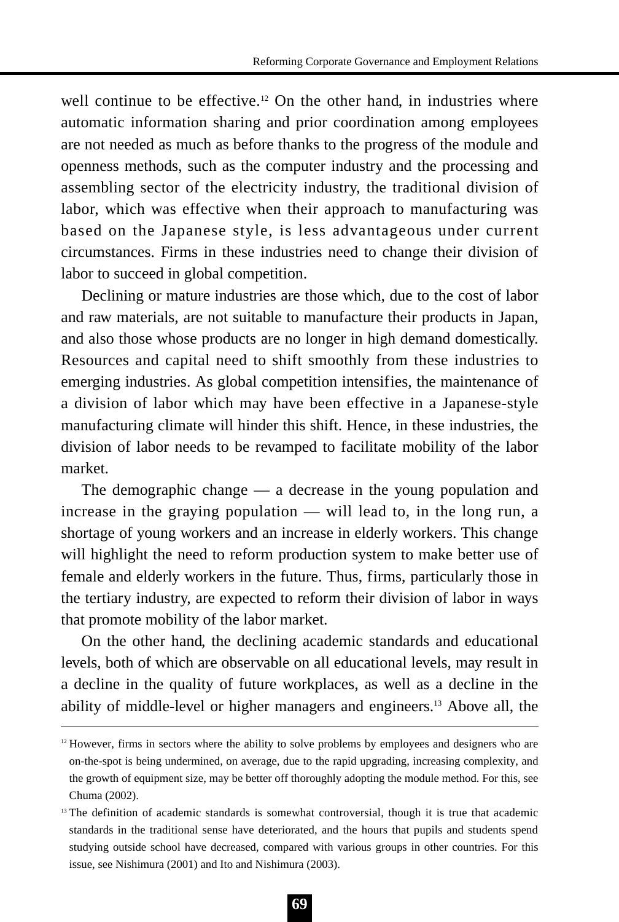well continue to be effective.[12] On the other hand, in industries where automatic information sharing and prior coordination among employees are not needed as much as before thanks to the progress of the module and openness methods, such as the computer industry and the processing and assembling sector of the electricity industry, the traditional division of labor, which was effective when their approach to manufacturing was based on the Japanese style, is less advantageous under current circumstances. Firms in these industries need to change their division of labor to succeed in global competition.

Declining or mature industries are those which, due to the cost of labor and raw materials, are not suitable to manufacture their products in Japan, and also those whose products are no longer in high demand domestically. Resources and capital need to shift smoothly from these industries to emerging industries. As global competition intensifies, the maintenance of a division of labor which may have been effective in a Japanese-style manufacturing climate will hinder this shift. Hence, in these industries, the division of labor needs to be revamped to facilitate mobility of the labor market.

The demographic change — a decrease in the young population and increase in the graying population — will lead to, in the long run, a shortage of young workers and an increase in elderly workers. This change will highlight the need to reform production system to make better use of female and elderly workers in the future. Thus, firms, particularly those in the tertiary industry, are expected to reform their division of labor in ways that promote mobility of the labor market.

On the other hand, the declining academic standards and educational levels, both of which are observable on all educational levels, may result in a decline in the quality of future workplaces, as well as a decline in the ability of middle-level or higher managers and engineers.[13] Above all, the

---

[12] However, firms in sectors where the ability to solve problems by employees and designers who are on-the-spot is being undermined, on average, due to the rapid upgrading, increasing complexity, and the growth of equipment size, may be better off thoroughly adopting the module method. For this, see Chuma (2002).

[13] The definition of academic standards is somewhat controversial, though it is true that academic standards in the traditional sense have deteriorated, and the hours that pupils and students spend studying outside school have decreased, compared with various groups in other countries. For this issue, see Nishimura (2001) and Ito and Nishimura (2003).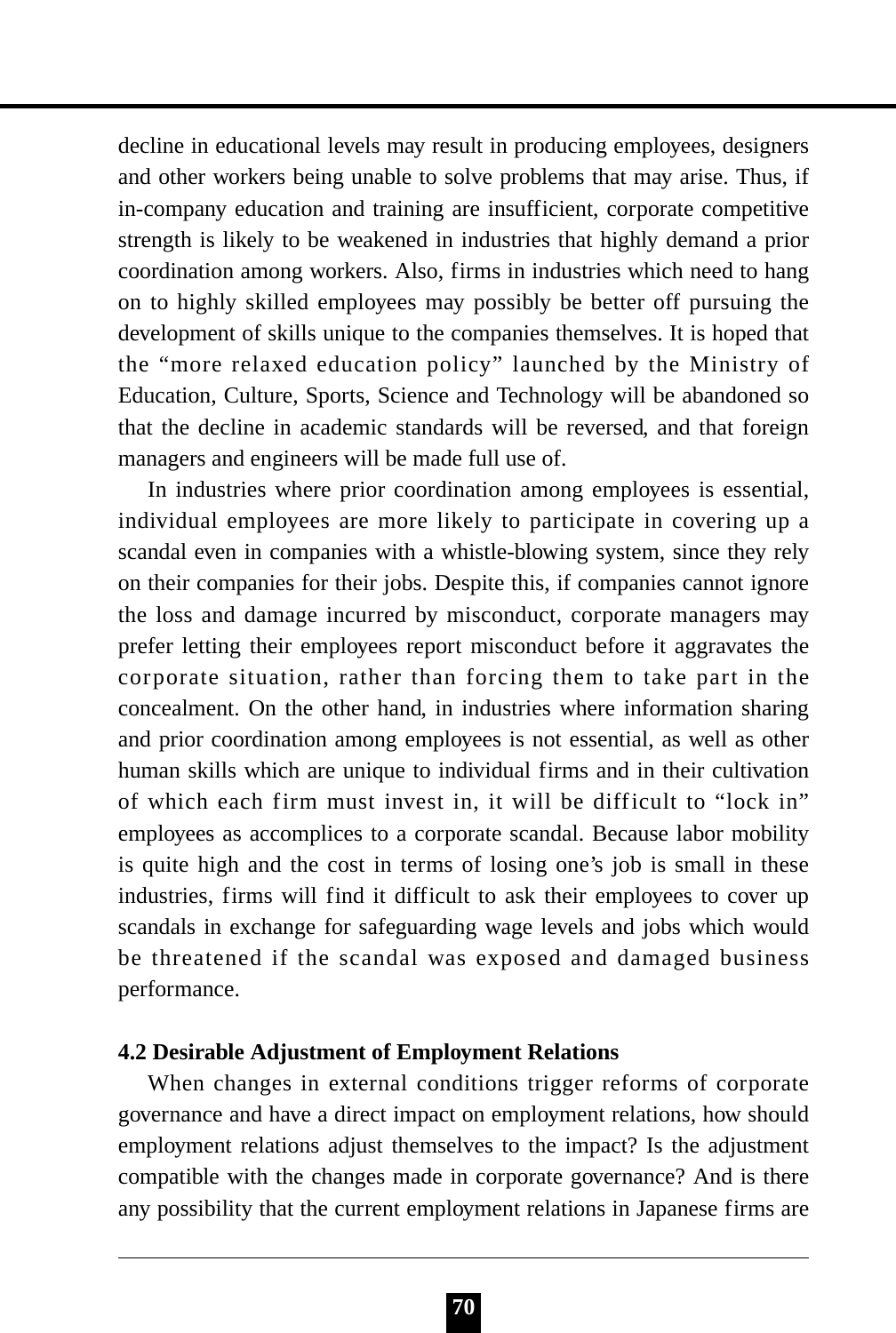decline in educational levels may result in producing employees, designers and other workers being unable to solve problems that may arise. Thus, if in-company education and training are insufficient, corporate competitive strength is likely to be weakened in industries that highly demand a prior coordination among workers. Also, firms in industries which need to hang on to highly skilled employees may possibly be better off pursuing the development of skills unique to the companies themselves. It is hoped that the "more relaxed education policy" launched by the Ministry of Education, Culture, Sports, Science and Technology will be abandoned so that the decline in academic standards will be reversed, and that foreign managers and engineers will be made full use of.

In industries where prior coordination among employees is essential, individual employees are more likely to participate in covering up a scandal even in companies with a whistle-blowing system, since they rely on their companies for their jobs. Despite this, if companies cannot ignore the loss and damage incurred by misconduct, corporate managers may prefer letting their employees report misconduct before it aggravates the corporate situation, rather than forcing them to take part in the concealment. On the other hand, in industries where information sharing and prior coordination among employees is not essential, as well as other human skills which are unique to individual firms and in their cultivation of which each firm must invest in, it will be difficult to "lock in" employees as accomplices to a corporate scandal. Because labor mobility is quite high and the cost in terms of losing one's job is small in these industries, firms will find it difficult to ask their employees to cover up scandals in exchange for safeguarding wage levels and jobs which would be threatened if the scandal was exposed and damaged business performance.

**4.2 Desirable Adjustment of Employment Relations**

When changes in external conditions trigger reforms of corporate governance and have a direct impact on employment relations, how should employment relations adjust themselves to the impact? Is the adjustment compatible with the changes made in corporate governance? And is there any possibility that the current employment relations in Japanese firms are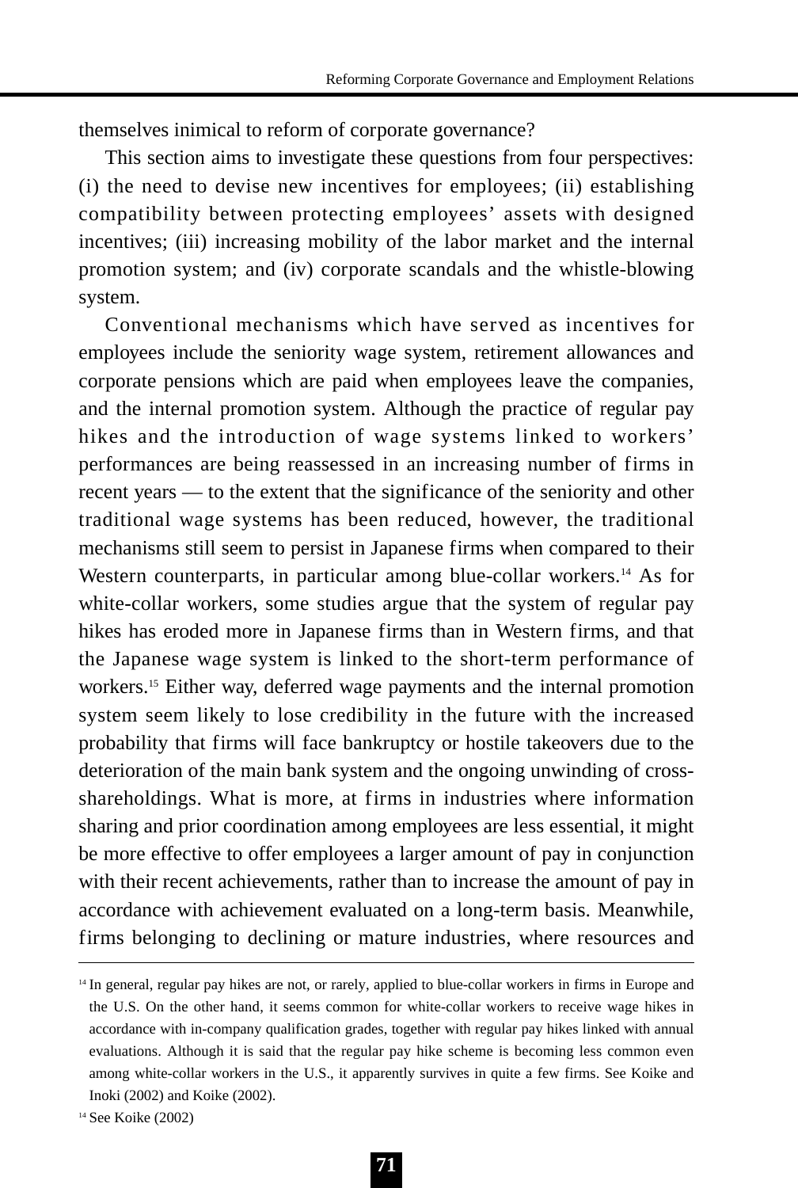themselves inimical to reform of corporate governance?

This section aims to investigate these questions from four perspectives: (i) the need to devise new incentives for employees; (ii) establishing compatibility between protecting employees' assets with designed incentives; (iii) increasing mobility of the labor market and the internal promotion system; and (iv) corporate scandals and the whistle-blowing system.

Conventional mechanisms which have served as incentives for employees include the seniority wage system, retirement allowances and corporate pensions which are paid when employees leave the companies, and the internal promotion system. Although the practice of regular pay hikes and the introduction of wage systems linked to workers' performances are being reassessed in an increasing number of firms in recent years — to the extent that the significance of the seniority and other traditional wage systems has been reduced, however, the traditional mechanisms still seem to persist in Japanese firms when compared to their Western counterparts, in particular among blue-collar workers.[14] As for white-collar workers, some studies argue that the system of regular pay hikes has eroded more in Japanese firms than in Western firms, and that the Japanese wage system is linked to the short-term performance of workers.[15] Either way, deferred wage payments and the internal promotion system seem likely to lose credibility in the future with the increased probability that firms will face bankruptcy or hostile takeovers due to the deterioration of the main bank system and the ongoing unwinding of cross-shareholdings. What is more, at firms in industries where information sharing and prior coordination among employees are less essential, it might be more effective to offer employees a larger amount of pay in conjunction with their recent achievements, rather than to increase the amount of pay in accordance with achievement evaluated on a long-term basis. Meanwhile, firms belonging to declining or mature industries, where resources and

---

[14] In general, regular pay hikes are not, or rarely, applied to blue-collar workers in firms in Europe and the U.S. On the other hand, it seems common for white-collar workers to receive wage hikes in accordance with in-company qualification grades, together with regular pay hikes linked with annual evaluations. Although it is said that the regular pay hike scheme is becoming less common even among white-collar workers in the U.S., it apparently survives in quite a few firms. See Koike and Inoki (2002) and Koike (2002).

[14] See Koike (2002)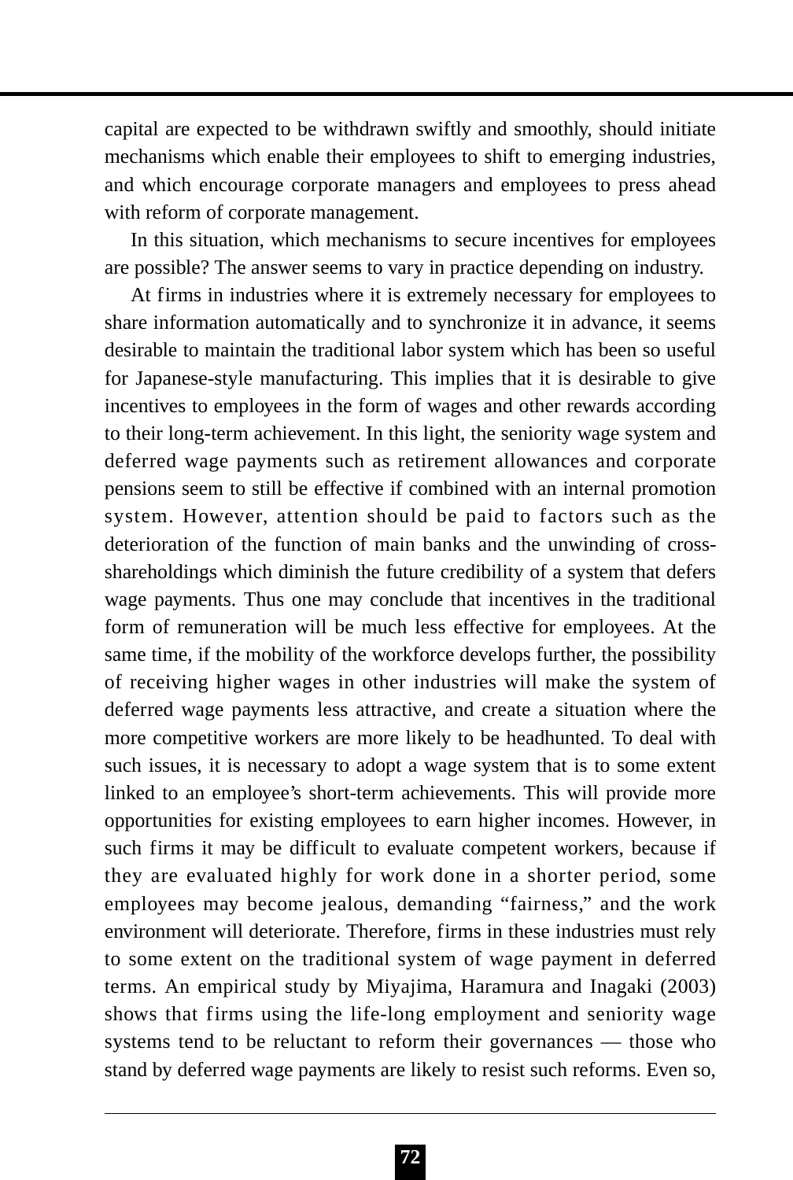capital are expected to be withdrawn swiftly and smoothly, should initiate mechanisms which enable their employees to shift to emerging industries, and which encourage corporate managers and employees to press ahead with reform of corporate management.

In this situation, which mechanisms to secure incentives for employees are possible? The answer seems to vary in practice depending on industry.

At firms in industries where it is extremely necessary for employees to share information automatically and to synchronize it in advance, it seems desirable to maintain the traditional labor system which has been so useful for Japanese-style manufacturing. This implies that it is desirable to give incentives to employees in the form of wages and other rewards according to their long-term achievement. In this light, the seniority wage system and deferred wage payments such as retirement allowances and corporate pensions seem to still be effective if combined with an internal promotion system. However, attention should be paid to factors such as the deterioration of the function of main banks and the unwinding of cross-shareholdings which diminish the future credibility of a system that defers wage payments. Thus one may conclude that incentives in the traditional form of remuneration will be much less effective for employees. At the same time, if the mobility of the workforce develops further, the possibility of receiving higher wages in other industries will make the system of deferred wage payments less attractive, and create a situation where the more competitive workers are more likely to be headhunted. To deal with such issues, it is necessary to adopt a wage system that is to some extent linked to an employee's short-term achievements. This will provide more opportunities for existing employees to earn higher incomes. However, in such firms it may be difficult to evaluate competent workers, because if they are evaluated highly for work done in a shorter period, some employees may become jealous, demanding "fairness," and the work environment will deteriorate. Therefore, firms in these industries must rely to some extent on the traditional system of wage payment in deferred terms. An empirical study by Miyajima, Haramura and Inagaki (2003) shows that firms using the life-long employment and seniority wage systems tend to be reluctant to reform their governances — those who stand by deferred wage payments are likely to resist such reforms. Even so,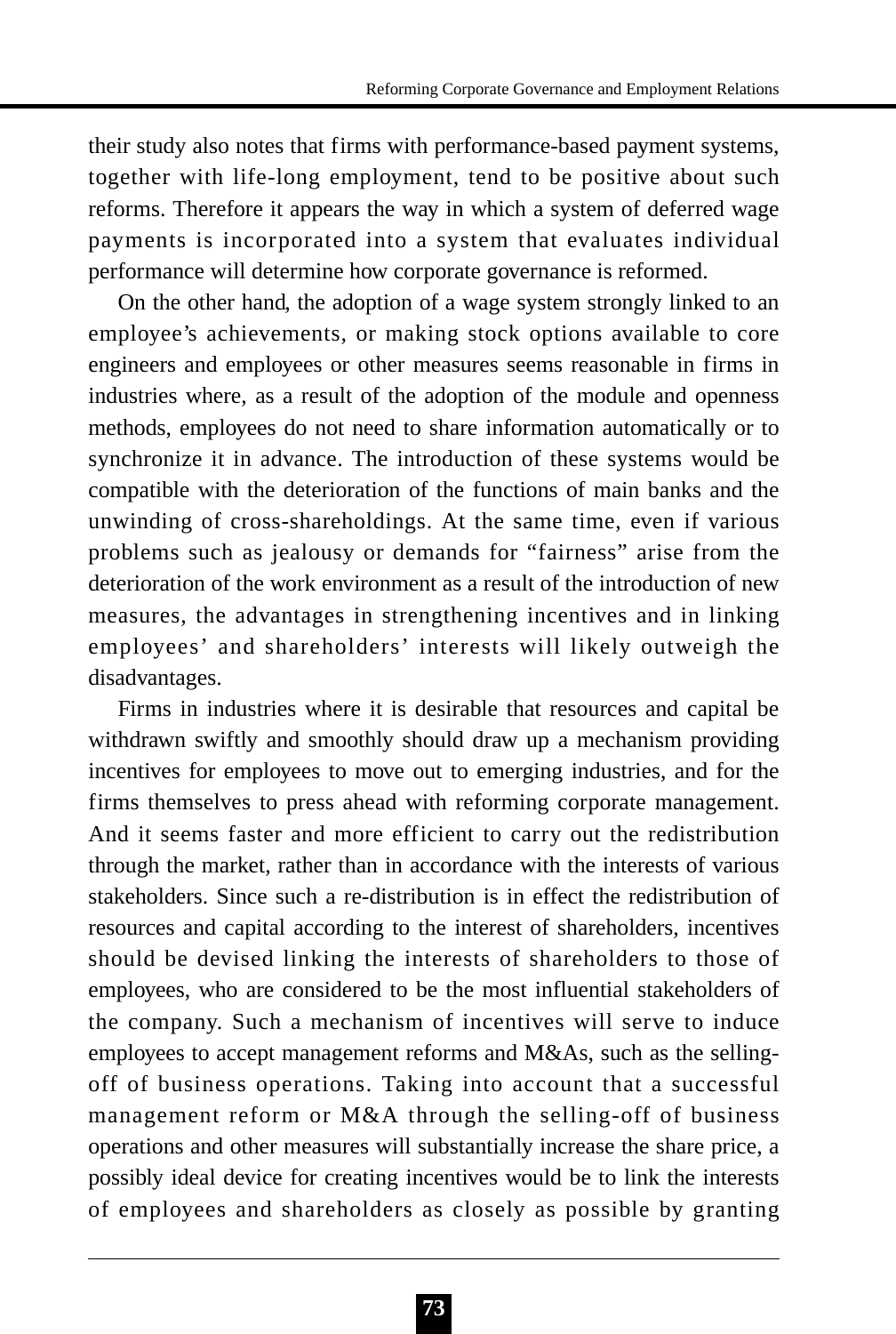their study also notes that firms with performance-based payment systems, together with life-long employment, tend to be positive about such reforms. Therefore it appears the way in which a system of deferred wage payments is incorporated into a system that evaluates individual performance will determine how corporate governance is reformed.

On the other hand, the adoption of a wage system strongly linked to an employee's achievements, or making stock options available to core engineers and employees or other measures seems reasonable in firms in industries where, as a result of the adoption of the module and openness methods, employees do not need to share information automatically or to synchronize it in advance. The introduction of these systems would be compatible with the deterioration of the functions of main banks and the unwinding of cross-shareholdings. At the same time, even if various problems such as jealousy or demands for "fairness" arise from the deterioration of the work environment as a result of the introduction of new measures, the advantages in strengthening incentives and in linking employees' and shareholders' interests will likely outweigh the disadvantages.

Firms in industries where it is desirable that resources and capital be withdrawn swiftly and smoothly should draw up a mechanism providing incentives for employees to move out to emerging industries, and for the firms themselves to press ahead with reforming corporate management. And it seems faster and more efficient to carry out the redistribution through the market, rather than in accordance with the interests of various stakeholders. Since such a re-distribution is in effect the redistribution of resources and capital according to the interest of shareholders, incentives should be devised linking the interests of shareholders to those of employees, who are considered to be the most influential stakeholders of the company. Such a mechanism of incentives will serve to induce employees to accept management reforms and M&As, such as the selling-off of business operations. Taking into account that a successful management reform or M&A through the selling-off of business operations and other measures will substantially increase the share price, a possibly ideal device for creating incentives would be to link the interests of employees and shareholders as closely as possible by granting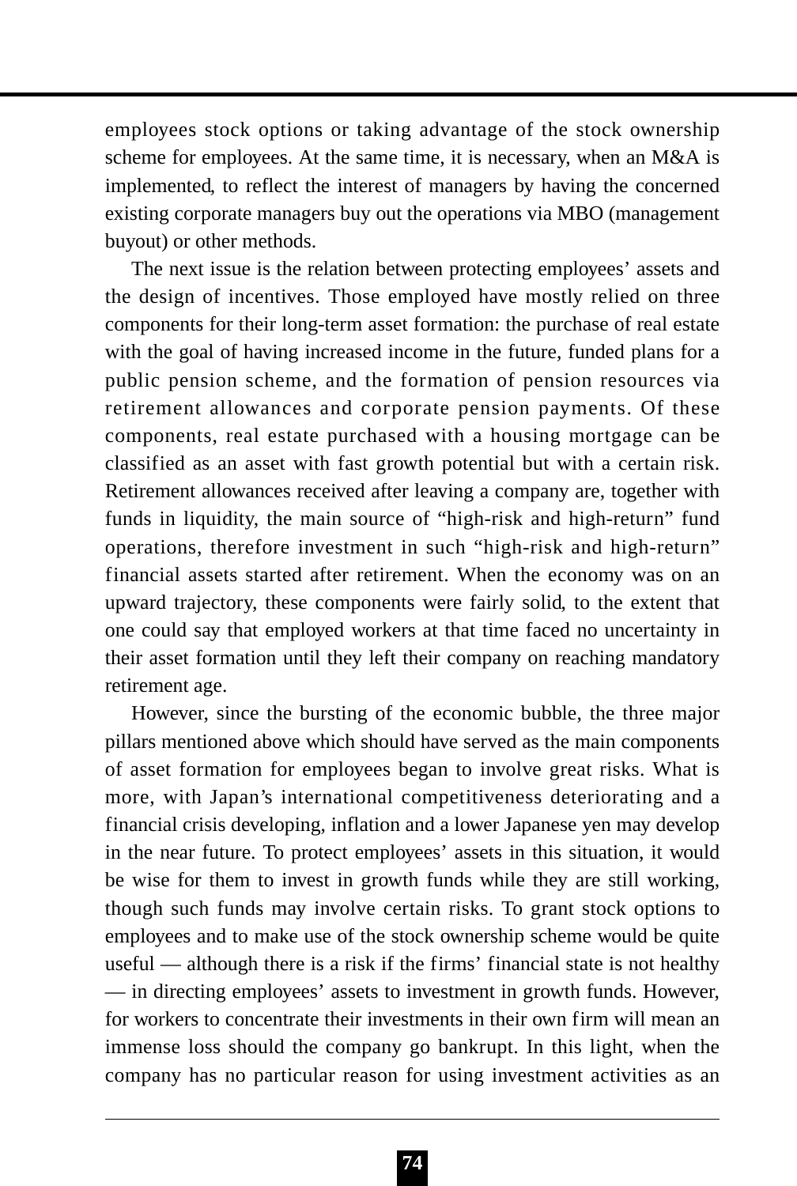employees stock options or taking advantage of the stock ownership scheme for employees. At the same time, it is necessary, when an M&A is implemented, to reflect the interest of managers by having the concerned existing corporate managers buy out the operations via MBO (management buyout) or other methods.

The next issue is the relation between protecting employees' assets and the design of incentives. Those employed have mostly relied on three components for their long-term asset formation: the purchase of real estate with the goal of having increased income in the future, funded plans for a public pension scheme, and the formation of pension resources via retirement allowances and corporate pension payments. Of these components, real estate purchased with a housing mortgage can be classified as an asset with fast growth potential but with a certain risk. Retirement allowances received after leaving a company are, together with funds in liquidity, the main source of "high-risk and high-return" fund operations, therefore investment in such "high-risk and high-return" financial assets started after retirement. When the economy was on an upward trajectory, these components were fairly solid, to the extent that one could say that employed workers at that time faced no uncertainty in their asset formation until they left their company on reaching mandatory retirement age.

However, since the bursting of the economic bubble, the three major pillars mentioned above which should have served as the main components of asset formation for employees began to involve great risks. What is more, with Japan's international competitiveness deteriorating and a financial crisis developing, inflation and a lower Japanese yen may develop in the near future. To protect employees' assets in this situation, it would be wise for them to invest in growth funds while they are still working, though such funds may involve certain risks. To grant stock options to employees and to make use of the stock ownership scheme would be quite useful — although there is a risk if the firms' financial state is not healthy — in directing employees' assets to investment in growth funds. However, for workers to concentrate their investments in their own firm will mean an immense loss should the company go bankrupt. In this light, when the company has no particular reason for using investment activities as an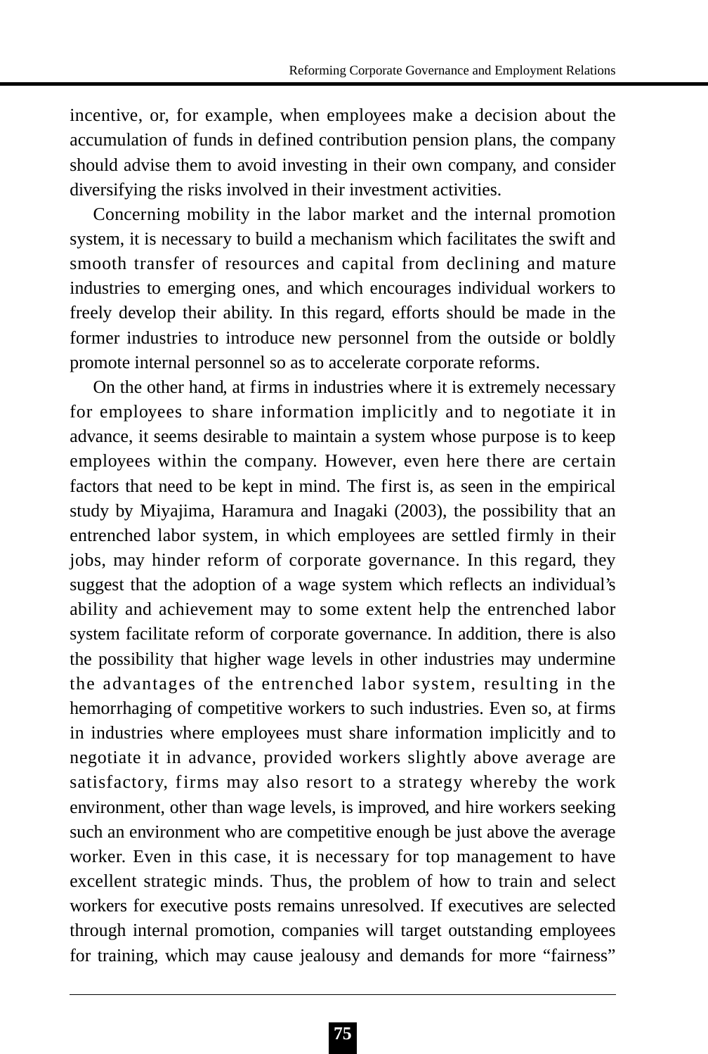incentive, or, for example, when employees make a decision about the accumulation of funds in defined contribution pension plans, the company should advise them to avoid investing in their own company, and consider diversifying the risks involved in their investment activities.

Concerning mobility in the labor market and the internal promotion system, it is necessary to build a mechanism which facilitates the swift and smooth transfer of resources and capital from declining and mature industries to emerging ones, and which encourages individual workers to freely develop their ability. In this regard, efforts should be made in the former industries to introduce new personnel from the outside or boldly promote internal personnel so as to accelerate corporate reforms.

On the other hand, at firms in industries where it is extremely necessary for employees to share information implicitly and to negotiate it in advance, it seems desirable to maintain a system whose purpose is to keep employees within the company. However, even here there are certain factors that need to be kept in mind. The first is, as seen in the empirical study by Miyajima, Haramura and Inagaki (2003), the possibility that an entrenched labor system, in which employees are settled firmly in their jobs, may hinder reform of corporate governance. In this regard, they suggest that the adoption of a wage system which reflects an individual's ability and achievement may to some extent help the entrenched labor system facilitate reform of corporate governance. In addition, there is also the possibility that higher wage levels in other industries may undermine the advantages of the entrenched labor system, resulting in the hemorrhaging of competitive workers to such industries. Even so, at firms in industries where employees must share information implicitly and to negotiate it in advance, provided workers slightly above average are satisfactory, firms may also resort to a strategy whereby the work environment, other than wage levels, is improved, and hire workers seeking such an environment who are competitive enough be just above the average worker. Even in this case, it is necessary for top management to have excellent strategic minds. Thus, the problem of how to train and select workers for executive posts remains unresolved. If executives are selected through internal promotion, companies will target outstanding employees for training, which may cause jealousy and demands for more "fairness"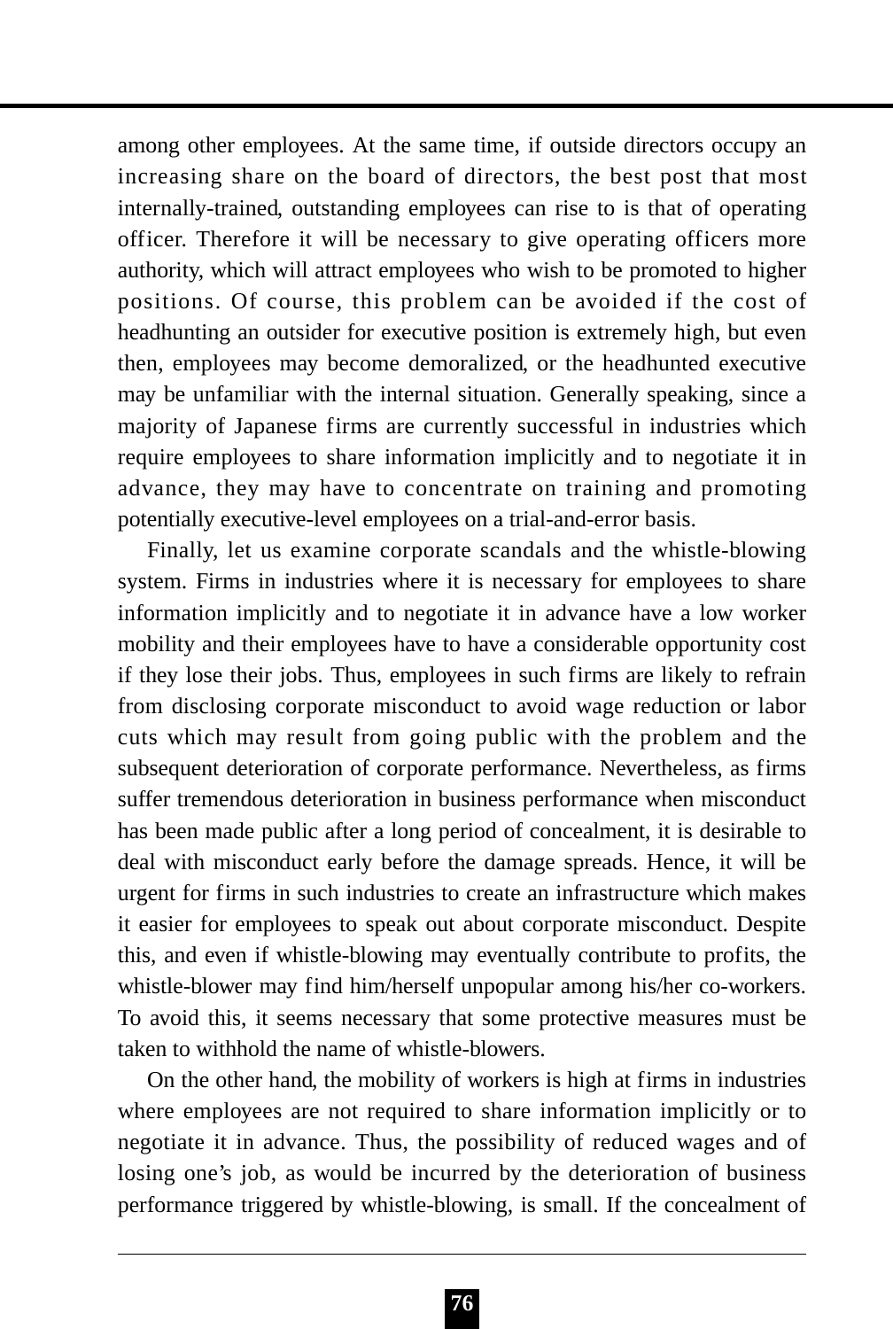among other employees. At the same time, if outside directors occupy an increasing share on the board of directors, the best post that most internally-trained, outstanding employees can rise to is that of operating officer. Therefore it will be necessary to give operating officers more authority, which will attract employees who wish to be promoted to higher positions. Of course, this problem can be avoided if the cost of headhunting an outsider for executive position is extremely high, but even then, employees may become demoralized, or the headhunted executive may be unfamiliar with the internal situation. Generally speaking, since a majority of Japanese firms are currently successful in industries which require employees to share information implicitly and to negotiate it in advance, they may have to concentrate on training and promoting potentially executive-level employees on a trial-and-error basis.

Finally, let us examine corporate scandals and the whistle-blowing system. Firms in industries where it is necessary for employees to share information implicitly and to negotiate it in advance have a low worker mobility and their employees have to have a considerable opportunity cost if they lose their jobs. Thus, employees in such firms are likely to refrain from disclosing corporate misconduct to avoid wage reduction or labor cuts which may result from going public with the problem and the subsequent deterioration of corporate performance. Nevertheless, as firms suffer tremendous deterioration in business performance when misconduct has been made public after a long period of concealment, it is desirable to deal with misconduct early before the damage spreads. Hence, it will be urgent for firms in such industries to create an infrastructure which makes it easier for employees to speak out about corporate misconduct. Despite this, and even if whistle-blowing may eventually contribute to profits, the whistle-blower may find him/herself unpopular among his/her co-workers. To avoid this, it seems necessary that some protective measures must be taken to withhold the name of whistle-blowers.

On the other hand, the mobility of workers is high at firms in industries where employees are not required to share information implicitly or to negotiate it in advance. Thus, the possibility of reduced wages and of losing one's job, as would be incurred by the deterioration of business performance triggered by whistle-blowing, is small. If the concealment of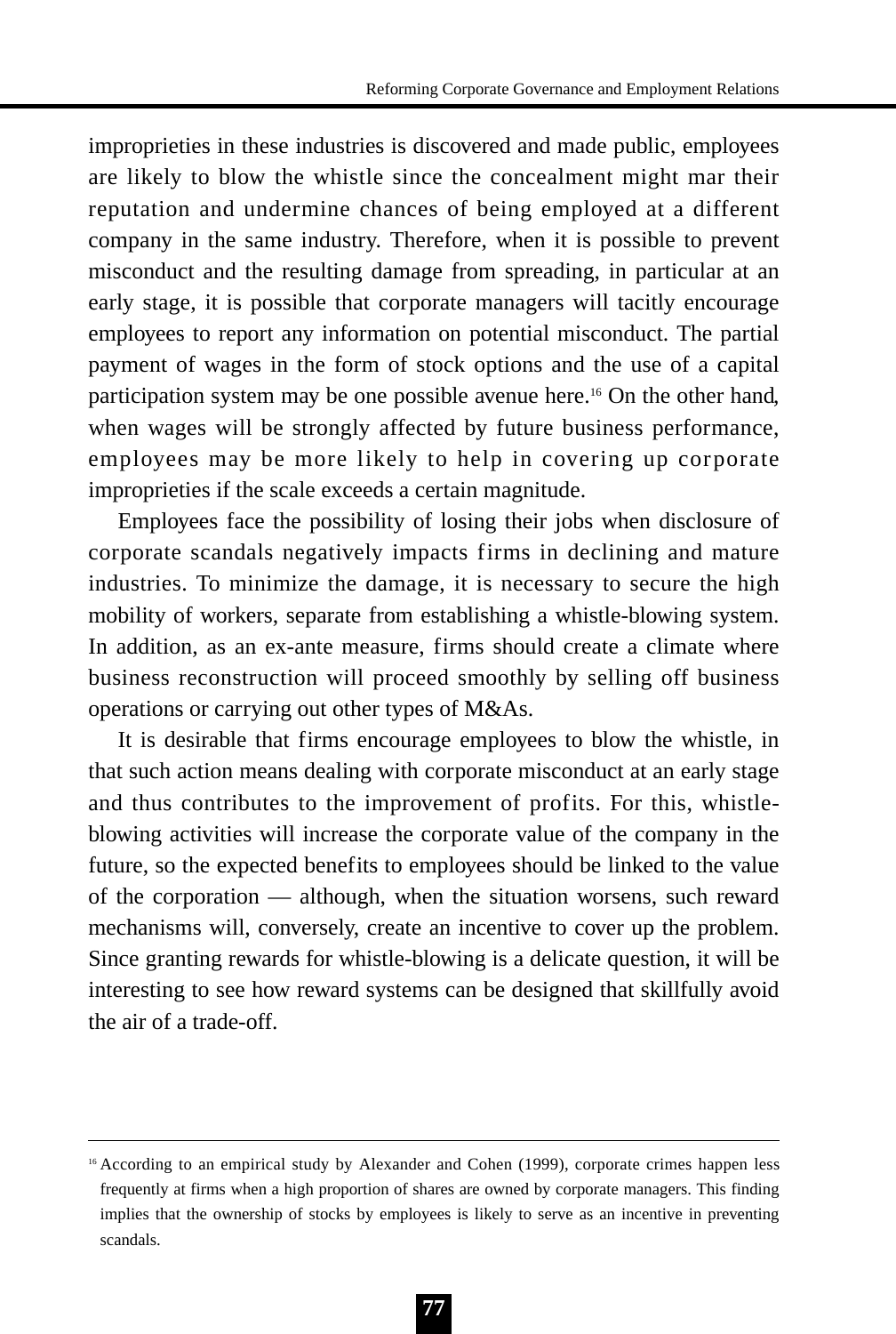improprieties in these industries is discovered and made public, employees are likely to blow the whistle since the concealment might mar their reputation and undermine chances of being employed at a different company in the same industry. Therefore, when it is possible to prevent misconduct and the resulting damage from spreading, in particular at an early stage, it is possible that corporate managers will tacitly encourage employees to report any information on potential misconduct. The partial payment of wages in the form of stock options and the use of a capital participation system may be one possible avenue here.[16] On the other hand, when wages will be strongly affected by future business performance, employees may be more likely to help in covering up corporate improprieties if the scale exceeds a certain magnitude.

Employees face the possibility of losing their jobs when disclosure of corporate scandals negatively impacts firms in declining and mature industries. To minimize the damage, it is necessary to secure the high mobility of workers, separate from establishing a whistle-blowing system. In addition, as an ex-ante measure, firms should create a climate where business reconstruction will proceed smoothly by selling off business operations or carrying out other types of M&As.

It is desirable that firms encourage employees to blow the whistle, in that such action means dealing with corporate misconduct at an early stage and thus contributes to the improvement of profits. For this, whistle-blowing activities will increase the corporate value of the company in the future, so the expected benefits to employees should be linked to the value of the corporation — although, when the situation worsens, such reward mechanisms will, conversely, create an incentive to cover up the problem. Since granting rewards for whistle-blowing is a delicate question, it will be interesting to see how reward systems can be designed that skillfully avoid the air of a trade-off.

---

[16] According to an empirical study by Alexander and Cohen (1999), corporate crimes happen less frequently at firms when a high proportion of shares are owned by corporate managers. This finding implies that the ownership of stocks by employees is likely to serve as an incentive in preventing scandals.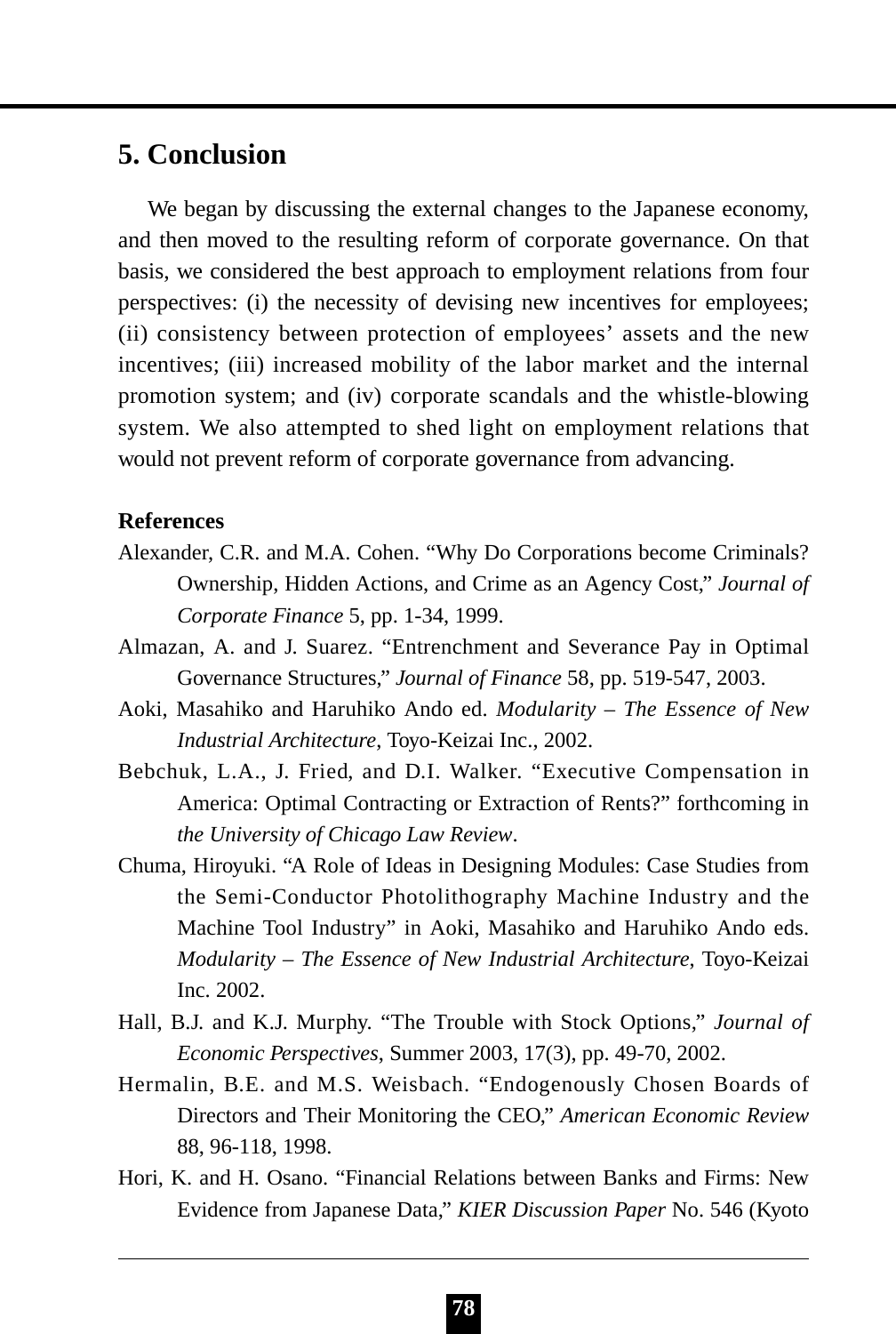## 5. Conclusion

We began by discussing the external changes to the Japanese economy, and then moved to the resulting reform of corporate governance. On that basis, we considered the best approach to employment relations from four perspectives: (i) the necessity of devising new incentives for employees; (ii) consistency between protection of employees' assets and the new incentives; (iii) increased mobility of the labor market and the internal promotion system; and (iv) corporate scandals and the whistle-blowing system. We also attempted to shed light on employment relations that would not prevent reform of corporate governance from advancing.

**References**

Alexander, C.R. and M.A. Cohen. "Why Do Corporations become Criminals? Ownership, Hidden Actions, and Crime as an Agency Cost," *Journal of Corporate Finance* 5, pp. 1-34, 1999.

Almazan, A. and J. Suarez. "Entrenchment and Severance Pay in Optimal Governance Structures," *Journal of Finance* 58, pp. 519-547, 2003.

Aoki, Masahiko and Haruhiko Ando ed. *Modularity – The Essence of New Industrial Architecture*, Toyo-Keizai Inc., 2002.

Bebchuk, L.A., J. Fried, and D.I. Walker. "Executive Compensation in America: Optimal Contracting or Extraction of Rents?" forthcoming in *the University of Chicago Law Review*.

Chuma, Hiroyuki. "A Role of Ideas in Designing Modules: Case Studies from the Semi-Conductor Photolithography Machine Industry and the Machine Tool Industry" in Aoki, Masahiko and Haruhiko Ando eds. *Modularity – The Essence of New Industrial Architecture*, Toyo-Keizai Inc. 2002.

Hall, B.J. and K.J. Murphy. "The Trouble with Stock Options," *Journal of Economic Perspectives*, Summer 2003, 17(3), pp. 49-70, 2002.

Hermalin, B.E. and M.S. Weisbach. "Endogenously Chosen Boards of Directors and Their Monitoring the CEO," *American Economic Review* 88, 96-118, 1998.

Hori, K. and H. Osano. "Financial Relations between Banks and Firms: New Evidence from Japanese Data," *KIER Discussion Paper* No. 546 (Kyoto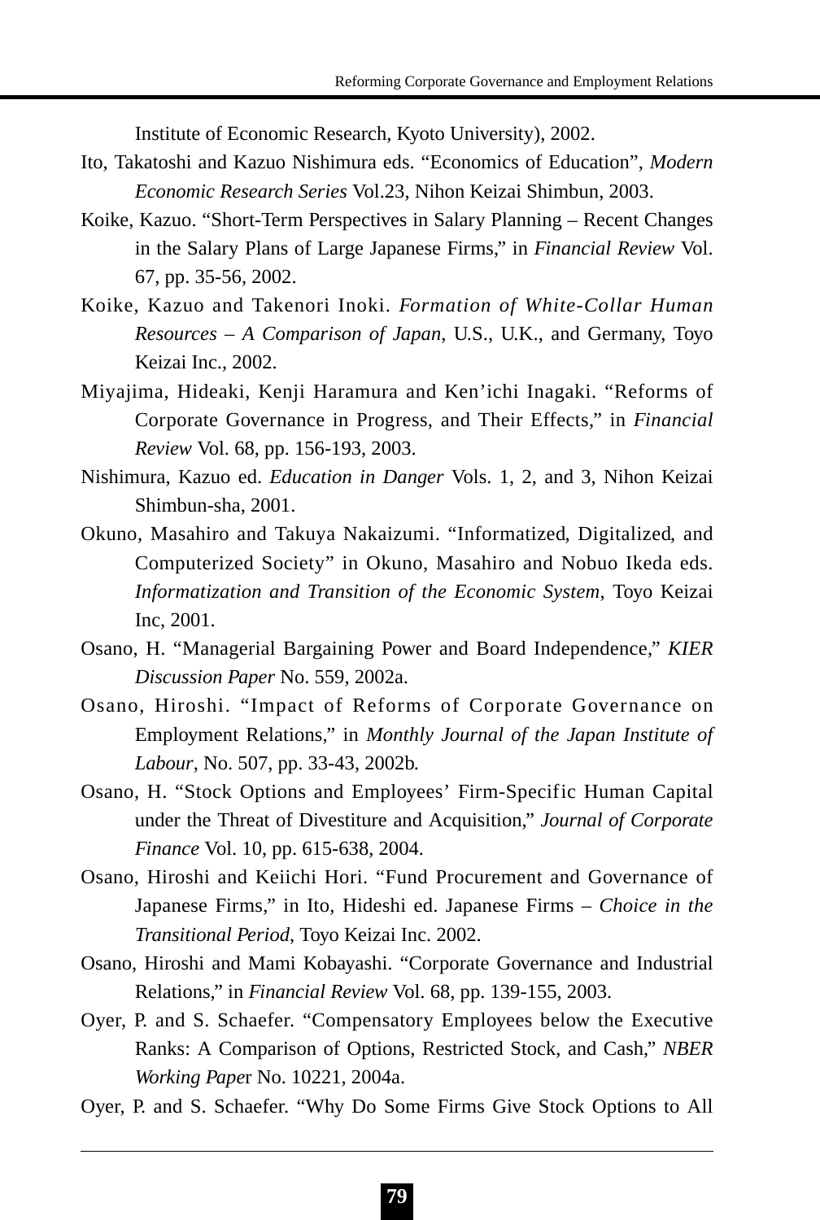Institute of Economic Research, Kyoto University), 2002.

Ito, Takatoshi and Kazuo Nishimura eds. "Economics of Education", *Modern Economic Research Series* Vol.23, Nihon Keizai Shimbun, 2003.

Koike, Kazuo. "Short-Term Perspectives in Salary Planning – Recent Changes in the Salary Plans of Large Japanese Firms," in *Financial Review* Vol. 67, pp. 35-56, 2002.

Koike, Kazuo and Takenori Inoki. *Formation of White-Collar Human Resources – A Comparison of Japan*, U.S., U.K., and Germany, Toyo Keizai Inc., 2002.

Miyajima, Hideaki, Kenji Haramura and Ken'ichi Inagaki. "Reforms of Corporate Governance in Progress, and Their Effects," in *Financial Review* Vol. 68, pp. 156-193, 2003.

Nishimura, Kazuo ed. *Education in Danger* Vols. 1, 2, and 3, Nihon Keizai Shimbun-sha, 2001.

Okuno, Masahiro and Takuya Nakaizumi. "Informatized, Digitalized, and Computerized Society" in Okuno, Masahiro and Nobuo Ikeda eds. *Informatization and Transition of the Economic System*, Toyo Keizai Inc, 2001.

Osano, H. "Managerial Bargaining Power and Board Independence," *KIER Discussion Paper* No. 559, 2002a.

Osano, Hiroshi. "Impact of Reforms of Corporate Governance on Employment Relations," in *Monthly Journal of the Japan Institute of Labour*, No. 507, pp. 33-43, 2002b.

Osano, H. "Stock Options and Employees' Firm-Specific Human Capital under the Threat of Divestiture and Acquisition," *Journal of Corporate Finance* Vol. 10, pp. 615-638, 2004.

Osano, Hiroshi and Keiichi Hori. "Fund Procurement and Governance of Japanese Firms," in Ito, Hideshi ed. Japanese Firms – *Choice in the Transitional Period*, Toyo Keizai Inc. 2002.

Osano, Hiroshi and Mami Kobayashi. "Corporate Governance and Industrial Relations," in *Financial Review* Vol. 68, pp. 139-155, 2003.

Oyer, P. and S. Schaefer. "Compensatory Employees below the Executive Ranks: A Comparison of Options, Restricted Stock, and Cash," *NBER Working Pape*r No. 10221, 2004a.

Oyer, P. and S. Schaefer. "Why Do Some Firms Give Stock Options to All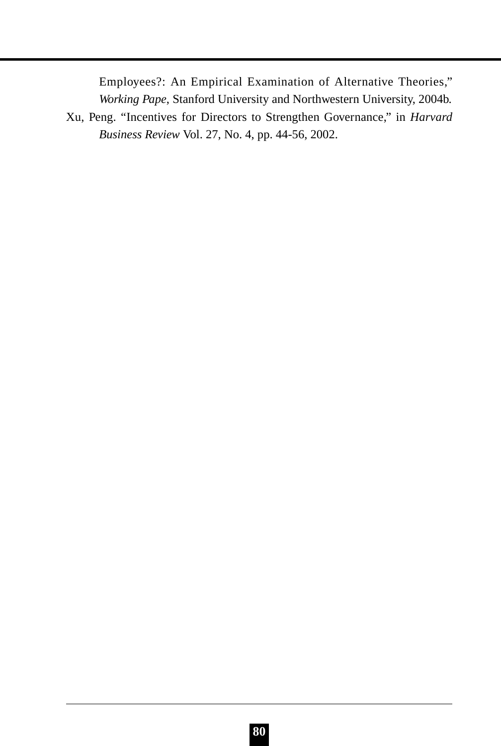Employees?: An Empirical Examination of Alternative Theories," *Working Pape*, Stanford University and Northwestern University, 2004b.

Xu, Peng. "Incentives for Directors to Strengthen Governance," in *Harvard Business Review* Vol. 27, No. 4, pp. 44-56, 2002.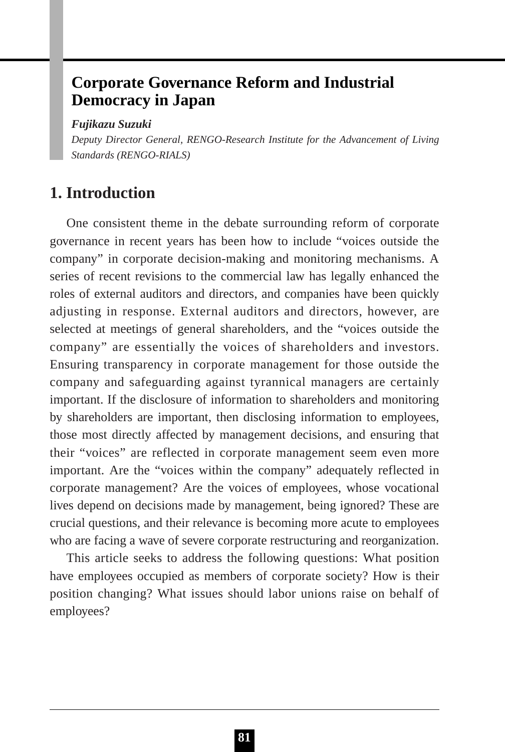# Corporate Governance Reform and Industrial Democracy in Japan

***Fujikazu Suzuki***

*Deputy Director General, RENGO-Research Institute for the Advancement of Living Standards (RENGO-RIALS)*

## 1. Introduction

One consistent theme in the debate surrounding reform of corporate governance in recent years has been how to include "voices outside the company" in corporate decision-making and monitoring mechanisms. A series of recent revisions to the commercial law has legally enhanced the roles of external auditors and directors, and companies have been quickly adjusting in response. External auditors and directors, however, are selected at meetings of general shareholders, and the "voices outside the company" are essentially the voices of shareholders and investors. Ensuring transparency in corporate management for those outside the company and safeguarding against tyrannical managers are certainly important. If the disclosure of information to shareholders and monitoring by shareholders are important, then disclosing information to employees, those most directly affected by management decisions, and ensuring that their "voices" are reflected in corporate management seem even more important. Are the "voices within the company" adequately reflected in corporate management? Are the voices of employees, whose vocational lives depend on decisions made by management, being ignored? These are crucial questions, and their relevance is becoming more acute to employees who are facing a wave of severe corporate restructuring and reorganization.

This article seeks to address the following questions: What position have employees occupied as members of corporate society? How is their position changing? What issues should labor unions raise on behalf of employees?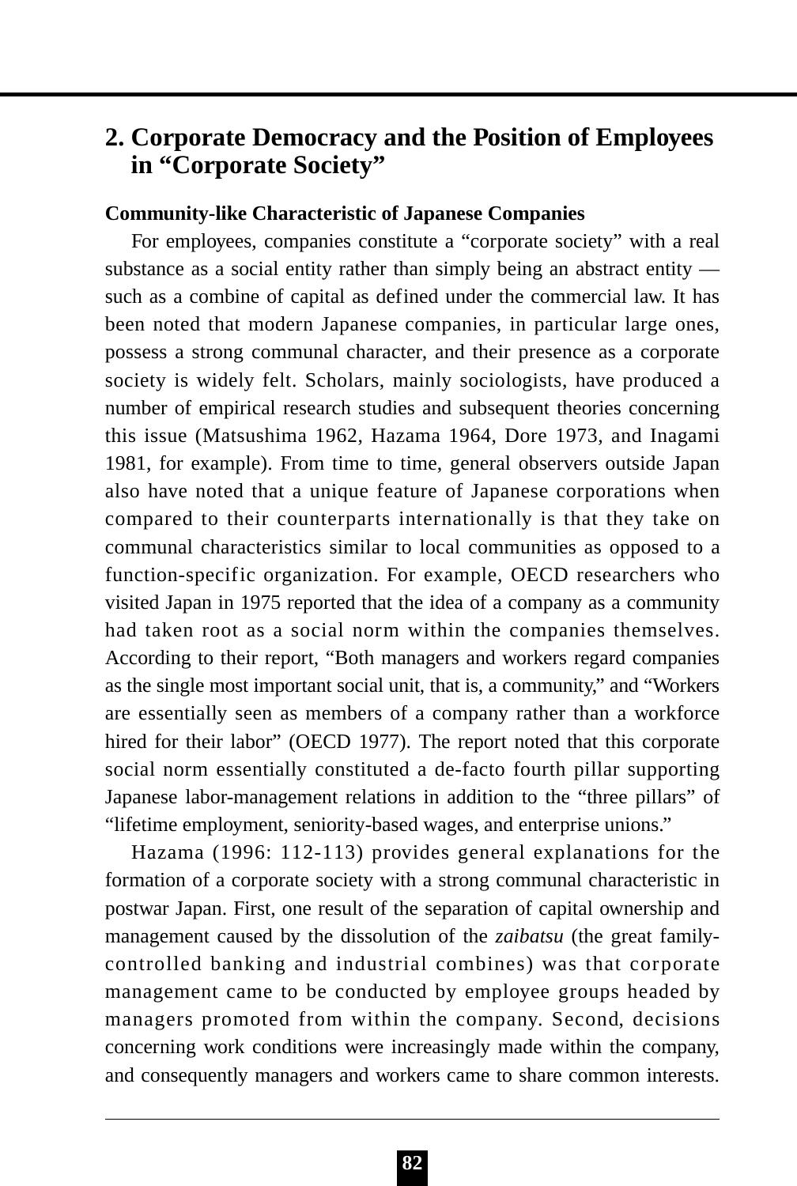## 2. Corporate Democracy and the Position of Employees in "Corporate Society"

### Community-like Characteristic of Japanese Companies

For employees, companies constitute a "corporate society" with a real substance as a social entity rather than simply being an abstract entity — such as a combine of capital as defined under the commercial law. It has been noted that modern Japanese companies, in particular large ones, possess a strong communal character, and their presence as a corporate society is widely felt. Scholars, mainly sociologists, have produced a number of empirical research studies and subsequent theories concerning this issue (Matsushima 1962, Hazama 1964, Dore 1973, and Inagami 1981, for example). From time to time, general observers outside Japan also have noted that a unique feature of Japanese corporations when compared to their counterparts internationally is that they take on communal characteristics similar to local communities as opposed to a function-specific organization. For example, OECD researchers who visited Japan in 1975 reported that the idea of a company as a community had taken root as a social norm within the companies themselves. According to their report, "Both managers and workers regard companies as the single most important social unit, that is, a community," and "Workers are essentially seen as members of a company rather than a workforce hired for their labor" (OECD 1977). The report noted that this corporate social norm essentially constituted a de-facto fourth pillar supporting Japanese labor-management relations in addition to the "three pillars" of "lifetime employment, seniority-based wages, and enterprise unions."

Hazama (1996: 112-113) provides general explanations for the formation of a corporate society with a strong communal characteristic in postwar Japan. First, one result of the separation of capital ownership and management caused by the dissolution of the *zaibatsu* (the great family-controlled banking and industrial combines) was that corporate management came to be conducted by employee groups headed by managers promoted from within the company. Second, decisions concerning work conditions were increasingly made within the company, and consequently managers and workers came to share common interests.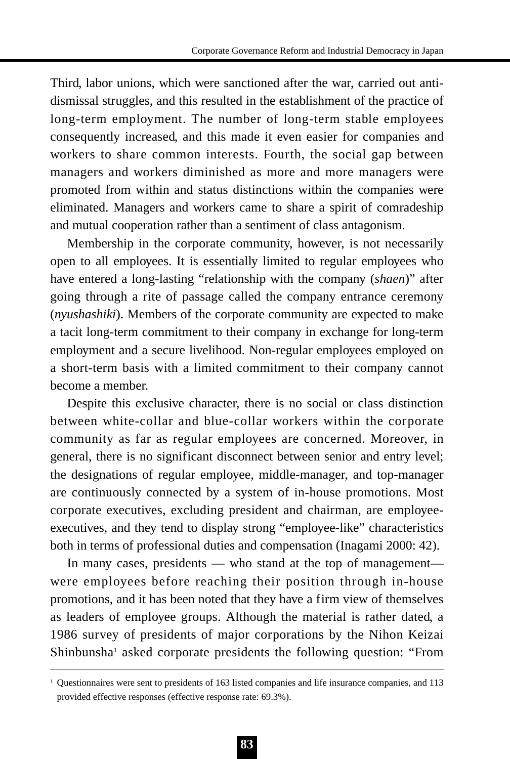Third, labor unions, which were sanctioned after the war, carried out anti-dismissal struggles, and this resulted in the establishment of the practice of long-term employment. The number of long-term stable employees consequently increased, and this made it even easier for companies and workers to share common interests. Fourth, the social gap between managers and workers diminished as more and more managers were promoted from within and status distinctions within the companies were eliminated. Managers and workers came to share a spirit of comradeship and mutual cooperation rather than a sentiment of class antagonism.

Membership in the corporate community, however, is not necessarily open to all employees. It is essentially limited to regular employees who have entered a long-lasting "relationship with the company (*shaen*)" after going through a rite of passage called the company entrance ceremony (*nyushashiki*). Members of the corporate community are expected to make a tacit long-term commitment to their company in exchange for long-term employment and a secure livelihood. Non-regular employees employed on a short-term basis with a limited commitment to their company cannot become a member.

Despite this exclusive character, there is no social or class distinction between white-collar and blue-collar workers within the corporate community as far as regular employees are concerned. Moreover, in general, there is no significant disconnect between senior and entry level; the designations of regular employee, middle-manager, and top-manager are continuously connected by a system of in-house promotions. Most corporate executives, excluding president and chairman, are employee-executives, and they tend to display strong "employee-like" characteristics both in terms of professional duties and compensation (Inagami 2000: 42).

In many cases, presidents — who stand at the top of management— were employees before reaching their position through in-house promotions, and it has been noted that they have a firm view of themselves as leaders of employee groups. Although the material is rather dated, a 1986 survey of presidents of major corporations by the Nihon Keizai Shinbunsha[1] asked corporate presidents the following question: "From

[1] Questionnaires were sent to presidents of 163 listed companies and life insurance companies, and 113 provided effective responses (effective response rate: 69.3%).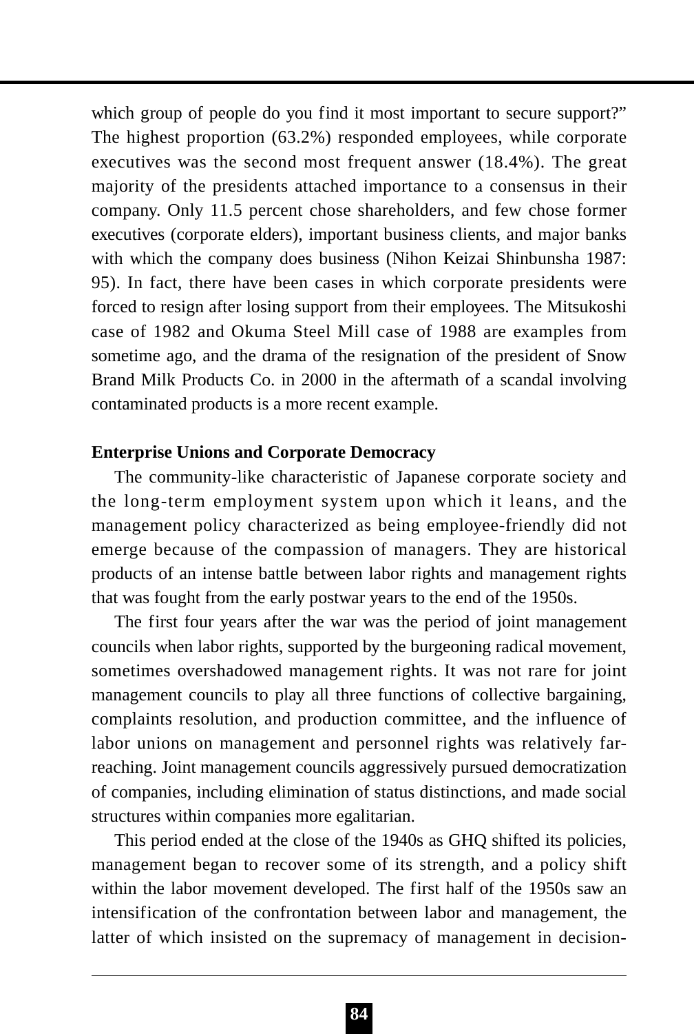which group of people do you find it most important to secure support?" The highest proportion (63.2%) responded employees, while corporate executives was the second most frequent answer (18.4%). The great majority of the presidents attached importance to a consensus in their company. Only 11.5 percent chose shareholders, and few chose former executives (corporate elders), important business clients, and major banks with which the company does business (Nihon Keizai Shinbunsha 1987: 95). In fact, there have been cases in which corporate presidents were forced to resign after losing support from their employees. The Mitsukoshi case of 1982 and Okuma Steel Mill case of 1988 are examples from sometime ago, and the drama of the resignation of the president of Snow Brand Milk Products Co. in 2000 in the aftermath of a scandal involving contaminated products is a more recent example.

**Enterprise Unions and Corporate Democracy**

The community-like characteristic of Japanese corporate society and the long-term employment system upon which it leans, and the management policy characterized as being employee-friendly did not emerge because of the compassion of managers. They are historical products of an intense battle between labor rights and management rights that was fought from the early postwar years to the end of the 1950s.

The first four years after the war was the period of joint management councils when labor rights, supported by the burgeoning radical movement, sometimes overshadowed management rights. It was not rare for joint management councils to play all three functions of collective bargaining, complaints resolution, and production committee, and the influence of labor unions on management and personnel rights was relatively far-reaching. Joint management councils aggressively pursued democratization of companies, including elimination of status distinctions, and made social structures within companies more egalitarian.

This period ended at the close of the 1940s as GHQ shifted its policies, management began to recover some of its strength, and a policy shift within the labor movement developed. The first half of the 1950s saw an intensification of the confrontation between labor and management, the latter of which insisted on the supremacy of management in decision-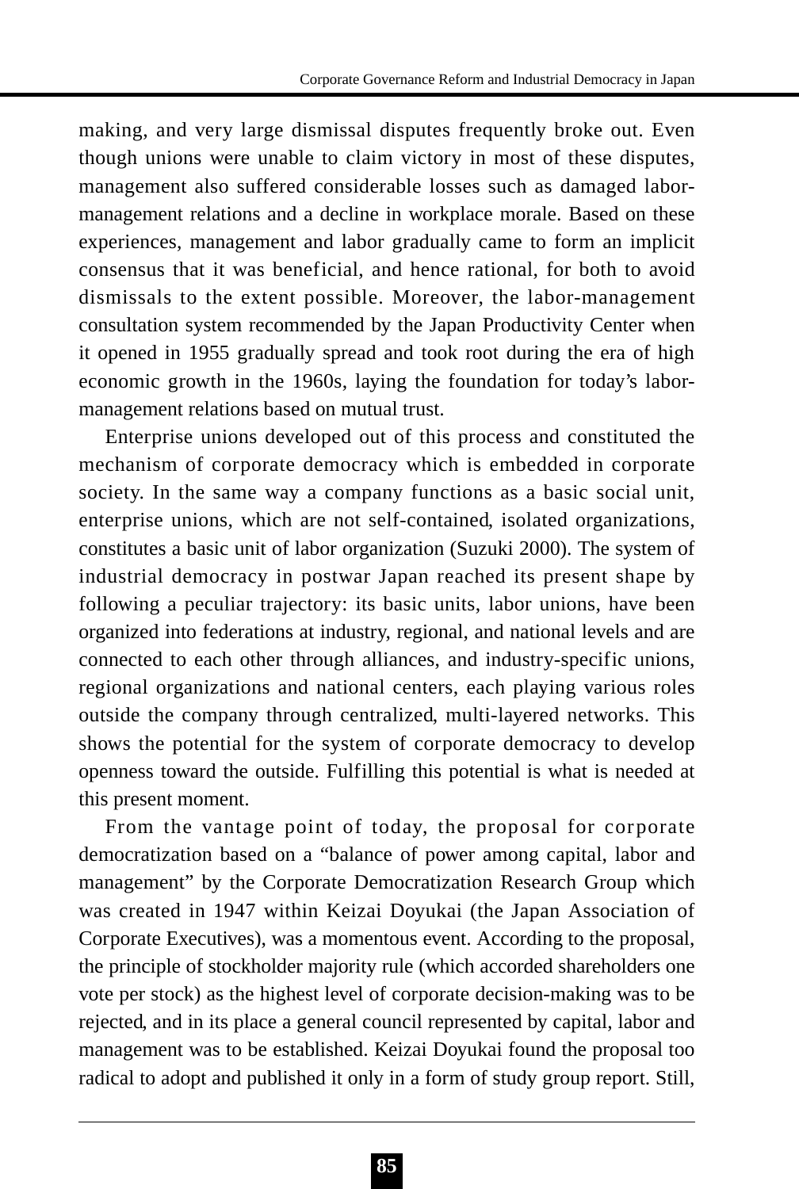making, and very large dismissal disputes frequently broke out. Even though unions were unable to claim victory in most of these disputes, management also suffered considerable losses such as damaged labor-management relations and a decline in workplace morale. Based on these experiences, management and labor gradually came to form an implicit consensus that it was beneficial, and hence rational, for both to avoid dismissals to the extent possible. Moreover, the labor-management consultation system recommended by the Japan Productivity Center when it opened in 1955 gradually spread and took root during the era of high economic growth in the 1960s, laying the foundation for today's labor-management relations based on mutual trust.

Enterprise unions developed out of this process and constituted the mechanism of corporate democracy which is embedded in corporate society. In the same way a company functions as a basic social unit, enterprise unions, which are not self-contained, isolated organizations, constitutes a basic unit of labor organization (Suzuki 2000). The system of industrial democracy in postwar Japan reached its present shape by following a peculiar trajectory: its basic units, labor unions, have been organized into federations at industry, regional, and national levels and are connected to each other through alliances, and industry-specific unions, regional organizations and national centers, each playing various roles outside the company through centralized, multi-layered networks. This shows the potential for the system of corporate democracy to develop openness toward the outside. Fulfilling this potential is what is needed at this present moment.

From the vantage point of today, the proposal for corporate democratization based on a "balance of power among capital, labor and management" by the Corporate Democratization Research Group which was created in 1947 within Keizai Doyukai (the Japan Association of Corporate Executives), was a momentous event. According to the proposal, the principle of stockholder majority rule (which accorded shareholders one vote per stock) as the highest level of corporate decision-making was to be rejected, and in its place a general council represented by capital, labor and management was to be established. Keizai Doyukai found the proposal too radical to adopt and published it only in a form of study group report. Still,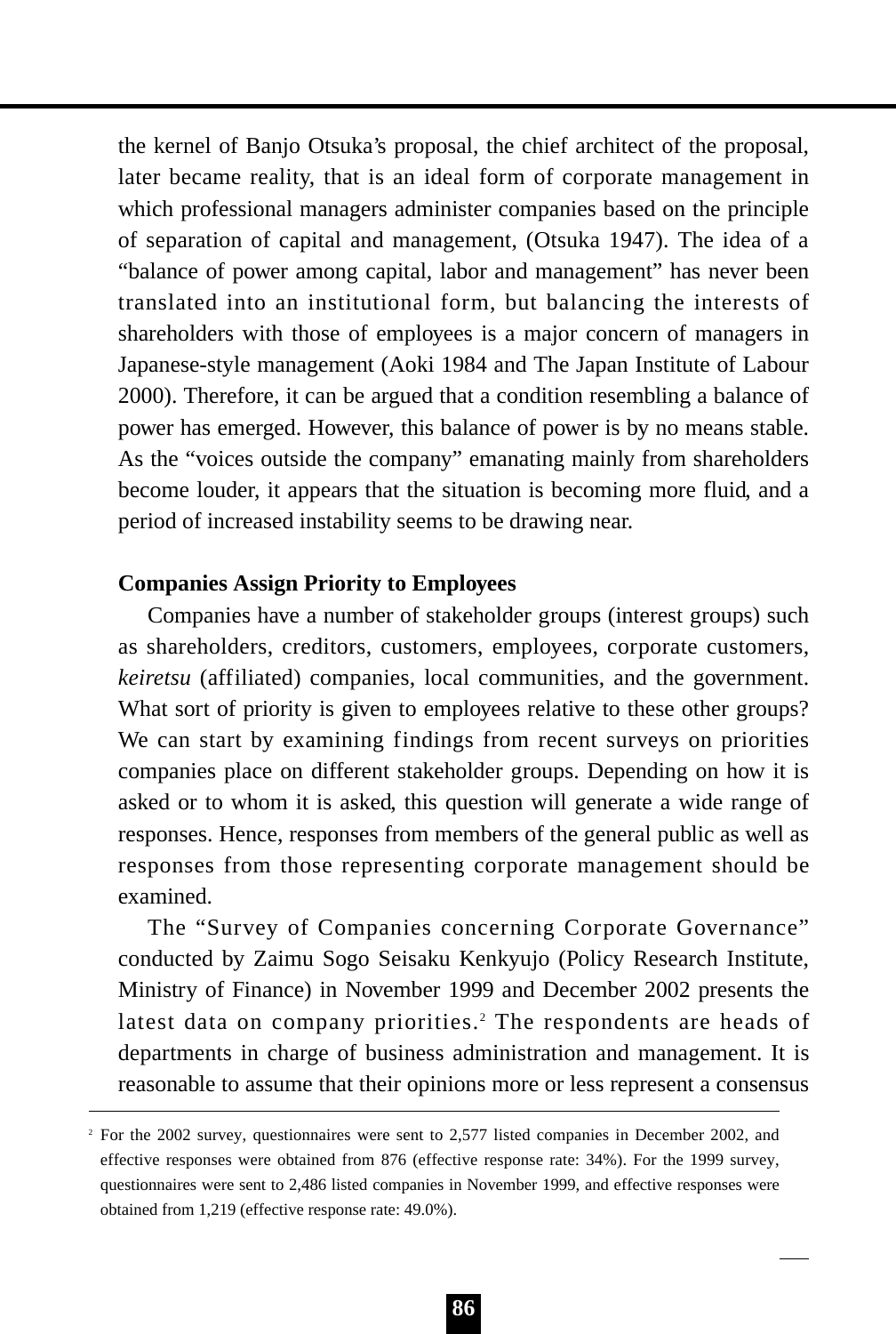the kernel of Banjo Otsuka's proposal, the chief architect of the proposal, later became reality, that is an ideal form of corporate management in which professional managers administer companies based on the principle of separation of capital and management, (Otsuka 1947). The idea of a "balance of power among capital, labor and management" has never been translated into an institutional form, but balancing the interests of shareholders with those of employees is a major concern of managers in Japanese-style management (Aoki 1984 and The Japan Institute of Labour 2000). Therefore, it can be argued that a condition resembling a balance of power has emerged. However, this balance of power is by no means stable. As the "voices outside the company" emanating mainly from shareholders become louder, it appears that the situation is becoming more fluid, and a period of increased instability seems to be drawing near.

**Companies Assign Priority to Employees**

Companies have a number of stakeholder groups (interest groups) such as shareholders, creditors, customers, employees, corporate customers, *keiretsu* (affiliated) companies, local communities, and the government. What sort of priority is given to employees relative to these other groups? We can start by examining findings from recent surveys on priorities companies place on different stakeholder groups. Depending on how it is asked or to whom it is asked, this question will generate a wide range of responses. Hence, responses from members of the general public as well as responses from those representing corporate management should be examined.

The "Survey of Companies concerning Corporate Governance" conducted by Zaimu Sogo Seisaku Kenkyujo (Policy Research Institute, Ministry of Finance) in November 1999 and December 2002 presents the latest data on company priorities.[2] The respondents are heads of departments in charge of business administration and management. It is reasonable to assume that their opinions more or less represent a consensus

[2] For the 2002 survey, questionnaires were sent to 2,577 listed companies in December 2002, and effective responses were obtained from 876 (effective response rate: 34%). For the 1999 survey, questionnaires were sent to 2,486 listed companies in November 1999, and effective responses were obtained from 1,219 (effective response rate: 49.0%).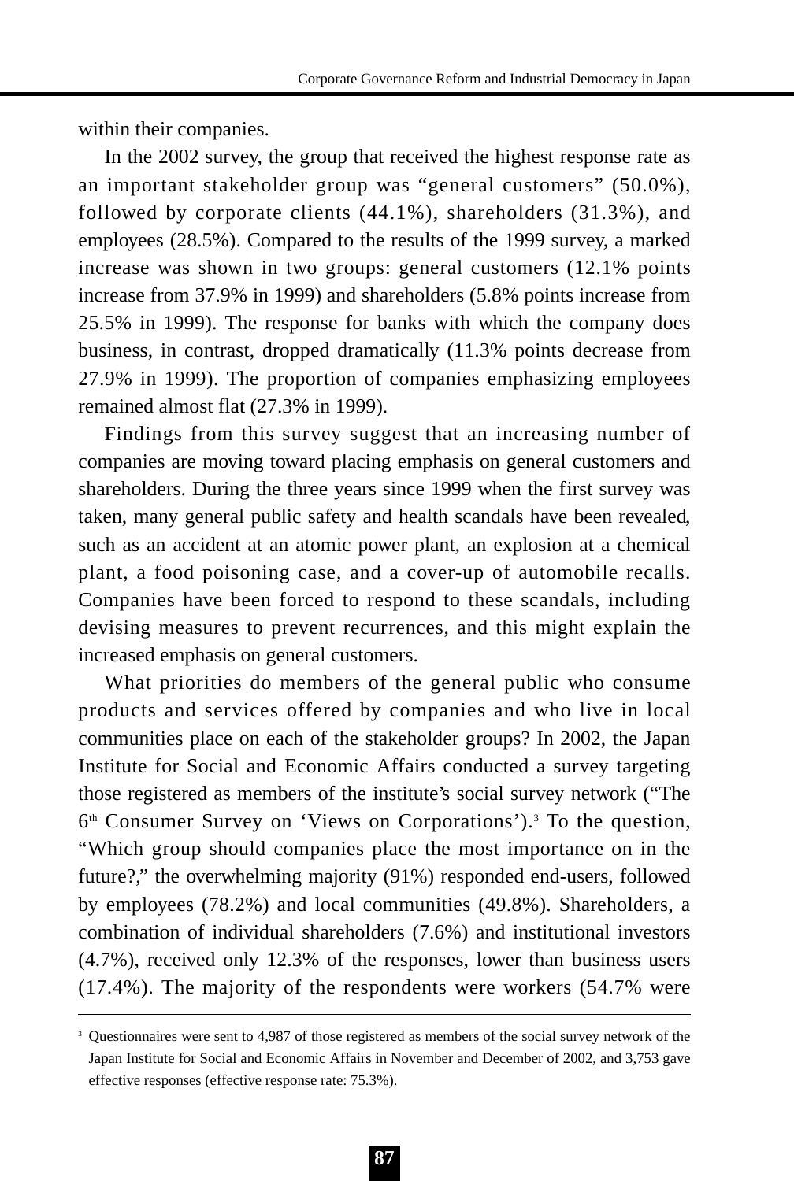within their companies.

In the 2002 survey, the group that received the highest response rate as an important stakeholder group was “general customers” (50.0%), followed by corporate clients (44.1%), shareholders (31.3%), and employees (28.5%). Compared to the results of the 1999 survey, a marked increase was shown in two groups: general customers (12.1% points increase from 37.9% in 1999) and shareholders (5.8% points increase from 25.5% in 1999). The response for banks with which the company does business, in contrast, dropped dramatically (11.3% points decrease from 27.9% in 1999). The proportion of companies emphasizing employees remained almost flat (27.3% in 1999).

Findings from this survey suggest that an increasing number of companies are moving toward placing emphasis on general customers and shareholders. During the three years since 1999 when the first survey was taken, many general public safety and health scandals have been revealed, such as an accident at an atomic power plant, an explosion at a chemical plant, a food poisoning case, and a cover-up of automobile recalls. Companies have been forced to respond to these scandals, including devising measures to prevent recurrences, and this might explain the increased emphasis on general customers.

What priorities do members of the general public who consume products and services offered by companies and who live in local communities place on each of the stakeholder groups? In 2002, the Japan Institute for Social and Economic Affairs conducted a survey targeting those registered as members of the institute’s social survey network (“The 6th Consumer Survey on ‘Views on Corporations’).[3] To the question, “Which group should companies place the most importance on in the future?,” the overwhelming majority (91%) responded end-users, followed by employees (78.2%) and local communities (49.8%). Shareholders, a combination of individual shareholders (7.6%) and institutional investors (4.7%), received only 12.3% of the responses, lower than business users (17.4%). The majority of the respondents were workers (54.7% were

---

[3] Questionnaires were sent to 4,987 of those registered as members of the social survey network of the Japan Institute for Social and Economic Affairs in November and December of 2002, and 3,753 gave effective responses (effective response rate: 75.3%).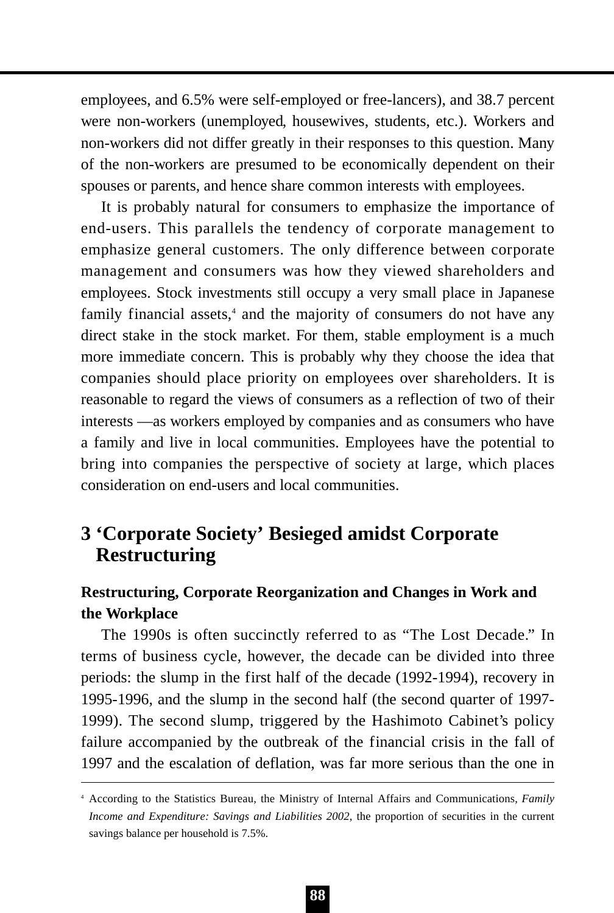employees, and 6.5% were self-employed or free-lancers), and 38.7 percent were non-workers (unemployed, housewives, students, etc.). Workers and non-workers did not differ greatly in their responses to this question. Many of the non-workers are presumed to be economically dependent on their spouses or parents, and hence share common interests with employees.

It is probably natural for consumers to emphasize the importance of end-users. This parallels the tendency of corporate management to emphasize general customers. The only difference between corporate management and consumers was how they viewed shareholders and employees. Stock investments still occupy a very small place in Japanese family financial assets,[4] and the majority of consumers do not have any direct stake in the stock market. For them, stable employment is a much more immediate concern. This is probably why they choose the idea that companies should place priority on employees over shareholders. It is reasonable to regard the views of consumers as a reflection of two of their interests —as workers employed by companies and as consumers who have a family and live in local communities. Employees have the potential to bring into companies the perspective of society at large, which places consideration on end-users and local communities.

## 3 'Corporate Society' Besieged amidst Corporate Restructuring

### Restructuring, Corporate Reorganization and Changes in Work and the Workplace

The 1990s is often succinctly referred to as "The Lost Decade." In terms of business cycle, however, the decade can be divided into three periods: the slump in the first half of the decade (1992-1994), recovery in 1995-1996, and the slump in the second half (the second quarter of 1997-1999). The second slump, triggered by the Hashimoto Cabinet's policy failure accompanied by the outbreak of the financial crisis in the fall of 1997 and the escalation of deflation, was far more serious than the one in

---

[4] According to the Statistics Bureau, the Ministry of Internal Affairs and Communications, *Family Income and Expenditure: Savings and Liabilities 2002*, the proportion of securities in the current savings balance per household is 7.5%.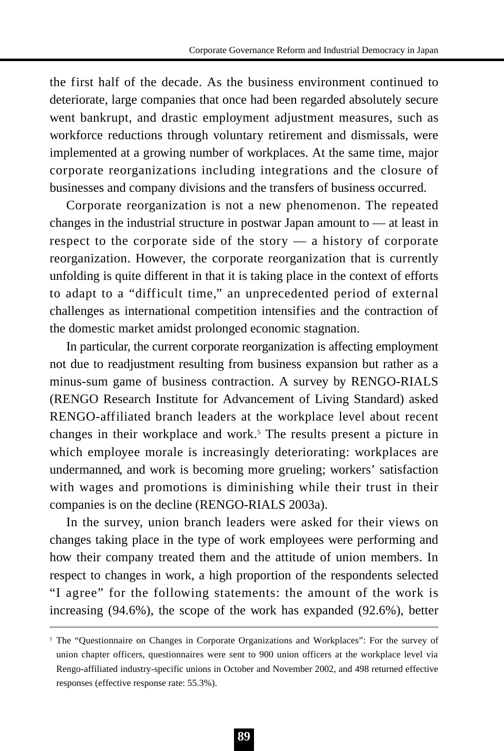the first half of the decade. As the business environment continued to deteriorate, large companies that once had been regarded absolutely secure went bankrupt, and drastic employment adjustment measures, such as workforce reductions through voluntary retirement and dismissals, were implemented at a growing number of workplaces. At the same time, major corporate reorganizations including integrations and the closure of businesses and company divisions and the transfers of business occurred.

Corporate reorganization is not a new phenomenon. The repeated changes in the industrial structure in postwar Japan amount to — at least in respect to the corporate side of the story — a history of corporate reorganization. However, the corporate reorganization that is currently unfolding is quite different in that it is taking place in the context of efforts to adapt to a "difficult time," an unprecedented period of external challenges as international competition intensifies and the contraction of the domestic market amidst prolonged economic stagnation.

In particular, the current corporate reorganization is affecting employment not due to readjustment resulting from business expansion but rather as a minus-sum game of business contraction. A survey by RENGO-RIALS (RENGO Research Institute for Advancement of Living Standard) asked RENGO-affiliated branch leaders at the workplace level about recent changes in their workplace and work.[5] The results present a picture in which employee morale is increasingly deteriorating: workplaces are undermanned, and work is becoming more grueling; workers' satisfaction with wages and promotions is diminishing while their trust in their companies is on the decline (RENGO-RIALS 2003a).

In the survey, union branch leaders were asked for their views on changes taking place in the type of work employees were performing and how their company treated them and the attitude of union members. In respect to changes in work, a high proportion of the respondents selected "I agree" for the following statements: the amount of the work is increasing (94.6%), the scope of the work has expanded (92.6%), better

---

[5] The "Questionnaire on Changes in Corporate Organizations and Workplaces": For the survey of union chapter officers, questionnaires were sent to 900 union officers at the workplace level via Rengo-affiliated industry-specific unions in October and November 2002, and 498 returned effective responses (effective response rate: 55.3%).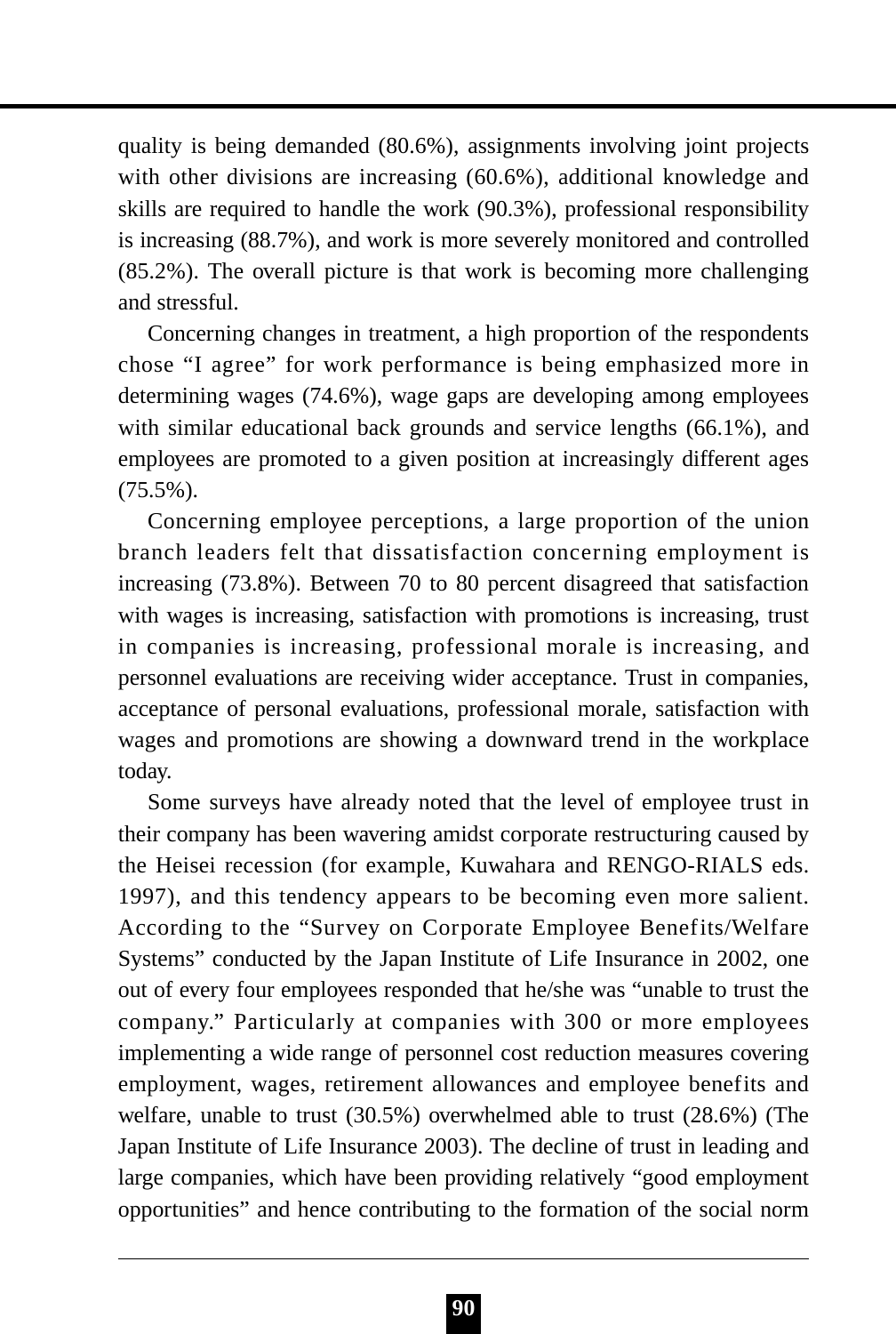quality is being demanded (80.6%), assignments involving joint projects with other divisions are increasing (60.6%), additional knowledge and skills are required to handle the work (90.3%), professional responsibility is increasing (88.7%), and work is more severely monitored and controlled (85.2%). The overall picture is that work is becoming more challenging and stressful.

Concerning changes in treatment, a high proportion of the respondents chose "I agree" for work performance is being emphasized more in determining wages (74.6%), wage gaps are developing among employees with similar educational back grounds and service lengths (66.1%), and employees are promoted to a given position at increasingly different ages (75.5%).

Concerning employee perceptions, a large proportion of the union branch leaders felt that dissatisfaction concerning employment is increasing (73.8%). Between 70 to 80 percent disagreed that satisfaction with wages is increasing, satisfaction with promotions is increasing, trust in companies is increasing, professional morale is increasing, and personnel evaluations are receiving wider acceptance. Trust in companies, acceptance of personal evaluations, professional morale, satisfaction with wages and promotions are showing a downward trend in the workplace today.

Some surveys have already noted that the level of employee trust in their company has been wavering amidst corporate restructuring caused by the Heisei recession (for example, Kuwahara and RENGO-RIALS eds. 1997), and this tendency appears to be becoming even more salient. According to the "Survey on Corporate Employee Benefits/Welfare Systems" conducted by the Japan Institute of Life Insurance in 2002, one out of every four employees responded that he/she was "unable to trust the company." Particularly at companies with 300 or more employees implementing a wide range of personnel cost reduction measures covering employment, wages, retirement allowances and employee benefits and welfare, unable to trust (30.5%) overwhelmed able to trust (28.6%) (The Japan Institute of Life Insurance 2003). The decline of trust in leading and large companies, which have been providing relatively "good employment opportunities" and hence contributing to the formation of the social norm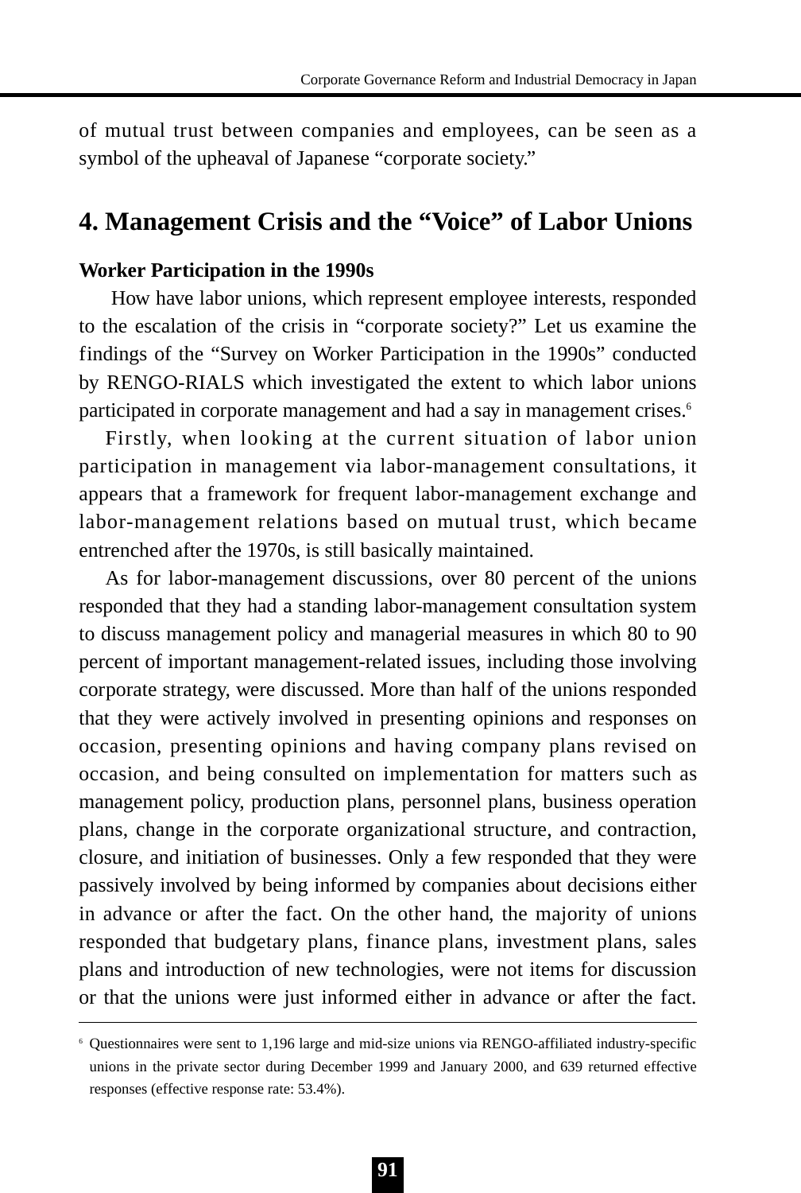of mutual trust between companies and employees, can be seen as a symbol of the upheaval of Japanese "corporate society."

## 4. Management Crisis and the "Voice" of Labor Unions

**Worker Participation in the 1990s**

How have labor unions, which represent employee interests, responded to the escalation of the crisis in "corporate society?" Let us examine the findings of the "Survey on Worker Participation in the 1990s" conducted by RENGO-RIALS which investigated the extent to which labor unions participated in corporate management and had a say in management crises.[6]

Firstly, when looking at the current situation of labor union participation in management via labor-management consultations, it appears that a framework for frequent labor-management exchange and labor-management relations based on mutual trust, which became entrenched after the 1970s, is still basically maintained.

As for labor-management discussions, over 80 percent of the unions responded that they had a standing labor-management consultation system to discuss management policy and managerial measures in which 80 to 90 percent of important management-related issues, including those involving corporate strategy, were discussed. More than half of the unions responded that they were actively involved in presenting opinions and responses on occasion, presenting opinions and having company plans revised on occasion, and being consulted on implementation for matters such as management policy, production plans, personnel plans, business operation plans, change in the corporate organizational structure, and contraction, closure, and initiation of businesses. Only a few responded that they were passively involved by being informed by companies about decisions either in advance or after the fact. On the other hand, the majority of unions responded that budgetary plans, finance plans, investment plans, sales plans and introduction of new technologies, were not items for discussion or that the unions were just informed either in advance or after the fact.

---

[6] Questionnaires were sent to 1,196 large and mid-size unions via RENGO-affiliated industry-specific unions in the private sector during December 1999 and January 2000, and 639 returned effective responses (effective response rate: 53.4%).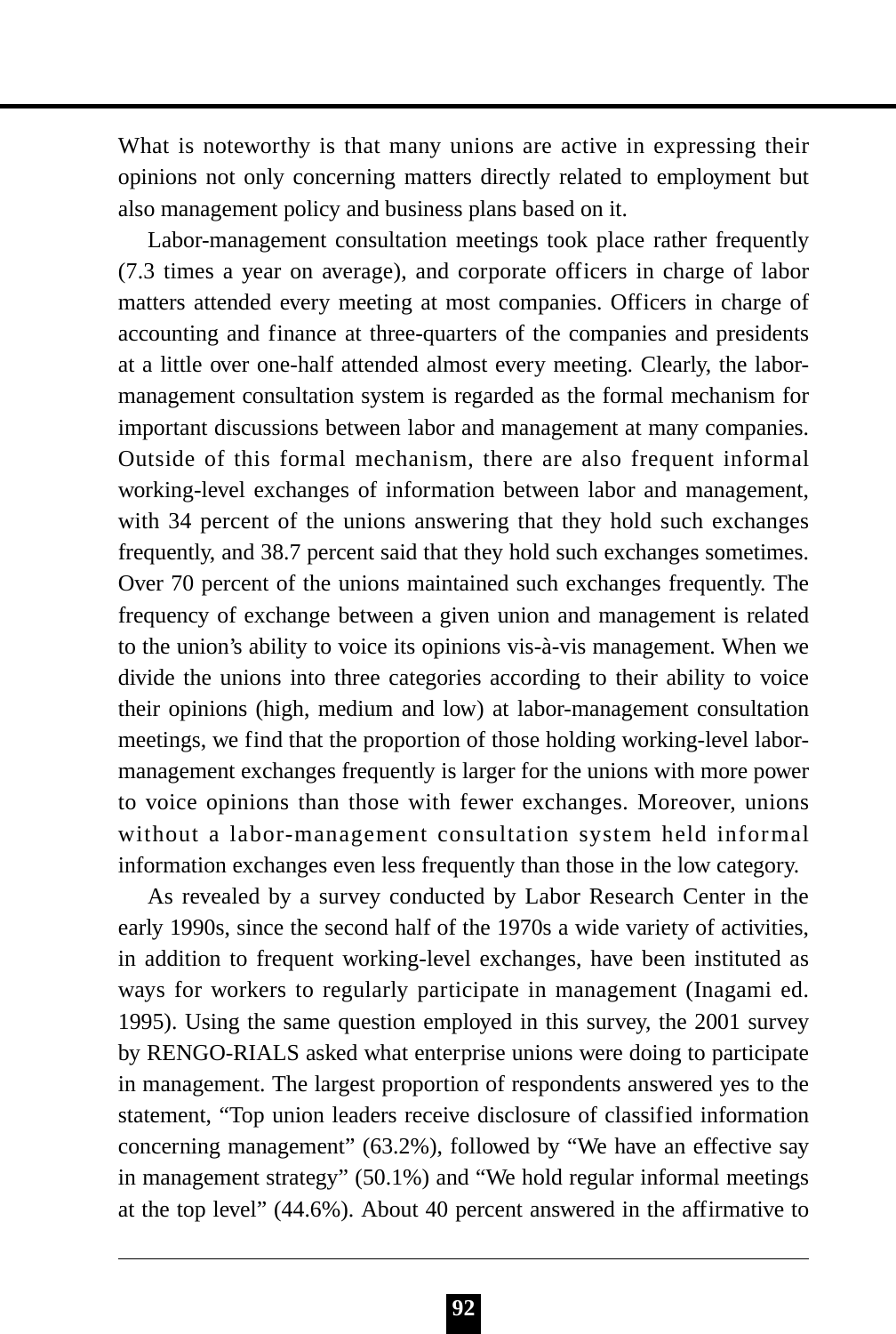What is noteworthy is that many unions are active in expressing their opinions not only concerning matters directly related to employment but also management policy and business plans based on it.

Labor-management consultation meetings took place rather frequently (7.3 times a year on average), and corporate officers in charge of labor matters attended every meeting at most companies. Officers in charge of accounting and finance at three-quarters of the companies and presidents at a little over one-half attended almost every meeting. Clearly, the labor-management consultation system is regarded as the formal mechanism for important discussions between labor and management at many companies. Outside of this formal mechanism, there are also frequent informal working-level exchanges of information between labor and management, with 34 percent of the unions answering that they hold such exchanges frequently, and 38.7 percent said that they hold such exchanges sometimes. Over 70 percent of the unions maintained such exchanges frequently. The frequency of exchange between a given union and management is related to the union's ability to voice its opinions vis-à-vis management. When we divide the unions into three categories according to their ability to voice their opinions (high, medium and low) at labor-management consultation meetings, we find that the proportion of those holding working-level labor-management exchanges frequently is larger for the unions with more power to voice opinions than those with fewer exchanges. Moreover, unions without a labor-management consultation system held informal information exchanges even less frequently than those in the low category.

As revealed by a survey conducted by Labor Research Center in the early 1990s, since the second half of the 1970s a wide variety of activities, in addition to frequent working-level exchanges, have been instituted as ways for workers to regularly participate in management (Inagami ed. 1995). Using the same question employed in this survey, the 2001 survey by RENGO-RIALS asked what enterprise unions were doing to participate in management. The largest proportion of respondents answered yes to the statement, "Top union leaders receive disclosure of classified information concerning management" (63.2%), followed by "We have an effective say in management strategy" (50.1%) and "We hold regular informal meetings at the top level" (44.6%). About 40 percent answered in the affirmative to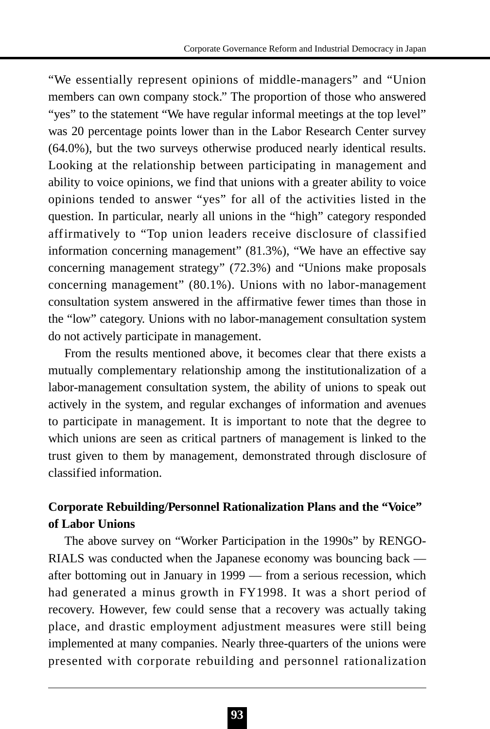"We essentially represent opinions of middle-managers" and "Union members can own company stock." The proportion of those who answered "yes" to the statement "We have regular informal meetings at the top level" was 20 percentage points lower than in the Labor Research Center survey (64.0%), but the two surveys otherwise produced nearly identical results. Looking at the relationship between participating in management and ability to voice opinions, we find that unions with a greater ability to voice opinions tended to answer "yes" for all of the activities listed in the question. In particular, nearly all unions in the "high" category responded affirmatively to "Top union leaders receive disclosure of classified information concerning management" (81.3%), "We have an effective say concerning management strategy" (72.3%) and "Unions make proposals concerning management" (80.1%). Unions with no labor-management consultation system answered in the affirmative fewer times than those in the "low" category. Unions with no labor-management consultation system do not actively participate in management.

From the results mentioned above, it becomes clear that there exists a mutually complementary relationship among the institutionalization of a labor-management consultation system, the ability of unions to speak out actively in the system, and regular exchanges of information and avenues to participate in management. It is important to note that the degree to which unions are seen as critical partners of management is linked to the trust given to them by management, demonstrated through disclosure of classified information.

**Corporate Rebuilding/Personnel Rationalization Plans and the "Voice" of Labor Unions**

The above survey on "Worker Participation in the 1990s" by RENGO-RIALS was conducted when the Japanese economy was bouncing back — after bottoming out in January in 1999 — from a serious recession, which had generated a minus growth in FY1998. It was a short period of recovery. However, few could sense that a recovery was actually taking place, and drastic employment adjustment measures were still being implemented at many companies. Nearly three-quarters of the unions were presented with corporate rebuilding and personnel rationalization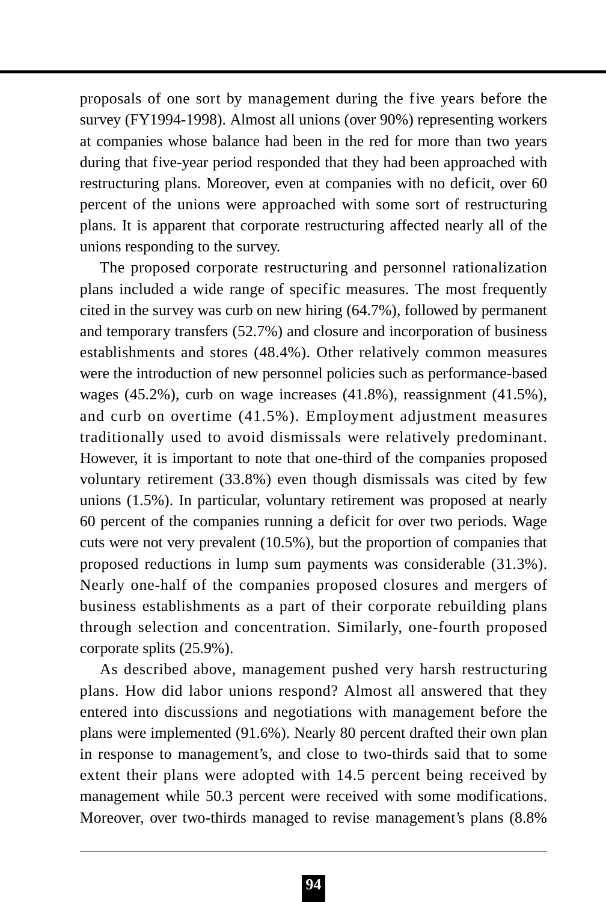proposals of one sort by management during the five years before the survey (FY1994-1998). Almost all unions (over 90%) representing workers at companies whose balance had been in the red for more than two years during that five-year period responded that they had been approached with restructuring plans. Moreover, even at companies with no deficit, over 60 percent of the unions were approached with some sort of restructuring plans. It is apparent that corporate restructuring affected nearly all of the unions responding to the survey.

The proposed corporate restructuring and personnel rationalization plans included a wide range of specific measures. The most frequently cited in the survey was curb on new hiring (64.7%), followed by permanent and temporary transfers (52.7%) and closure and incorporation of business establishments and stores (48.4%). Other relatively common measures were the introduction of new personnel policies such as performance-based wages (45.2%), curb on wage increases (41.8%), reassignment (41.5%), and curb on overtime (41.5%). Employment adjustment measures traditionally used to avoid dismissals were relatively predominant. However, it is important to note that one-third of the companies proposed voluntary retirement (33.8%) even though dismissals was cited by few unions (1.5%). In particular, voluntary retirement was proposed at nearly 60 percent of the companies running a deficit for over two periods. Wage cuts were not very prevalent (10.5%), but the proportion of companies that proposed reductions in lump sum payments was considerable (31.3%). Nearly one-half of the companies proposed closures and mergers of business establishments as a part of their corporate rebuilding plans through selection and concentration. Similarly, one-fourth proposed corporate splits (25.9%).

As described above, management pushed very harsh restructuring plans. How did labor unions respond? Almost all answered that they entered into discussions and negotiations with management before the plans were implemented (91.6%). Nearly 80 percent drafted their own plan in response to management's, and close to two-thirds said that to some extent their plans were adopted with 14.5 percent being received by management while 50.3 percent were received with some modifications. Moreover, over two-thirds managed to revise management's plans (8.8%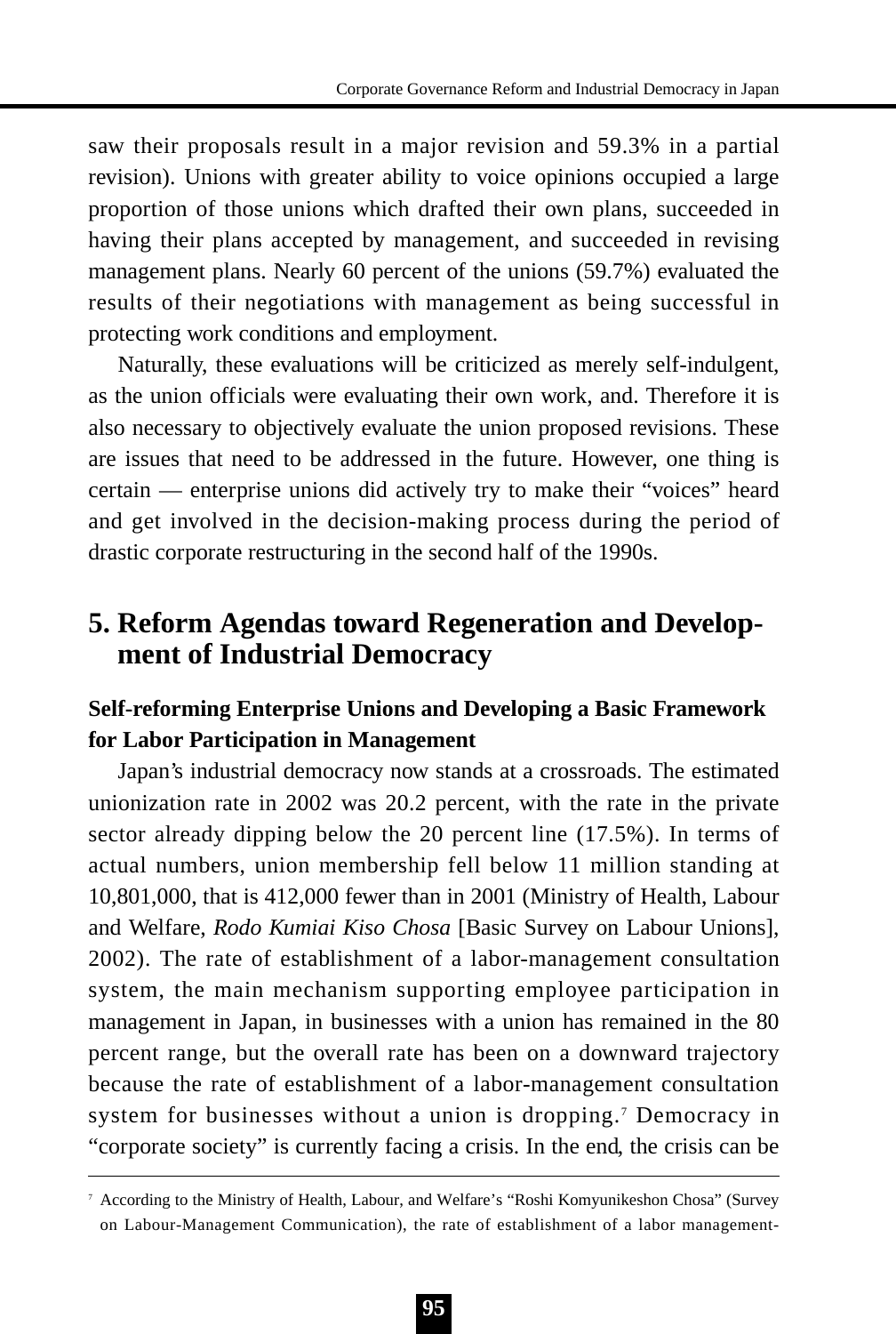saw their proposals result in a major revision and 59.3% in a partial revision). Unions with greater ability to voice opinions occupied a large proportion of those unions which drafted their own plans, succeeded in having their plans accepted by management, and succeeded in revising management plans. Nearly 60 percent of the unions (59.7%) evaluated the results of their negotiations with management as being successful in protecting work conditions and employment.

Naturally, these evaluations will be criticized as merely self-indulgent, as the union officials were evaluating their own work, and. Therefore it is also necessary to objectively evaluate the union proposed revisions. These are issues that need to be addressed in the future. However, one thing is certain — enterprise unions did actively try to make their "voices" heard and get involved in the decision-making process during the period of drastic corporate restructuring in the second half of the 1990s.

## 5. Reform Agendas toward Regeneration and Development of Industrial Democracy

### Self-reforming Enterprise Unions and Developing a Basic Framework for Labor Participation in Management

Japan's industrial democracy now stands at a crossroads. The estimated unionization rate in 2002 was 20.2 percent, with the rate in the private sector already dipping below the 20 percent line (17.5%). In terms of actual numbers, union membership fell below 11 million standing at 10,801,000, that is 412,000 fewer than in 2001 (Ministry of Health, Labour and Welfare, *Rodo Kumiai Kiso Chosa* [Basic Survey on Labour Unions], 2002). The rate of establishment of a labor-management consultation system, the main mechanism supporting employee participation in management in Japan, in businesses with a union has remained in the 80 percent range, but the overall rate has been on a downward trajectory because the rate of establishment of a labor-management consultation system for businesses without a union is dropping.[7] Democracy in "corporate society" is currently facing a crisis. In the end, the crisis can be

---

[7] According to the Ministry of Health, Labour, and Welfare's "Roshi Komyunikeshon Chosa" (Survey on Labour-Management Communication), the rate of establishment of a labor management-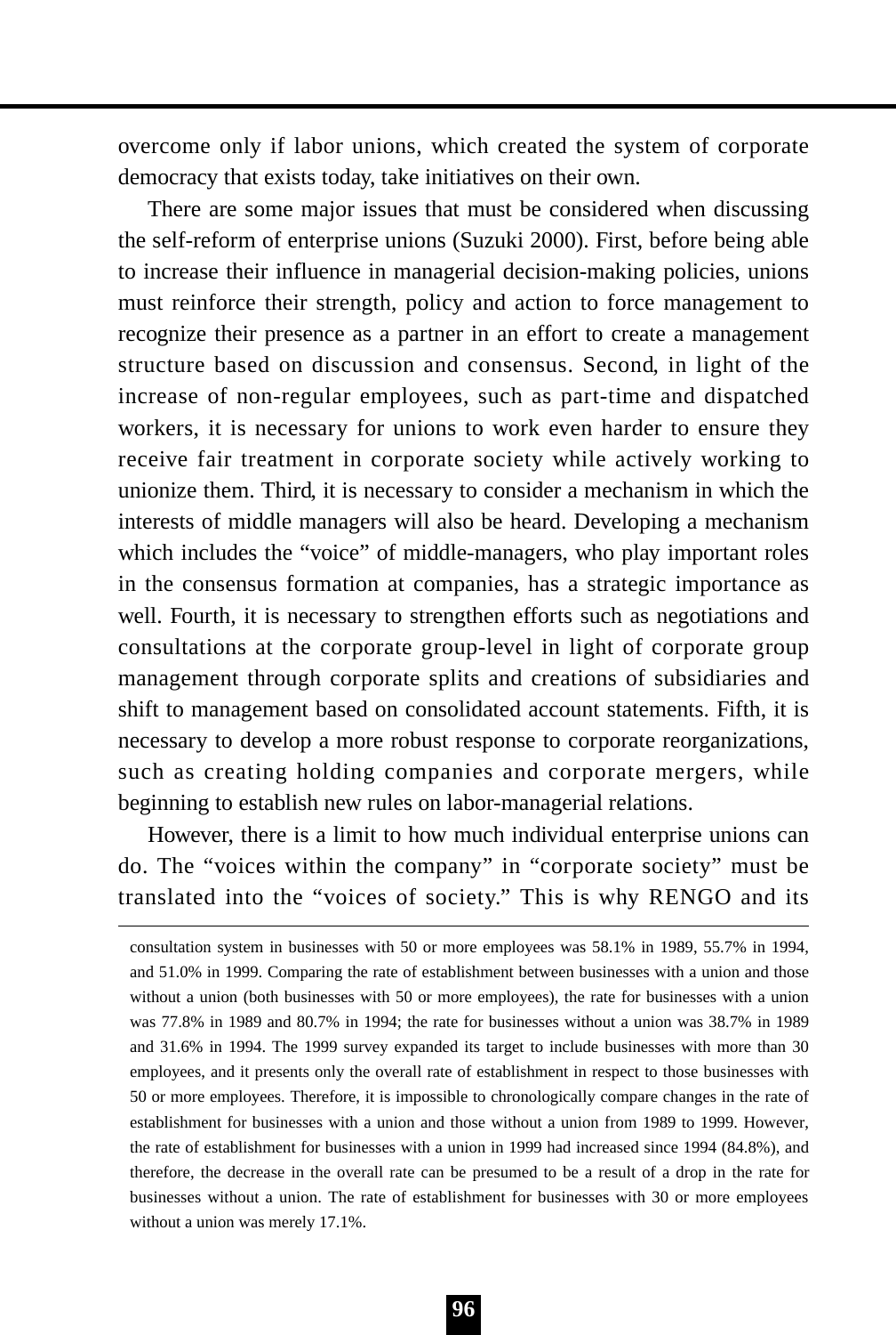overcome only if labor unions, which created the system of corporate democracy that exists today, take initiatives on their own.

There are some major issues that must be considered when discussing the self-reform of enterprise unions (Suzuki 2000). First, before being able to increase their influence in managerial decision-making policies, unions must reinforce their strength, policy and action to force management to recognize their presence as a partner in an effort to create a management structure based on discussion and consensus. Second, in light of the increase of non-regular employees, such as part-time and dispatched workers, it is necessary for unions to work even harder to ensure they receive fair treatment in corporate society while actively working to unionize them. Third, it is necessary to consider a mechanism in which the interests of middle managers will also be heard. Developing a mechanism which includes the "voice" of middle-managers, who play important roles in the consensus formation at companies, has a strategic importance as well. Fourth, it is necessary to strengthen efforts such as negotiations and consultations at the corporate group-level in light of corporate group management through corporate splits and creations of subsidiaries and shift to management based on consolidated account statements. Fifth, it is necessary to develop a more robust response to corporate reorganizations, such as creating holding companies and corporate mergers, while beginning to establish new rules on labor-managerial relations.

However, there is a limit to how much individual enterprise unions can do. The "voices within the company" in "corporate society" must be translated into the "voices of society." This is why RENGO and its

---

consultation system in businesses with 50 or more employees was 58.1% in 1989, 55.7% in 1994, and 51.0% in 1999. Comparing the rate of establishment between businesses with a union and those without a union (both businesses with 50 or more employees), the rate for businesses with a union was 77.8% in 1989 and 80.7% in 1994; the rate for businesses without a union was 38.7% in 1989 and 31.6% in 1994. The 1999 survey expanded its target to include businesses with more than 30 employees, and it presents only the overall rate of establishment in respect to those businesses with 50 or more employees. Therefore, it is impossible to chronologically compare changes in the rate of establishment for businesses with a union and those without a union from 1989 to 1999. However, the rate of establishment for businesses with a union in 1999 had increased since 1994 (84.8%), and therefore, the decrease in the overall rate can be presumed to be a result of a drop in the rate for businesses without a union. The rate of establishment for businesses with 30 or more employees without a union was merely 17.1%.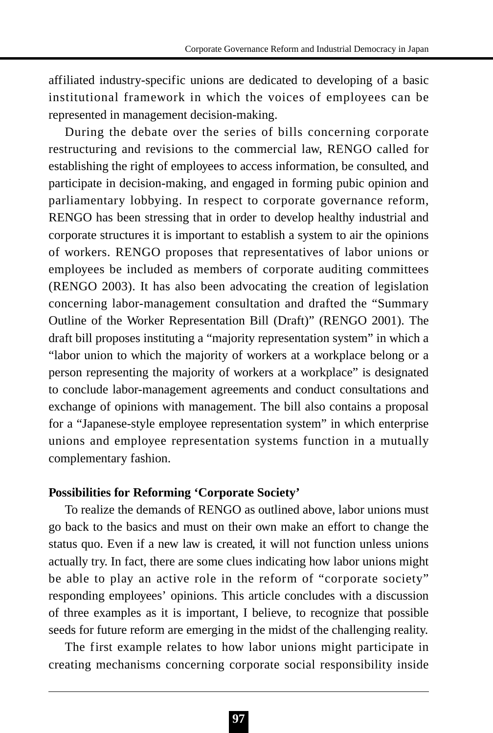affiliated industry-specific unions are dedicated to developing of a basic institutional framework in which the voices of employees can be represented in management decision-making.

During the debate over the series of bills concerning corporate restructuring and revisions to the commercial law, RENGO called for establishing the right of employees to access information, be consulted, and participate in decision-making, and engaged in forming pubic opinion and parliamentary lobbying. In respect to corporate governance reform, RENGO has been stressing that in order to develop healthy industrial and corporate structures it is important to establish a system to air the opinions of workers. RENGO proposes that representatives of labor unions or employees be included as members of corporate auditing committees (RENGO 2003). It has also been advocating the creation of legislation concerning labor-management consultation and drafted the "Summary Outline of the Worker Representation Bill (Draft)" (RENGO 2001). The draft bill proposes instituting a "majority representation system" in which a "labor union to which the majority of workers at a workplace belong or a person representing the majority of workers at a workplace" is designated to conclude labor-management agreements and conduct consultations and exchange of opinions with management. The bill also contains a proposal for a "Japanese-style employee representation system" in which enterprise unions and employee representation systems function in a mutually complementary fashion.

**Possibilities for Reforming 'Corporate Society'**

To realize the demands of RENGO as outlined above, labor unions must go back to the basics and must on their own make an effort to change the status quo. Even if a new law is created, it will not function unless unions actually try. In fact, there are some clues indicating how labor unions might be able to play an active role in the reform of "corporate society" responding employees' opinions. This article concludes with a discussion of three examples as it is important, I believe, to recognize that possible seeds for future reform are emerging in the midst of the challenging reality.

The first example relates to how labor unions might participate in creating mechanisms concerning corporate social responsibility inside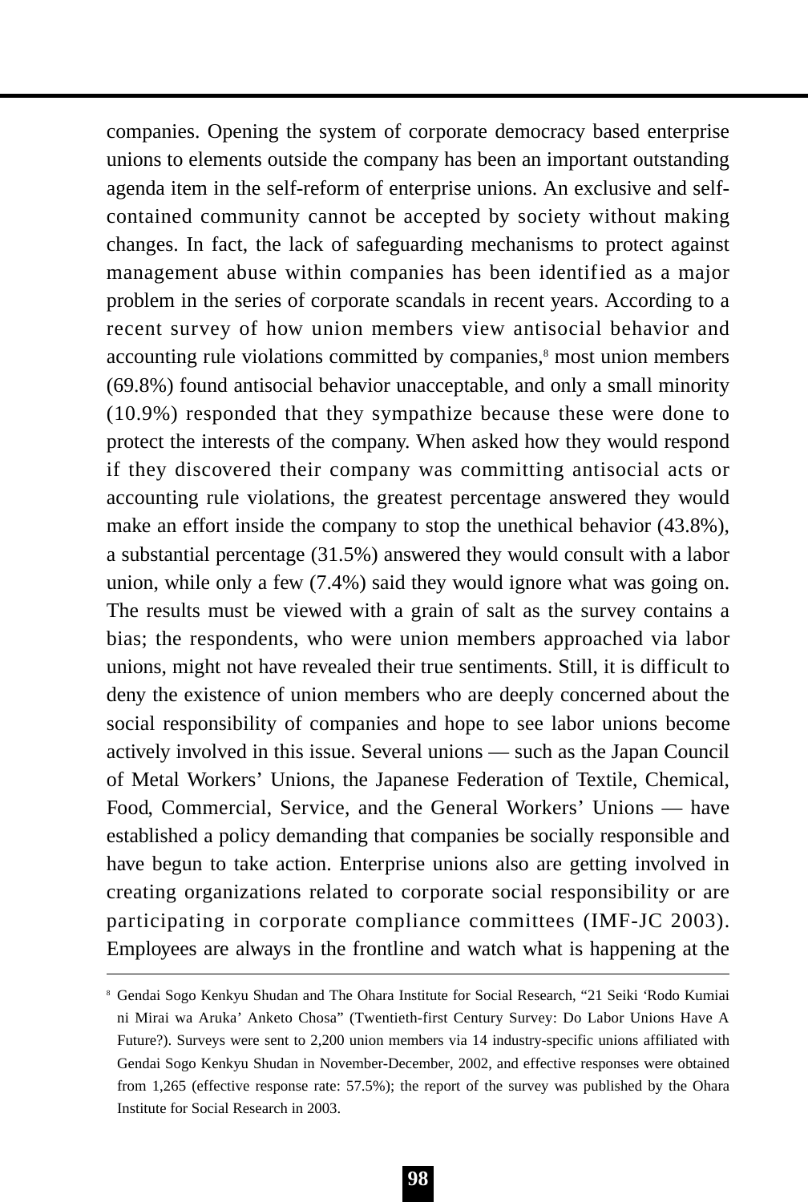companies. Opening the system of corporate democracy based enterprise unions to elements outside the company has been an important outstanding agenda item in the self-reform of enterprise unions. An exclusive and self-contained community cannot be accepted by society without making changes. In fact, the lack of safeguarding mechanisms to protect against management abuse within companies has been identified as a major problem in the series of corporate scandals in recent years. According to a recent survey of how union members view antisocial behavior and accounting rule violations committed by companies,[8] most union members (69.8%) found antisocial behavior unacceptable, and only a small minority (10.9%) responded that they sympathize because these were done to protect the interests of the company. When asked how they would respond if they discovered their company was committing antisocial acts or accounting rule violations, the greatest percentage answered they would make an effort inside the company to stop the unethical behavior (43.8%), a substantial percentage (31.5%) answered they would consult with a labor union, while only a few (7.4%) said they would ignore what was going on. The results must be viewed with a grain of salt as the survey contains a bias; the respondents, who were union members approached via labor unions, might not have revealed their true sentiments. Still, it is difficult to deny the existence of union members who are deeply concerned about the social responsibility of companies and hope to see labor unions become actively involved in this issue. Several unions — such as the Japan Council of Metal Workers' Unions, the Japanese Federation of Textile, Chemical, Food, Commercial, Service, and the General Workers' Unions — have established a policy demanding that companies be socially responsible and have begun to take action. Enterprise unions also are getting involved in creating organizations related to corporate social responsibility or are participating in corporate compliance committees (IMF-JC 2003). Employees are always in the frontline and watch what is happening at the

---

[8] Gendai Sogo Kenkyu Shudan and The Ohara Institute for Social Research, "21 Seiki 'Rodo Kumiai ni Mirai wa Aruka' Anketo Chosa" (Twentieth-first Century Survey: Do Labor Unions Have A Future?). Surveys were sent to 2,200 union members via 14 industry-specific unions affiliated with Gendai Sogo Kenkyu Shudan in November-December, 2002, and effective responses were obtained from 1,265 (effective response rate: 57.5%); the report of the survey was published by the Ohara Institute for Social Research in 2003.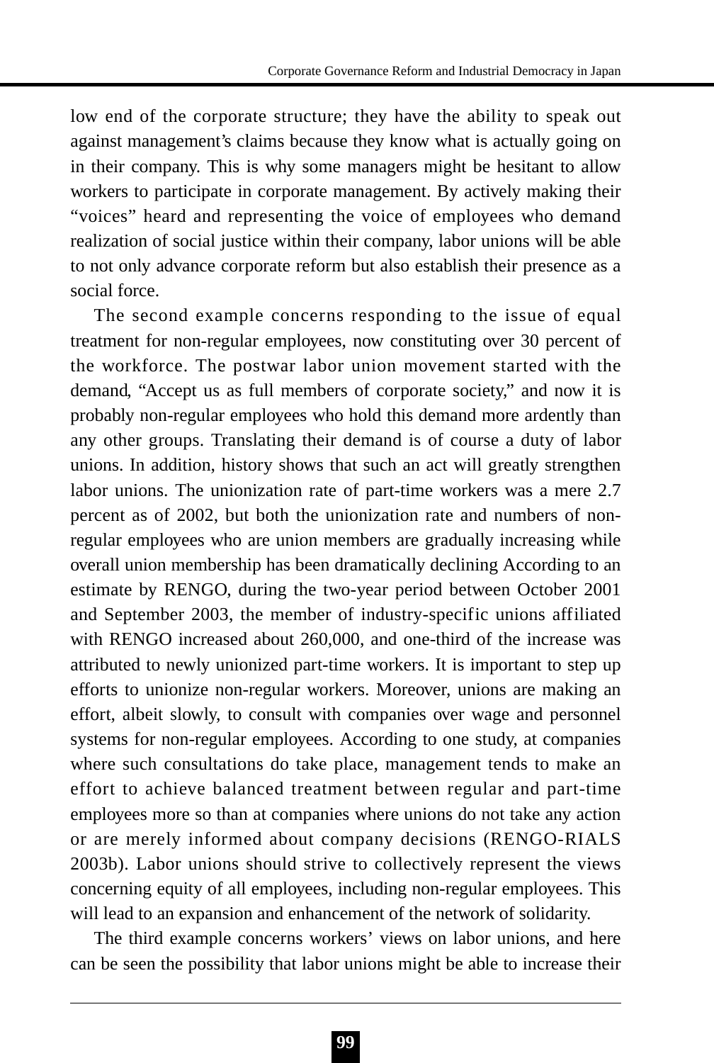low end of the corporate structure; they have the ability to speak out against management's claims because they know what is actually going on in their company. This is why some managers might be hesitant to allow workers to participate in corporate management. By actively making their "voices" heard and representing the voice of employees who demand realization of social justice within their company, labor unions will be able to not only advance corporate reform but also establish their presence as a social force.

The second example concerns responding to the issue of equal treatment for non-regular employees, now constituting over 30 percent of the workforce. The postwar labor union movement started with the demand, "Accept us as full members of corporate society," and now it is probably non-regular employees who hold this demand more ardently than any other groups. Translating their demand is of course a duty of labor unions. In addition, history shows that such an act will greatly strengthen labor unions. The unionization rate of part-time workers was a mere 2.7 percent as of 2002, but both the unionization rate and numbers of non-regular employees who are union members are gradually increasing while overall union membership has been dramatically declining According to an estimate by RENGO, during the two-year period between October 2001 and September 2003, the member of industry-specific unions affiliated with RENGO increased about 260,000, and one-third of the increase was attributed to newly unionized part-time workers. It is important to step up efforts to unionize non-regular workers. Moreover, unions are making an effort, albeit slowly, to consult with companies over wage and personnel systems for non-regular employees. According to one study, at companies where such consultations do take place, management tends to make an effort to achieve balanced treatment between regular and part-time employees more so than at companies where unions do not take any action or are merely informed about company decisions (RENGO-RIALS 2003b). Labor unions should strive to collectively represent the views concerning equity of all employees, including non-regular employees. This will lead to an expansion and enhancement of the network of solidarity.

The third example concerns workers' views on labor unions, and here can be seen the possibility that labor unions might be able to increase their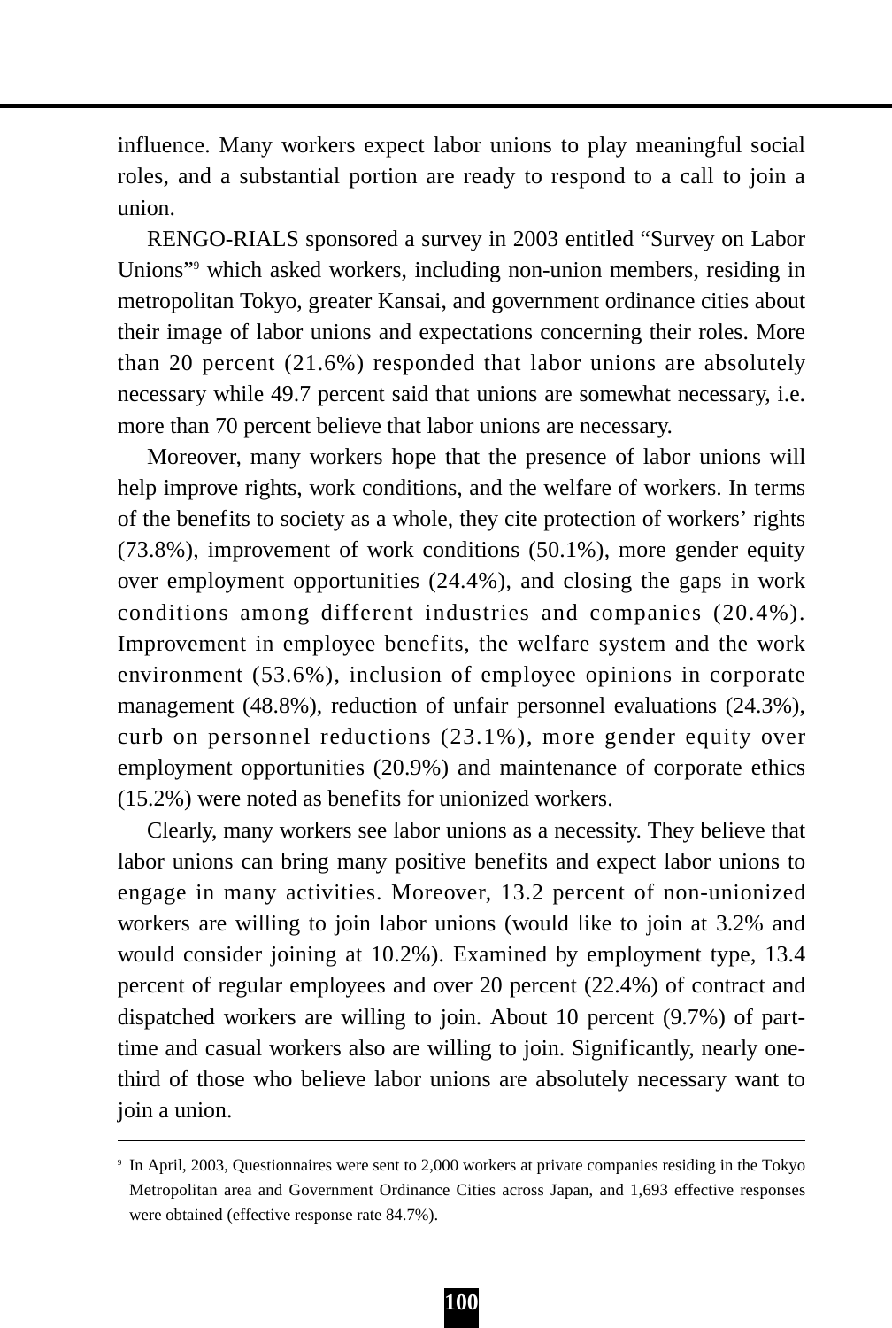influence. Many workers expect labor unions to play meaningful social roles, and a substantial portion are ready to respond to a call to join a union.

RENGO-RIALS sponsored a survey in 2003 entitled "Survey on Labor Unions"[9] which asked workers, including non-union members, residing in metropolitan Tokyo, greater Kansai, and government ordinance cities about their image of labor unions and expectations concerning their roles. More than 20 percent (21.6%) responded that labor unions are absolutely necessary while 49.7 percent said that unions are somewhat necessary, i.e. more than 70 percent believe that labor unions are necessary.

Moreover, many workers hope that the presence of labor unions will help improve rights, work conditions, and the welfare of workers. In terms of the benefits to society as a whole, they cite protection of workers' rights (73.8%), improvement of work conditions (50.1%), more gender equity over employment opportunities (24.4%), and closing the gaps in work conditions among different industries and companies (20.4%). Improvement in employee benefits, the welfare system and the work environment (53.6%), inclusion of employee opinions in corporate management (48.8%), reduction of unfair personnel evaluations (24.3%), curb on personnel reductions (23.1%), more gender equity over employment opportunities (20.9%) and maintenance of corporate ethics (15.2%) were noted as benefits for unionized workers.

Clearly, many workers see labor unions as a necessity. They believe that labor unions can bring many positive benefits and expect labor unions to engage in many activities. Moreover, 13.2 percent of non-unionized workers are willing to join labor unions (would like to join at 3.2% and would consider joining at 10.2%). Examined by employment type, 13.4 percent of regular employees and over 20 percent (22.4%) of contract and dispatched workers are willing to join. About 10 percent (9.7%) of part-time and casual workers also are willing to join. Significantly, nearly one-third of those who believe labor unions are absolutely necessary want to join a union.

---

[9] In April, 2003, Questionnaires were sent to 2,000 workers at private companies residing in the Tokyo Metropolitan area and Government Ordinance Cities across Japan, and 1,693 effective responses were obtained (effective response rate 84.7%).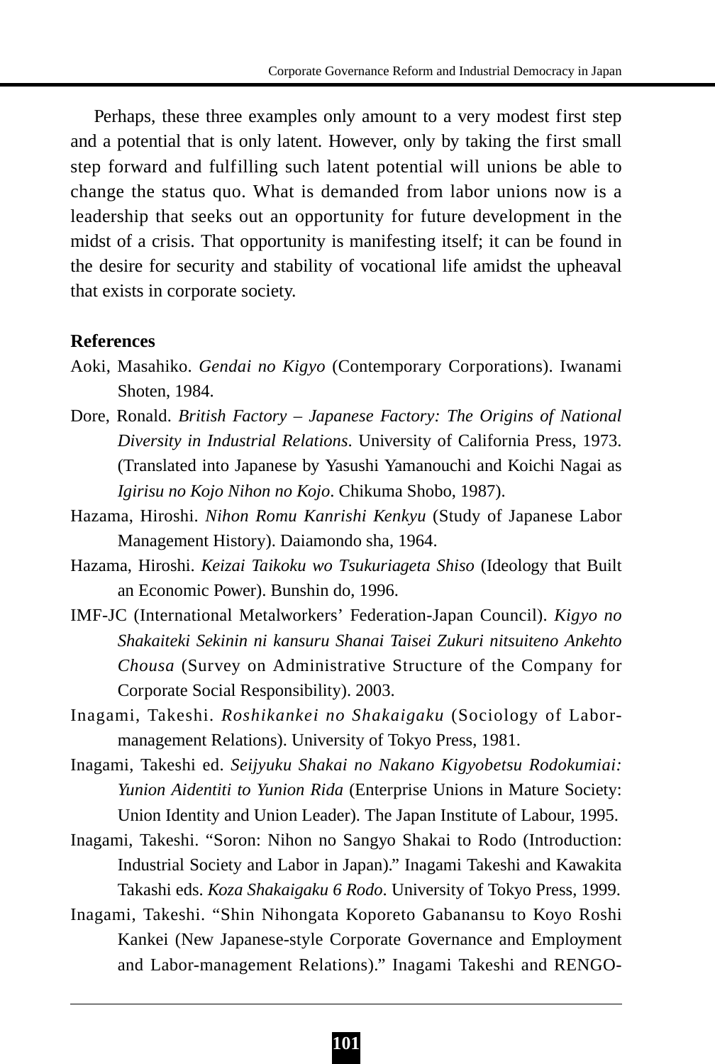Perhaps, these three examples only amount to a very modest first step and a potential that is only latent. However, only by taking the first small step forward and fulfilling such latent potential will unions be able to change the status quo. What is demanded from labor unions now is a leadership that seeks out an opportunity for future development in the midst of a crisis. That opportunity is manifesting itself; it can be found in the desire for security and stability of vocational life amidst the upheaval that exists in corporate society.

**References**

Aoki, Masahiko. *Gendai no Kigyo* (Contemporary Corporations). Iwanami Shoten, 1984.

Dore, Ronald. *British Factory – Japanese Factory: The Origins of National Diversity in Industrial Relations*. University of California Press, 1973. (Translated into Japanese by Yasushi Yamanouchi and Koichi Nagai as *Igirisu no Kojo Nihon no Kojo*. Chikuma Shobo, 1987).

Hazama, Hiroshi. *Nihon Romu Kanrishi Kenkyu* (Study of Japanese Labor Management History). Daiamondo sha, 1964.

Hazama, Hiroshi. *Keizai Taikoku wo Tsukuriageta Shiso* (Ideology that Built an Economic Power). Bunshin do, 1996.

IMF-JC (International Metalworkers' Federation-Japan Council). *Kigyo no Shakaiteki Sekinin ni kansuru Shanai Taisei Zukuri nitsuiteno Ankehto Chousa* (Survey on Administrative Structure of the Company for Corporate Social Responsibility). 2003.

Inagami, Takeshi. *Roshikankei no Shakaigaku* (Sociology of Labor-management Relations). University of Tokyo Press, 1981.

Inagami, Takeshi ed. *Seijyuku Shakai no Nakano Kigyobetsu Rodokumiai: Yunion Aidentiti to Yunion Rida* (Enterprise Unions in Mature Society: Union Identity and Union Leader). The Japan Institute of Labour, 1995.

Inagami, Takeshi. "Soron: Nihon no Sangyo Shakai to Rodo (Introduction: Industrial Society and Labor in Japan)." Inagami Takeshi and Kawakita Takashi eds. *Koza Shakaigaku 6 Rodo*. University of Tokyo Press, 1999.

Inagami, Takeshi. "Shin Nihongata Koporeto Gabanansu to Koyo Roshi Kankei (New Japanese-style Corporate Governance and Employment and Labor-management Relations)." Inagami Takeshi and RENGO-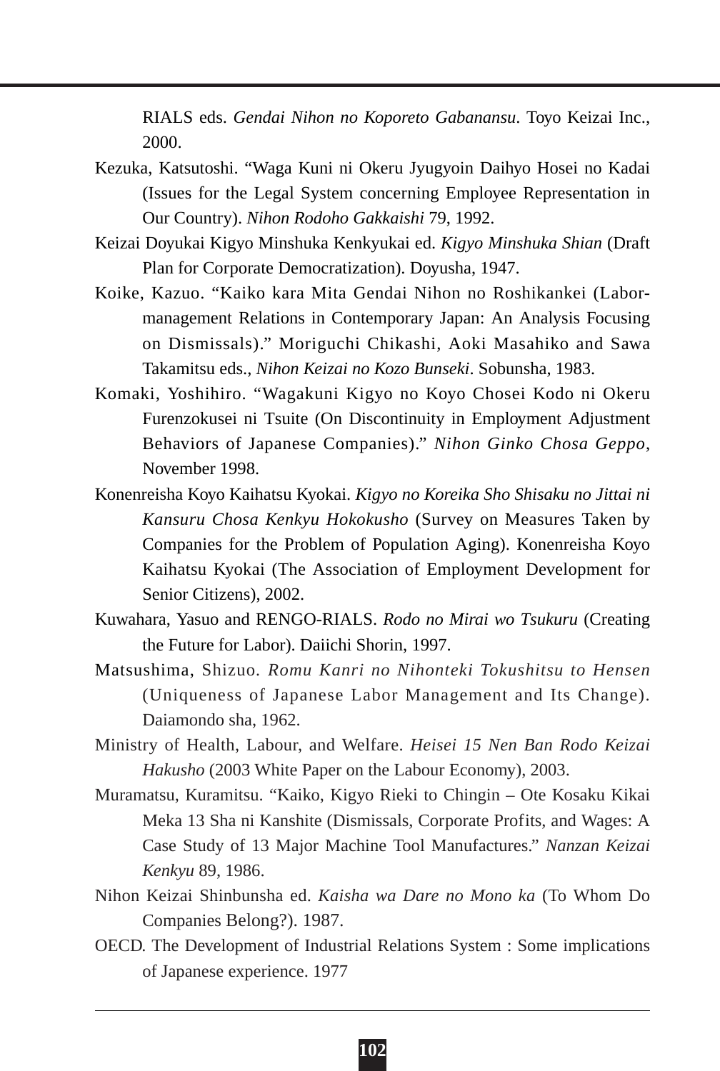RIALS eds. *Gendai Nihon no Koporeto Gabanansu*. Toyo Keizai Inc., 2000.

Kezuka, Katsutoshi. "Waga Kuni ni Okeru Jyugyoin Daihyo Hosei no Kadai (Issues for the Legal System concerning Employee Representation in Our Country). *Nihon Rodoho Gakkaishi* 79, 1992.

Keizai Doyukai Kigyo Minshuka Kenkyukai ed. *Kigyo Minshuka Shian* (Draft Plan for Corporate Democratization). Doyusha, 1947.

Koike, Kazuo. "Kaiko kara Mita Gendai Nihon no Roshikankei (Labor-management Relations in Contemporary Japan: An Analysis Focusing on Dismissals)." Moriguchi Chikashi, Aoki Masahiko and Sawa Takamitsu eds., *Nihon Keizai no Kozo Bunseki*. Sobunsha, 1983.

Komaki, Yoshihiro. "Wagakuni Kigyo no Koyo Chosei Kodo ni Okeru Furenzokusei ni Tsuite (On Discontinuity in Employment Adjustment Behaviors of Japanese Companies)." *Nihon Ginko Chosa Geppo*, November 1998.

Konenreisha Koyo Kaihatsu Kyokai. *Kigyo no Koreika Sho Shisaku no Jittai ni Kansuru Chosa Kenkyu Hokokusho* (Survey on Measures Taken by Companies for the Problem of Population Aging). Konenreisha Koyo Kaihatsu Kyokai (The Association of Employment Development for Senior Citizens), 2002.

Kuwahara, Yasuo and RENGO-RIALS. *Rodo no Mirai wo Tsukuru* (Creating the Future for Labor). Daiichi Shorin, 1997.

Matsushima, Shizuo. *Romu Kanri no Nihonteki Tokushitsu to Hensen* (Uniqueness of Japanese Labor Management and Its Change). Daiamondo sha, 1962.

Ministry of Health, Labour, and Welfare. *Heisei 15 Nen Ban Rodo Keizai Hakusho* (2003 White Paper on the Labour Economy), 2003.

Muramatsu, Kuramitsu. "Kaiko, Kigyo Rieki to Chingin – Ote Kosaku Kikai Meka 13 Sha ni Kanshite (Dismissals, Corporate Profits, and Wages: A Case Study of 13 Major Machine Tool Manufactures." *Nanzan Keizai Kenkyu* 89, 1986.

Nihon Keizai Shinbunsha ed. *Kaisha wa Dare no Mono ka* (To Whom Do Companies Belong?). 1987.

OECD. The Development of Industrial Relations System : Some implications of Japanese experience. 1977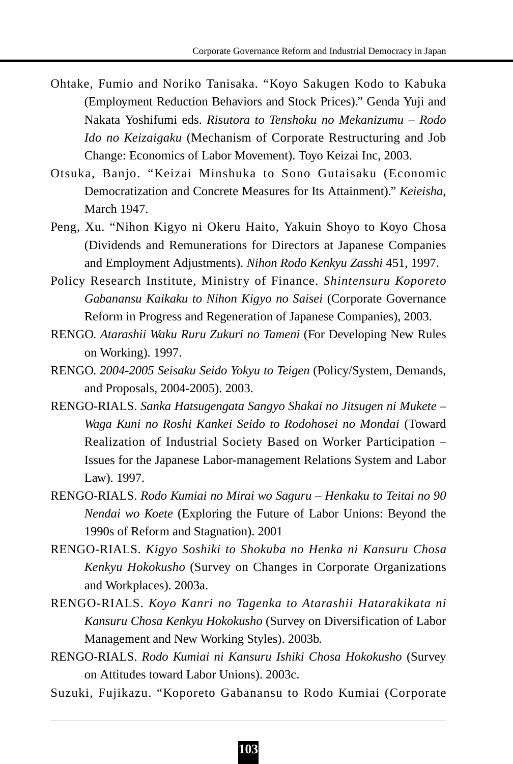Ohtake, Fumio and Noriko Tanisaka. "Koyo Sakugen Kodo to Kabuka (Employment Reduction Behaviors and Stock Prices)." Genda Yuji and Nakata Yoshifumi eds. *Risutora to Tenshoku no Mekanizumu – Rodo Ido no Keizaigaku* (Mechanism of Corporate Restructuring and Job Change: Economics of Labor Movement). Toyo Keizai Inc, 2003.

Otsuka, Banjo. "Keizai Minshuka to Sono Gutaisaku (Economic Democratization and Concrete Measures for Its Attainment)." *Keieisha*, March 1947.

Peng, Xu. "Nihon Kigyo ni Okeru Haito, Yakuin Shoyo to Koyo Chosa (Dividends and Remunerations for Directors at Japanese Companies and Employment Adjustments). *Nihon Rodo Kenkyu Zasshi* 451, 1997.

Policy Research Institute, Ministry of Finance. *Shintensuru Koporeto Gabanansu Kaikaku to Nihon Kigyo no Saisei* (Corporate Governance Reform in Progress and Regeneration of Japanese Companies), 2003.

RENGO. *Atarashii Waku Ruru Zukuri no Tameni* (For Developing New Rules on Working). 1997.

RENGO. *2004-2005 Seisaku Seido Yokyu to Teigen* (Policy/System, Demands, and Proposals, 2004-2005). 2003.

RENGO-RIALS. *Sanka Hatsugengata Sangyo Shakai no Jitsugen ni Mukete – Waga Kuni no Roshi Kankei Seido to Rodohosei no Mondai* (Toward Realization of Industrial Society Based on Worker Participation – Issues for the Japanese Labor-management Relations System and Labor Law). 1997.

RENGO-RIALS. *Rodo Kumiai no Mirai wo Saguru – Henkaku to Teitai no 90 Nendai wo Koete* (Exploring the Future of Labor Unions: Beyond the 1990s of Reform and Stagnation). 2001

RENGO-RIALS. *Kigyo Soshiki to Shokuba no Henka ni Kansuru Chosa Kenkyu Hokokusho* (Survey on Changes in Corporate Organizations and Workplaces). 2003a.

RENGO-RIALS. *Koyo Kanri no Tagenka to Atarashii Hatarakikata ni Kansuru Chosa Kenkyu Hokokusho* (Survey on Diversification of Labor Management and New Working Styles). 2003b.

RENGO-RIALS. *Rodo Kumiai ni Kansuru Ishiki Chosa Hokokusho* (Survey on Attitudes toward Labor Unions). 2003c.

Suzuki, Fujikazu. "Koporeto Gabanansu to Rodo Kumiai (Corporate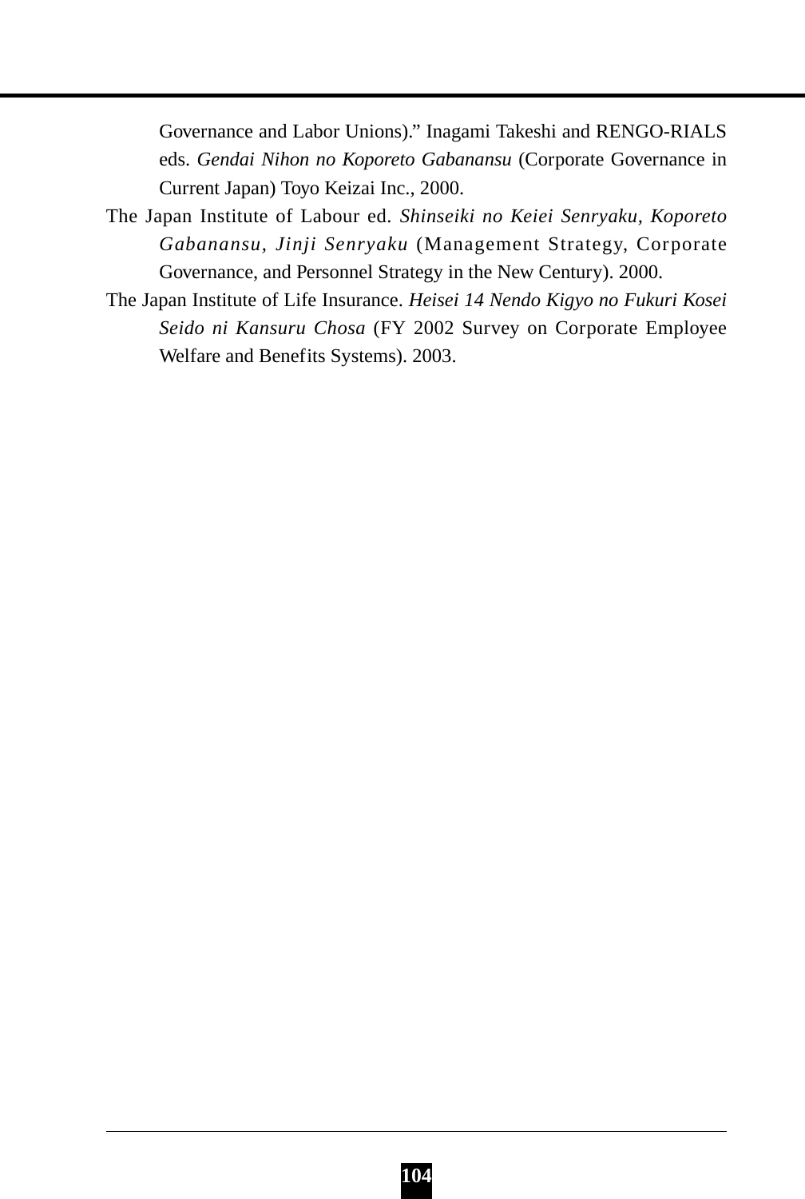Governance and Labor Unions).” Inagami Takeshi and RENGO-RIALS eds. *Gendai Nihon no Koporeto Gabanansu* (Corporate Governance in Current Japan) Toyo Keizai Inc., 2000.

The Japan Institute of Labour ed. *Shinseiki no Keiei Senryaku, Koporeto Gabanansu, Jinji Senryaku* (Management Strategy, Corporate Governance, and Personnel Strategy in the New Century). 2000.

The Japan Institute of Life Insurance. *Heisei 14 Nendo Kigyo no Fukuri Kosei Seido ni Kansuru Chosa* (FY 2002 Survey on Corporate Employee Welfare and Benefits Systems). 2003.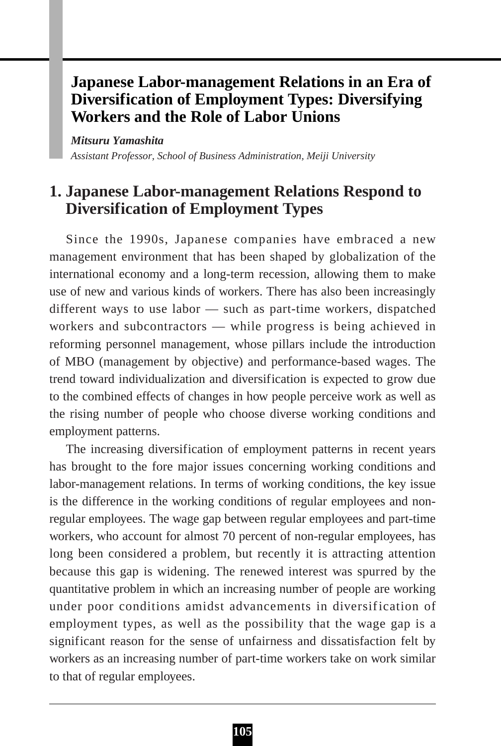# Japanese Labor-management Relations in an Era of Diversification of Employment Types: Diversifying Workers and the Role of Labor Unions

***Mitsuru Yamashita***

*Assistant Professor, School of Business Administration, Meiji University*

## 1. Japanese Labor-management Relations Respond to Diversification of Employment Types

Since the 1990s, Japanese companies have embraced a new management environment that has been shaped by globalization of the international economy and a long-term recession, allowing them to make use of new and various kinds of workers. There has also been increasingly different ways to use labor — such as part-time workers, dispatched workers and subcontractors — while progress is being achieved in reforming personnel management, whose pillars include the introduction of MBO (management by objective) and performance-based wages. The trend toward individualization and diversification is expected to grow due to the combined effects of changes in how people perceive work as well as the rising number of people who choose diverse working conditions and employment patterns.

The increasing diversification of employment patterns in recent years has brought to the fore major issues concerning working conditions and labor-management relations. In terms of working conditions, the key issue is the difference in the working conditions of regular employees and non-regular employees. The wage gap between regular employees and part-time workers, who account for almost 70 percent of non-regular employees, has long been considered a problem, but recently it is attracting attention because this gap is widening. The renewed interest was spurred by the quantitative problem in which an increasing number of people are working under poor conditions amidst advancements in diversification of employment types, as well as the possibility that the wage gap is a significant reason for the sense of unfairness and dissatisfaction felt by workers as an increasing number of part-time workers take on work similar to that of regular employees.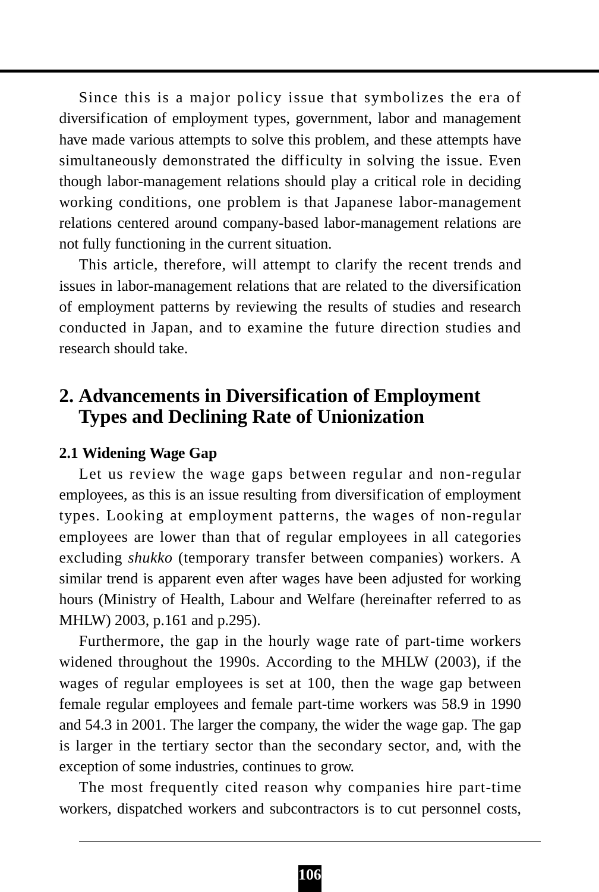Since this is a major policy issue that symbolizes the era of diversification of employment types, government, labor and management have made various attempts to solve this problem, and these attempts have simultaneously demonstrated the difficulty in solving the issue. Even though labor-management relations should play a critical role in deciding working conditions, one problem is that Japanese labor-management relations centered around company-based labor-management relations are not fully functioning in the current situation.

This article, therefore, will attempt to clarify the recent trends and issues in labor-management relations that are related to the diversification of employment patterns by reviewing the results of studies and research conducted in Japan, and to examine the future direction studies and research should take.

## 2. Advancements in Diversification of Employment Types and Declining Rate of Unionization

### 2.1 Widening Wage Gap

Let us review the wage gaps between regular and non-regular employees, as this is an issue resulting from diversification of employment types. Looking at employment patterns, the wages of non-regular employees are lower than that of regular employees in all categories excluding *shukko* (temporary transfer between companies) workers. A similar trend is apparent even after wages have been adjusted for working hours (Ministry of Health, Labour and Welfare (hereinafter referred to as MHLW) 2003, p.161 and p.295).

Furthermore, the gap in the hourly wage rate of part-time workers widened throughout the 1990s. According to the MHLW (2003), if the wages of regular employees is set at 100, then the wage gap between female regular employees and female part-time workers was 58.9 in 1990 and 54.3 in 2001. The larger the company, the wider the wage gap. The gap is larger in the tertiary sector than the secondary sector, and, with the exception of some industries, continues to grow.

The most frequently cited reason why companies hire part-time workers, dispatched workers and subcontractors is to cut personnel costs,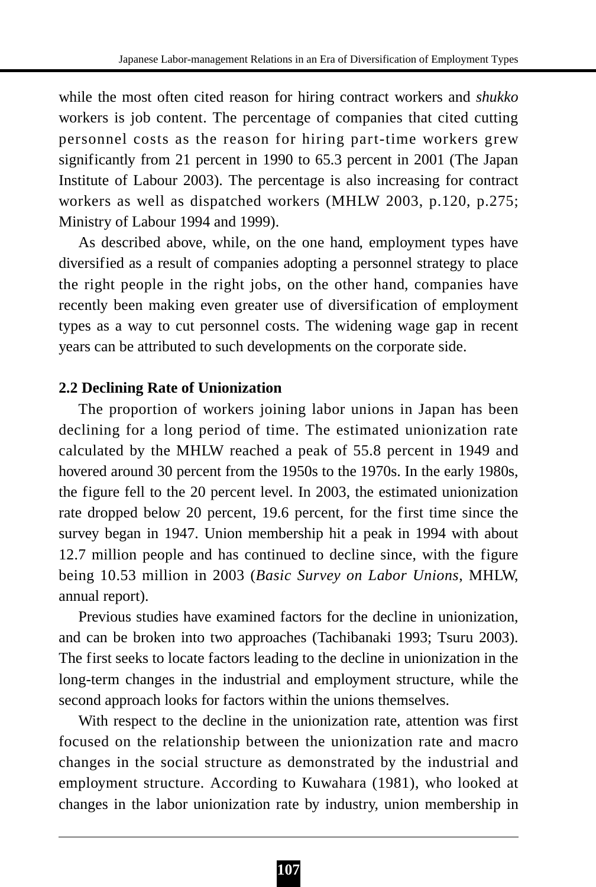while the most often cited reason for hiring contract workers and *shukko* workers is job content. The percentage of companies that cited cutting personnel costs as the reason for hiring part-time workers grew significantly from 21 percent in 1990 to 65.3 percent in 2001 (The Japan Institute of Labour 2003). The percentage is also increasing for contract workers as well as dispatched workers (MHLW 2003, p.120, p.275; Ministry of Labour 1994 and 1999).

As described above, while, on the one hand, employment types have diversified as a result of companies adopting a personnel strategy to place the right people in the right jobs, on the other hand, companies have recently been making even greater use of diversification of employment types as a way to cut personnel costs. The widening wage gap in recent years can be attributed to such developments on the corporate side.

### 2.2 Declining Rate of Unionization

The proportion of workers joining labor unions in Japan has been declining for a long period of time. The estimated unionization rate calculated by the MHLW reached a peak of 55.8 percent in 1949 and hovered around 30 percent from the 1950s to the 1970s. In the early 1980s, the figure fell to the 20 percent level. In 2003, the estimated unionization rate dropped below 20 percent, 19.6 percent, for the first time since the survey began in 1947. Union membership hit a peak in 1994 with about 12.7 million people and has continued to decline since, with the figure being 10.53 million in 2003 (*Basic Survey on Labor Unions*, MHLW, annual report).

Previous studies have examined factors for the decline in unionization, and can be broken into two approaches (Tachibanaki 1993; Tsuru 2003). The first seeks to locate factors leading to the decline in unionization in the long-term changes in the industrial and employment structure, while the second approach looks for factors within the unions themselves.

With respect to the decline in the unionization rate, attention was first focused on the relationship between the unionization rate and macro changes in the social structure as demonstrated by the industrial and employment structure. According to Kuwahara (1981), who looked at changes in the labor unionization rate by industry, union membership in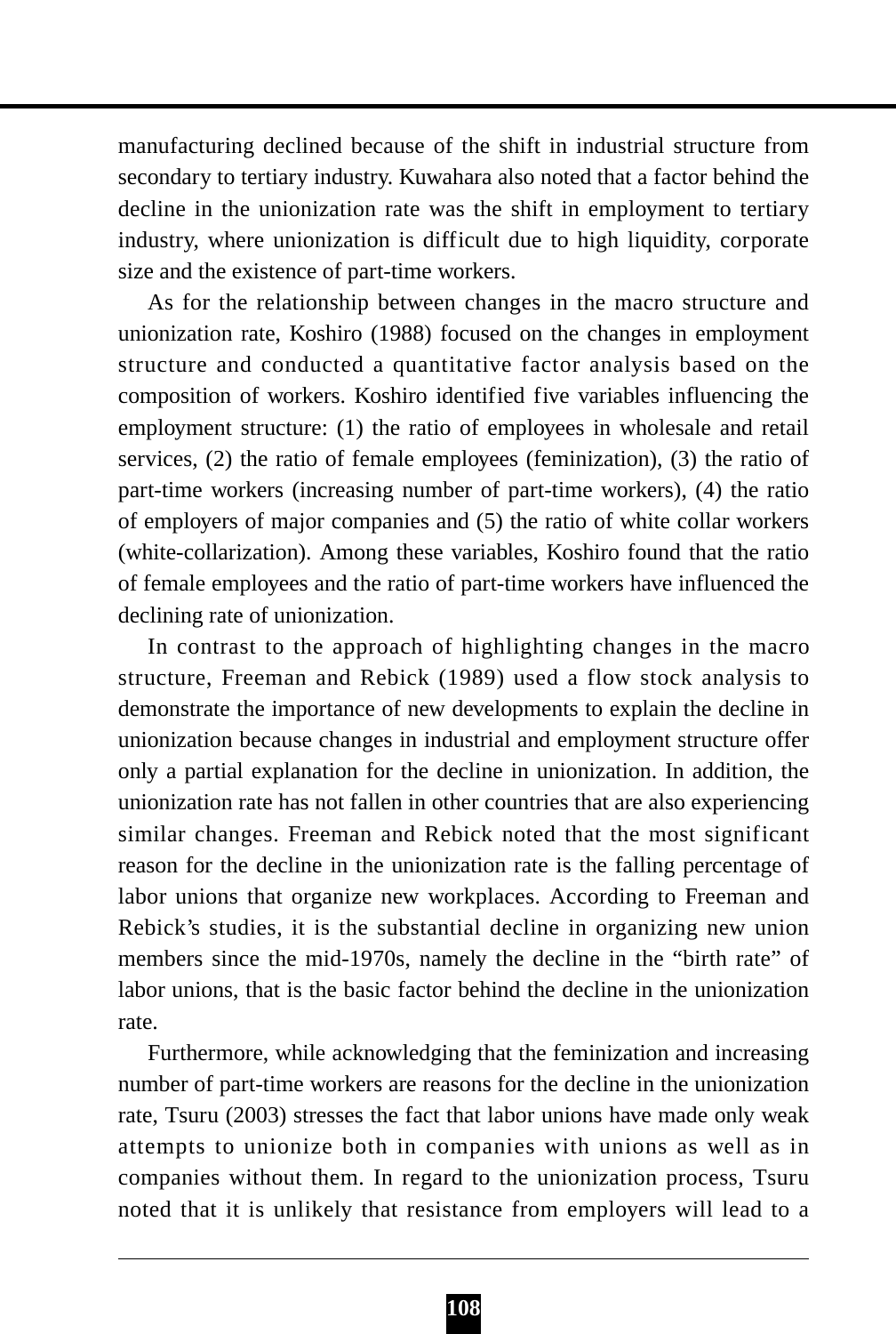manufacturing declined because of the shift in industrial structure from secondary to tertiary industry. Kuwahara also noted that a factor behind the decline in the unionization rate was the shift in employment to tertiary industry, where unionization is difficult due to high liquidity, corporate size and the existence of part-time workers.

As for the relationship between changes in the macro structure and unionization rate, Koshiro (1988) focused on the changes in employment structure and conducted a quantitative factor analysis based on the composition of workers. Koshiro identified five variables influencing the employment structure: (1) the ratio of employees in wholesale and retail services, (2) the ratio of female employees (feminization), (3) the ratio of part-time workers (increasing number of part-time workers), (4) the ratio of employers of major companies and (5) the ratio of white collar workers (white-collarization). Among these variables, Koshiro found that the ratio of female employees and the ratio of part-time workers have influenced the declining rate of unionization.

In contrast to the approach of highlighting changes in the macro structure, Freeman and Rebick (1989) used a flow stock analysis to demonstrate the importance of new developments to explain the decline in unionization because changes in industrial and employment structure offer only a partial explanation for the decline in unionization. In addition, the unionization rate has not fallen in other countries that are also experiencing similar changes. Freeman and Rebick noted that the most significant reason for the decline in the unionization rate is the falling percentage of labor unions that organize new workplaces. According to Freeman and Rebick's studies, it is the substantial decline in organizing new union members since the mid-1970s, namely the decline in the "birth rate" of labor unions, that is the basic factor behind the decline in the unionization rate.

Furthermore, while acknowledging that the feminization and increasing number of part-time workers are reasons for the decline in the unionization rate, Tsuru (2003) stresses the fact that labor unions have made only weak attempts to unionize both in companies with unions as well as in companies without them. In regard to the unionization process, Tsuru noted that it is unlikely that resistance from employers will lead to a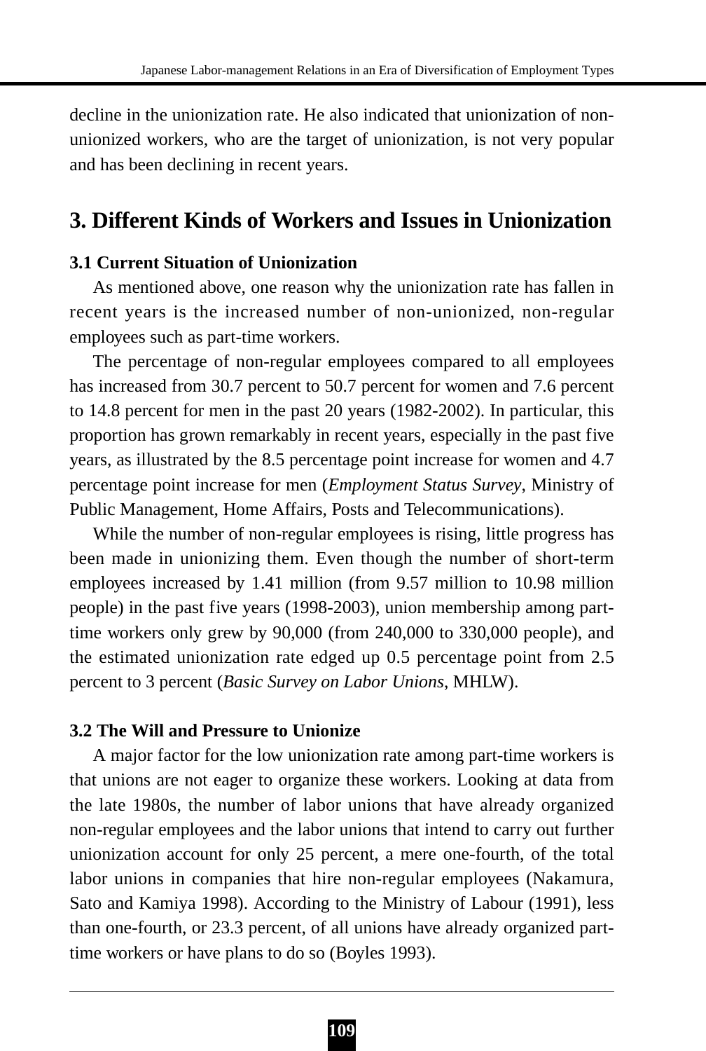decline in the unionization rate. He also indicated that unionization of non-unionized workers, who are the target of unionization, is not very popular and has been declining in recent years.

## 3. Different Kinds of Workers and Issues in Unionization

### 3.1 Current Situation of Unionization

As mentioned above, one reason why the unionization rate has fallen in recent years is the increased number of non-unionized, non-regular employees such as part-time workers.

The percentage of non-regular employees compared to all employees has increased from 30.7 percent to 50.7 percent for women and 7.6 percent to 14.8 percent for men in the past 20 years (1982-2002). In particular, this proportion has grown remarkably in recent years, especially in the past five years, as illustrated by the 8.5 percentage point increase for women and 4.7 percentage point increase for men (*Employment Status Survey*, Ministry of Public Management, Home Affairs, Posts and Telecommunications).

While the number of non-regular employees is rising, little progress has been made in unionizing them. Even though the number of short-term employees increased by 1.41 million (from 9.57 million to 10.98 million people) in the past five years (1998-2003), union membership among part-time workers only grew by 90,000 (from 240,000 to 330,000 people), and the estimated unionization rate edged up 0.5 percentage point from 2.5 percent to 3 percent (*Basic Survey on Labor Unions*, MHLW).

### 3.2 The Will and Pressure to Unionize

A major factor for the low unionization rate among part-time workers is that unions are not eager to organize these workers. Looking at data from the late 1980s, the number of labor unions that have already organized non-regular employees and the labor unions that intend to carry out further unionization account for only 25 percent, a mere one-fourth, of the total labor unions in companies that hire non-regular employees (Nakamura, Sato and Kamiya 1998). According to the Ministry of Labour (1991), less than one-fourth, or 23.3 percent, of all unions have already organized part-time workers or have plans to do so (Boyles 1993).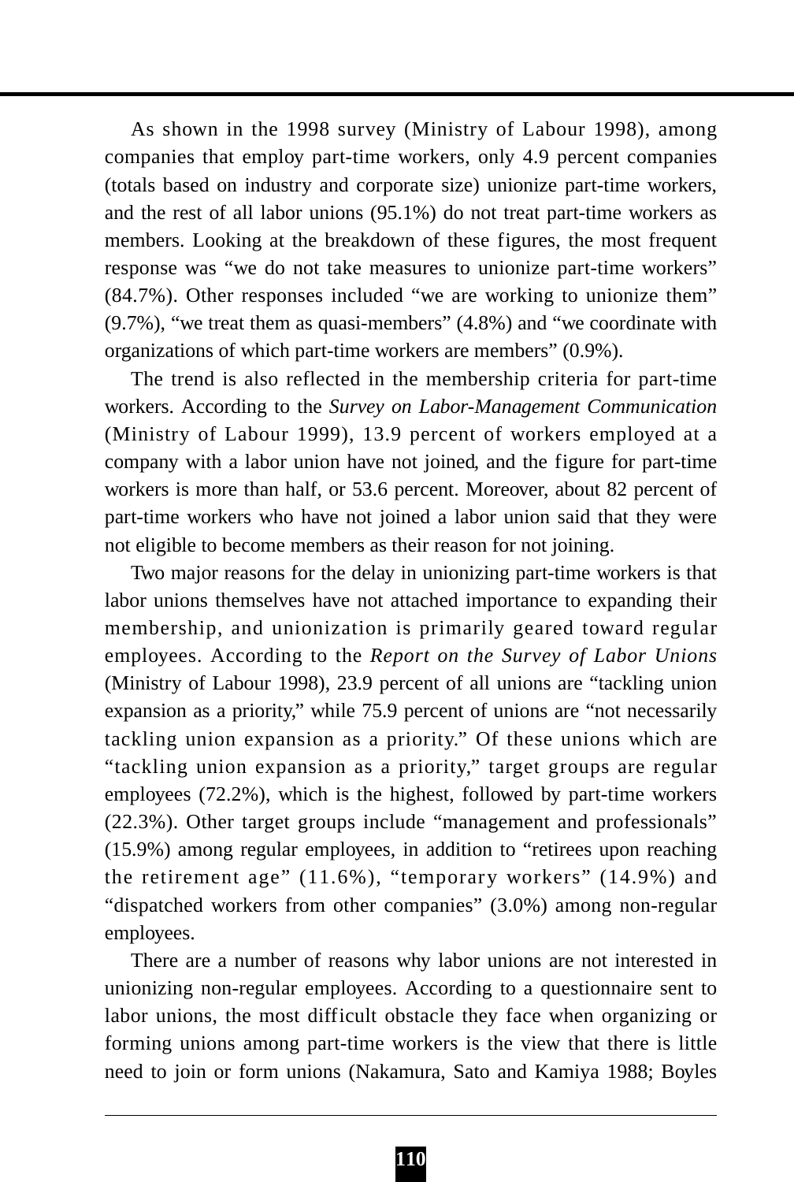As shown in the 1998 survey (Ministry of Labour 1998), among companies that employ part-time workers, only 4.9 percent companies (totals based on industry and corporate size) unionize part-time workers, and the rest of all labor unions (95.1%) do not treat part-time workers as members. Looking at the breakdown of these figures, the most frequent response was "we do not take measures to unionize part-time workers" (84.7%). Other responses included "we are working to unionize them" (9.7%), "we treat them as quasi-members" (4.8%) and "we coordinate with organizations of which part-time workers are members" (0.9%).

The trend is also reflected in the membership criteria for part-time workers. According to the *Survey on Labor-Management Communication* (Ministry of Labour 1999), 13.9 percent of workers employed at a company with a labor union have not joined, and the figure for part-time workers is more than half, or 53.6 percent. Moreover, about 82 percent of part-time workers who have not joined a labor union said that they were not eligible to become members as their reason for not joining.

Two major reasons for the delay in unionizing part-time workers is that labor unions themselves have not attached importance to expanding their membership, and unionization is primarily geared toward regular employees. According to the *Report on the Survey of Labor Unions* (Ministry of Labour 1998), 23.9 percent of all unions are "tackling union expansion as a priority," while 75.9 percent of unions are "not necessarily tackling union expansion as a priority." Of these unions which are "tackling union expansion as a priority," target groups are regular employees (72.2%), which is the highest, followed by part-time workers (22.3%). Other target groups include "management and professionals" (15.9%) among regular employees, in addition to "retirees upon reaching the retirement age" (11.6%), "temporary workers" (14.9%) and "dispatched workers from other companies" (3.0%) among non-regular employees.

There are a number of reasons why labor unions are not interested in unionizing non-regular employees. According to a questionnaire sent to labor unions, the most difficult obstacle they face when organizing or forming unions among part-time workers is the view that there is little need to join or form unions (Nakamura, Sato and Kamiya 1988; Boyles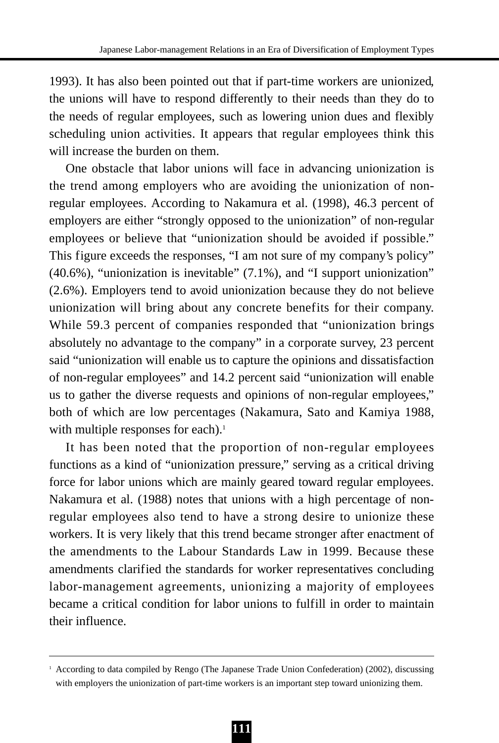1993). It has also been pointed out that if part-time workers are unionized, the unions will have to respond differently to their needs than they do to the needs of regular employees, such as lowering union dues and flexibly scheduling union activities. It appears that regular employees think this will increase the burden on them.

One obstacle that labor unions will face in advancing unionization is the trend among employers who are avoiding the unionization of non-regular employees. According to Nakamura et al. (1998), 46.3 percent of employers are either "strongly opposed to the unionization" of non-regular employees or believe that "unionization should be avoided if possible." This figure exceeds the responses, "I am not sure of my company's policy" (40.6%), "unionization is inevitable" (7.1%), and "I support unionization" (2.6%). Employers tend to avoid unionization because they do not believe unionization will bring about any concrete benefits for their company. While 59.3 percent of companies responded that "unionization brings absolutely no advantage to the company" in a corporate survey, 23 percent said "unionization will enable us to capture the opinions and dissatisfaction of non-regular employees" and 14.2 percent said "unionization will enable us to gather the diverse requests and opinions of non-regular employees," both of which are low percentages (Nakamura, Sato and Kamiya 1988, with multiple responses for each).[1]

It has been noted that the proportion of non-regular employees functions as a kind of "unionization pressure," serving as a critical driving force for labor unions which are mainly geared toward regular employees. Nakamura et al. (1988) notes that unions with a high percentage of non-regular employees also tend to have a strong desire to unionize these workers. It is very likely that this trend became stronger after enactment of the amendments to the Labour Standards Law in 1999. Because these amendments clarified the standards for worker representatives concluding labor-management agreements, unionizing a majority of employees became a critical condition for labor unions to fulfill in order to maintain their influence.

---

[1] According to data compiled by Rengo (The Japanese Trade Union Confederation) (2002), discussing with employers the unionization of part-time workers is an important step toward unionizing them.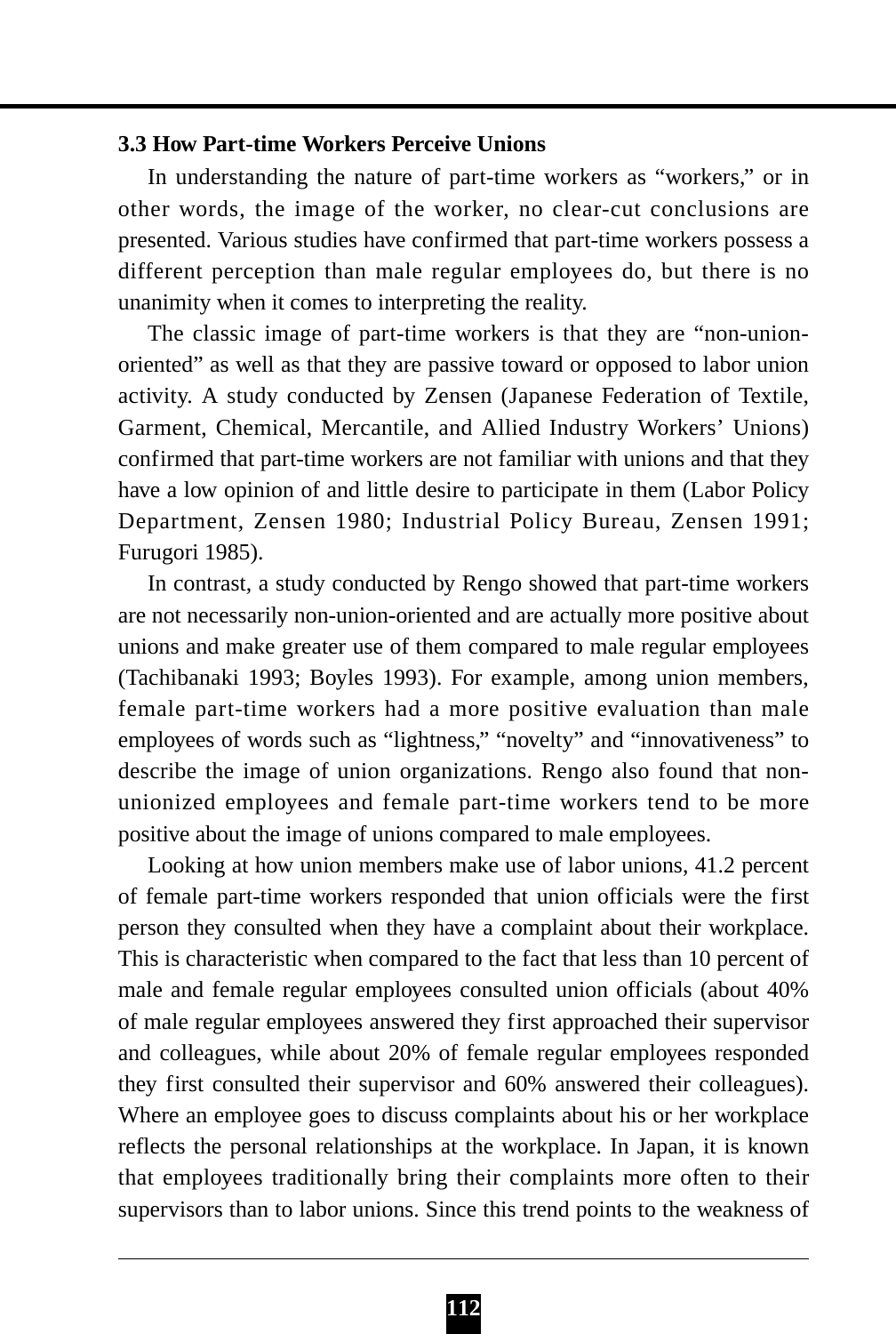### 3.3 How Part-time Workers Perceive Unions

In understanding the nature of part-time workers as "workers," or in other words, the image of the worker, no clear-cut conclusions are presented. Various studies have confirmed that part-time workers possess a different perception than male regular employees do, but there is no unanimity when it comes to interpreting the reality.

The classic image of part-time workers is that they are "non-union-oriented" as well as that they are passive toward or opposed to labor union activity. A study conducted by Zensen (Japanese Federation of Textile, Garment, Chemical, Mercantile, and Allied Industry Workers' Unions) confirmed that part-time workers are not familiar with unions and that they have a low opinion of and little desire to participate in them (Labor Policy Department, Zensen 1980; Industrial Policy Bureau, Zensen 1991; Furugori 1985).

In contrast, a study conducted by Rengo showed that part-time workers are not necessarily non-union-oriented and are actually more positive about unions and make greater use of them compared to male regular employees (Tachibanaki 1993; Boyles 1993). For example, among union members, female part-time workers had a more positive evaluation than male employees of words such as "lightness," "novelty" and "innovativeness" to describe the image of union organizations. Rengo also found that non-unionized employees and female part-time workers tend to be more positive about the image of unions compared to male employees.

Looking at how union members make use of labor unions, 41.2 percent of female part-time workers responded that union officials were the first person they consulted when they have a complaint about their workplace. This is characteristic when compared to the fact that less than 10 percent of male and female regular employees consulted union officials (about 40% of male regular employees answered they first approached their supervisor and colleagues, while about 20% of female regular employees responded they first consulted their supervisor and 60% answered their colleagues). Where an employee goes to discuss complaints about his or her workplace reflects the personal relationships at the workplace. In Japan, it is known that employees traditionally bring their complaints more often to their supervisors than to labor unions. Since this trend points to the weakness of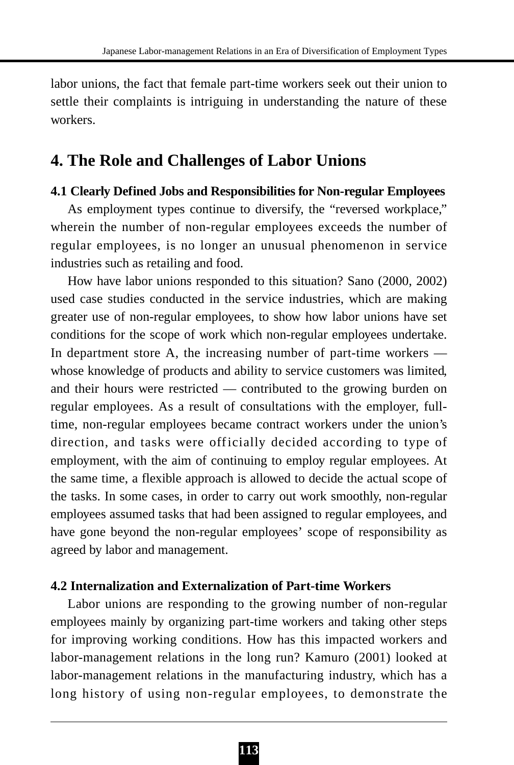labor unions, the fact that female part-time workers seek out their union to settle their complaints is intriguing in understanding the nature of these workers.

## 4. The Role and Challenges of Labor Unions

### 4.1 Clearly Defined Jobs and Responsibilities for Non-regular Employees

As employment types continue to diversify, the “reversed workplace,” wherein the number of non-regular employees exceeds the number of regular employees, is no longer an unusual phenomenon in service industries such as retailing and food.

How have labor unions responded to this situation? Sano (2000, 2002) used case studies conducted in the service industries, which are making greater use of non-regular employees, to show how labor unions have set conditions for the scope of work which non-regular employees undertake. In department store A, the increasing number of part-time workers — whose knowledge of products and ability to service customers was limited, and their hours were restricted — contributed to the growing burden on regular employees. As a result of consultations with the employer, full-time, non-regular employees became contract workers under the union’s direction, and tasks were officially decided according to type of employment, with the aim of continuing to employ regular employees. At the same time, a flexible approach is allowed to decide the actual scope of the tasks. In some cases, in order to carry out work smoothly, non-regular employees assumed tasks that had been assigned to regular employees, and have gone beyond the non-regular employees’ scope of responsibility as agreed by labor and management.

### 4.2 Internalization and Externalization of Part-time Workers

Labor unions are responding to the growing number of non-regular employees mainly by organizing part-time workers and taking other steps for improving working conditions. How has this impacted workers and labor-management relations in the long run? Kamuro (2001) looked at labor-management relations in the manufacturing industry, which has a long history of using non-regular employees, to demonstrate the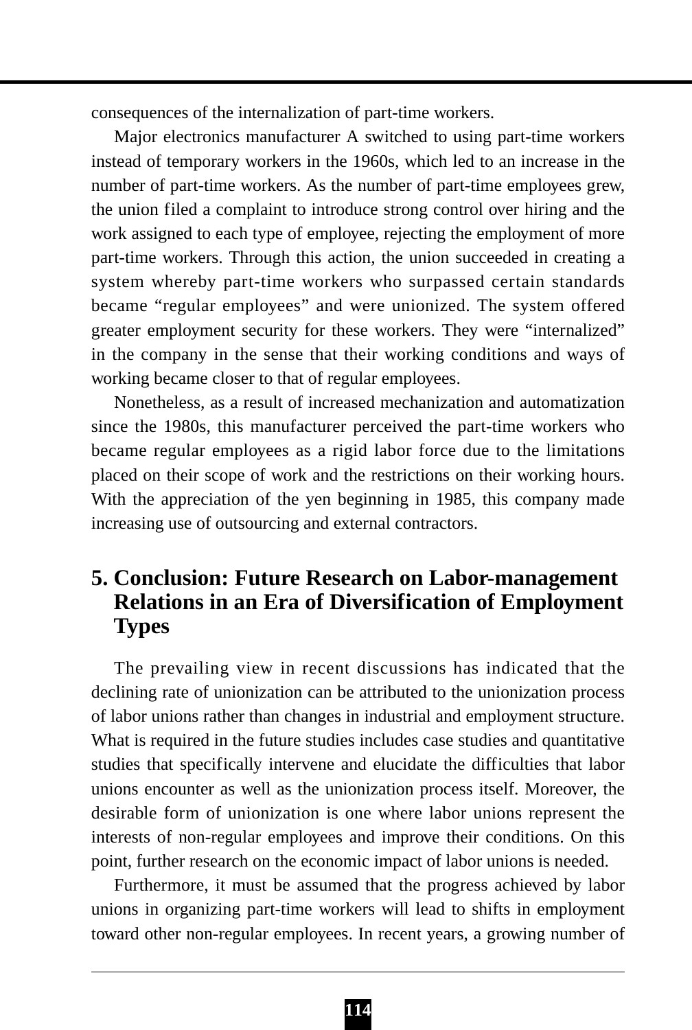consequences of the internalization of part-time workers.

Major electronics manufacturer A switched to using part-time workers instead of temporary workers in the 1960s, which led to an increase in the number of part-time workers. As the number of part-time employees grew, the union filed a complaint to introduce strong control over hiring and the work assigned to each type of employee, rejecting the employment of more part-time workers. Through this action, the union succeeded in creating a system whereby part-time workers who surpassed certain standards became "regular employees" and were unionized. The system offered greater employment security for these workers. They were "internalized" in the company in the sense that their working conditions and ways of working became closer to that of regular employees.

Nonetheless, as a result of increased mechanization and automatization since the 1980s, this manufacturer perceived the part-time workers who became regular employees as a rigid labor force due to the limitations placed on their scope of work and the restrictions on their working hours. With the appreciation of the yen beginning in 1985, this company made increasing use of outsourcing and external contractors.

## 5. Conclusion: Future Research on Labor-management Relations in an Era of Diversification of Employment Types

The prevailing view in recent discussions has indicated that the declining rate of unionization can be attributed to the unionization process of labor unions rather than changes in industrial and employment structure. What is required in the future studies includes case studies and quantitative studies that specifically intervene and elucidate the difficulties that labor unions encounter as well as the unionization process itself. Moreover, the desirable form of unionization is one where labor unions represent the interests of non-regular employees and improve their conditions. On this point, further research on the economic impact of labor unions is needed.

Furthermore, it must be assumed that the progress achieved by labor unions in organizing part-time workers will lead to shifts in employment toward other non-regular employees. In recent years, a growing number of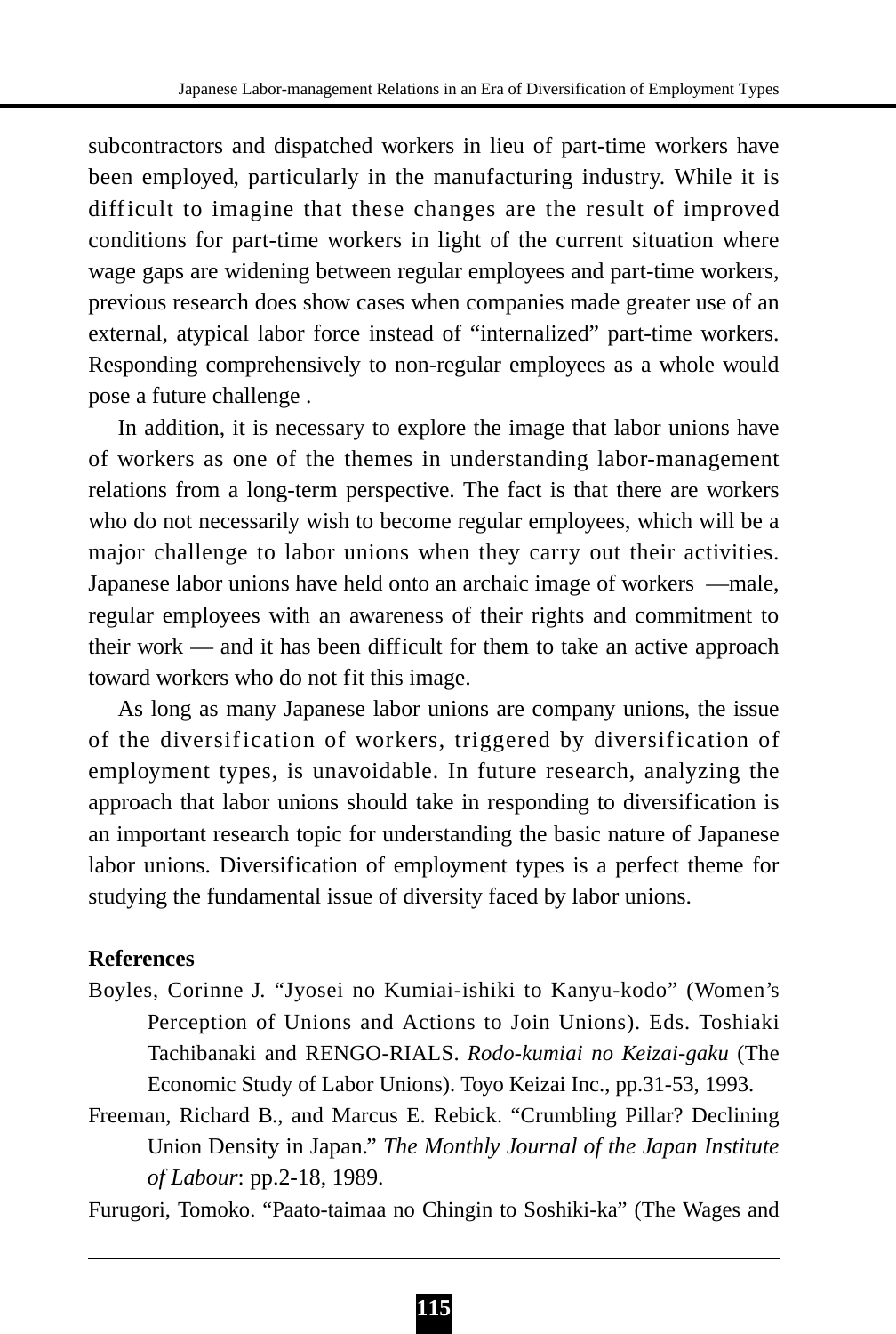subcontractors and dispatched workers in lieu of part-time workers have been employed, particularly in the manufacturing industry. While it is difficult to imagine that these changes are the result of improved conditions for part-time workers in light of the current situation where wage gaps are widening between regular employees and part-time workers, previous research does show cases when companies made greater use of an external, atypical labor force instead of "internalized" part-time workers. Responding comprehensively to non-regular employees as a whole would pose a future challenge .

In addition, it is necessary to explore the image that labor unions have of workers as one of the themes in understanding labor-management relations from a long-term perspective. The fact is that there are workers who do not necessarily wish to become regular employees, which will be a major challenge to labor unions when they carry out their activities. Japanese labor unions have held onto an archaic image of workers —male, regular employees with an awareness of their rights and commitment to their work — and it has been difficult for them to take an active approach toward workers who do not fit this image.

As long as many Japanese labor unions are company unions, the issue of the diversification of workers, triggered by diversification of employment types, is unavoidable. In future research, analyzing the approach that labor unions should take in responding to diversification is an important research topic for understanding the basic nature of Japanese labor unions. Diversification of employment types is a perfect theme for studying the fundamental issue of diversity faced by labor unions.

**References**

Boyles, Corinne J. "Jyosei no Kumiai-ishiki to Kanyu-kodo" (Women's Perception of Unions and Actions to Join Unions). Eds. Toshiaki Tachibanaki and RENGO-RIALS. *Rodo-kumiai no Keizai-gaku* (The Economic Study of Labor Unions). Toyo Keizai Inc., pp.31-53, 1993.

Freeman, Richard B., and Marcus E. Rebick. "Crumbling Pillar? Declining Union Density in Japan." *The Monthly Journal of the Japan Institute of Labour*: pp.2-18, 1989.

Furugori, Tomoko. "Paato-taimaa no Chingin to Soshiki-ka" (The Wages and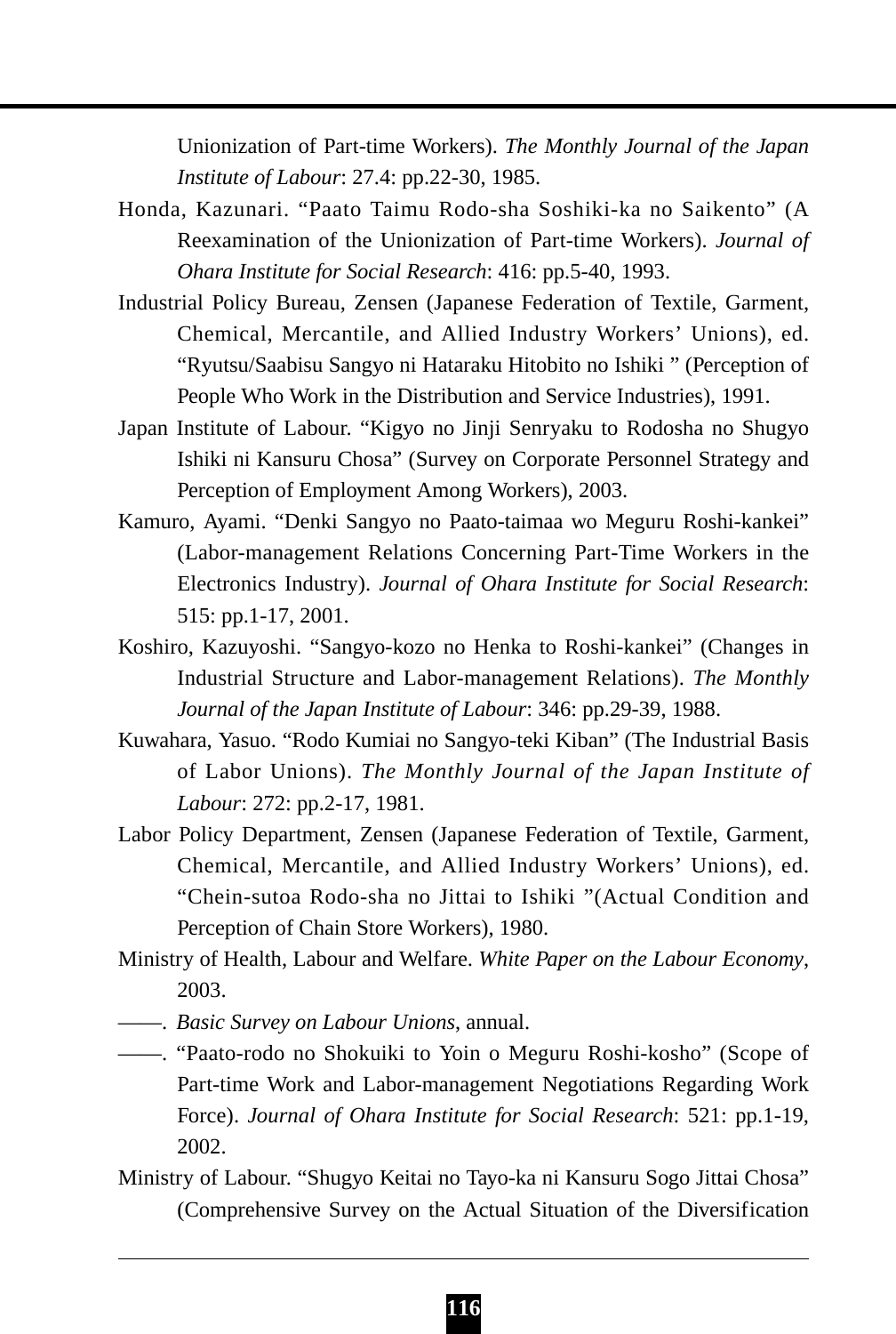Unionization of Part-time Workers). *The Monthly Journal of the Japan Institute of Labour*: 27.4: pp.22-30, 1985.

Honda, Kazunari. “Paato Taimu Rodo-sha Soshiki-ka no Saikento” (A Reexamination of the Unionization of Part-time Workers). *Journal of Ohara Institute for Social Research*: 416: pp.5-40, 1993.

Industrial Policy Bureau, Zensen (Japanese Federation of Textile, Garment, Chemical, Mercantile, and Allied Industry Workers’ Unions), ed. “Ryutsu/Saabisu Sangyo ni Hataraku Hitobito no Ishiki ” (Perception of People Who Work in the Distribution and Service Industries), 1991.

Japan Institute of Labour. “Kigyo no Jinji Senryaku to Rodosha no Shugyo Ishiki ni Kansuru Chosa” (Survey on Corporate Personnel Strategy and Perception of Employment Among Workers), 2003.

Kamuro, Ayami. “Denki Sangyo no Paato-taimaa wo Meguru Roshi-kankei” (Labor-management Relations Concerning Part-Time Workers in the Electronics Industry). *Journal of Ohara Institute for Social Research*: 515: pp.1-17, 2001.

Koshiro, Kazuyoshi. “Sangyo-kozo no Henka to Roshi-kankei” (Changes in Industrial Structure and Labor-management Relations). *The Monthly Journal of the Japan Institute of Labour*: 346: pp.29-39, 1988.

Kuwahara, Yasuo. “Rodo Kumiai no Sangyo-teki Kiban” (The Industrial Basis of Labor Unions). *The Monthly Journal of the Japan Institute of Labour*: 272: pp.2-17, 1981.

Labor Policy Department, Zensen (Japanese Federation of Textile, Garment, Chemical, Mercantile, and Allied Industry Workers’ Unions), ed. “Chein-sutoa Rodo-sha no Jittai to Ishiki ”(Actual Condition and Perception of Chain Store Workers), 1980.

Ministry of Health, Labour and Welfare. *White Paper on the Labour Economy*, 2003.

——. *Basic Survey on Labour Unions*, annual.

——. “Paato-rodo no Shokuiki to Yoin o Meguru Roshi-kosho” (Scope of Part-time Work and Labor-management Negotiations Regarding Work Force). *Journal of Ohara Institute for Social Research*: 521: pp.1-19, 2002.

Ministry of Labour. “Shugyo Keitai no Tayo-ka ni Kansuru Sogo Jittai Chosa” (Comprehensive Survey on the Actual Situation of the Diversification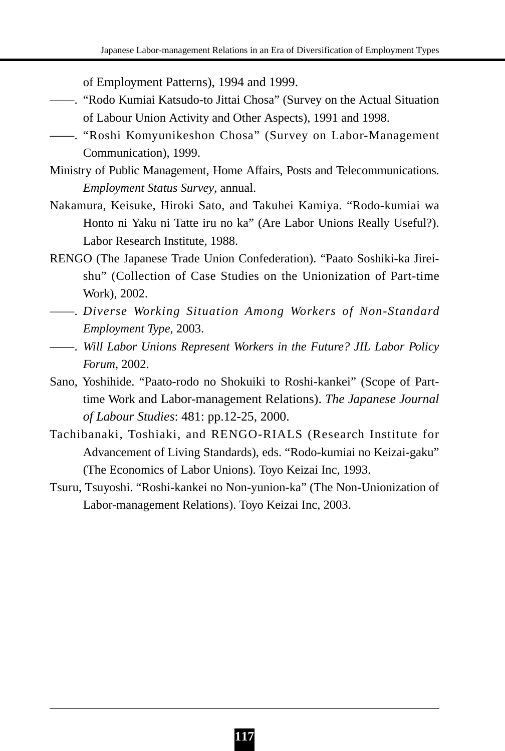of Employment Patterns), 1994 and 1999.

——. "Rodo Kumiai Katsudo-to Jittai Chosa" (Survey on the Actual Situation of Labour Union Activity and Other Aspects), 1991 and 1998.

——. "Roshi Komyunikeshon Chosa" (Survey on Labor-Management Communication), 1999.

Ministry of Public Management, Home Affairs, Posts and Telecommunications. *Employment Status Survey*, annual.

Nakamura, Keisuke, Hiroki Sato, and Takuhei Kamiya. "Rodo-kumiai wa Honto ni Yaku ni Tatte iru no ka" (Are Labor Unions Really Useful?). Labor Research Institute, 1988.

RENGO (The Japanese Trade Union Confederation). "Paato Soshiki-ka Jirei-shu" (Collection of Case Studies on the Unionization of Part-time Work), 2002.

——. *Diverse Working Situation Among Workers of Non-Standard Employment Type*, 2003.

——. *Will Labor Unions Represent Workers in the Future? JIL Labor Policy Forum*, 2002.

Sano, Yoshihide. "Paato-rodo no Shokuiki to Roshi-kankei" (Scope of Part-time Work and Labor-management Relations). *The Japanese Journal of Labour Studies*: 481: pp.12-25, 2000.

Tachibanaki, Toshiaki, and RENGO-RIALS (Research Institute for Advancement of Living Standards), eds. "Rodo-kumiai no Keizai-gaku" (The Economics of Labor Unions). Toyo Keizai Inc, 1993.

Tsuru, Tsuyoshi. "Roshi-kankei no Non-yunion-ka" (The Non-Unionization of Labor-management Relations). Toyo Keizai Inc, 2003.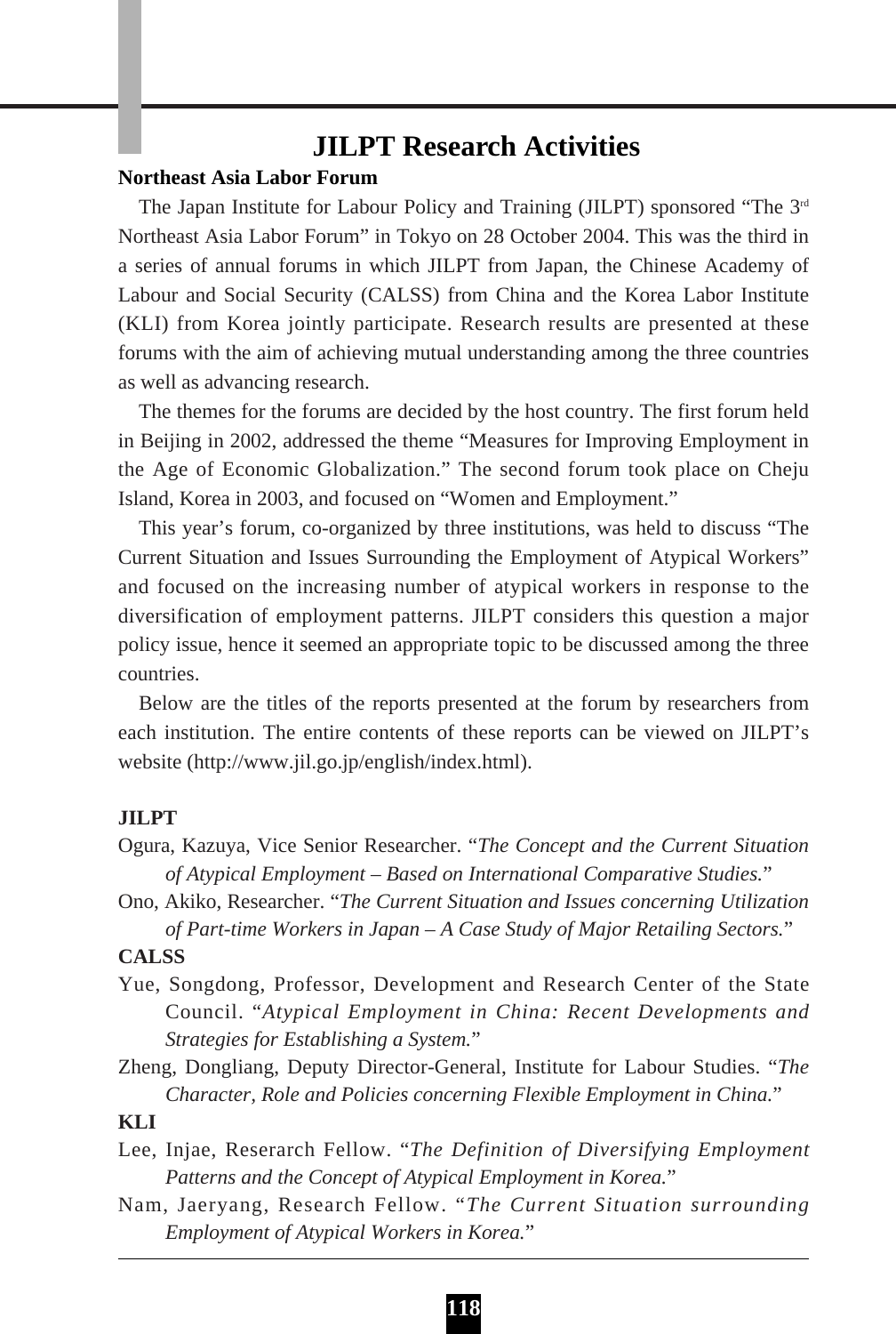# JILPT Research Activities

## Northeast Asia Labor Forum

The Japan Institute for Labour Policy and Training (JILPT) sponsored "The 3rd Northeast Asia Labor Forum" in Tokyo on 28 October 2004. This was the third in a series of annual forums in which JILPT from Japan, the Chinese Academy of Labour and Social Security (CALSS) from China and the Korea Labor Institute (KLI) from Korea jointly participate. Research results are presented at these forums with the aim of achieving mutual understanding among the three countries as well as advancing research.

The themes for the forums are decided by the host country. The first forum held in Beijing in 2002, addressed the theme "Measures for Improving Employment in the Age of Economic Globalization." The second forum took place on Cheju Island, Korea in 2003, and focused on "Women and Employment."

This year's forum, co-organized by three institutions, was held to discuss "The Current Situation and Issues Surrounding the Employment of Atypical Workers" and focused on the increasing number of atypical workers in response to the diversification of employment patterns. JILPT considers this question a major policy issue, hence it seemed an appropriate topic to be discussed among the three countries.

Below are the titles of the reports presented at the forum by researchers from each institution. The entire contents of these reports can be viewed on JILPT's website (http://www.jil.go.jp/english/index.html).

**JILPT**

Ogura, Kazuya, Vice Senior Researcher. "*The Concept and the Current Situation of Atypical Employment – Based on International Comparative Studies.*"

Ono, Akiko, Researcher. "*The Current Situation and Issues concerning Utilization of Part-time Workers in Japan – A Case Study of Major Retailing Sectors.*"

**CALSS**

Yue, Songdong, Professor, Development and Research Center of the State Council. "*Atypical Employment in China: Recent Developments and Strategies for Establishing a System.*"

Zheng, Dongliang, Deputy Director-General, Institute for Labour Studies. "*The Character, Role and Policies concerning Flexible Employment in China.*"

**KLI**

Lee, Injae, Reserarch Fellow. "*The Definition of Diversifying Employment Patterns and the Concept of Atypical Employment in Korea.*"

Nam, Jaeryang, Research Fellow. "*The Current Situation surrounding Employment of Atypical Workers in Korea.*"